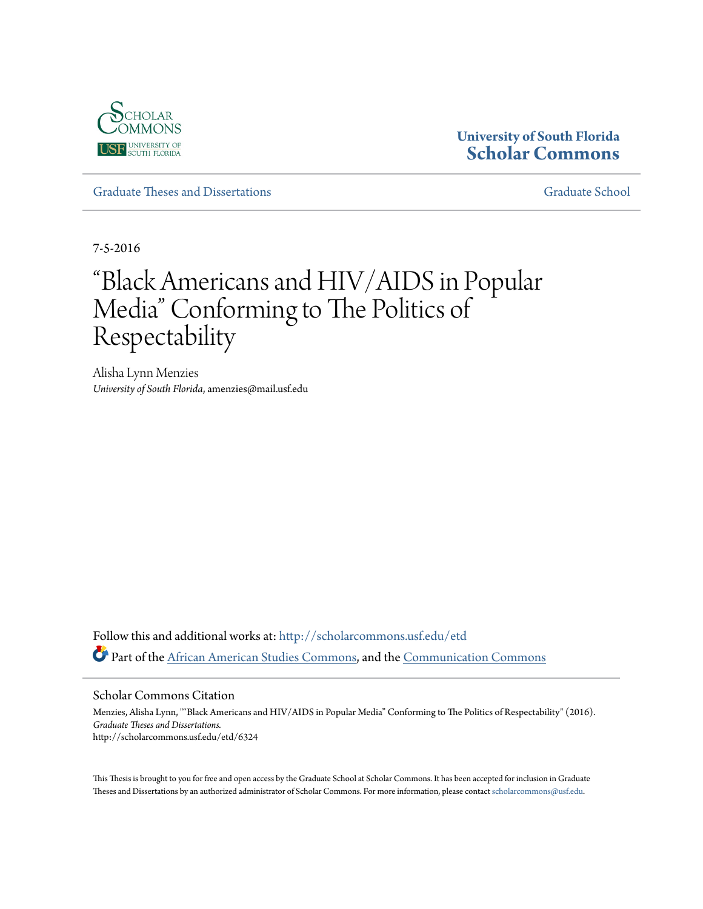University of South Florida
**Scholar Commons**

Graduate Theses and Dissertations

Graduate School

7-5-2016

# “Black Americans and HIV/AIDS in Popular Media” Conforming to The Politics of Respectability

Alisha Lynn Menzies
*University of South Florida*, amenzies@mail.usf.edu

Follow this and additional works at: http://scholarcommons.usf.edu/etd

Part of the African American Studies Commons, and the Communication Commons

## Scholar Commons Citation

Menzies, Alisha Lynn, "“Black Americans and HIV/AIDS in Popular Media” Conforming to The Politics of Respectability" (2016). *Graduate Theses and Dissertations.*
http://scholarcommons.usf.edu/etd/6324

This Thesis is brought to you for free and open access by the Graduate School at Scholar Commons. It has been accepted for inclusion in Graduate Theses and Dissertations by an authorized administrator of Scholar Commons. For more information, please contact scholarcommons@usf.edu.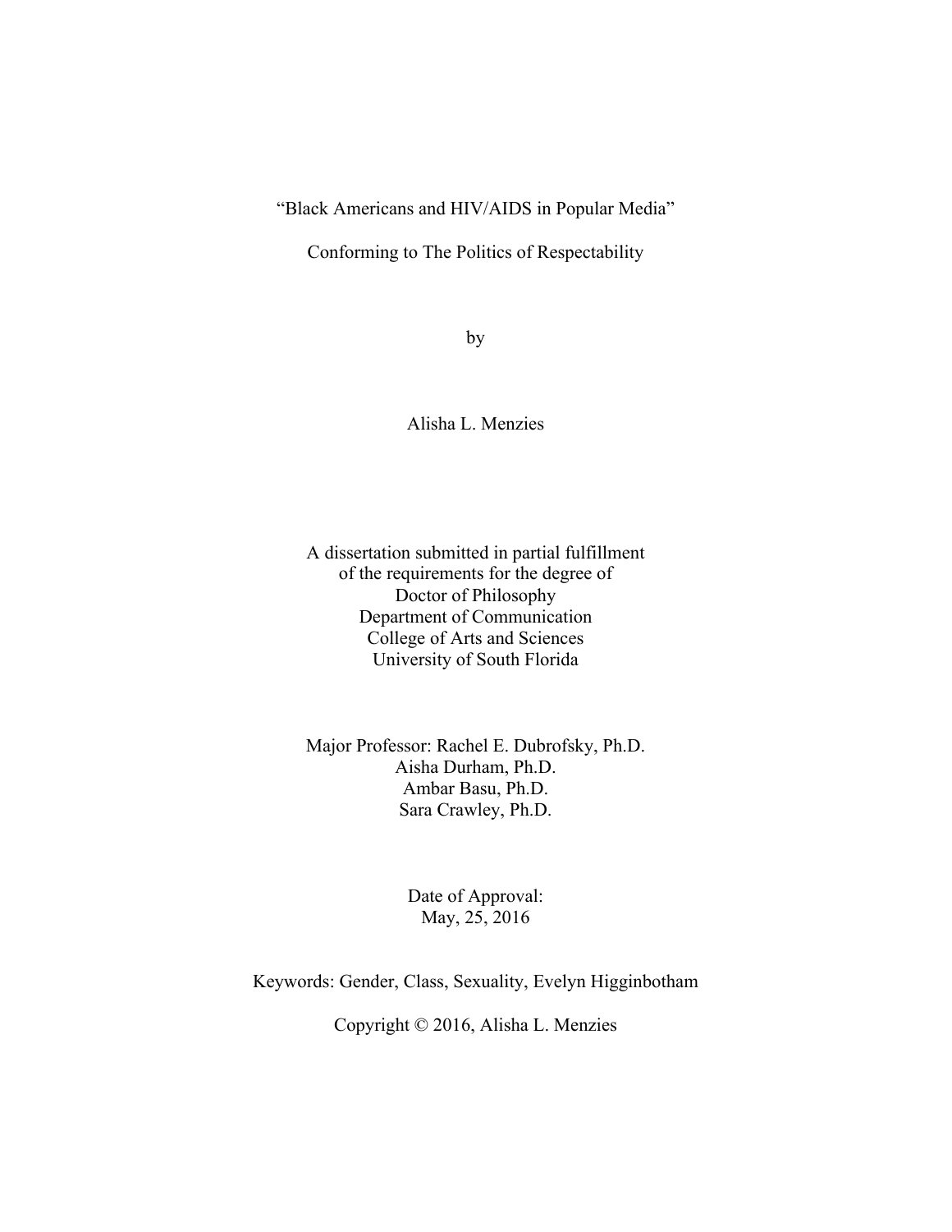“Black Americans and HIV/AIDS in Popular Media”

Conforming to The Politics of Respectability

by

Alisha L. Menzies

A dissertation submitted in partial fulfillment
of the requirements for the degree of
Doctor of Philosophy
Department of Communication
College of Arts and Sciences
University of South Florida

Major Professor: Rachel E. Dubrofsky, Ph.D.
Aisha Durham, Ph.D.
Ambar Basu, Ph.D.
Sara Crawley, Ph.D.

Date of Approval:
May, 25, 2016

Keywords: Gender, Class, Sexuality, Evelyn Higginbotham

Copyright © 2016, Alisha L. Menzies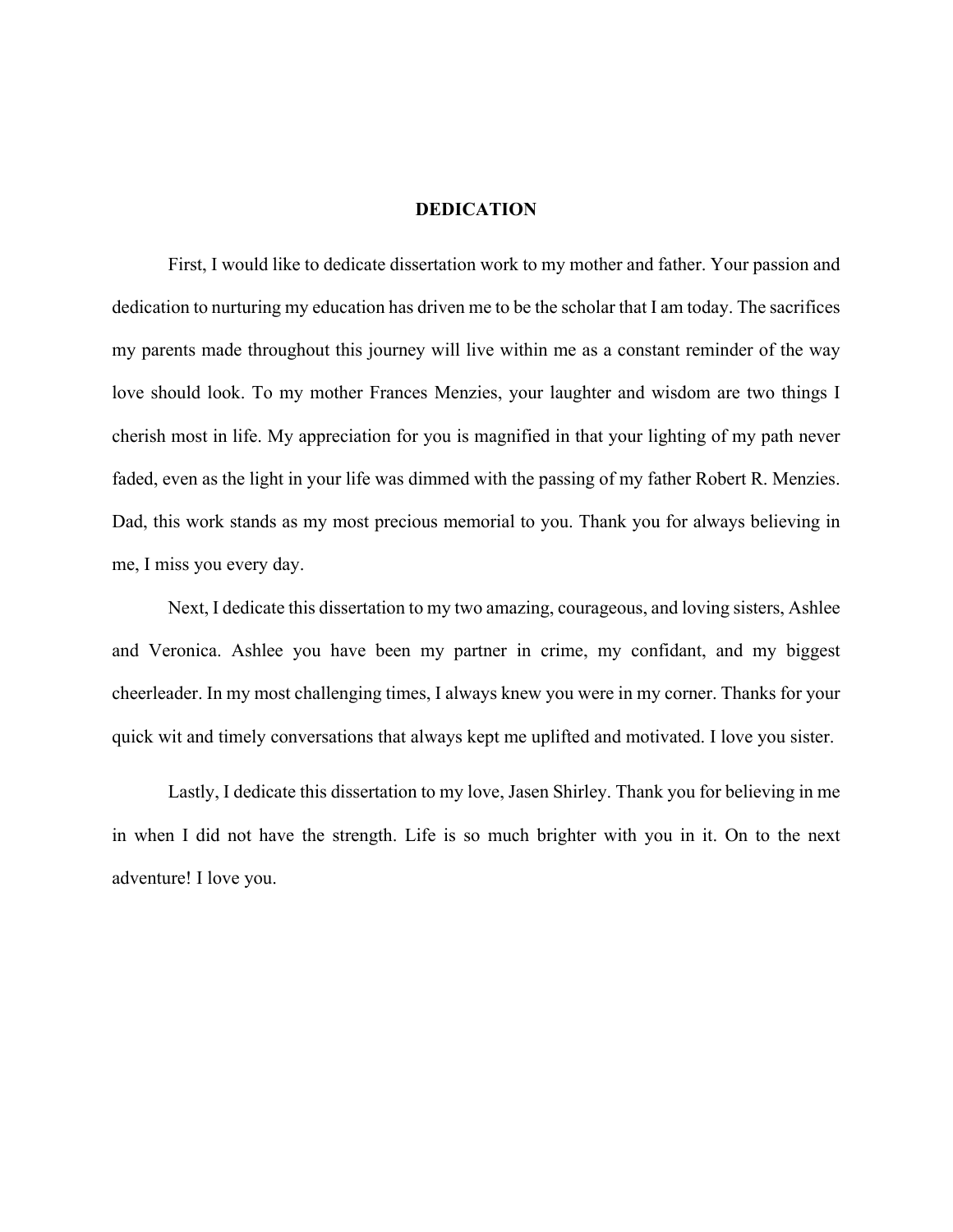# DEDICATION

First, I would like to dedicate dissertation work to my mother and father. Your passion and dedication to nurturing my education has driven me to be the scholar that I am today. The sacrifices my parents made throughout this journey will live within me as a constant reminder of the way love should look. To my mother Frances Menzies, your laughter and wisdom are two things I cherish most in life. My appreciation for you is magnified in that your lighting of my path never faded, even as the light in your life was dimmed with the passing of my father Robert R. Menzies. Dad, this work stands as my most precious memorial to you. Thank you for always believing in me, I miss you every day.

Next, I dedicate this dissertation to my two amazing, courageous, and loving sisters, Ashlee and Veronica. Ashlee you have been my partner in crime, my confidant, and my biggest cheerleader. In my most challenging times, I always knew you were in my corner. Thanks for your quick wit and timely conversations that always kept me uplifted and motivated. I love you sister.

Lastly, I dedicate this dissertation to my love, Jasen Shirley. Thank you for believing in me in when I did not have the strength. Life is so much brighter with you in it. On to the next adventure! I love you.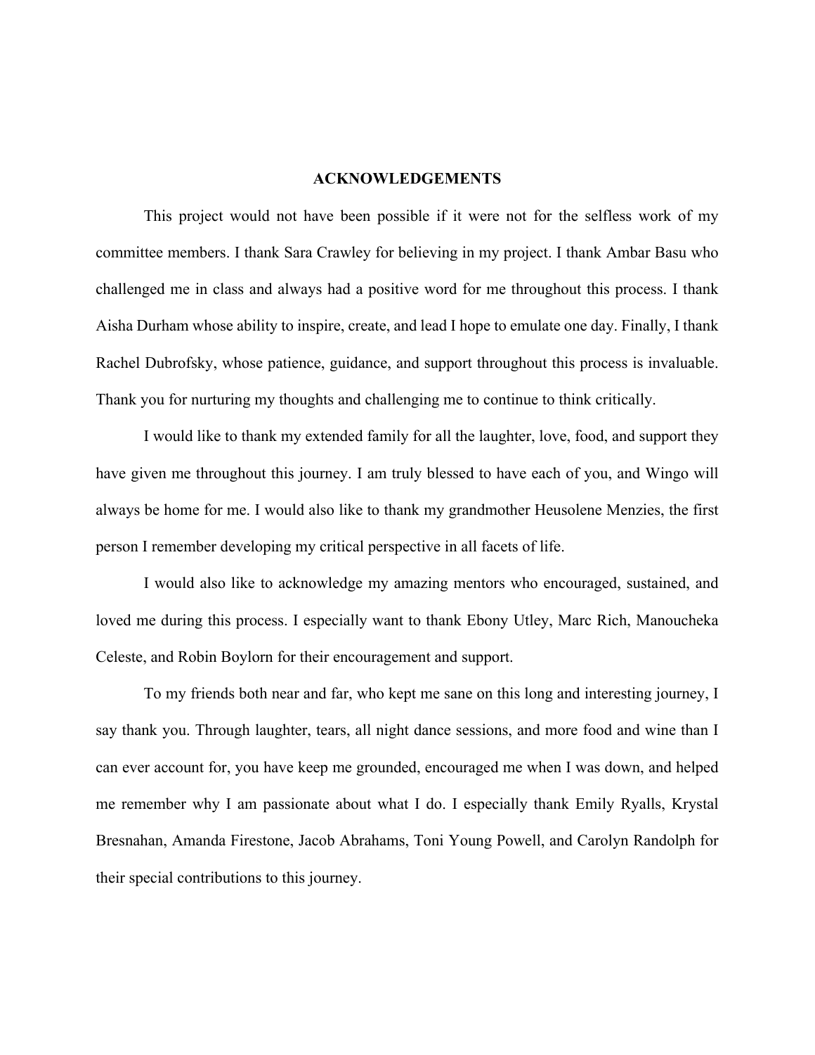## ACKNOWLEDGEMENTS

This project would not have been possible if it were not for the selfless work of my committee members. I thank Sara Crawley for believing in my project. I thank Ambar Basu who challenged me in class and always had a positive word for me throughout this process. I thank Aisha Durham whose ability to inspire, create, and lead I hope to emulate one day. Finally, I thank Rachel Dubrofsky, whose patience, guidance, and support throughout this process is invaluable. Thank you for nurturing my thoughts and challenging me to continue to think critically.

I would like to thank my extended family for all the laughter, love, food, and support they have given me throughout this journey. I am truly blessed to have each of you, and Wingo will always be home for me. I would also like to thank my grandmother Heusolene Menzies, the first person I remember developing my critical perspective in all facets of life.

I would also like to acknowledge my amazing mentors who encouraged, sustained, and loved me during this process. I especially want to thank Ebony Utley, Marc Rich, Manoucheka Celeste, and Robin Boylorn for their encouragement and support.

To my friends both near and far, who kept me sane on this long and interesting journey, I say thank you. Through laughter, tears, all night dance sessions, and more food and wine than I can ever account for, you have keep me grounded, encouraged me when I was down, and helped me remember why I am passionate about what I do. I especially thank Emily Ryalls, Krystal Bresnahan, Amanda Firestone, Jacob Abrahams, Toni Young Powell, and Carolyn Randolph for their special contributions to this journey.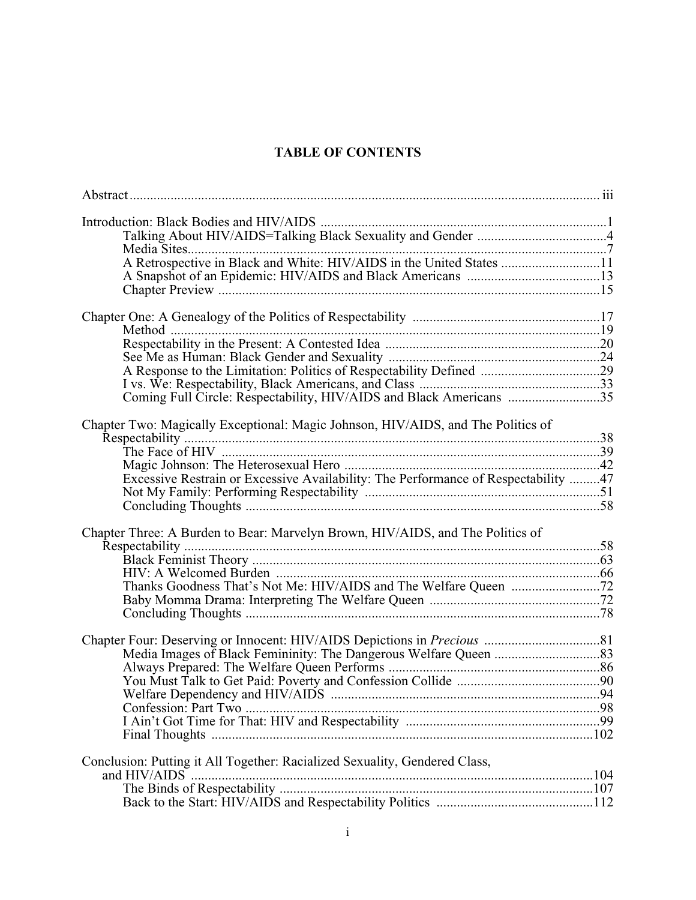# TABLE OF CONTENTS

Abstract ........................................................................................................................................ iii

Introduction: Black Bodies and HIV/AIDS ....................................................................................1
- Talking About HIV/AIDS=Talking Black Sexuality and Gender ......................................4
- Media Sites..........................................................................................................................7
- A Retrospective in Black and White: HIV/AIDS in the United States .............................11
- A Snapshot of an Epidemic: HIV/AIDS and Black Americans .......................................13
- Chapter Preview ...............................................................................................................15

Chapter One: A Genealogy of the Politics of Respectability .......................................................17
- Method ..............................................................................................................................19
- Respectability in the Present: A Contested Idea ...............................................................20
- See Me as Human: Black Gender and Sexuality ..............................................................24
- A Response to the Limitation: Politics of Respectability Defined ...................................29
- I vs. We: Respectability, Black Americans, and Class .....................................................33
- Coming Full Circle: Respectability, HIV/AIDS and Black Americans ...........................35

Chapter Two: Magically Exceptional: Magic Johnson, HIV/AIDS, and The Politics of Respectability ..........................................................................................................................38
- The Face of HIV ...............................................................................................................39
- Magic Johnson: The Heterosexual Hero ...........................................................................42
- Excessive Restrain or Excessive Availability: The Performance of Respectability .........47
- Not My Family: Performing Respectability .....................................................................51
- Concluding Thoughts ........................................................................................................58

Chapter Three: A Burden to Bear: Marvelyn Brown, HIV/AIDS, and The Politics of Respectability ..........................................................................................................................58
- Black Feminist Theory ......................................................................................................63
- HIV: A Welcomed Burden ...............................................................................................66
- Thanks Goodness That's Not Me: HIV/AIDS and The Welfare Queen ..........................72
- Baby Momma Drama: Interpreting The Welfare Queen ..................................................72
- Concluding Thoughts ........................................................................................................78

Chapter Four: Deserving or Innocent: HIV/AIDS Depictions in *Precious* ..................................81
- Media Images of Black Femininity: The Dangerous Welfare Queen ...............................83
- Always Prepared: The Welfare Queen Performs ..............................................................86
- You Must Talk to Get Paid: Poverty and Confession Collide ..........................................90
- Welfare Dependency and HIV/AIDS ...............................................................................94
- Confession: Part Two ........................................................................................................98
- I Ain't Got Time for That: HIV and Respectability .........................................................99
- Final Thoughts ................................................................................................................102

Conclusion: Putting it All Together: Racialized Sexuality, Gendered Class, and HIV/AIDS ......................................................................................................................104
- The Binds of Respectability ............................................................................................107
- Back to the Start: HIV/AIDS and Respectability Politics ..............................................112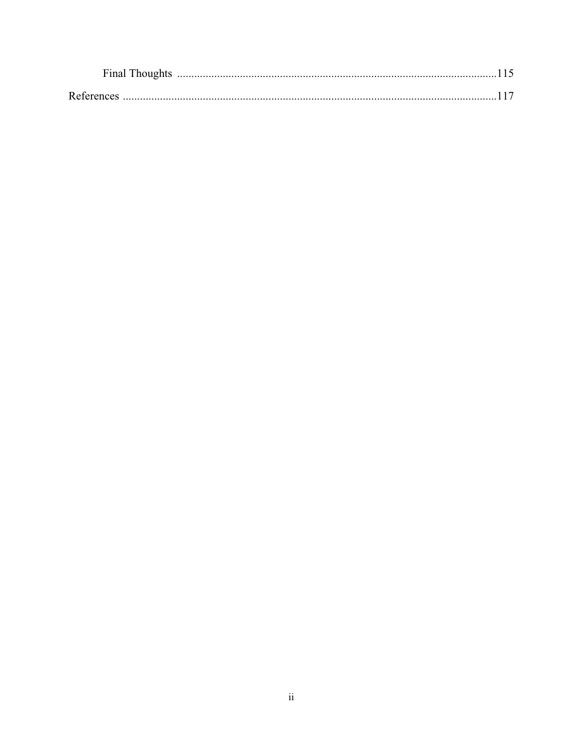Final Thoughts ..............................................................................................................115

References ..................................................................................................................117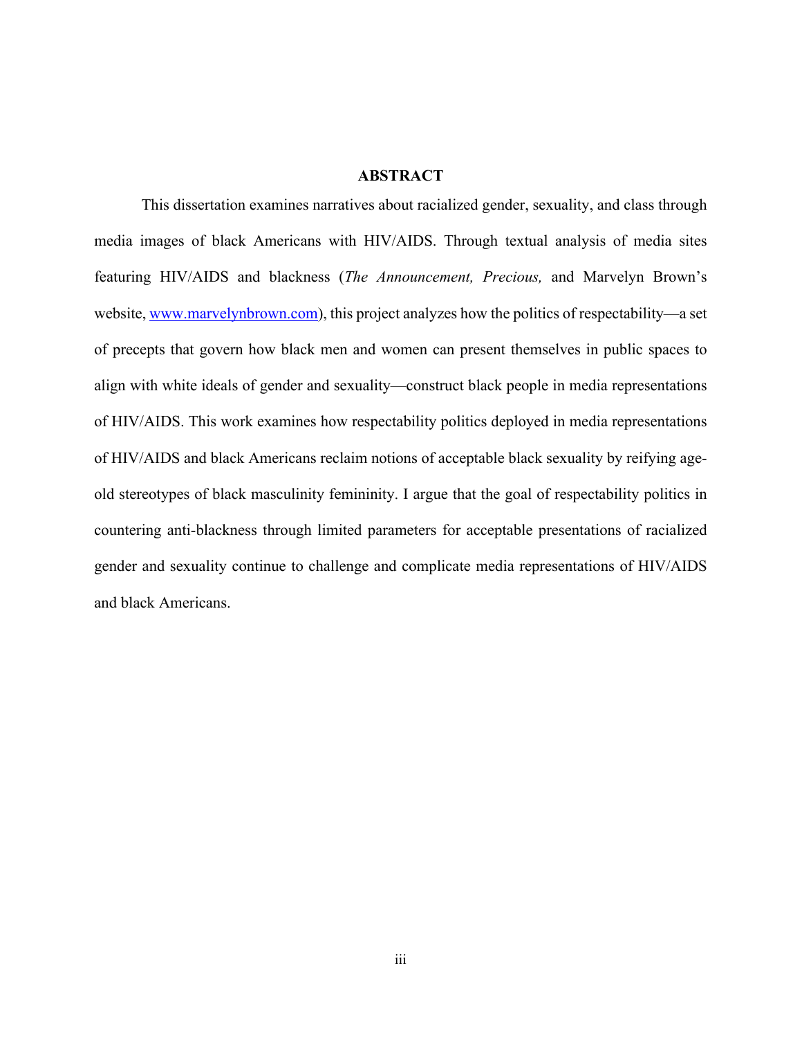# ABSTRACT

This dissertation examines narratives about racialized gender, sexuality, and class through media images of black Americans with HIV/AIDS. Through textual analysis of media sites featuring HIV/AIDS and blackness (*The Announcement, Precious,* and Marvelyn Brown's website, [www.marvelynbrown.com](www.marvelynbrown.com)), this project analyzes how the politics of respectability—a set of precepts that govern how black men and women can present themselves in public spaces to align with white ideals of gender and sexuality—construct black people in media representations of HIV/AIDS. This work examines how respectability politics deployed in media representations of HIV/AIDS and black Americans reclaim notions of acceptable black sexuality by reifying age-old stereotypes of black masculinity femininity. I argue that the goal of respectability politics in countering anti-blackness through limited parameters for acceptable presentations of racialized gender and sexuality continue to challenge and complicate media representations of HIV/AIDS and black Americans.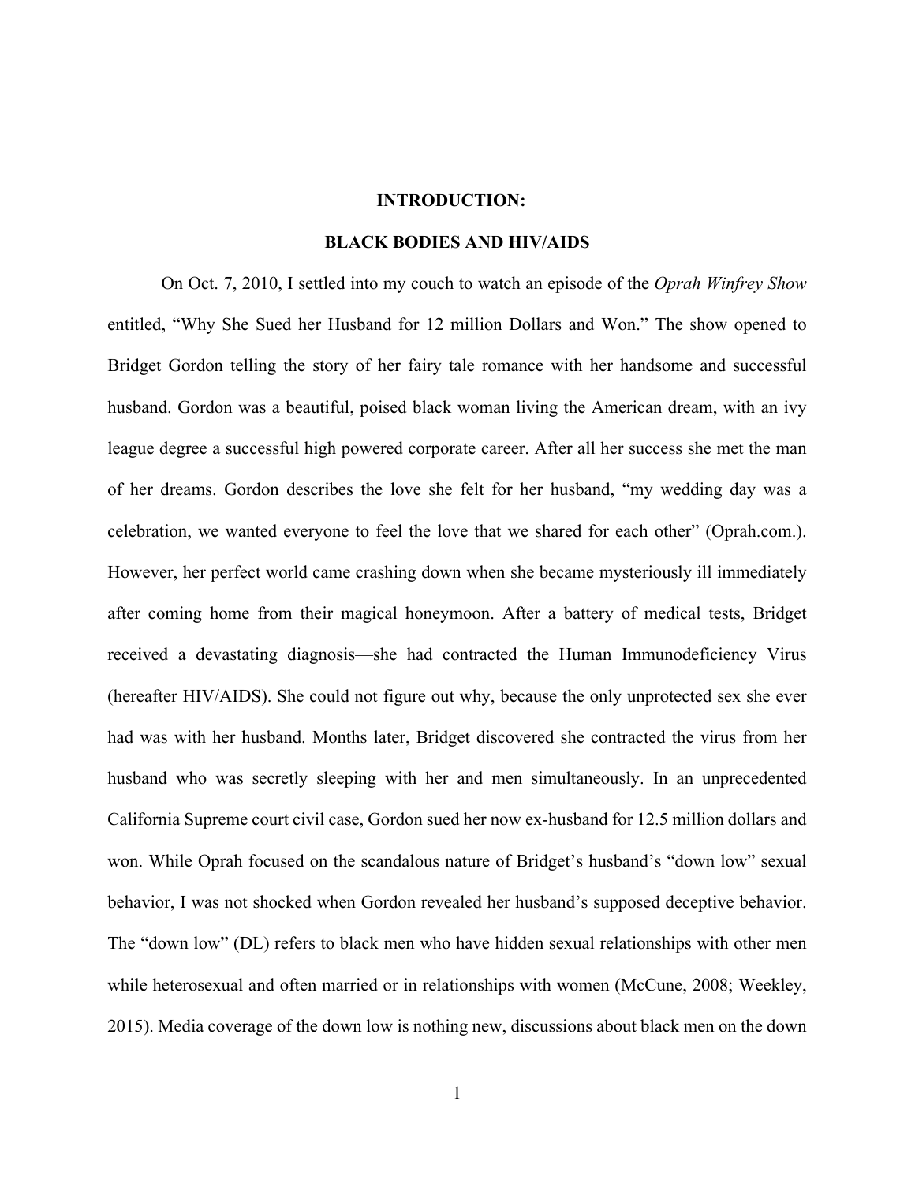# INTRODUCTION:

## BLACK BODIES AND HIV/AIDS

On Oct. 7, 2010, I settled into my couch to watch an episode of the *Oprah Winfrey Show* entitled, "Why She Sued her Husband for 12 million Dollars and Won." The show opened to Bridget Gordon telling the story of her fairy tale romance with her handsome and successful husband. Gordon was a beautiful, poised black woman living the American dream, with an ivy league degree a successful high powered corporate career. After all her success she met the man of her dreams. Gordon describes the love she felt for her husband, "my wedding day was a celebration, we wanted everyone to feel the love that we shared for each other" (Oprah.com.). However, her perfect world came crashing down when she became mysteriously ill immediately after coming home from their magical honeymoon. After a battery of medical tests, Bridget received a devastating diagnosis—she had contracted the Human Immunodeficiency Virus (hereafter HIV/AIDS). She could not figure out why, because the only unprotected sex she ever had was with her husband. Months later, Bridget discovered she contracted the virus from her husband who was secretly sleeping with her and men simultaneously. In an unprecedented California Supreme court civil case, Gordon sued her now ex-husband for 12.5 million dollars and won. While Oprah focused on the scandalous nature of Bridget's husband's "down low" sexual behavior, I was not shocked when Gordon revealed her husband's supposed deceptive behavior. The "down low" (DL) refers to black men who have hidden sexual relationships with other men while heterosexual and often married or in relationships with women (McCune, 2008; Weekley, 2015). Media coverage of the down low is nothing new, discussions about black men on the down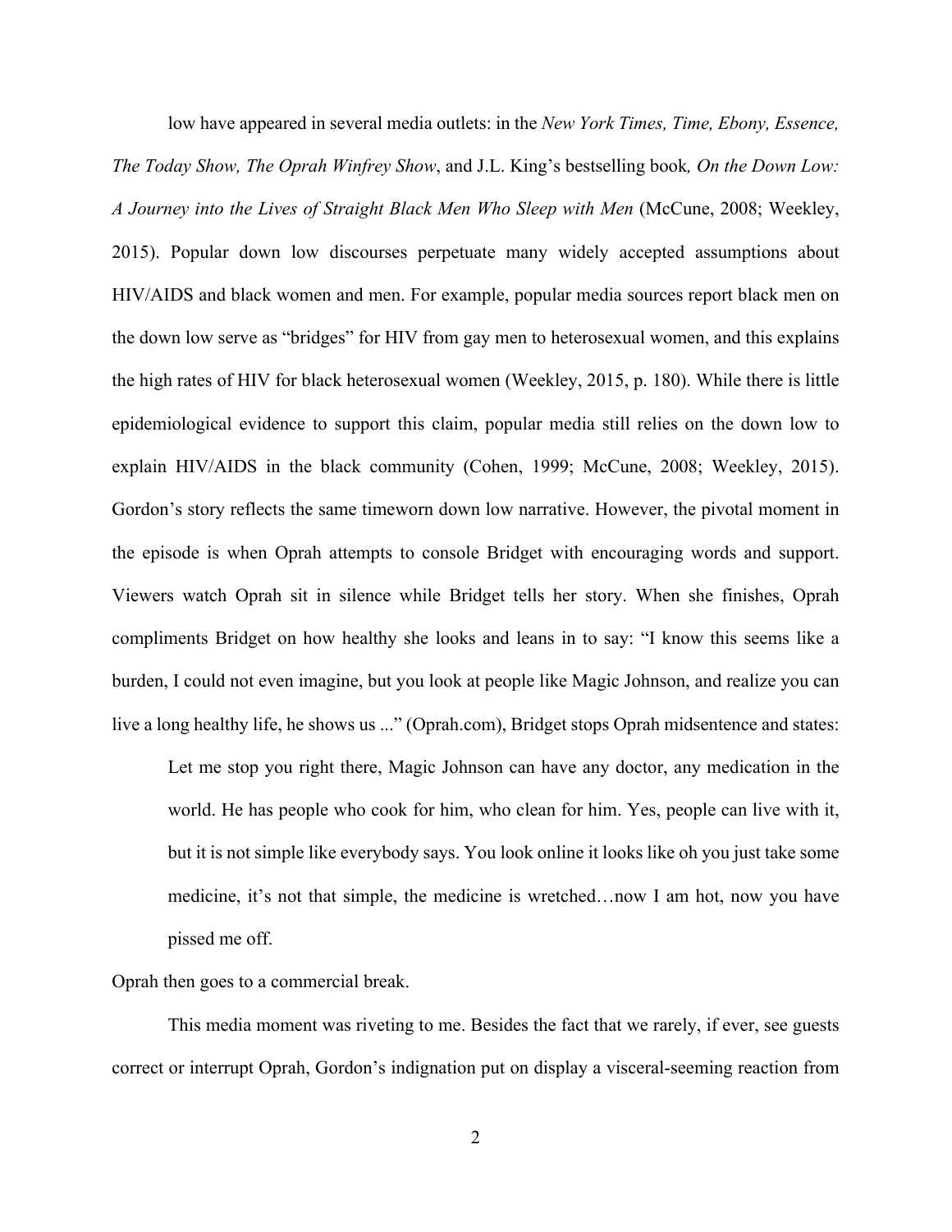low have appeared in several media outlets: in the *New York Times, Time, Ebony, Essence, The Today Show, The Oprah Winfrey Show*, and J.L. King's bestselling book*, On the Down Low: A Journey into the Lives of Straight Black Men Who Sleep with Men* (McCune, 2008; Weekley, 2015). Popular down low discourses perpetuate many widely accepted assumptions about HIV/AIDS and black women and men. For example, popular media sources report black men on the down low serve as "bridges" for HIV from gay men to heterosexual women, and this explains the high rates of HIV for black heterosexual women (Weekley, 2015, p. 180). While there is little epidemiological evidence to support this claim, popular media still relies on the down low to explain HIV/AIDS in the black community (Cohen, 1999; McCune, 2008; Weekley, 2015). Gordon's story reflects the same timeworn down low narrative. However, the pivotal moment in the episode is when Oprah attempts to console Bridget with encouraging words and support. Viewers watch Oprah sit in silence while Bridget tells her story. When she finishes, Oprah compliments Bridget on how healthy she looks and leans in to say: "I know this seems like a burden, I could not even imagine, but you look at people like Magic Johnson, and realize you can live a long healthy life, he shows us ..." (Oprah.com), Bridget stops Oprah midsentence and states:

> Let me stop you right there, Magic Johnson can have any doctor, any medication in the world. He has people who cook for him, who clean for him. Yes, people can live with it, but it is not simple like everybody says. You look online it looks like oh you just take some medicine, it's not that simple, the medicine is wretched…now I am hot, now you have pissed me off.

Oprah then goes to a commercial break.

This media moment was riveting to me. Besides the fact that we rarely, if ever, see guests correct or interrupt Oprah, Gordon's indignation put on display a visceral-seeming reaction from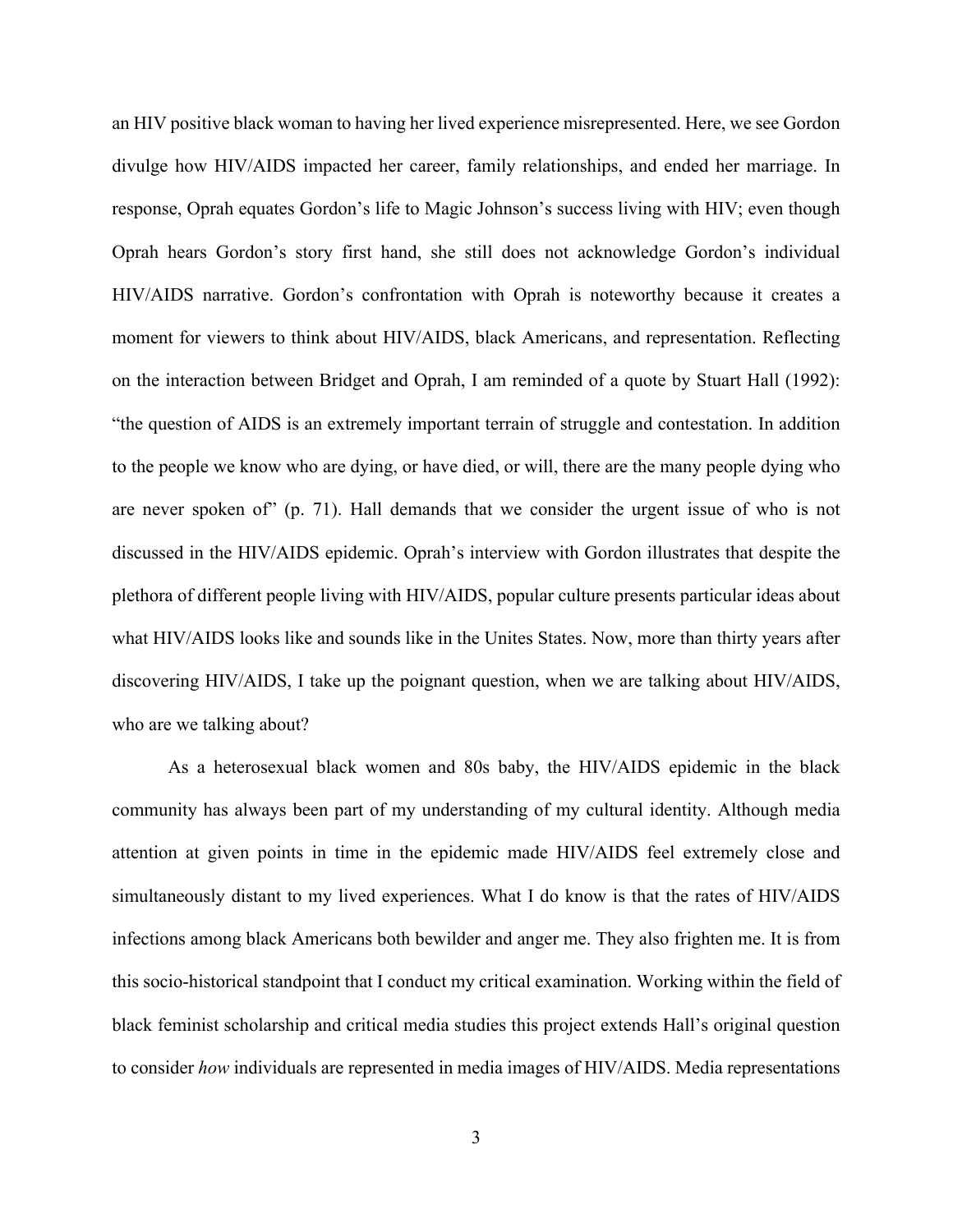an HIV positive black woman to having her lived experience misrepresented. Here, we see Gordon divulge how HIV/AIDS impacted her career, family relationships, and ended her marriage. In response, Oprah equates Gordon's life to Magic Johnson's success living with HIV; even though Oprah hears Gordon's story first hand, she still does not acknowledge Gordon's individual HIV/AIDS narrative. Gordon's confrontation with Oprah is noteworthy because it creates a moment for viewers to think about HIV/AIDS, black Americans, and representation. Reflecting on the interaction between Bridget and Oprah, I am reminded of a quote by Stuart Hall (1992): "the question of AIDS is an extremely important terrain of struggle and contestation. In addition to the people we know who are dying, or have died, or will, there are the many people dying who are never spoken of" (p. 71). Hall demands that we consider the urgent issue of who is not discussed in the HIV/AIDS epidemic. Oprah's interview with Gordon illustrates that despite the plethora of different people living with HIV/AIDS, popular culture presents particular ideas about what HIV/AIDS looks like and sounds like in the Unites States. Now, more than thirty years after discovering HIV/AIDS, I take up the poignant question, when we are talking about HIV/AIDS, who are we talking about?

As a heterosexual black women and 80s baby, the HIV/AIDS epidemic in the black community has always been part of my understanding of my cultural identity. Although media attention at given points in time in the epidemic made HIV/AIDS feel extremely close and simultaneously distant to my lived experiences. What I do know is that the rates of HIV/AIDS infections among black Americans both bewilder and anger me. They also frighten me. It is from this socio-historical standpoint that I conduct my critical examination. Working within the field of black feminist scholarship and critical media studies this project extends Hall's original question to consider *how* individuals are represented in media images of HIV/AIDS. Media representations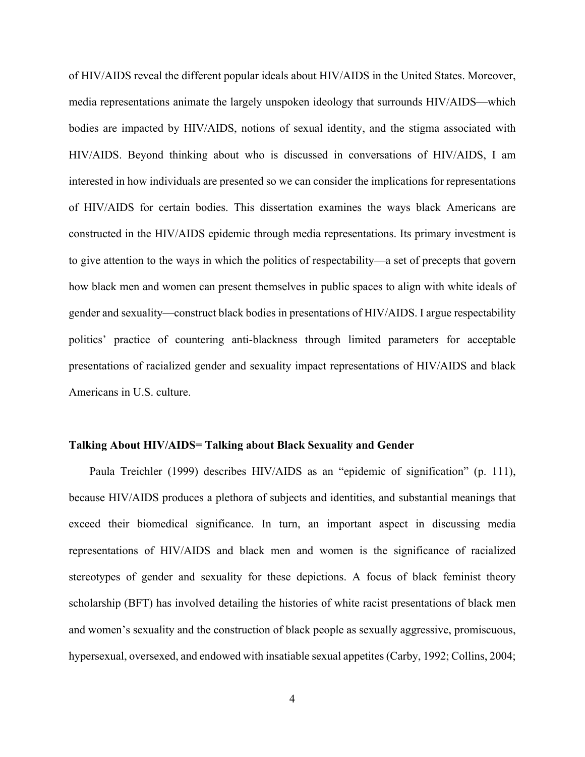of HIV/AIDS reveal the different popular ideals about HIV/AIDS in the United States. Moreover, media representations animate the largely unspoken ideology that surrounds HIV/AIDS—which bodies are impacted by HIV/AIDS, notions of sexual identity, and the stigma associated with HIV/AIDS. Beyond thinking about who is discussed in conversations of HIV/AIDS, I am interested in how individuals are presented so we can consider the implications for representations of HIV/AIDS for certain bodies. This dissertation examines the ways black Americans are constructed in the HIV/AIDS epidemic through media representations. Its primary investment is to give attention to the ways in which the politics of respectability—a set of precepts that govern how black men and women can present themselves in public spaces to align with white ideals of gender and sexuality—construct black bodies in presentations of HIV/AIDS. I argue respectability politics' practice of countering anti-blackness through limited parameters for acceptable presentations of racialized gender and sexuality impact representations of HIV/AIDS and black Americans in U.S. culture.

**Talking About HIV/AIDS= Talking about Black Sexuality and Gender**

Paula Treichler (1999) describes HIV/AIDS as an "epidemic of signification" (p. 111), because HIV/AIDS produces a plethora of subjects and identities, and substantial meanings that exceed their biomedical significance. In turn, an important aspect in discussing media representations of HIV/AIDS and black men and women is the significance of racialized stereotypes of gender and sexuality for these depictions. A focus of black feminist theory scholarship (BFT) has involved detailing the histories of white racist presentations of black men and women's sexuality and the construction of black people as sexually aggressive, promiscuous, hypersexual, oversexed, and endowed with insatiable sexual appetites (Carby, 1992; Collins, 2004;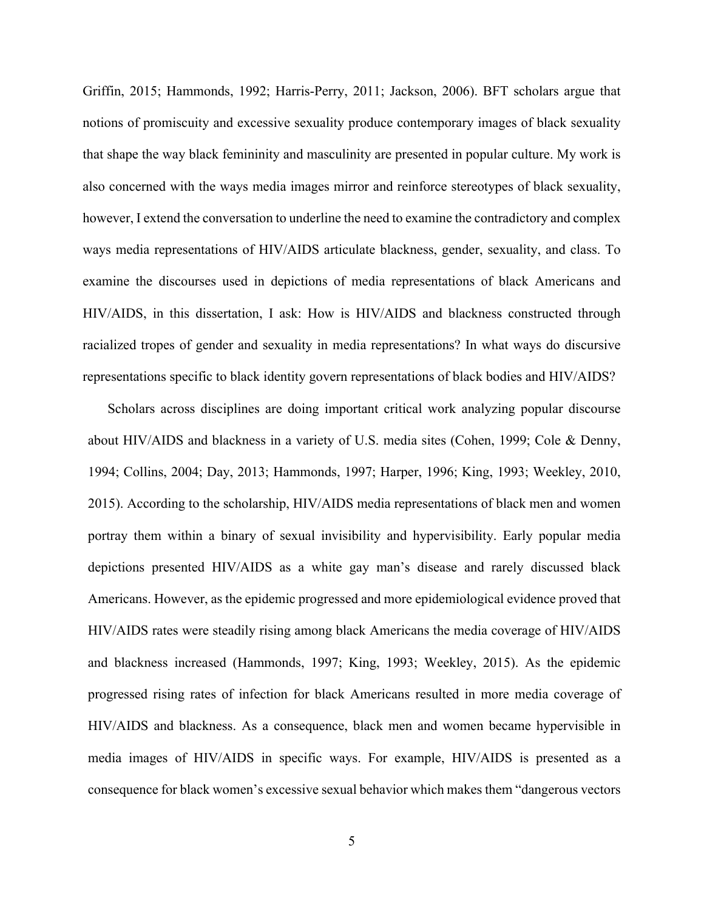Griffin, 2015; Hammonds, 1992; Harris-Perry, 2011; Jackson, 2006). BFT scholars argue that notions of promiscuity and excessive sexuality produce contemporary images of black sexuality that shape the way black femininity and masculinity are presented in popular culture. My work is also concerned with the ways media images mirror and reinforce stereotypes of black sexuality, however, I extend the conversation to underline the need to examine the contradictory and complex ways media representations of HIV/AIDS articulate blackness, gender, sexuality, and class. To examine the discourses used in depictions of media representations of black Americans and HIV/AIDS, in this dissertation, I ask: How is HIV/AIDS and blackness constructed through racialized tropes of gender and sexuality in media representations? In what ways do discursive representations specific to black identity govern representations of black bodies and HIV/AIDS?

Scholars across disciplines are doing important critical work analyzing popular discourse about HIV/AIDS and blackness in a variety of U.S. media sites (Cohen, 1999; Cole & Denny, 1994; Collins, 2004; Day, 2013; Hammonds, 1997; Harper, 1996; King, 1993; Weekley, 2010, 2015). According to the scholarship, HIV/AIDS media representations of black men and women portray them within a binary of sexual invisibility and hypervisibility. Early popular media depictions presented HIV/AIDS as a white gay man's disease and rarely discussed black Americans. However, as the epidemic progressed and more epidemiological evidence proved that HIV/AIDS rates were steadily rising among black Americans the media coverage of HIV/AIDS and blackness increased (Hammonds, 1997; King, 1993; Weekley, 2015). As the epidemic progressed rising rates of infection for black Americans resulted in more media coverage of HIV/AIDS and blackness. As a consequence, black men and women became hypervisible in media images of HIV/AIDS in specific ways. For example, HIV/AIDS is presented as a consequence for black women's excessive sexual behavior which makes them "dangerous vectors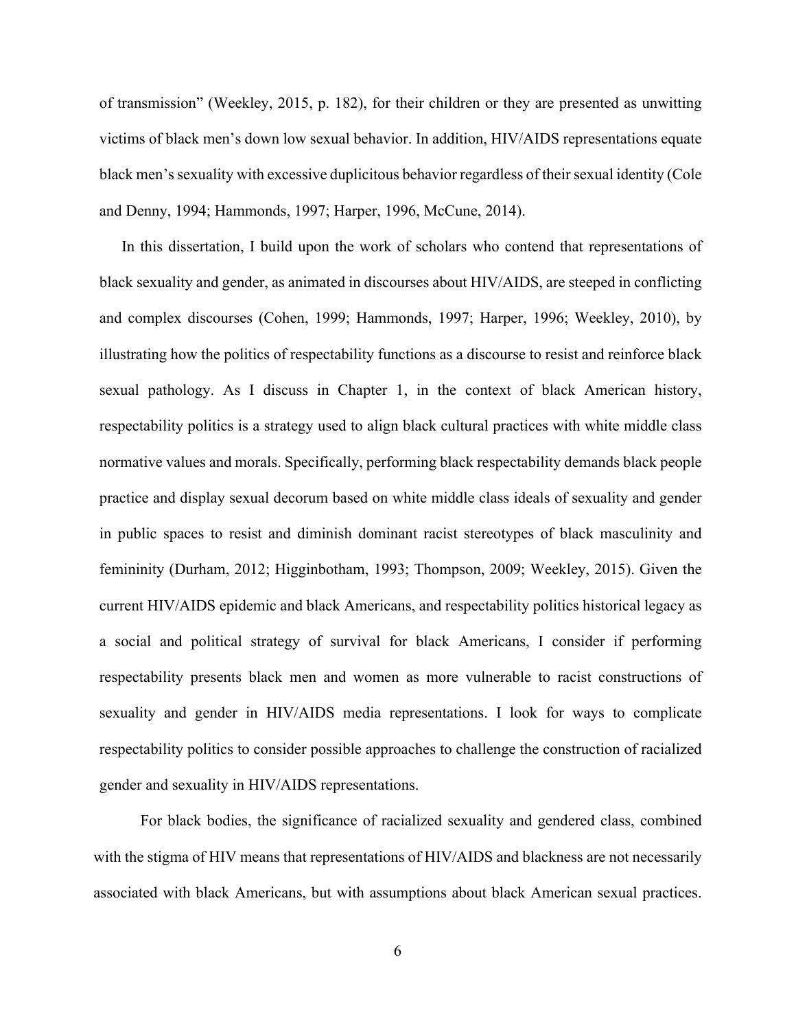of transmission" (Weekley, 2015, p. 182), for their children or they are presented as unwitting victims of black men's down low sexual behavior. In addition, HIV/AIDS representations equate black men's sexuality with excessive duplicitous behavior regardless of their sexual identity (Cole and Denny, 1994; Hammonds, 1997; Harper, 1996, McCune, 2014).

In this dissertation, I build upon the work of scholars who contend that representations of black sexuality and gender, as animated in discourses about HIV/AIDS, are steeped in conflicting and complex discourses (Cohen, 1999; Hammonds, 1997; Harper, 1996; Weekley, 2010), by illustrating how the politics of respectability functions as a discourse to resist and reinforce black sexual pathology. As I discuss in Chapter 1, in the context of black American history, respectability politics is a strategy used to align black cultural practices with white middle class normative values and morals. Specifically, performing black respectability demands black people practice and display sexual decorum based on white middle class ideals of sexuality and gender in public spaces to resist and diminish dominant racist stereotypes of black masculinity and femininity (Durham, 2012; Higginbotham, 1993; Thompson, 2009; Weekley, 2015). Given the current HIV/AIDS epidemic and black Americans, and respectability politics historical legacy as a social and political strategy of survival for black Americans, I consider if performing respectability presents black men and women as more vulnerable to racist constructions of sexuality and gender in HIV/AIDS media representations. I look for ways to complicate respectability politics to consider possible approaches to challenge the construction of racialized gender and sexuality in HIV/AIDS representations.

For black bodies, the significance of racialized sexuality and gendered class, combined with the stigma of HIV means that representations of HIV/AIDS and blackness are not necessarily associated with black Americans, but with assumptions about black American sexual practices.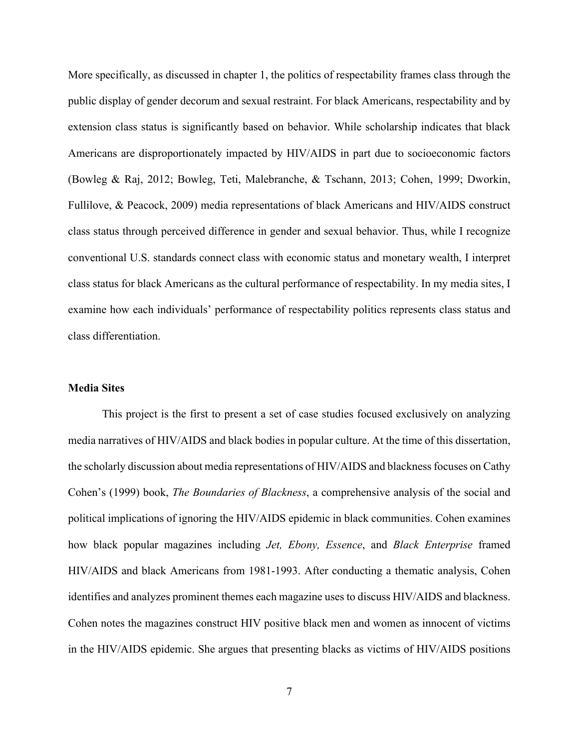More specifically, as discussed in chapter 1, the politics of respectability frames class through the public display of gender decorum and sexual restraint. For black Americans, respectability and by extension class status is significantly based on behavior. While scholarship indicates that black Americans are disproportionately impacted by HIV/AIDS in part due to socioeconomic factors (Bowleg & Raj, 2012; Bowleg, Teti, Malebranche, & Tschann, 2013; Cohen, 1999; Dworkin, Fullilove, & Peacock, 2009) media representations of black Americans and HIV/AIDS construct class status through perceived difference in gender and sexual behavior. Thus, while I recognize conventional U.S. standards connect class with economic status and monetary wealth, I interpret class status for black Americans as the cultural performance of respectability. In my media sites, I examine how each individuals' performance of respectability politics represents class status and class differentiation.

**Media Sites**

This project is the first to present a set of case studies focused exclusively on analyzing media narratives of HIV/AIDS and black bodies in popular culture. At the time of this dissertation, the scholarly discussion about media representations of HIV/AIDS and blackness focuses on Cathy Cohen's (1999) book, *The Boundaries of Blackness*, a comprehensive analysis of the social and political implications of ignoring the HIV/AIDS epidemic in black communities. Cohen examines how black popular magazines including *Jet, Ebony, Essence*, and *Black Enterprise* framed HIV/AIDS and black Americans from 1981-1993. After conducting a thematic analysis, Cohen identifies and analyzes prominent themes each magazine uses to discuss HIV/AIDS and blackness. Cohen notes the magazines construct HIV positive black men and women as innocent of victims in the HIV/AIDS epidemic. She argues that presenting blacks as victims of HIV/AIDS positions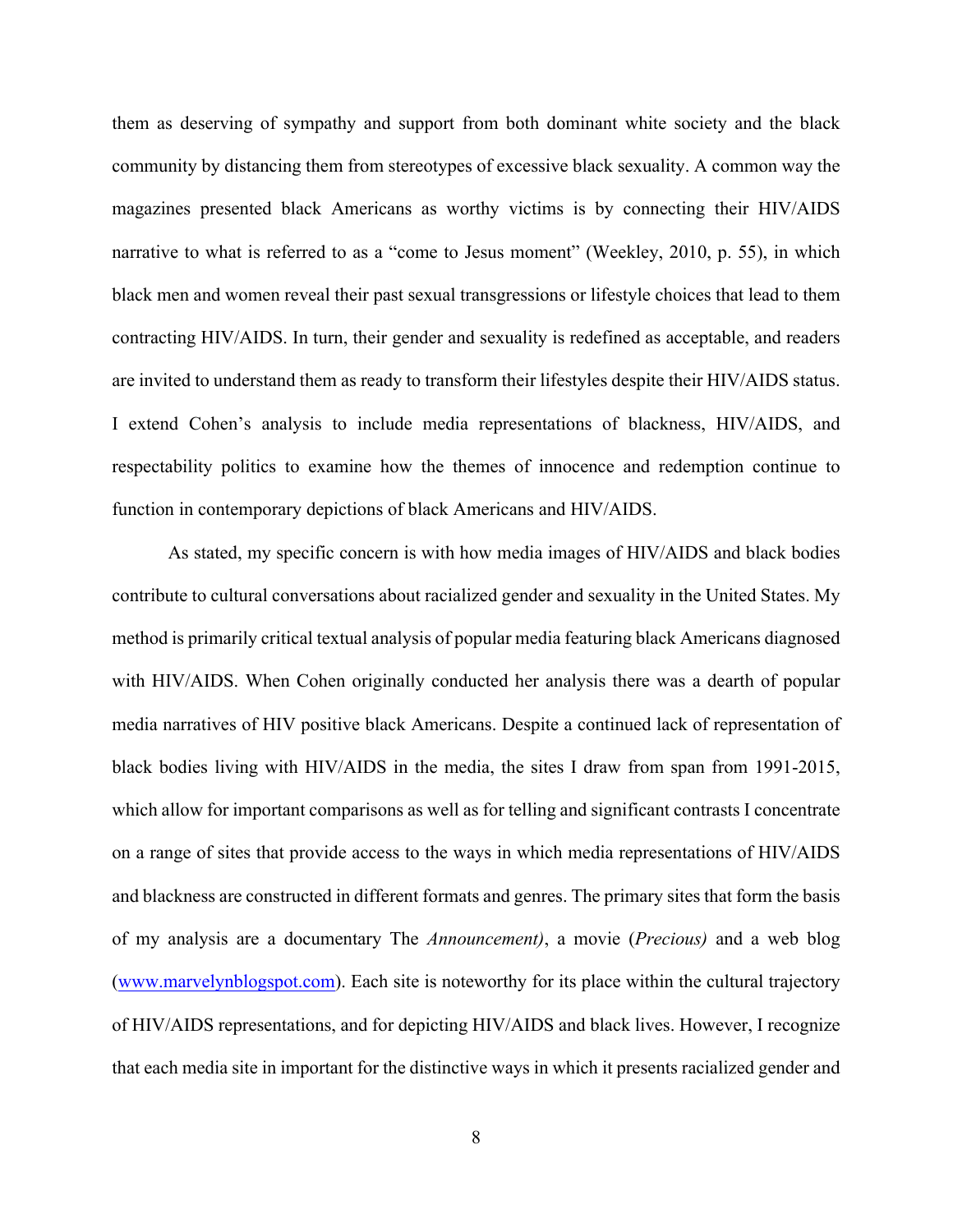them as deserving of sympathy and support from both dominant white society and the black community by distancing them from stereotypes of excessive black sexuality. A common way the magazines presented black Americans as worthy victims is by connecting their HIV/AIDS narrative to what is referred to as a "come to Jesus moment" (Weekley, 2010, p. 55), in which black men and women reveal their past sexual transgressions or lifestyle choices that lead to them contracting HIV/AIDS. In turn, their gender and sexuality is redefined as acceptable, and readers are invited to understand them as ready to transform their lifestyles despite their HIV/AIDS status. I extend Cohen's analysis to include media representations of blackness, HIV/AIDS, and respectability politics to examine how the themes of innocence and redemption continue to function in contemporary depictions of black Americans and HIV/AIDS.

As stated, my specific concern is with how media images of HIV/AIDS and black bodies contribute to cultural conversations about racialized gender and sexuality in the United States. My method is primarily critical textual analysis of popular media featuring black Americans diagnosed with HIV/AIDS. When Cohen originally conducted her analysis there was a dearth of popular media narratives of HIV positive black Americans. Despite a continued lack of representation of black bodies living with HIV/AIDS in the media, the sites I draw from span from 1991-2015, which allow for important comparisons as well as for telling and significant contrasts I concentrate on a range of sites that provide access to the ways in which media representations of HIV/AIDS and blackness are constructed in different formats and genres. The primary sites that form the basis of my analysis are a documentary The *Announcement)*, a movie (*Precious)* and a web blog (www.marvelynblogspot.com). Each site is noteworthy for its place within the cultural trajectory of HIV/AIDS representations, and for depicting HIV/AIDS and black lives. However, I recognize that each media site in important for the distinctive ways in which it presents racialized gender and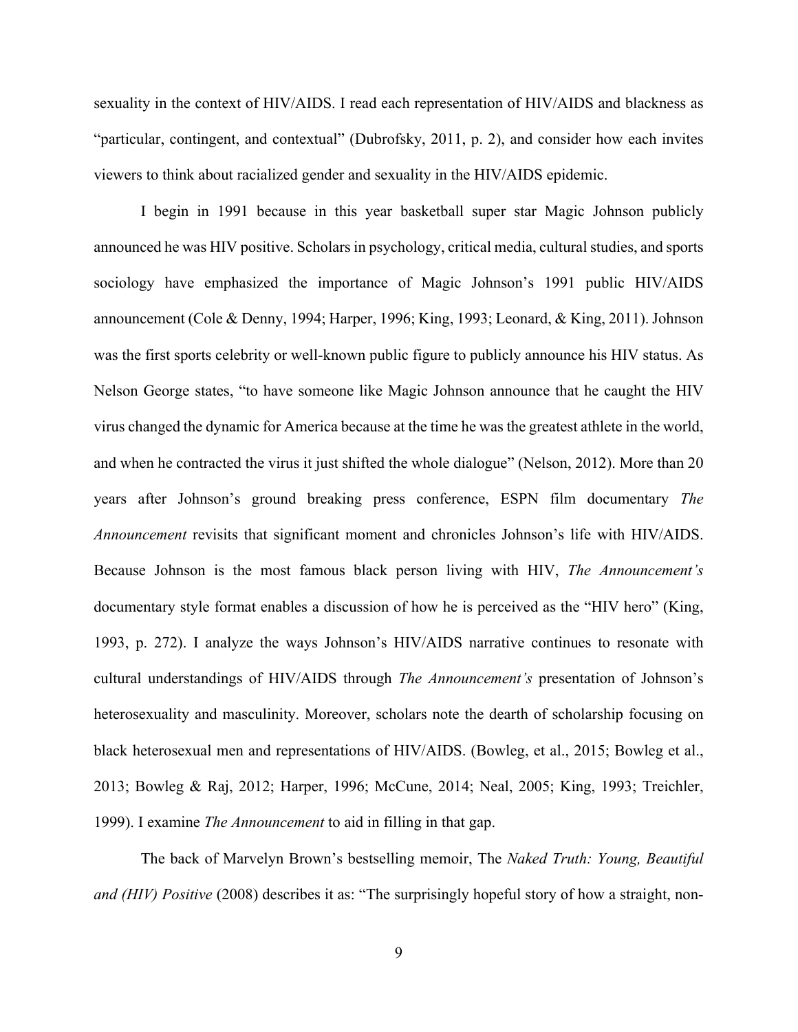sexuality in the context of HIV/AIDS. I read each representation of HIV/AIDS and blackness as "particular, contingent, and contextual" (Dubrofsky, 2011, p. 2), and consider how each invites viewers to think about racialized gender and sexuality in the HIV/AIDS epidemic.

I begin in 1991 because in this year basketball super star Magic Johnson publicly announced he was HIV positive. Scholars in psychology, critical media, cultural studies, and sports sociology have emphasized the importance of Magic Johnson's 1991 public HIV/AIDS announcement (Cole & Denny, 1994; Harper, 1996; King, 1993; Leonard, & King, 2011). Johnson was the first sports celebrity or well-known public figure to publicly announce his HIV status. As Nelson George states, "to have someone like Magic Johnson announce that he caught the HIV virus changed the dynamic for America because at the time he was the greatest athlete in the world, and when he contracted the virus it just shifted the whole dialogue" (Nelson, 2012). More than 20 years after Johnson's ground breaking press conference, ESPN film documentary *The Announcement* revisits that significant moment and chronicles Johnson's life with HIV/AIDS. Because Johnson is the most famous black person living with HIV, *The Announcement's* documentary style format enables a discussion of how he is perceived as the "HIV hero" (King, 1993, p. 272). I analyze the ways Johnson's HIV/AIDS narrative continues to resonate with cultural understandings of HIV/AIDS through *The Announcement's* presentation of Johnson's heterosexuality and masculinity. Moreover, scholars note the dearth of scholarship focusing on black heterosexual men and representations of HIV/AIDS. (Bowleg, et al., 2015; Bowleg et al., 2013; Bowleg & Raj, 2012; Harper, 1996; McCune, 2014; Neal, 2005; King, 1993; Treichler, 1999). I examine *The Announcement* to aid in filling in that gap.

The back of Marvelyn Brown's bestselling memoir, The *Naked Truth: Young, Beautiful and (HIV) Positive* (2008) describes it as: "The surprisingly hopeful story of how a straight, non-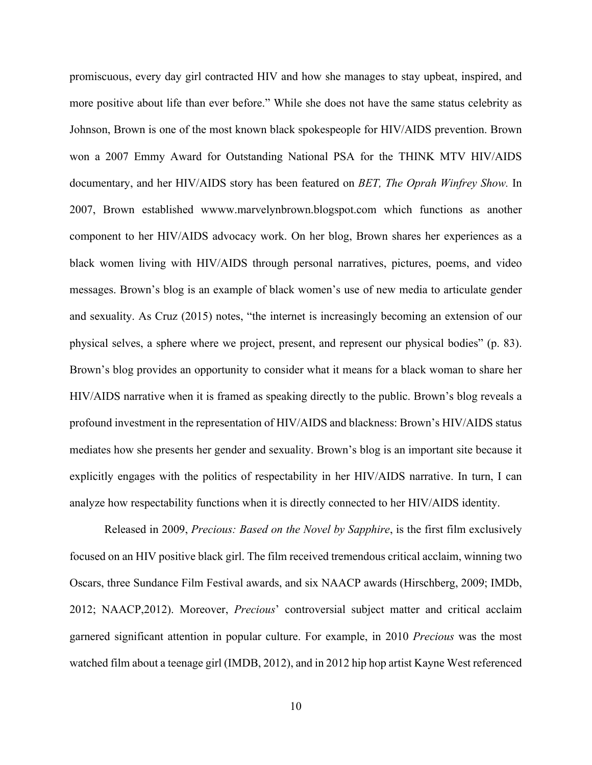promiscuous, every day girl contracted HIV and how she manages to stay upbeat, inspired, and more positive about life than ever before." While she does not have the same status celebrity as Johnson, Brown is one of the most known black spokespeople for HIV/AIDS prevention. Brown won a 2007 Emmy Award for Outstanding National PSA for the THINK MTV HIV/AIDS documentary, and her HIV/AIDS story has been featured on *BET, The Oprah Winfrey Show.* In 2007, Brown established wwww.marvelynbrown.blogspot.com which functions as another component to her HIV/AIDS advocacy work. On her blog, Brown shares her experiences as a black women living with HIV/AIDS through personal narratives, pictures, poems, and video messages. Brown's blog is an example of black women's use of new media to articulate gender and sexuality. As Cruz (2015) notes, "the internet is increasingly becoming an extension of our physical selves, a sphere where we project, present, and represent our physical bodies" (p. 83). Brown's blog provides an opportunity to consider what it means for a black woman to share her HIV/AIDS narrative when it is framed as speaking directly to the public. Brown's blog reveals a profound investment in the representation of HIV/AIDS and blackness: Brown's HIV/AIDS status mediates how she presents her gender and sexuality. Brown's blog is an important site because it explicitly engages with the politics of respectability in her HIV/AIDS narrative. In turn, I can analyze how respectability functions when it is directly connected to her HIV/AIDS identity.

Released in 2009, *Precious: Based on the Novel by Sapphire*, is the first film exclusively focused on an HIV positive black girl. The film received tremendous critical acclaim, winning two Oscars, three Sundance Film Festival awards, and six NAACP awards (Hirschberg, 2009; IMDb, 2012; NAACP,2012). Moreover, *Precious*' controversial subject matter and critical acclaim garnered significant attention in popular culture. For example, in 2010 *Precious* was the most watched film about a teenage girl (IMDB, 2012), and in 2012 hip hop artist Kayne West referenced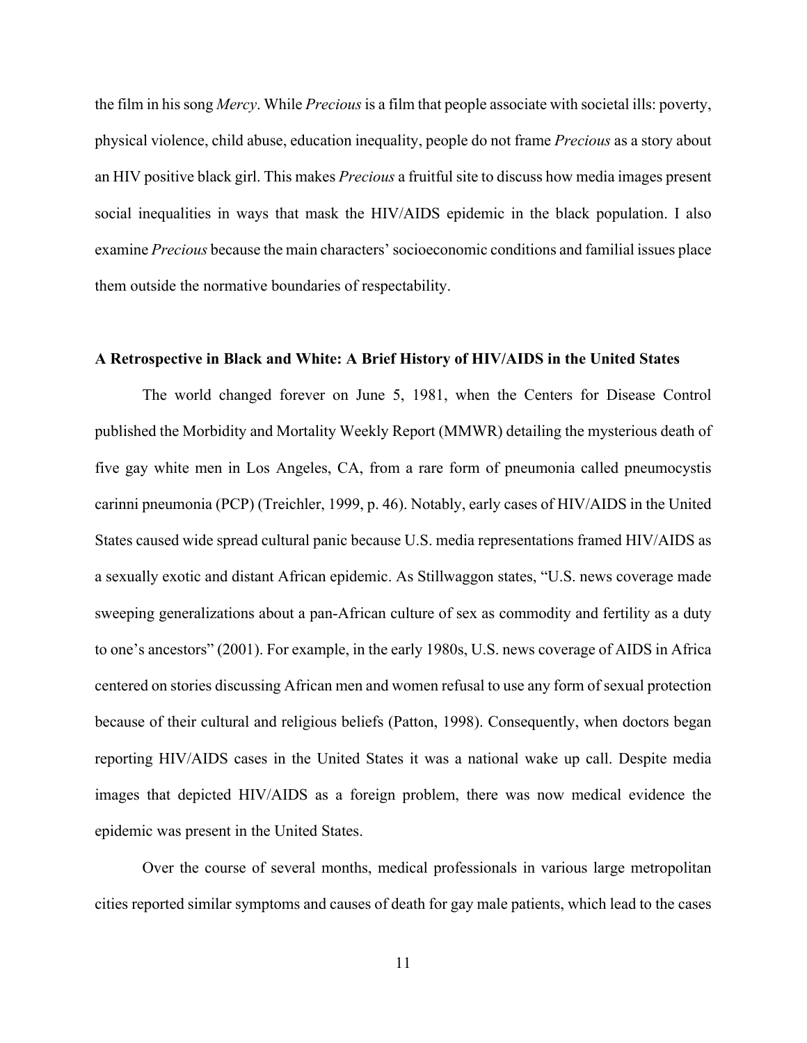the film in his song *Mercy*. While *Precious* is a film that people associate with societal ills: poverty, physical violence, child abuse, education inequality, people do not frame *Precious* as a story about an HIV positive black girl. This makes *Precious* a fruitful site to discuss how media images present social inequalities in ways that mask the HIV/AIDS epidemic in the black population. I also examine *Precious* because the main characters' socioeconomic conditions and familial issues place them outside the normative boundaries of respectability.

### A Retrospective in Black and White: A Brief History of HIV/AIDS in the United States

The world changed forever on June 5, 1981, when the Centers for Disease Control published the Morbidity and Mortality Weekly Report (MMWR) detailing the mysterious death of five gay white men in Los Angeles, CA, from a rare form of pneumonia called pneumocystis carinni pneumonia (PCP) (Treichler, 1999, p. 46). Notably, early cases of HIV/AIDS in the United States caused wide spread cultural panic because U.S. media representations framed HIV/AIDS as a sexually exotic and distant African epidemic. As Stillwaggon states, "U.S. news coverage made sweeping generalizations about a pan-African culture of sex as commodity and fertility as a duty to one's ancestors" (2001). For example, in the early 1980s, U.S. news coverage of AIDS in Africa centered on stories discussing African men and women refusal to use any form of sexual protection because of their cultural and religious beliefs (Patton, 1998). Consequently, when doctors began reporting HIV/AIDS cases in the United States it was a national wake up call. Despite media images that depicted HIV/AIDS as a foreign problem, there was now medical evidence the epidemic was present in the United States.

Over the course of several months, medical professionals in various large metropolitan cities reported similar symptoms and causes of death for gay male patients, which lead to the cases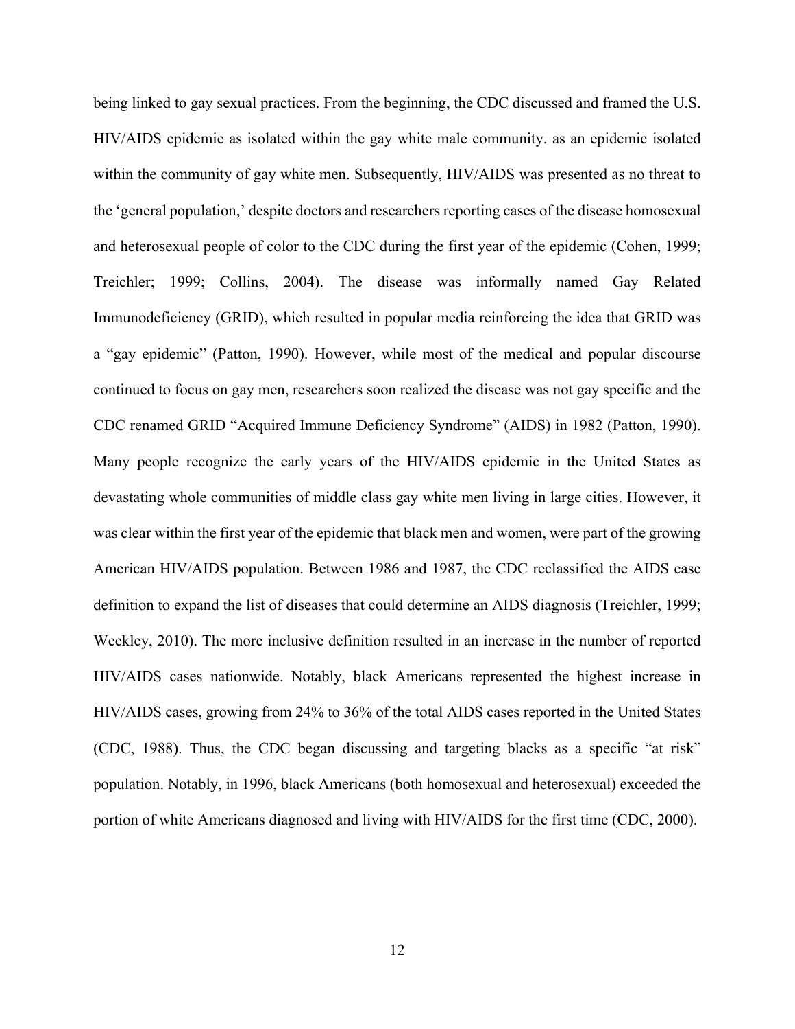being linked to gay sexual practices. From the beginning, the CDC discussed and framed the U.S. HIV/AIDS epidemic as isolated within the gay white male community. as an epidemic isolated within the community of gay white men. Subsequently, HIV/AIDS was presented as no threat to the 'general population,' despite doctors and researchers reporting cases of the disease homosexual and heterosexual people of color to the CDC during the first year of the epidemic (Cohen, 1999; Treichler; 1999; Collins, 2004). The disease was informally named Gay Related Immunodeficiency (GRID), which resulted in popular media reinforcing the idea that GRID was a "gay epidemic" (Patton, 1990). However, while most of the medical and popular discourse continued to focus on gay men, researchers soon realized the disease was not gay specific and the CDC renamed GRID "Acquired Immune Deficiency Syndrome" (AIDS) in 1982 (Patton, 1990). Many people recognize the early years of the HIV/AIDS epidemic in the United States as devastating whole communities of middle class gay white men living in large cities. However, it was clear within the first year of the epidemic that black men and women, were part of the growing American HIV/AIDS population. Between 1986 and 1987, the CDC reclassified the AIDS case definition to expand the list of diseases that could determine an AIDS diagnosis (Treichler, 1999; Weekley, 2010). The more inclusive definition resulted in an increase in the number of reported HIV/AIDS cases nationwide. Notably, black Americans represented the highest increase in HIV/AIDS cases, growing from 24% to 36% of the total AIDS cases reported in the United States (CDC, 1988). Thus, the CDC began discussing and targeting blacks as a specific "at risk" population. Notably, in 1996, black Americans (both homosexual and heterosexual) exceeded the portion of white Americans diagnosed and living with HIV/AIDS for the first time (CDC, 2000).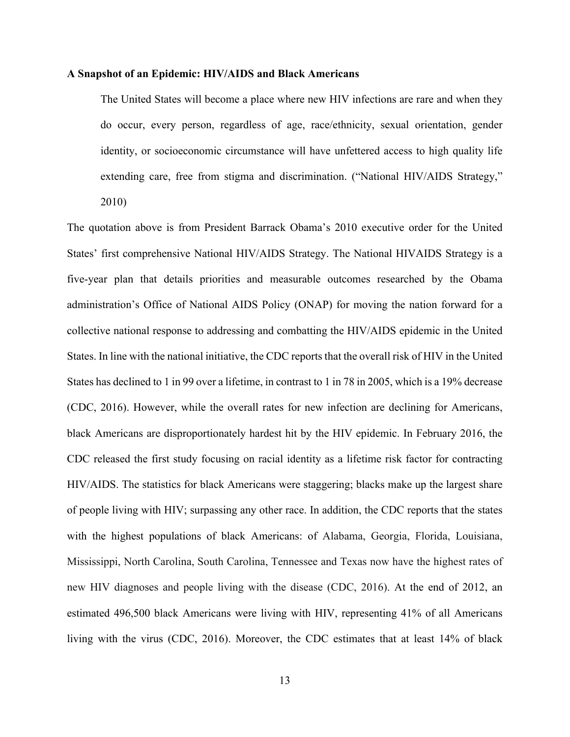**A Snapshot of an Epidemic: HIV/AIDS and Black Americans**

> The United States will become a place where new HIV infections are rare and when they do occur, every person, regardless of age, race/ethnicity, sexual orientation, gender identity, or socioeconomic circumstance will have unfettered access to high quality life extending care, free from stigma and discrimination. ("National HIV/AIDS Strategy," 2010)

The quotation above is from President Barrack Obama's 2010 executive order for the United States' first comprehensive National HIV/AIDS Strategy. The National HIVAIDS Strategy is a five-year plan that details priorities and measurable outcomes researched by the Obama administration's Office of National AIDS Policy (ONAP) for moving the nation forward for a collective national response to addressing and combatting the HIV/AIDS epidemic in the United States. In line with the national initiative, the CDC reports that the overall risk of HIV in the United States has declined to 1 in 99 over a lifetime, in contrast to 1 in 78 in 2005, which is a 19% decrease (CDC, 2016). However, while the overall rates for new infection are declining for Americans, black Americans are disproportionately hardest hit by the HIV epidemic. In February 2016, the CDC released the first study focusing on racial identity as a lifetime risk factor for contracting HIV/AIDS. The statistics for black Americans were staggering; blacks make up the largest share of people living with HIV; surpassing any other race. In addition, the CDC reports that the states with the highest populations of black Americans: of Alabama, Georgia, Florida, Louisiana, Mississippi, North Carolina, South Carolina, Tennessee and Texas now have the highest rates of new HIV diagnoses and people living with the disease (CDC, 2016). At the end of 2012, an estimated 496,500 black Americans were living with HIV, representing 41% of all Americans living with the virus (CDC, 2016). Moreover, the CDC estimates that at least 14% of black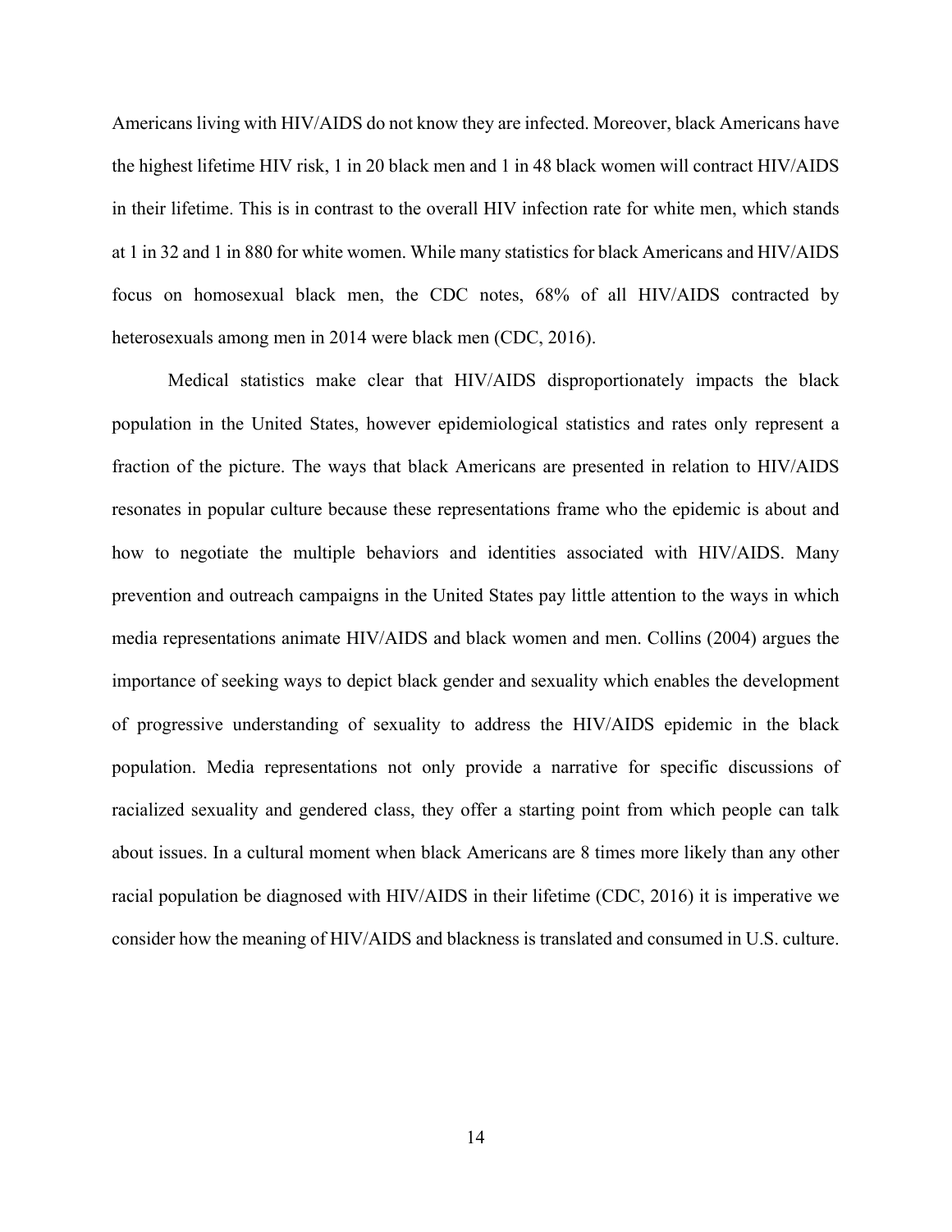Americans living with HIV/AIDS do not know they are infected. Moreover, black Americans have the highest lifetime HIV risk, 1 in 20 black men and 1 in 48 black women will contract HIV/AIDS in their lifetime. This is in contrast to the overall HIV infection rate for white men, which stands at 1 in 32 and 1 in 880 for white women. While many statistics for black Americans and HIV/AIDS focus on homosexual black men, the CDC notes, 68% of all HIV/AIDS contracted by heterosexuals among men in 2014 were black men (CDC, 2016).

Medical statistics make clear that HIV/AIDS disproportionately impacts the black population in the United States, however epidemiological statistics and rates only represent a fraction of the picture. The ways that black Americans are presented in relation to HIV/AIDS resonates in popular culture because these representations frame who the epidemic is about and how to negotiate the multiple behaviors and identities associated with HIV/AIDS. Many prevention and outreach campaigns in the United States pay little attention to the ways in which media representations animate HIV/AIDS and black women and men. Collins (2004) argues the importance of seeking ways to depict black gender and sexuality which enables the development of progressive understanding of sexuality to address the HIV/AIDS epidemic in the black population. Media representations not only provide a narrative for specific discussions of racialized sexuality and gendered class, they offer a starting point from which people can talk about issues. In a cultural moment when black Americans are 8 times more likely than any other racial population be diagnosed with HIV/AIDS in their lifetime (CDC, 2016) it is imperative we consider how the meaning of HIV/AIDS and blackness is translated and consumed in U.S. culture.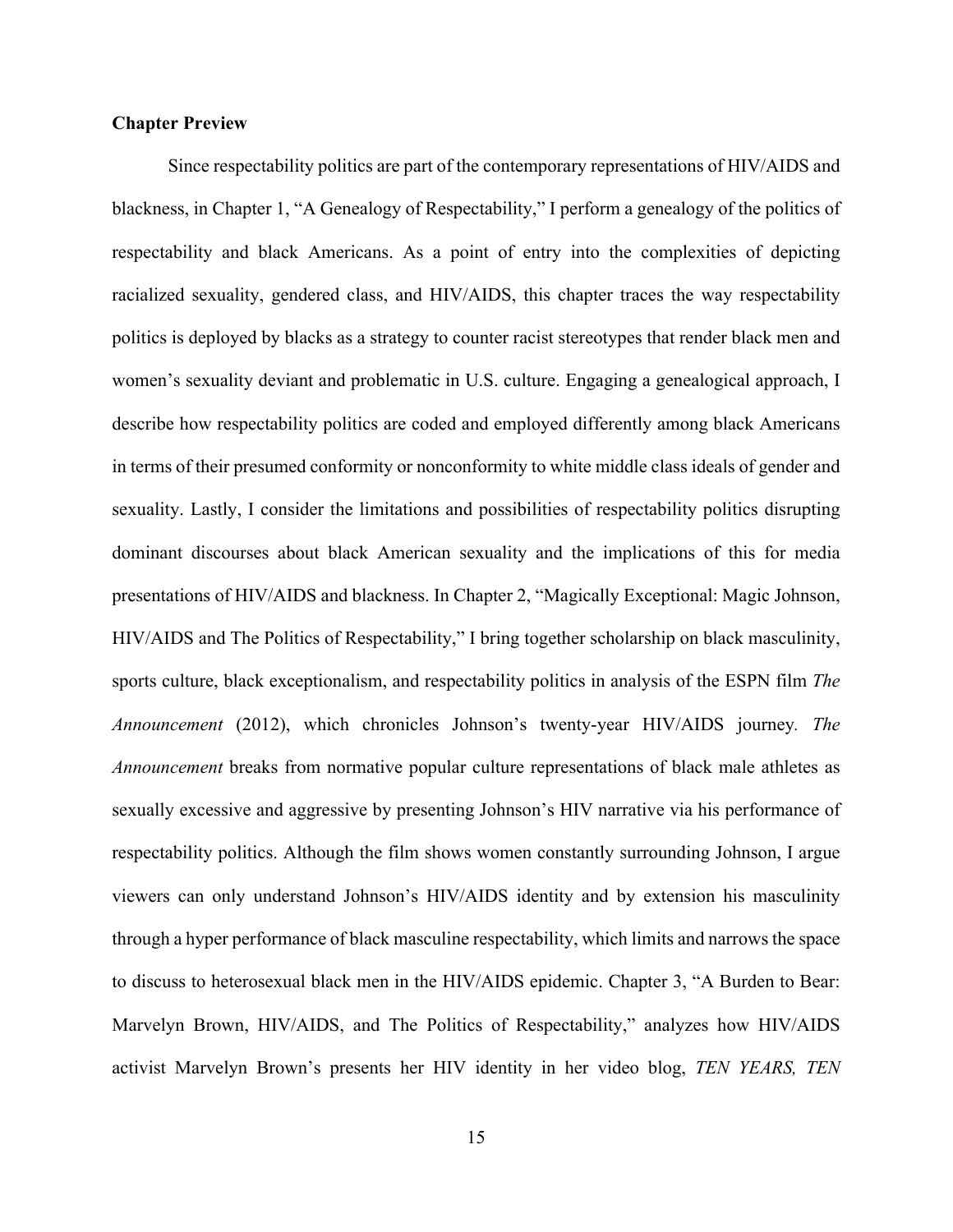**Chapter Preview**

Since respectability politics are part of the contemporary representations of HIV/AIDS and blackness, in Chapter 1, "A Genealogy of Respectability," I perform a genealogy of the politics of respectability and black Americans. As a point of entry into the complexities of depicting racialized sexuality, gendered class, and HIV/AIDS, this chapter traces the way respectability politics is deployed by blacks as a strategy to counter racist stereotypes that render black men and women's sexuality deviant and problematic in U.S. culture. Engaging a genealogical approach, I describe how respectability politics are coded and employed differently among black Americans in terms of their presumed conformity or nonconformity to white middle class ideals of gender and sexuality. Lastly, I consider the limitations and possibilities of respectability politics disrupting dominant discourses about black American sexuality and the implications of this for media presentations of HIV/AIDS and blackness. In Chapter 2, "Magically Exceptional: Magic Johnson, HIV/AIDS and The Politics of Respectability," I bring together scholarship on black masculinity, sports culture, black exceptionalism, and respectability politics in analysis of the ESPN film *The Announcement* (2012), which chronicles Johnson's twenty-year HIV/AIDS journey. *The Announcement* breaks from normative popular culture representations of black male athletes as sexually excessive and aggressive by presenting Johnson's HIV narrative via his performance of respectability politics. Although the film shows women constantly surrounding Johnson, I argue viewers can only understand Johnson's HIV/AIDS identity and by extension his masculinity through a hyper performance of black masculine respectability, which limits and narrows the space to discuss to heterosexual black men in the HIV/AIDS epidemic. Chapter 3, "A Burden to Bear: Marvelyn Brown, HIV/AIDS, and The Politics of Respectability," analyzes how HIV/AIDS activist Marvelyn Brown's presents her HIV identity in her video blog, *TEN YEARS, TEN*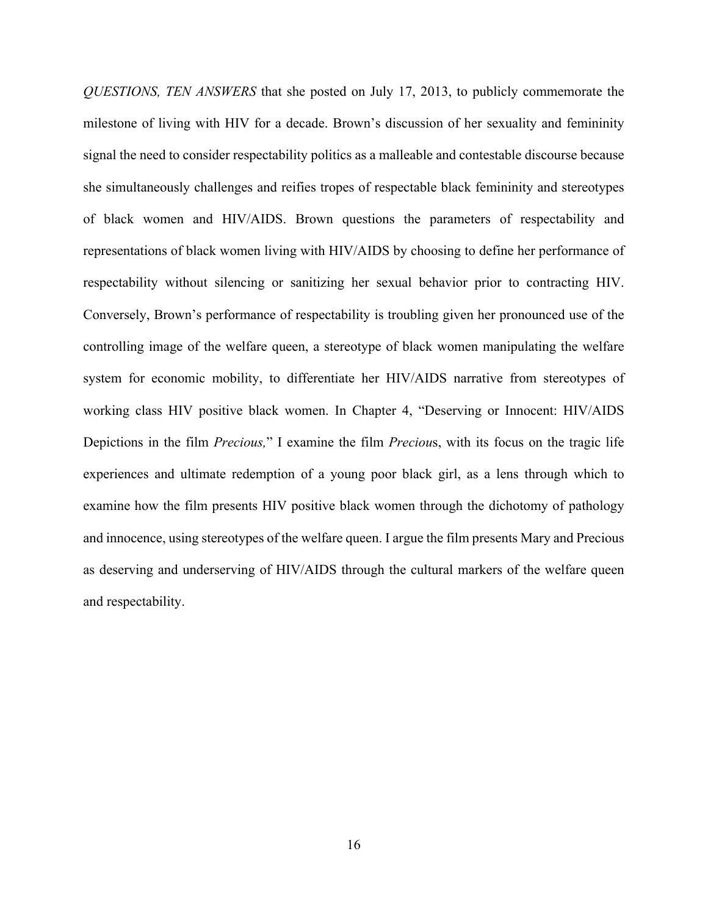*QUESTIONS, TEN ANSWERS* that she posted on July 17, 2013, to publicly commemorate the milestone of living with HIV for a decade. Brown's discussion of her sexuality and femininity signal the need to consider respectability politics as a malleable and contestable discourse because she simultaneously challenges and reifies tropes of respectable black femininity and stereotypes of black women and HIV/AIDS. Brown questions the parameters of respectability and representations of black women living with HIV/AIDS by choosing to define her performance of respectability without silencing or sanitizing her sexual behavior prior to contracting HIV. Conversely, Brown's performance of respectability is troubling given her pronounced use of the controlling image of the welfare queen, a stereotype of black women manipulating the welfare system for economic mobility, to differentiate her HIV/AIDS narrative from stereotypes of working class HIV positive black women. In Chapter 4, "Deserving or Innocent: HIV/AIDS Depictions in the film *Precious,*" I examine the film *Precious*, with its focus on the tragic life experiences and ultimate redemption of a young poor black girl, as a lens through which to examine how the film presents HIV positive black women through the dichotomy of pathology and innocence, using stereotypes of the welfare queen. I argue the film presents Mary and Precious as deserving and underserving of HIV/AIDS through the cultural markers of the welfare queen and respectability.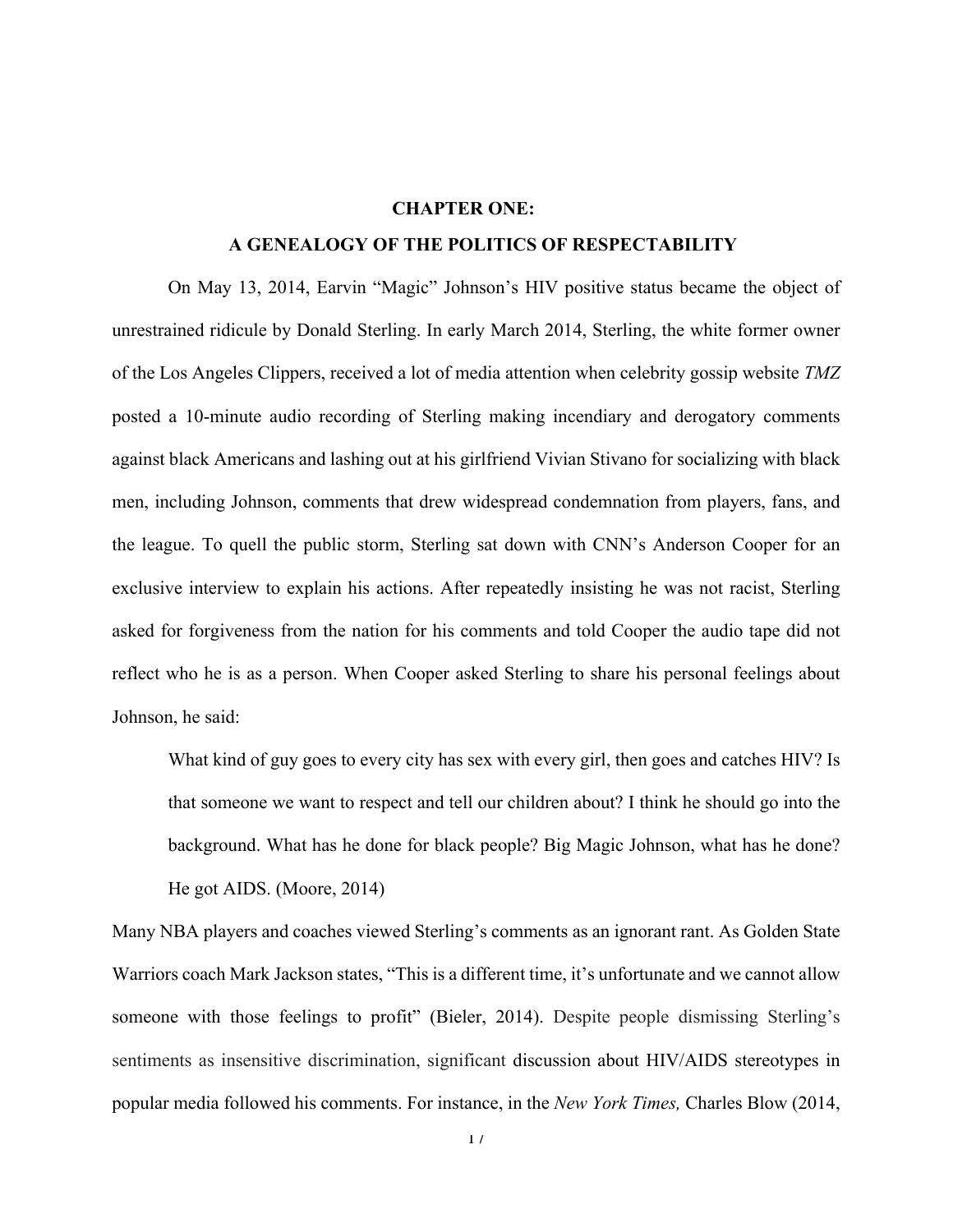# CHAPTER ONE:

## A GENEALOGY OF THE POLITICS OF RESPECTABILITY

On May 13, 2014, Earvin "Magic" Johnson's HIV positive status became the object of unrestrained ridicule by Donald Sterling. In early March 2014, Sterling, the white former owner of the Los Angeles Clippers, received a lot of media attention when celebrity gossip website *TMZ* posted a 10-minute audio recording of Sterling making incendiary and derogatory comments against black Americans and lashing out at his girlfriend Vivian Stivano for socializing with black men, including Johnson, comments that drew widespread condemnation from players, fans, and the league. To quell the public storm, Sterling sat down with CNN's Anderson Cooper for an exclusive interview to explain his actions. After repeatedly insisting he was not racist, Sterling asked for forgiveness from the nation for his comments and told Cooper the audio tape did not reflect who he is as a person. When Cooper asked Sterling to share his personal feelings about Johnson, he said:

> What kind of guy goes to every city has sex with every girl, then goes and catches HIV? Is that someone we want to respect and tell our children about? I think he should go into the background. What has he done for black people? Big Magic Johnson, what has he done? He got AIDS. (Moore, 2014)

Many NBA players and coaches viewed Sterling's comments as an ignorant rant. As Golden State Warriors coach Mark Jackson states, "This is a different time, it's unfortunate and we cannot allow someone with those feelings to profit" (Bieler, 2014). Despite people dismissing Sterling's sentiments as insensitive discrimination, significant discussion about HIV/AIDS stereotypes in popular media followed his comments. For instance, in the *New York Times,* Charles Blow (2014,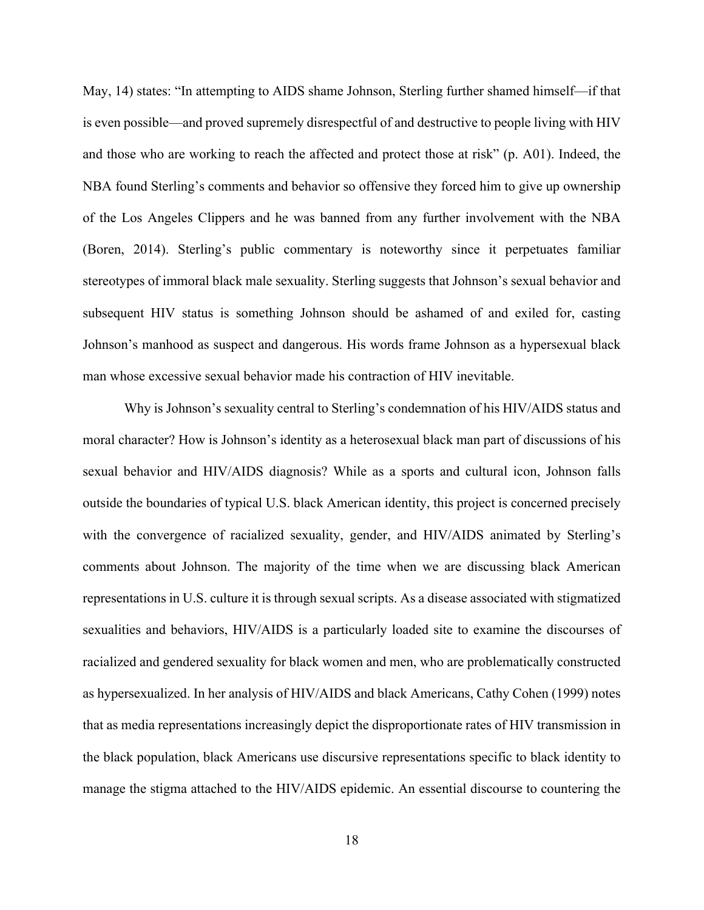May, 14) states: "In attempting to AIDS shame Johnson, Sterling further shamed himself—if that is even possible—and proved supremely disrespectful of and destructive to people living with HIV and those who are working to reach the affected and protect those at risk" (p. A01). Indeed, the NBA found Sterling's comments and behavior so offensive they forced him to give up ownership of the Los Angeles Clippers and he was banned from any further involvement with the NBA (Boren, 2014). Sterling's public commentary is noteworthy since it perpetuates familiar stereotypes of immoral black male sexuality. Sterling suggests that Johnson's sexual behavior and subsequent HIV status is something Johnson should be ashamed of and exiled for, casting Johnson's manhood as suspect and dangerous. His words frame Johnson as a hypersexual black man whose excessive sexual behavior made his contraction of HIV inevitable.

Why is Johnson's sexuality central to Sterling's condemnation of his HIV/AIDS status and moral character? How is Johnson's identity as a heterosexual black man part of discussions of his sexual behavior and HIV/AIDS diagnosis? While as a sports and cultural icon, Johnson falls outside the boundaries of typical U.S. black American identity, this project is concerned precisely with the convergence of racialized sexuality, gender, and HIV/AIDS animated by Sterling's comments about Johnson. The majority of the time when we are discussing black American representations in U.S. culture it is through sexual scripts. As a disease associated with stigmatized sexualities and behaviors, HIV/AIDS is a particularly loaded site to examine the discourses of racialized and gendered sexuality for black women and men, who are problematically constructed as hypersexualized. In her analysis of HIV/AIDS and black Americans, Cathy Cohen (1999) notes that as media representations increasingly depict the disproportionate rates of HIV transmission in the black population, black Americans use discursive representations specific to black identity to manage the stigma attached to the HIV/AIDS epidemic. An essential discourse to countering the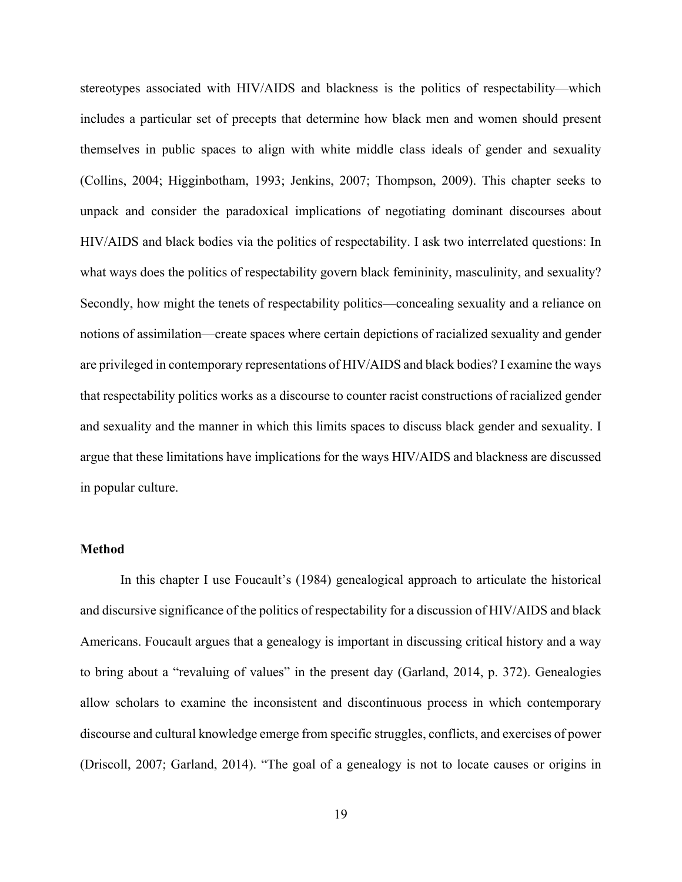stereotypes associated with HIV/AIDS and blackness is the politics of respectability—which includes a particular set of precepts that determine how black men and women should present themselves in public spaces to align with white middle class ideals of gender and sexuality (Collins, 2004; Higginbotham, 1993; Jenkins, 2007; Thompson, 2009). This chapter seeks to unpack and consider the paradoxical implications of negotiating dominant discourses about HIV/AIDS and black bodies via the politics of respectability. I ask two interrelated questions: In what ways does the politics of respectability govern black femininity, masculinity, and sexuality? Secondly, how might the tenets of respectability politics—concealing sexuality and a reliance on notions of assimilation—create spaces where certain depictions of racialized sexuality and gender are privileged in contemporary representations of HIV/AIDS and black bodies? I examine the ways that respectability politics works as a discourse to counter racist constructions of racialized gender and sexuality and the manner in which this limits spaces to discuss black gender and sexuality. I argue that these limitations have implications for the ways HIV/AIDS and blackness are discussed in popular culture.

**Method**

In this chapter I use Foucault's (1984) genealogical approach to articulate the historical and discursive significance of the politics of respectability for a discussion of HIV/AIDS and black Americans. Foucault argues that a genealogy is important in discussing critical history and a way to bring about a "revaluing of values" in the present day (Garland, 2014, p. 372). Genealogies allow scholars to examine the inconsistent and discontinuous process in which contemporary discourse and cultural knowledge emerge from specific struggles, conflicts, and exercises of power (Driscoll, 2007; Garland, 2014). "The goal of a genealogy is not to locate causes or origins in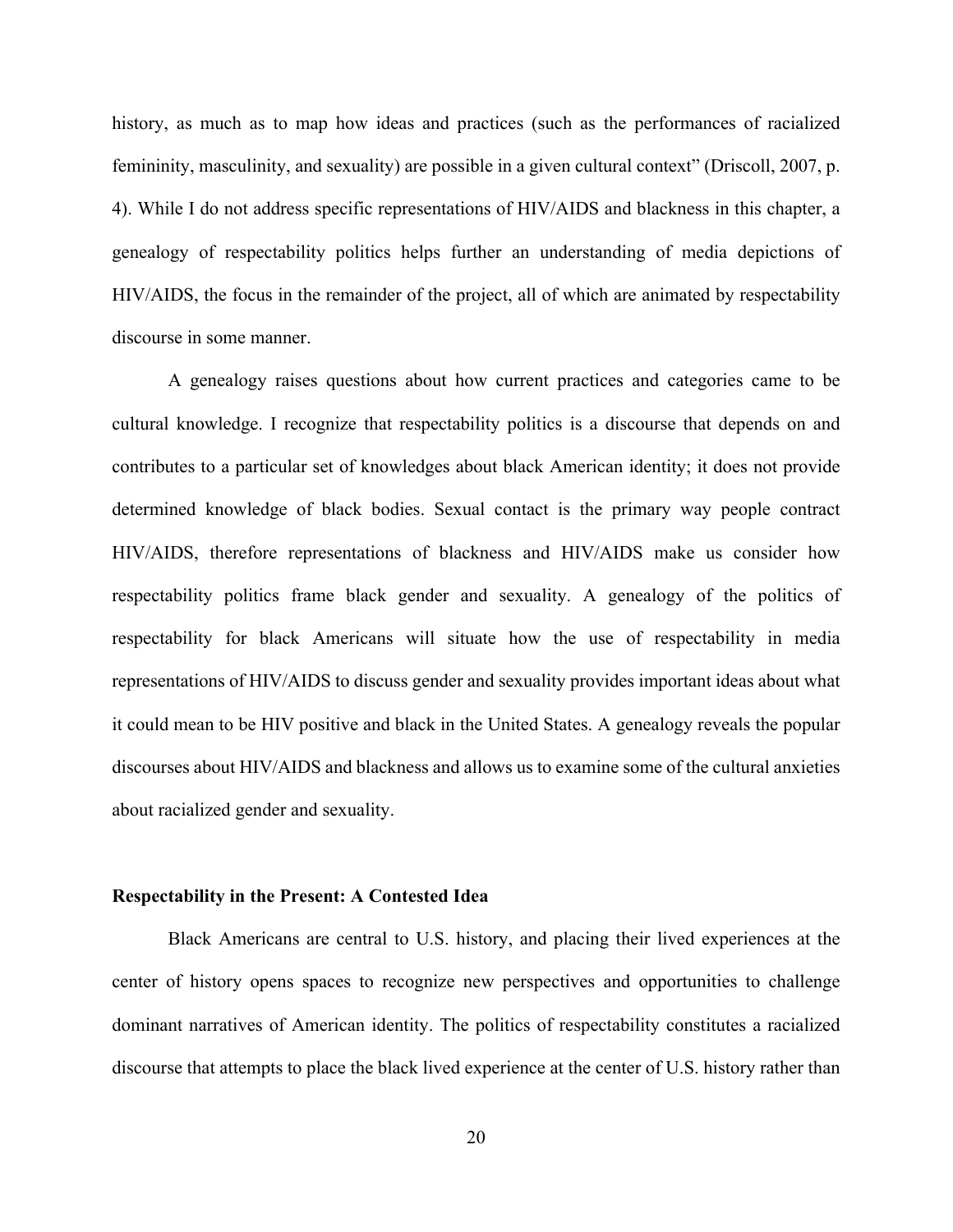history, as much as to map how ideas and practices (such as the performances of racialized femininity, masculinity, and sexuality) are possible in a given cultural context" (Driscoll, 2007, p. 4). While I do not address specific representations of HIV/AIDS and blackness in this chapter, a genealogy of respectability politics helps further an understanding of media depictions of HIV/AIDS, the focus in the remainder of the project, all of which are animated by respectability discourse in some manner.

A genealogy raises questions about how current practices and categories came to be cultural knowledge. I recognize that respectability politics is a discourse that depends on and contributes to a particular set of knowledges about black American identity; it does not provide determined knowledge of black bodies. Sexual contact is the primary way people contract HIV/AIDS, therefore representations of blackness and HIV/AIDS make us consider how respectability politics frame black gender and sexuality. A genealogy of the politics of respectability for black Americans will situate how the use of respectability in media representations of HIV/AIDS to discuss gender and sexuality provides important ideas about what it could mean to be HIV positive and black in the United States. A genealogy reveals the popular discourses about HIV/AIDS and blackness and allows us to examine some of the cultural anxieties about racialized gender and sexuality.

**Respectability in the Present: A Contested Idea**

Black Americans are central to U.S. history, and placing their lived experiences at the center of history opens spaces to recognize new perspectives and opportunities to challenge dominant narratives of American identity. The politics of respectability constitutes a racialized discourse that attempts to place the black lived experience at the center of U.S. history rather than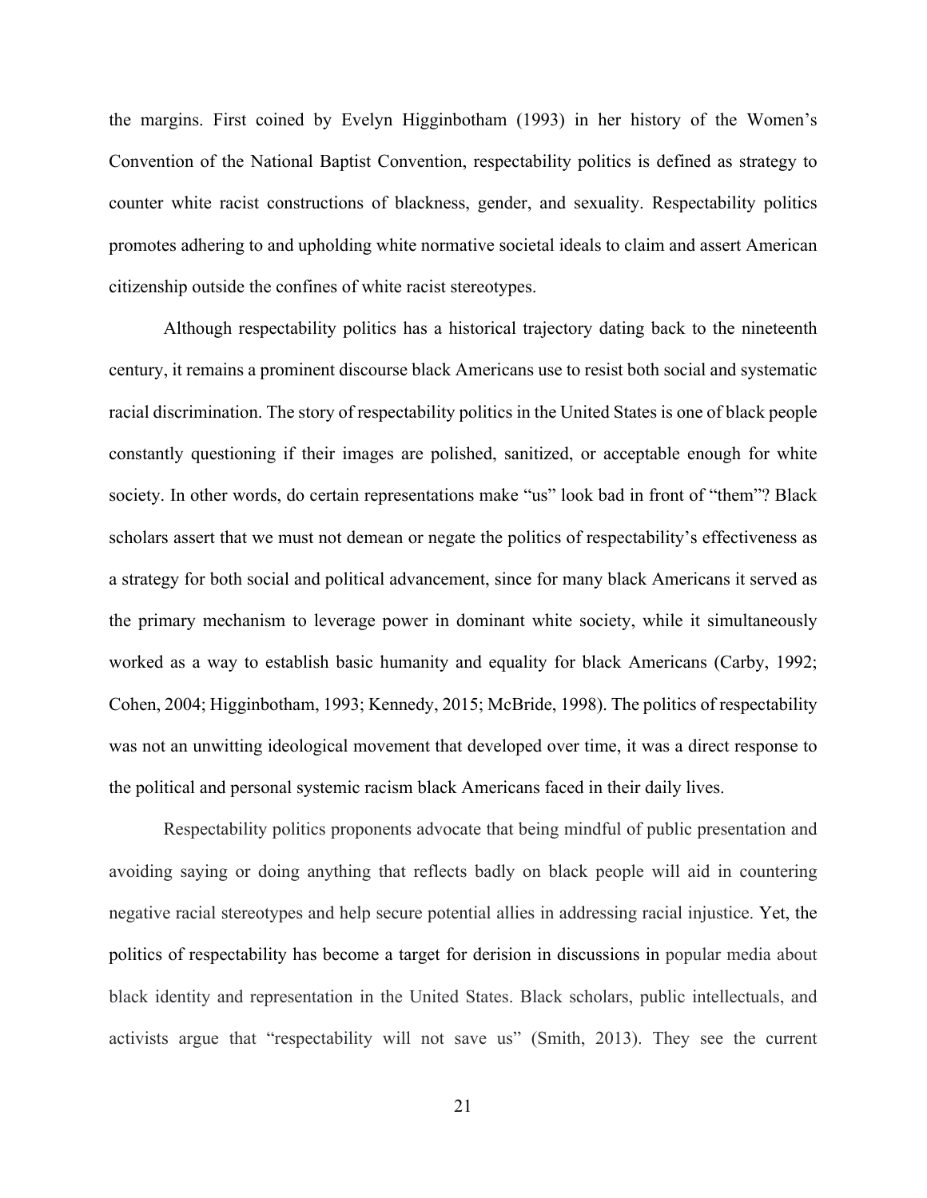the margins. First coined by Evelyn Higginbotham (1993) in her history of the Women's Convention of the National Baptist Convention, respectability politics is defined as strategy to counter white racist constructions of blackness, gender, and sexuality. Respectability politics promotes adhering to and upholding white normative societal ideals to claim and assert American citizenship outside the confines of white racist stereotypes.

Although respectability politics has a historical trajectory dating back to the nineteenth century, it remains a prominent discourse black Americans use to resist both social and systematic racial discrimination. The story of respectability politics in the United States is one of black people constantly questioning if their images are polished, sanitized, or acceptable enough for white society. In other words, do certain representations make "us" look bad in front of "them"? Black scholars assert that we must not demean or negate the politics of respectability's effectiveness as a strategy for both social and political advancement, since for many black Americans it served as the primary mechanism to leverage power in dominant white society, while it simultaneously worked as a way to establish basic humanity and equality for black Americans (Carby, 1992; Cohen, 2004; Higginbotham, 1993; Kennedy, 2015; McBride, 1998). The politics of respectability was not an unwitting ideological movement that developed over time, it was a direct response to the political and personal systemic racism black Americans faced in their daily lives.

Respectability politics proponents advocate that being mindful of public presentation and avoiding saying or doing anything that reflects badly on black people will aid in countering negative racial stereotypes and help secure potential allies in addressing racial injustice. Yet, the politics of respectability has become a target for derision in discussions in popular media about black identity and representation in the United States. Black scholars, public intellectuals, and activists argue that "respectability will not save us" (Smith, 2013). They see the current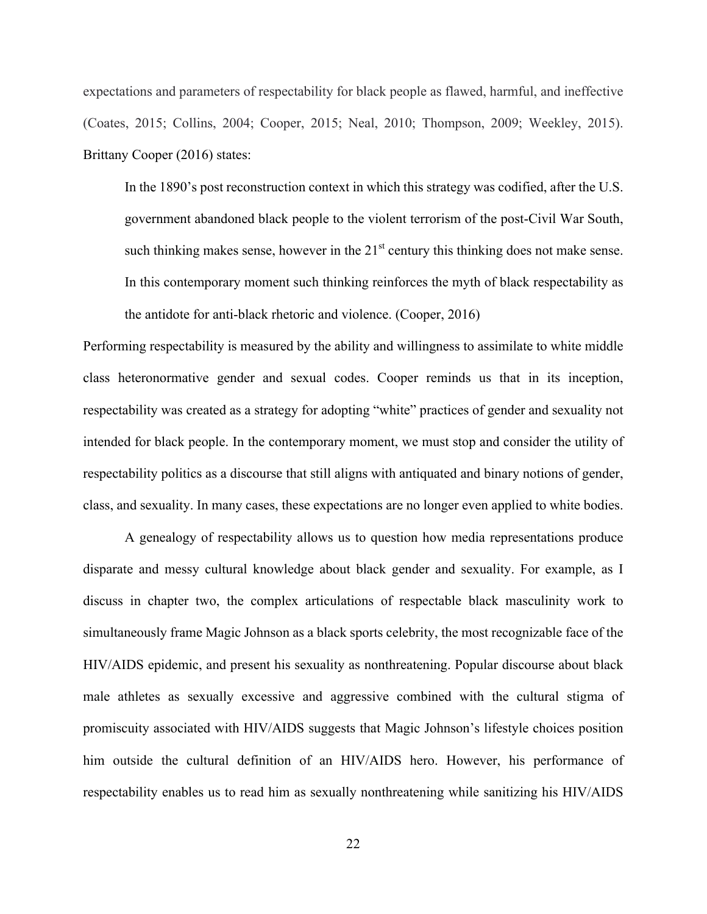expectations and parameters of respectability for black people as flawed, harmful, and ineffective (Coates, 2015; Collins, 2004; Cooper, 2015; Neal, 2010; Thompson, 2009; Weekley, 2015). Brittany Cooper (2016) states:

> In the 1890's post reconstruction context in which this strategy was codified, after the U.S. government abandoned black people to the violent terrorism of the post-Civil War South, such thinking makes sense, however in the 21st century this thinking does not make sense. In this contemporary moment such thinking reinforces the myth of black respectability as the antidote for anti-black rhetoric and violence. (Cooper, 2016)

Performing respectability is measured by the ability and willingness to assimilate to white middle class heteronormative gender and sexual codes. Cooper reminds us that in its inception, respectability was created as a strategy for adopting "white" practices of gender and sexuality not intended for black people. In the contemporary moment, we must stop and consider the utility of respectability politics as a discourse that still aligns with antiquated and binary notions of gender, class, and sexuality. In many cases, these expectations are no longer even applied to white bodies.

A genealogy of respectability allows us to question how media representations produce disparate and messy cultural knowledge about black gender and sexuality. For example, as I discuss in chapter two, the complex articulations of respectable black masculinity work to simultaneously frame Magic Johnson as a black sports celebrity, the most recognizable face of the HIV/AIDS epidemic, and present his sexuality as nonthreatening. Popular discourse about black male athletes as sexually excessive and aggressive combined with the cultural stigma of promiscuity associated with HIV/AIDS suggests that Magic Johnson's lifestyle choices position him outside the cultural definition of an HIV/AIDS hero. However, his performance of respectability enables us to read him as sexually nonthreatening while sanitizing his HIV/AIDS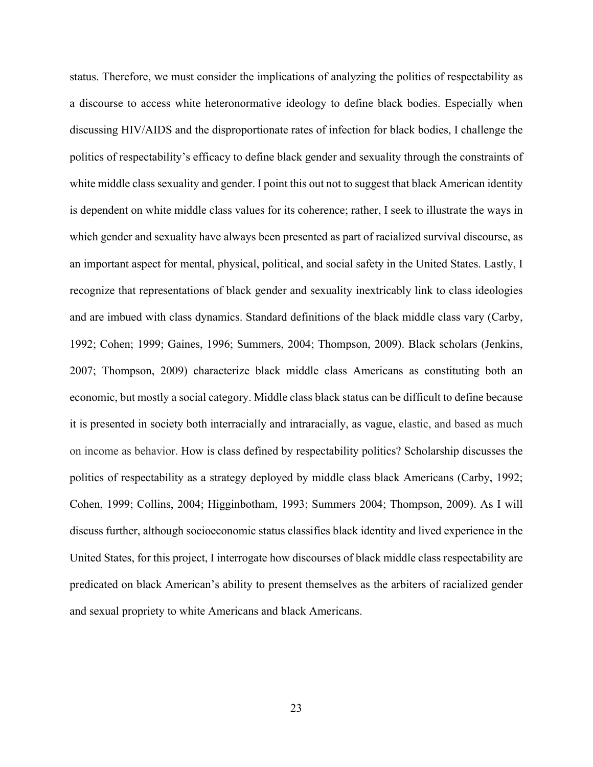status. Therefore, we must consider the implications of analyzing the politics of respectability as a discourse to access white heteronormative ideology to define black bodies. Especially when discussing HIV/AIDS and the disproportionate rates of infection for black bodies, I challenge the politics of respectability's efficacy to define black gender and sexuality through the constraints of white middle class sexuality and gender. I point this out not to suggest that black American identity is dependent on white middle class values for its coherence; rather, I seek to illustrate the ways in which gender and sexuality have always been presented as part of racialized survival discourse, as an important aspect for mental, physical, political, and social safety in the United States. Lastly, I recognize that representations of black gender and sexuality inextricably link to class ideologies and are imbued with class dynamics. Standard definitions of the black middle class vary (Carby, 1992; Cohen; 1999; Gaines, 1996; Summers, 2004; Thompson, 2009). Black scholars (Jenkins, 2007; Thompson, 2009) characterize black middle class Americans as constituting both an economic, but mostly a social category. Middle class black status can be difficult to define because it is presented in society both interracially and intraracially, as vague, elastic, and based as much on income as behavior. How is class defined by respectability politics? Scholarship discusses the politics of respectability as a strategy deployed by middle class black Americans (Carby, 1992; Cohen, 1999; Collins, 2004; Higginbotham, 1993; Summers 2004; Thompson, 2009). As I will discuss further, although socioeconomic status classifies black identity and lived experience in the United States, for this project, I interrogate how discourses of black middle class respectability are predicated on black American's ability to present themselves as the arbiters of racialized gender and sexual propriety to white Americans and black Americans.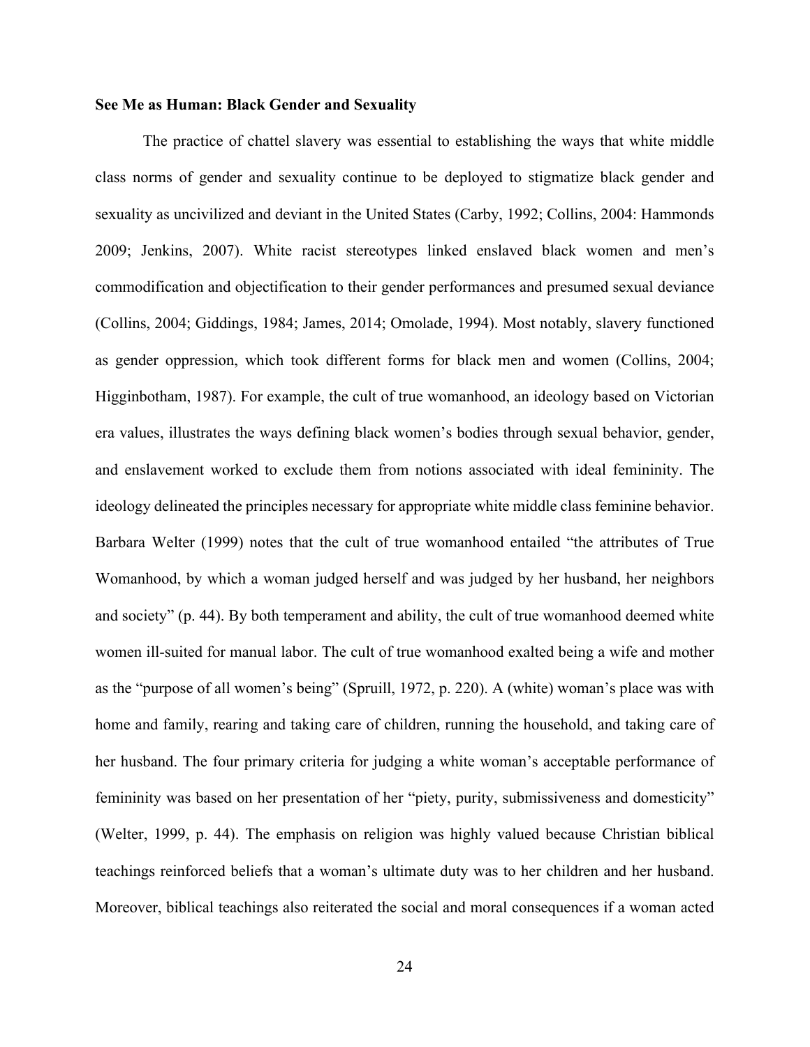**See Me as Human: Black Gender and Sexuality**

The practice of chattel slavery was essential to establishing the ways that white middle class norms of gender and sexuality continue to be deployed to stigmatize black gender and sexuality as uncivilized and deviant in the United States (Carby, 1992; Collins, 2004: Hammonds 2009; Jenkins, 2007). White racist stereotypes linked enslaved black women and men's commodification and objectification to their gender performances and presumed sexual deviance (Collins, 2004; Giddings, 1984; James, 2014; Omolade, 1994). Most notably, slavery functioned as gender oppression, which took different forms for black men and women (Collins, 2004; Higginbotham, 1987). For example, the cult of true womanhood, an ideology based on Victorian era values, illustrates the ways defining black women's bodies through sexual behavior, gender, and enslavement worked to exclude them from notions associated with ideal femininity. The ideology delineated the principles necessary for appropriate white middle class feminine behavior. Barbara Welter (1999) notes that the cult of true womanhood entailed "the attributes of True Womanhood, by which a woman judged herself and was judged by her husband, her neighbors and society" (p. 44). By both temperament and ability, the cult of true womanhood deemed white women ill-suited for manual labor. The cult of true womanhood exalted being a wife and mother as the "purpose of all women's being" (Spruill, 1972, p. 220). A (white) woman's place was with home and family, rearing and taking care of children, running the household, and taking care of her husband. The four primary criteria for judging a white woman's acceptable performance of femininity was based on her presentation of her "piety, purity, submissiveness and domesticity" (Welter, 1999, p. 44). The emphasis on religion was highly valued because Christian biblical teachings reinforced beliefs that a woman's ultimate duty was to her children and her husband. Moreover, biblical teachings also reiterated the social and moral consequences if a woman acted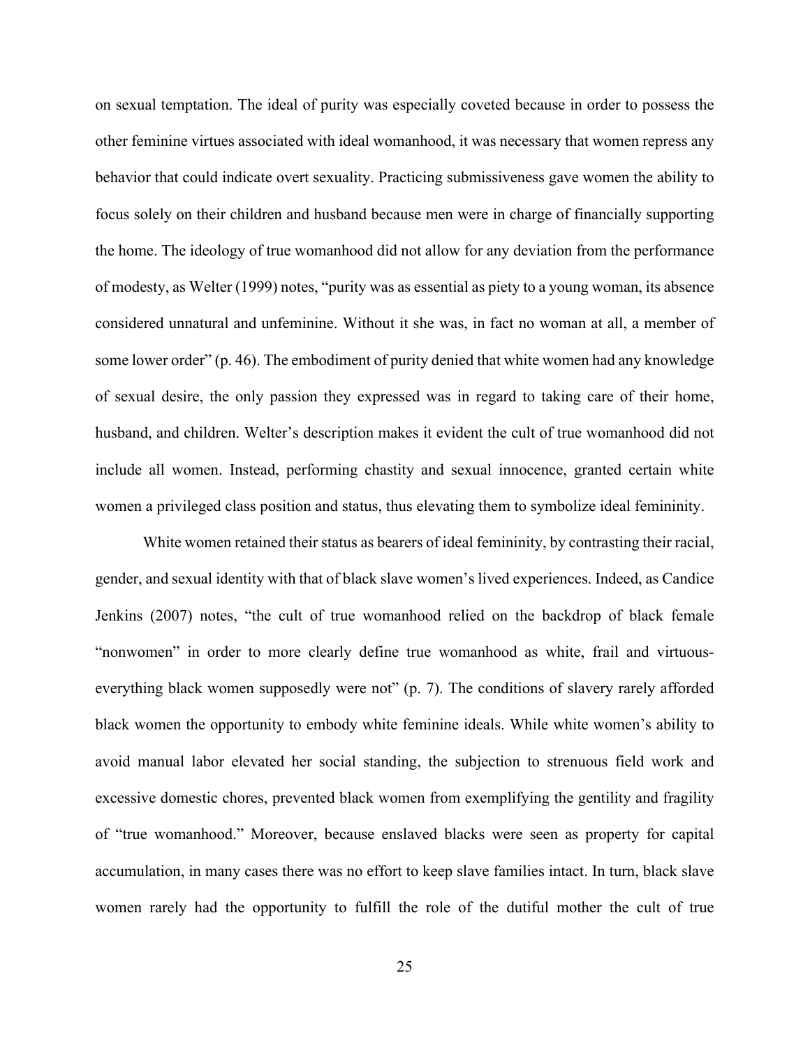on sexual temptation. The ideal of purity was especially coveted because in order to possess the other feminine virtues associated with ideal womanhood, it was necessary that women repress any behavior that could indicate overt sexuality. Practicing submissiveness gave women the ability to focus solely on their children and husband because men were in charge of financially supporting the home. The ideology of true womanhood did not allow for any deviation from the performance of modesty, as Welter (1999) notes, "purity was as essential as piety to a young woman, its absence considered unnatural and unfeminine. Without it she was, in fact no woman at all, a member of some lower order" (p. 46). The embodiment of purity denied that white women had any knowledge of sexual desire, the only passion they expressed was in regard to taking care of their home, husband, and children. Welter's description makes it evident the cult of true womanhood did not include all women. Instead, performing chastity and sexual innocence, granted certain white women a privileged class position and status, thus elevating them to symbolize ideal femininity.

White women retained their status as bearers of ideal femininity, by contrasting their racial, gender, and sexual identity with that of black slave women's lived experiences. Indeed, as Candice Jenkins (2007) notes, "the cult of true womanhood relied on the backdrop of black female "nonwomen" in order to more clearly define true womanhood as white, frail and virtuous- everything black women supposedly were not" (p. 7). The conditions of slavery rarely afforded black women the opportunity to embody white feminine ideals. While white women's ability to avoid manual labor elevated her social standing, the subjection to strenuous field work and excessive domestic chores, prevented black women from exemplifying the gentility and fragility of "true womanhood." Moreover, because enslaved blacks were seen as property for capital accumulation, in many cases there was no effort to keep slave families intact. In turn, black slave women rarely had the opportunity to fulfill the role of the dutiful mother the cult of true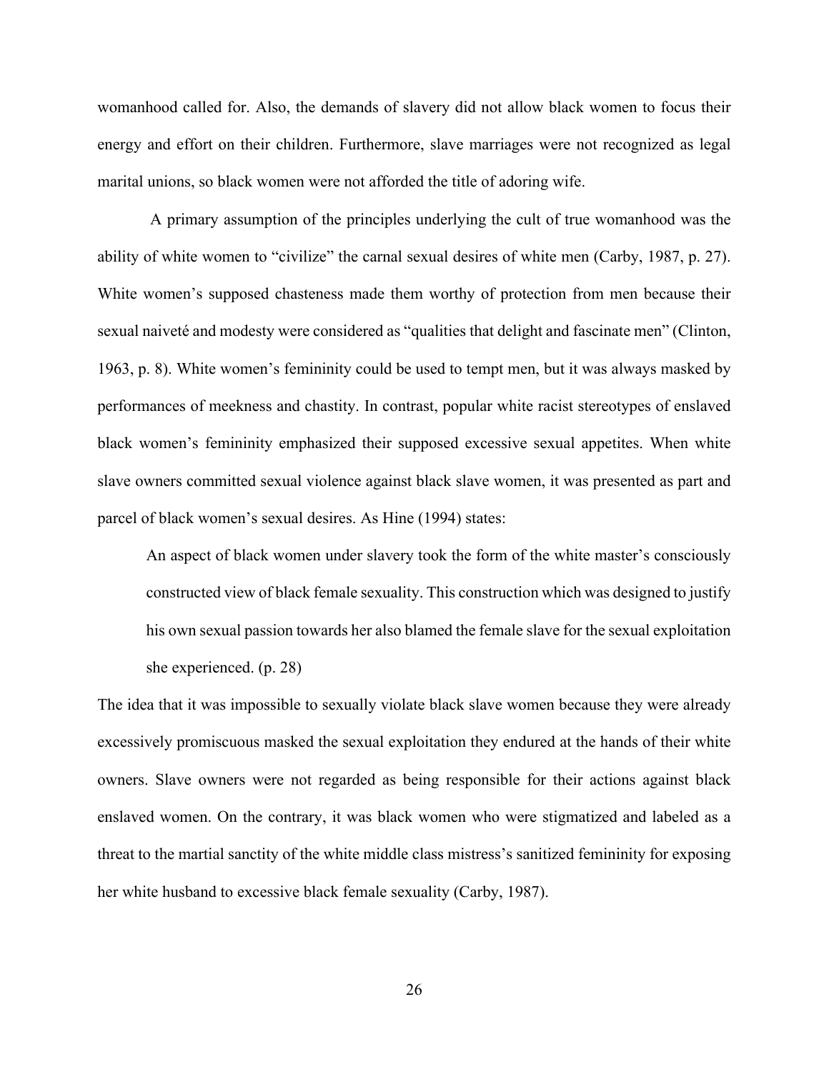womanhood called for. Also, the demands of slavery did not allow black women to focus their energy and effort on their children. Furthermore, slave marriages were not recognized as legal marital unions, so black women were not afforded the title of adoring wife.

A primary assumption of the principles underlying the cult of true womanhood was the ability of white women to "civilize" the carnal sexual desires of white men (Carby, 1987, p. 27). White women's supposed chasteness made them worthy of protection from men because their sexual naiveté and modesty were considered as "qualities that delight and fascinate men" (Clinton, 1963, p. 8). White women's femininity could be used to tempt men, but it was always masked by performances of meekness and chastity. In contrast, popular white racist stereotypes of enslaved black women's femininity emphasized their supposed excessive sexual appetites. When white slave owners committed sexual violence against black slave women, it was presented as part and parcel of black women's sexual desires. As Hine (1994) states:

> An aspect of black women under slavery took the form of the white master's consciously constructed view of black female sexuality. This construction which was designed to justify his own sexual passion towards her also blamed the female slave for the sexual exploitation she experienced. (p. 28)

The idea that it was impossible to sexually violate black slave women because they were already excessively promiscuous masked the sexual exploitation they endured at the hands of their white owners. Slave owners were not regarded as being responsible for their actions against black enslaved women. On the contrary, it was black women who were stigmatized and labeled as a threat to the martial sanctity of the white middle class mistress's sanitized femininity for exposing her white husband to excessive black female sexuality (Carby, 1987).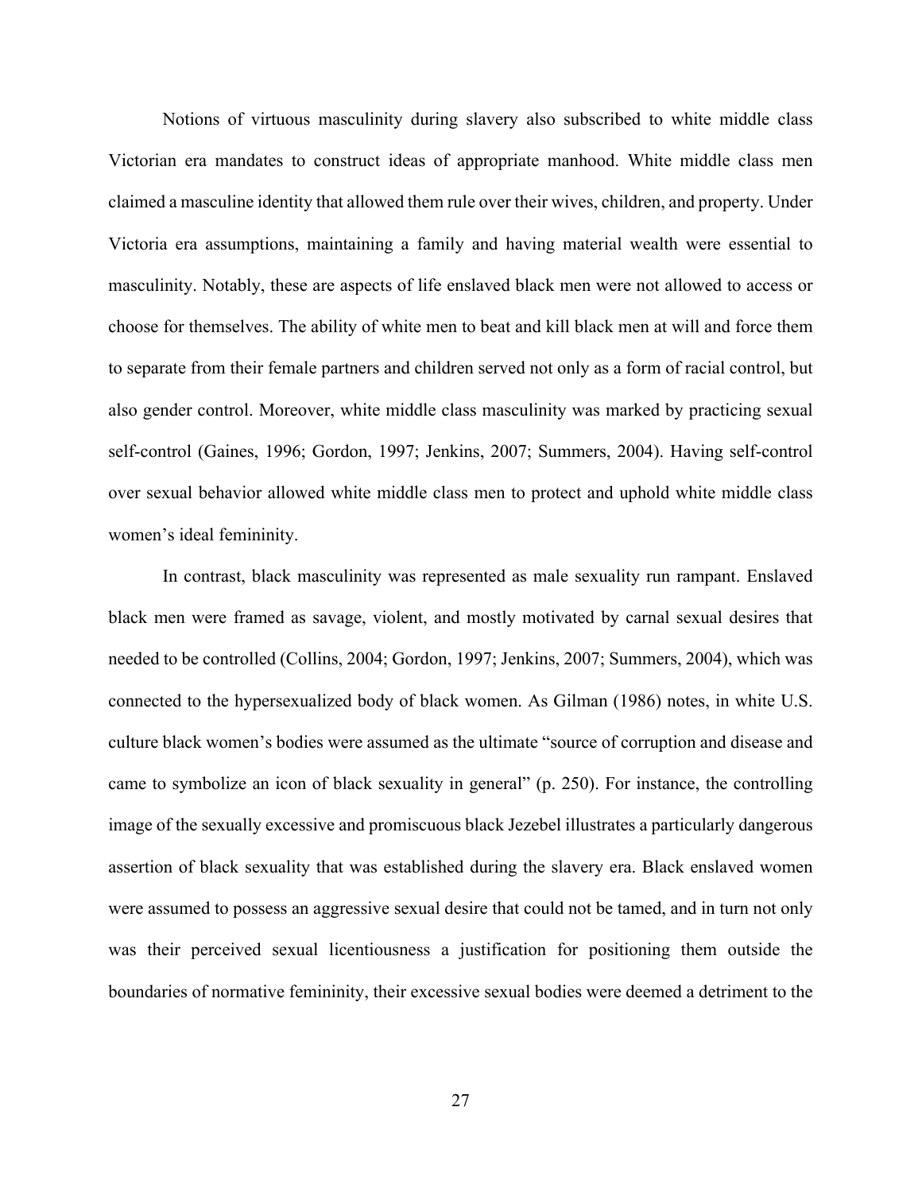Notions of virtuous masculinity during slavery also subscribed to white middle class Victorian era mandates to construct ideas of appropriate manhood. White middle class men claimed a masculine identity that allowed them rule over their wives, children, and property. Under Victoria era assumptions, maintaining a family and having material wealth were essential to masculinity. Notably, these are aspects of life enslaved black men were not allowed to access or choose for themselves. The ability of white men to beat and kill black men at will and force them to separate from their female partners and children served not only as a form of racial control, but also gender control. Moreover, white middle class masculinity was marked by practicing sexual self-control (Gaines, 1996; Gordon, 1997; Jenkins, 2007; Summers, 2004). Having self-control over sexual behavior allowed white middle class men to protect and uphold white middle class women's ideal femininity.

In contrast, black masculinity was represented as male sexuality run rampant. Enslaved black men were framed as savage, violent, and mostly motivated by carnal sexual desires that needed to be controlled (Collins, 2004; Gordon, 1997; Jenkins, 2007; Summers, 2004), which was connected to the hypersexualized body of black women. As Gilman (1986) notes, in white U.S. culture black women's bodies were assumed as the ultimate "source of corruption and disease and came to symbolize an icon of black sexuality in general" (p. 250). For instance, the controlling image of the sexually excessive and promiscuous black Jezebel illustrates a particularly dangerous assertion of black sexuality that was established during the slavery era. Black enslaved women were assumed to possess an aggressive sexual desire that could not be tamed, and in turn not only was their perceived sexual licentiousness a justification for positioning them outside the boundaries of normative femininity, their excessive sexual bodies were deemed a detriment to the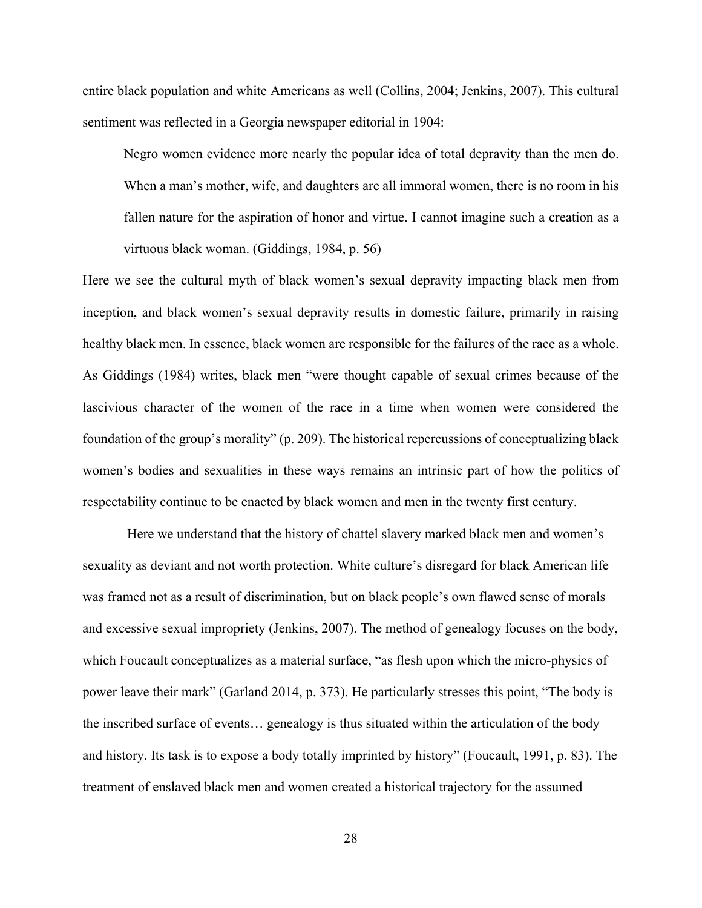entire black population and white Americans as well (Collins, 2004; Jenkins, 2007). This cultural sentiment was reflected in a Georgia newspaper editorial in 1904:

> Negro women evidence more nearly the popular idea of total depravity than the men do. When a man's mother, wife, and daughters are all immoral women, there is no room in his fallen nature for the aspiration of honor and virtue. I cannot imagine such a creation as a virtuous black woman. (Giddings, 1984, p. 56)

Here we see the cultural myth of black women's sexual depravity impacting black men from inception, and black women's sexual depravity results in domestic failure, primarily in raising healthy black men. In essence, black women are responsible for the failures of the race as a whole. As Giddings (1984) writes, black men "were thought capable of sexual crimes because of the lascivious character of the women of the race in a time when women were considered the foundation of the group's morality" (p. 209). The historical repercussions of conceptualizing black women's bodies and sexualities in these ways remains an intrinsic part of how the politics of respectability continue to be enacted by black women and men in the twenty first century.

Here we understand that the history of chattel slavery marked black men and women's sexuality as deviant and not worth protection. White culture's disregard for black American life was framed not as a result of discrimination, but on black people's own flawed sense of morals and excessive sexual impropriety (Jenkins, 2007). The method of genealogy focuses on the body, which Foucault conceptualizes as a material surface, "as flesh upon which the micro-physics of power leave their mark" (Garland 2014, p. 373). He particularly stresses this point, "The body is the inscribed surface of events… genealogy is thus situated within the articulation of the body and history. Its task is to expose a body totally imprinted by history" (Foucault, 1991, p. 83). The treatment of enslaved black men and women created a historical trajectory for the assumed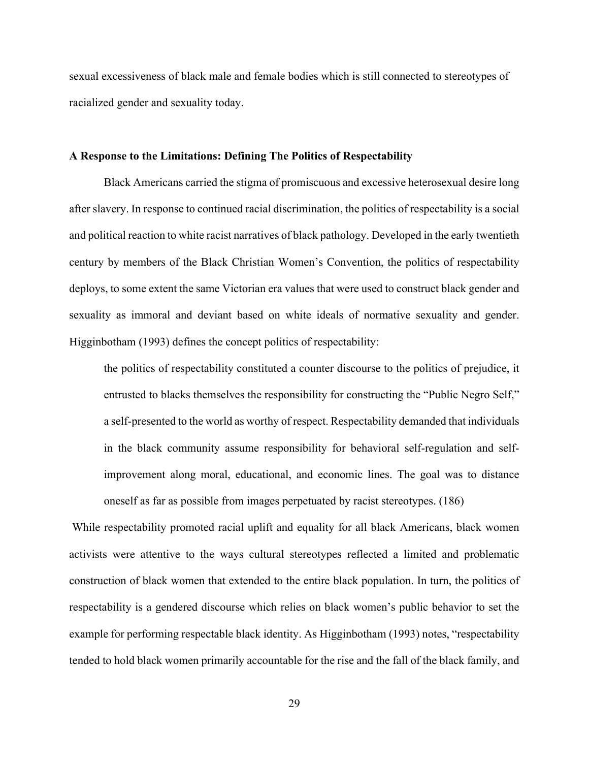sexual excessiveness of black male and female bodies which is still connected to stereotypes of racialized gender and sexuality today.

**A Response to the Limitations: Defining The Politics of Respectability**

Black Americans carried the stigma of promiscuous and excessive heterosexual desire long after slavery. In response to continued racial discrimination, the politics of respectability is a social and political reaction to white racist narratives of black pathology. Developed in the early twentieth century by members of the Black Christian Women's Convention, the politics of respectability deploys, to some extent the same Victorian era values that were used to construct black gender and sexuality as immoral and deviant based on white ideals of normative sexuality and gender. Higginbotham (1993) defines the concept politics of respectability:

> the politics of respectability constituted a counter discourse to the politics of prejudice, it entrusted to blacks themselves the responsibility for constructing the "Public Negro Self," a self-presented to the world as worthy of respect. Respectability demanded that individuals in the black community assume responsibility for behavioral self-regulation and self-improvement along moral, educational, and economic lines. The goal was to distance oneself as far as possible from images perpetuated by racist stereotypes. (186)

While respectability promoted racial uplift and equality for all black Americans, black women activists were attentive to the ways cultural stereotypes reflected a limited and problematic construction of black women that extended to the entire black population. In turn, the politics of respectability is a gendered discourse which relies on black women's public behavior to set the example for performing respectable black identity. As Higginbotham (1993) notes, "respectability tended to hold black women primarily accountable for the rise and the fall of the black family, and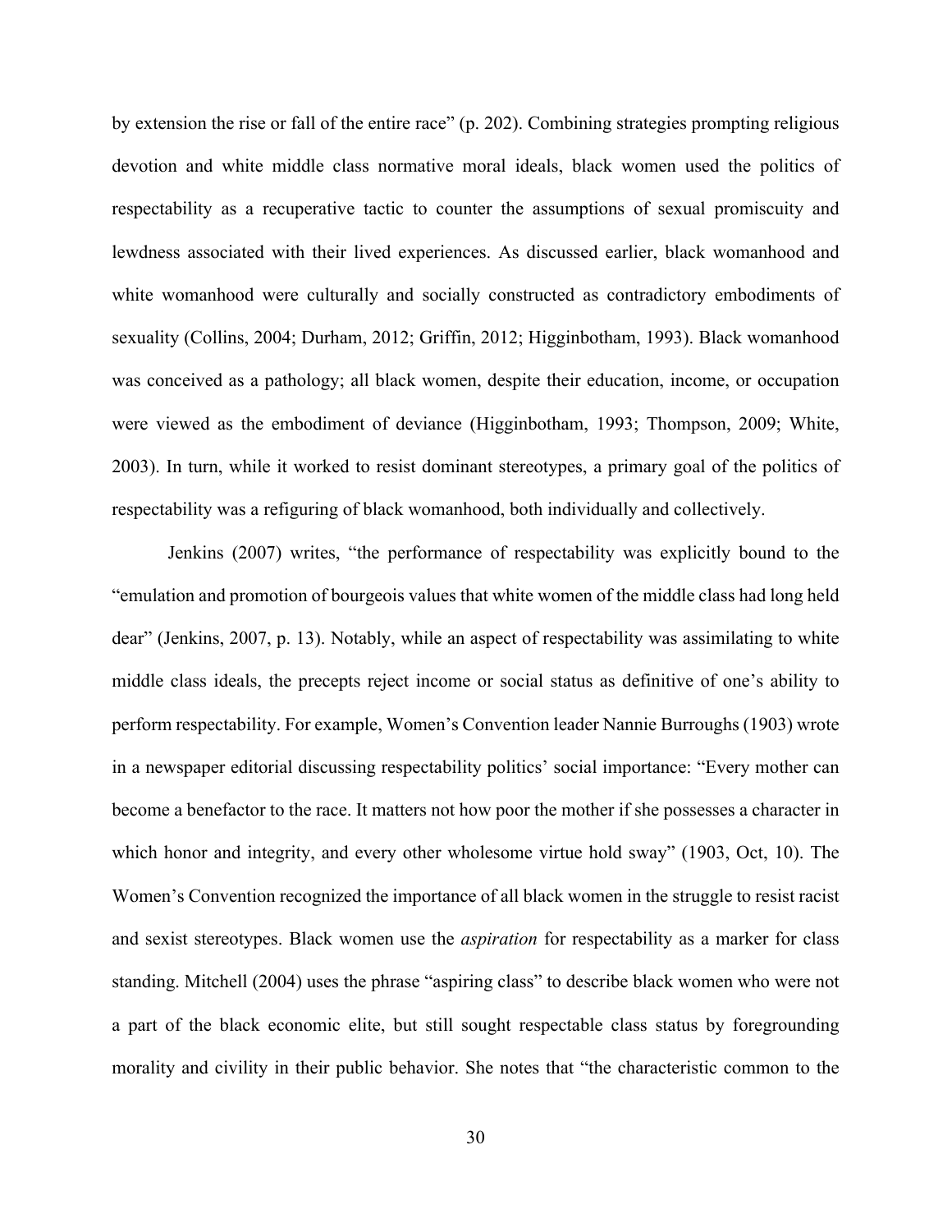by extension the rise or fall of the entire race" (p. 202). Combining strategies prompting religious devotion and white middle class normative moral ideals, black women used the politics of respectability as a recuperative tactic to counter the assumptions of sexual promiscuity and lewdness associated with their lived experiences. As discussed earlier, black womanhood and white womanhood were culturally and socially constructed as contradictory embodiments of sexuality (Collins, 2004; Durham, 2012; Griffin, 2012; Higginbotham, 1993). Black womanhood was conceived as a pathology; all black women, despite their education, income, or occupation were viewed as the embodiment of deviance (Higginbotham, 1993; Thompson, 2009; White, 2003). In turn, while it worked to resist dominant stereotypes, a primary goal of the politics of respectability was a refiguring of black womanhood, both individually and collectively.

Jenkins (2007) writes, "the performance of respectability was explicitly bound to the "emulation and promotion of bourgeois values that white women of the middle class had long held dear" (Jenkins, 2007, p. 13). Notably, while an aspect of respectability was assimilating to white middle class ideals, the precepts reject income or social status as definitive of one's ability to perform respectability. For example, Women's Convention leader Nannie Burroughs (1903) wrote in a newspaper editorial discussing respectability politics' social importance: "Every mother can become a benefactor to the race. It matters not how poor the mother if she possesses a character in which honor and integrity, and every other wholesome virtue hold sway" (1903, Oct, 10). The Women's Convention recognized the importance of all black women in the struggle to resist racist and sexist stereotypes. Black women use the *aspiration* for respectability as a marker for class standing. Mitchell (2004) uses the phrase "aspiring class" to describe black women who were not a part of the black economic elite, but still sought respectable class status by foregrounding morality and civility in their public behavior. She notes that "the characteristic common to the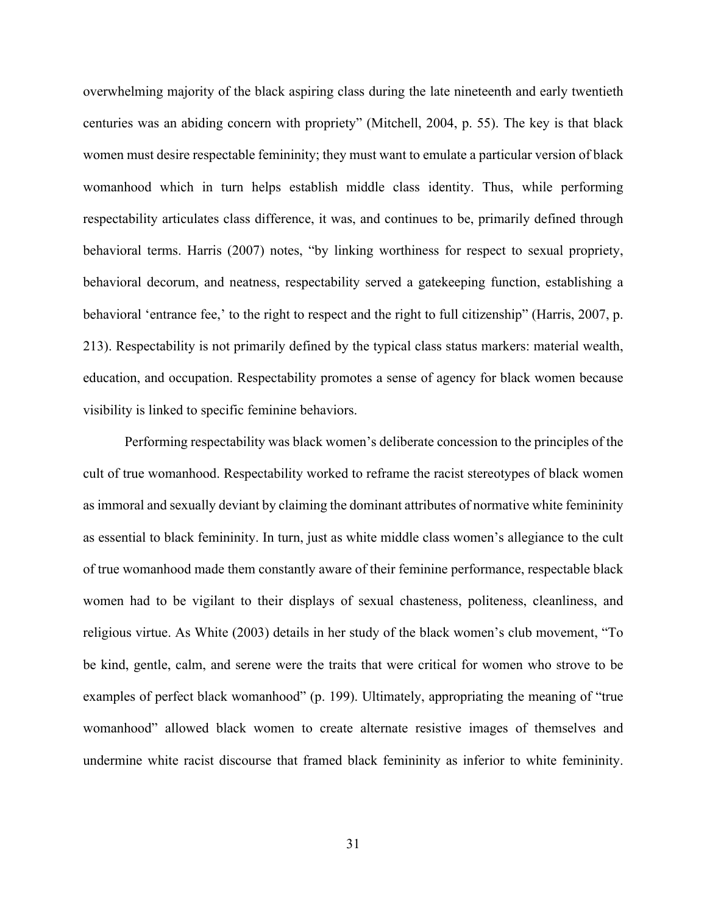overwhelming majority of the black aspiring class during the late nineteenth and early twentieth centuries was an abiding concern with propriety" (Mitchell, 2004, p. 55). The key is that black women must desire respectable femininity; they must want to emulate a particular version of black womanhood which in turn helps establish middle class identity. Thus, while performing respectability articulates class difference, it was, and continues to be, primarily defined through behavioral terms. Harris (2007) notes, "by linking worthiness for respect to sexual propriety, behavioral decorum, and neatness, respectability served a gatekeeping function, establishing a behavioral 'entrance fee,' to the right to respect and the right to full citizenship" (Harris, 2007, p. 213). Respectability is not primarily defined by the typical class status markers: material wealth, education, and occupation. Respectability promotes a sense of agency for black women because visibility is linked to specific feminine behaviors.

Performing respectability was black women's deliberate concession to the principles of the cult of true womanhood. Respectability worked to reframe the racist stereotypes of black women as immoral and sexually deviant by claiming the dominant attributes of normative white femininity as essential to black femininity. In turn, just as white middle class women's allegiance to the cult of true womanhood made them constantly aware of their feminine performance, respectable black women had to be vigilant to their displays of sexual chasteness, politeness, cleanliness, and religious virtue. As White (2003) details in her study of the black women's club movement, "To be kind, gentle, calm, and serene were the traits that were critical for women who strove to be examples of perfect black womanhood" (p. 199). Ultimately, appropriating the meaning of "true womanhood" allowed black women to create alternate resistive images of themselves and undermine white racist discourse that framed black femininity as inferior to white femininity.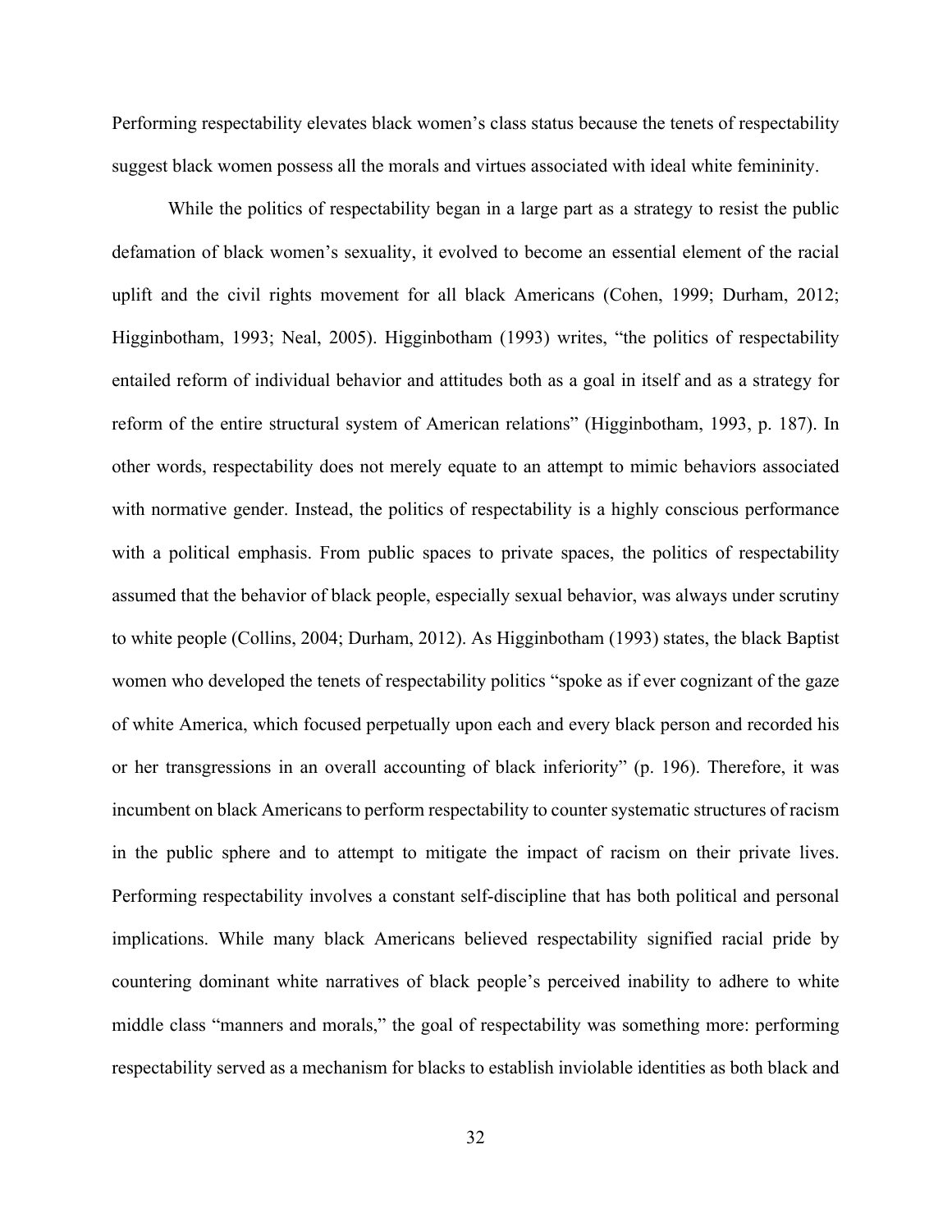Performing respectability elevates black women's class status because the tenets of respectability suggest black women possess all the morals and virtues associated with ideal white femininity.

While the politics of respectability began in a large part as a strategy to resist the public defamation of black women's sexuality, it evolved to become an essential element of the racial uplift and the civil rights movement for all black Americans (Cohen, 1999; Durham, 2012; Higginbotham, 1993; Neal, 2005). Higginbotham (1993) writes, "the politics of respectability entailed reform of individual behavior and attitudes both as a goal in itself and as a strategy for reform of the entire structural system of American relations" (Higginbotham, 1993, p. 187). In other words, respectability does not merely equate to an attempt to mimic behaviors associated with normative gender. Instead, the politics of respectability is a highly conscious performance with a political emphasis. From public spaces to private spaces, the politics of respectability assumed that the behavior of black people, especially sexual behavior, was always under scrutiny to white people (Collins, 2004; Durham, 2012). As Higginbotham (1993) states, the black Baptist women who developed the tenets of respectability politics "spoke as if ever cognizant of the gaze of white America, which focused perpetually upon each and every black person and recorded his or her transgressions in an overall accounting of black inferiority" (p. 196). Therefore, it was incumbent on black Americans to perform respectability to counter systematic structures of racism in the public sphere and to attempt to mitigate the impact of racism on their private lives. Performing respectability involves a constant self-discipline that has both political and personal implications. While many black Americans believed respectability signified racial pride by countering dominant white narratives of black people's perceived inability to adhere to white middle class "manners and morals," the goal of respectability was something more: performing respectability served as a mechanism for blacks to establish inviolable identities as both black and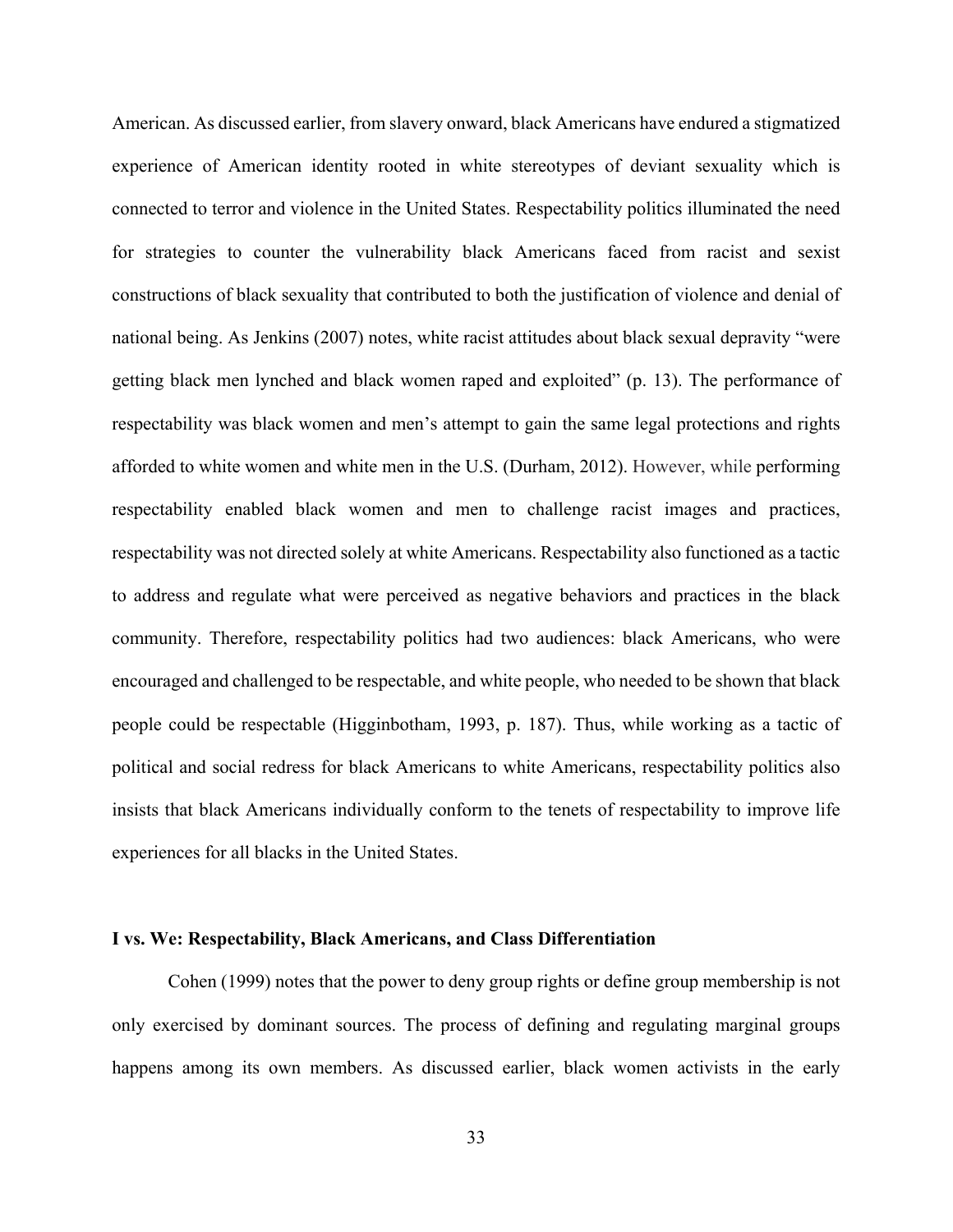American. As discussed earlier, from slavery onward, black Americans have endured a stigmatized experience of American identity rooted in white stereotypes of deviant sexuality which is connected to terror and violence in the United States. Respectability politics illuminated the need for strategies to counter the vulnerability black Americans faced from racist and sexist constructions of black sexuality that contributed to both the justification of violence and denial of national being. As Jenkins (2007) notes, white racist attitudes about black sexual depravity "were getting black men lynched and black women raped and exploited" (p. 13). The performance of respectability was black women and men's attempt to gain the same legal protections and rights afforded to white women and white men in the U.S. (Durham, 2012). However, while performing respectability enabled black women and men to challenge racist images and practices, respectability was not directed solely at white Americans. Respectability also functioned as a tactic to address and regulate what were perceived as negative behaviors and practices in the black community. Therefore, respectability politics had two audiences: black Americans, who were encouraged and challenged to be respectable, and white people, who needed to be shown that black people could be respectable (Higginbotham, 1993, p. 187). Thus, while working as a tactic of political and social redress for black Americans to white Americans, respectability politics also insists that black Americans individually conform to the tenets of respectability to improve life experiences for all blacks in the United States.

### I vs. We: Respectability, Black Americans, and Class Differentiation

Cohen (1999) notes that the power to deny group rights or define group membership is not only exercised by dominant sources. The process of defining and regulating marginal groups happens among its own members. As discussed earlier, black women activists in the early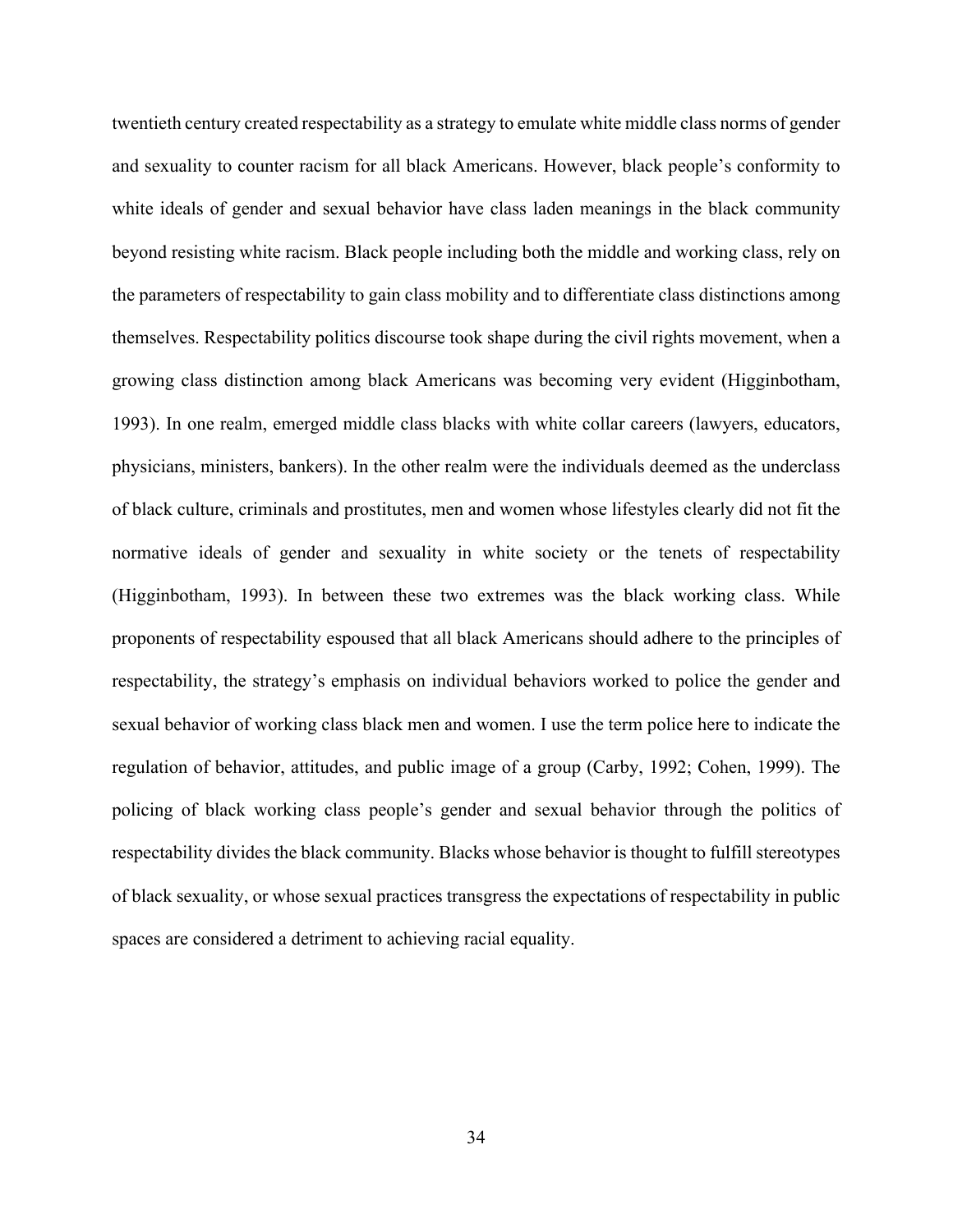twentieth century created respectability as a strategy to emulate white middle class norms of gender and sexuality to counter racism for all black Americans. However, black people's conformity to white ideals of gender and sexual behavior have class laden meanings in the black community beyond resisting white racism. Black people including both the middle and working class, rely on the parameters of respectability to gain class mobility and to differentiate class distinctions among themselves. Respectability politics discourse took shape during the civil rights movement, when a growing class distinction among black Americans was becoming very evident (Higginbotham, 1993). In one realm, emerged middle class blacks with white collar careers (lawyers, educators, physicians, ministers, bankers). In the other realm were the individuals deemed as the underclass of black culture, criminals and prostitutes, men and women whose lifestyles clearly did not fit the normative ideals of gender and sexuality in white society or the tenets of respectability (Higginbotham, 1993). In between these two extremes was the black working class. While proponents of respectability espoused that all black Americans should adhere to the principles of respectability, the strategy's emphasis on individual behaviors worked to police the gender and sexual behavior of working class black men and women. I use the term police here to indicate the regulation of behavior, attitudes, and public image of a group (Carby, 1992; Cohen, 1999). The policing of black working class people's gender and sexual behavior through the politics of respectability divides the black community. Blacks whose behavior is thought to fulfill stereotypes of black sexuality, or whose sexual practices transgress the expectations of respectability in public spaces are considered a detriment to achieving racial equality.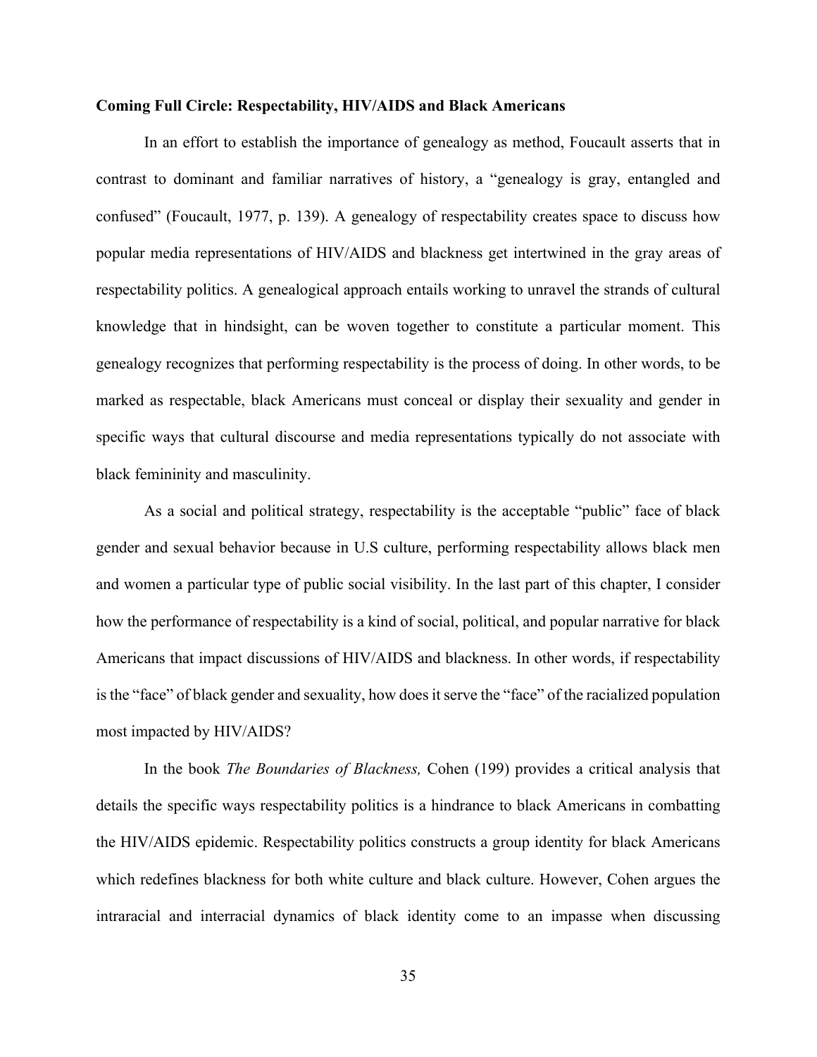**Coming Full Circle: Respectability, HIV/AIDS and Black Americans**

In an effort to establish the importance of genealogy as method, Foucault asserts that in contrast to dominant and familiar narratives of history, a "genealogy is gray, entangled and confused" (Foucault, 1977, p. 139). A genealogy of respectability creates space to discuss how popular media representations of HIV/AIDS and blackness get intertwined in the gray areas of respectability politics. A genealogical approach entails working to unravel the strands of cultural knowledge that in hindsight, can be woven together to constitute a particular moment. This genealogy recognizes that performing respectability is the process of doing. In other words, to be marked as respectable, black Americans must conceal or display their sexuality and gender in specific ways that cultural discourse and media representations typically do not associate with black femininity and masculinity.

As a social and political strategy, respectability is the acceptable "public" face of black gender and sexual behavior because in U.S culture, performing respectability allows black men and women a particular type of public social visibility. In the last part of this chapter, I consider how the performance of respectability is a kind of social, political, and popular narrative for black Americans that impact discussions of HIV/AIDS and blackness. In other words, if respectability is the "face" of black gender and sexuality, how does it serve the "face" of the racialized population most impacted by HIV/AIDS?

In the book *The Boundaries of Blackness,* Cohen (199) provides a critical analysis that details the specific ways respectability politics is a hindrance to black Americans in combatting the HIV/AIDS epidemic. Respectability politics constructs a group identity for black Americans which redefines blackness for both white culture and black culture. However, Cohen argues the intraracial and interracial dynamics of black identity come to an impasse when discussing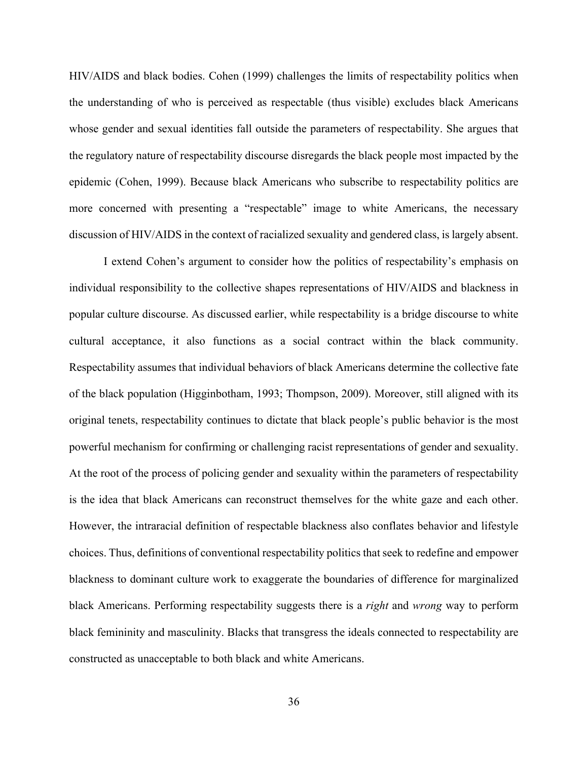HIV/AIDS and black bodies. Cohen (1999) challenges the limits of respectability politics when the understanding of who is perceived as respectable (thus visible) excludes black Americans whose gender and sexual identities fall outside the parameters of respectability. She argues that the regulatory nature of respectability discourse disregards the black people most impacted by the epidemic (Cohen, 1999). Because black Americans who subscribe to respectability politics are more concerned with presenting a "respectable" image to white Americans, the necessary discussion of HIV/AIDS in the context of racialized sexuality and gendered class, is largely absent.

I extend Cohen's argument to consider how the politics of respectability's emphasis on individual responsibility to the collective shapes representations of HIV/AIDS and blackness in popular culture discourse. As discussed earlier, while respectability is a bridge discourse to white cultural acceptance, it also functions as a social contract within the black community. Respectability assumes that individual behaviors of black Americans determine the collective fate of the black population (Higginbotham, 1993; Thompson, 2009). Moreover, still aligned with its original tenets, respectability continues to dictate that black people's public behavior is the most powerful mechanism for confirming or challenging racist representations of gender and sexuality. At the root of the process of policing gender and sexuality within the parameters of respectability is the idea that black Americans can reconstruct themselves for the white gaze and each other. However, the intraracial definition of respectable blackness also conflates behavior and lifestyle choices. Thus, definitions of conventional respectability politics that seek to redefine and empower blackness to dominant culture work to exaggerate the boundaries of difference for marginalized black Americans. Performing respectability suggests there is a *right* and *wrong* way to perform black femininity and masculinity. Blacks that transgress the ideals connected to respectability are constructed as unacceptable to both black and white Americans.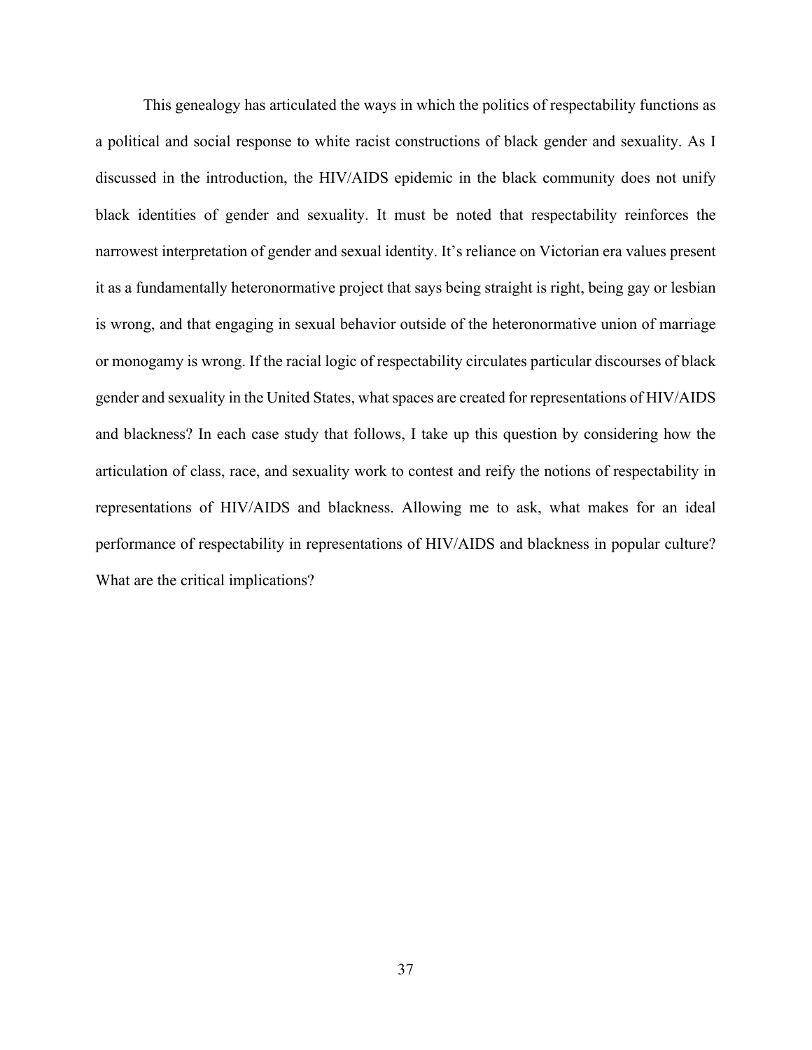This genealogy has articulated the ways in which the politics of respectability functions as a political and social response to white racist constructions of black gender and sexuality. As I discussed in the introduction, the HIV/AIDS epidemic in the black community does not unify black identities of gender and sexuality. It must be noted that respectability reinforces the narrowest interpretation of gender and sexual identity. It's reliance on Victorian era values present it as a fundamentally heteronormative project that says being straight is right, being gay or lesbian is wrong, and that engaging in sexual behavior outside of the heteronormative union of marriage or monogamy is wrong. If the racial logic of respectability circulates particular discourses of black gender and sexuality in the United States, what spaces are created for representations of HIV/AIDS and blackness? In each case study that follows, I take up this question by considering how the articulation of class, race, and sexuality work to contest and reify the notions of respectability in representations of HIV/AIDS and blackness. Allowing me to ask, what makes for an ideal performance of respectability in representations of HIV/AIDS and blackness in popular culture? What are the critical implications?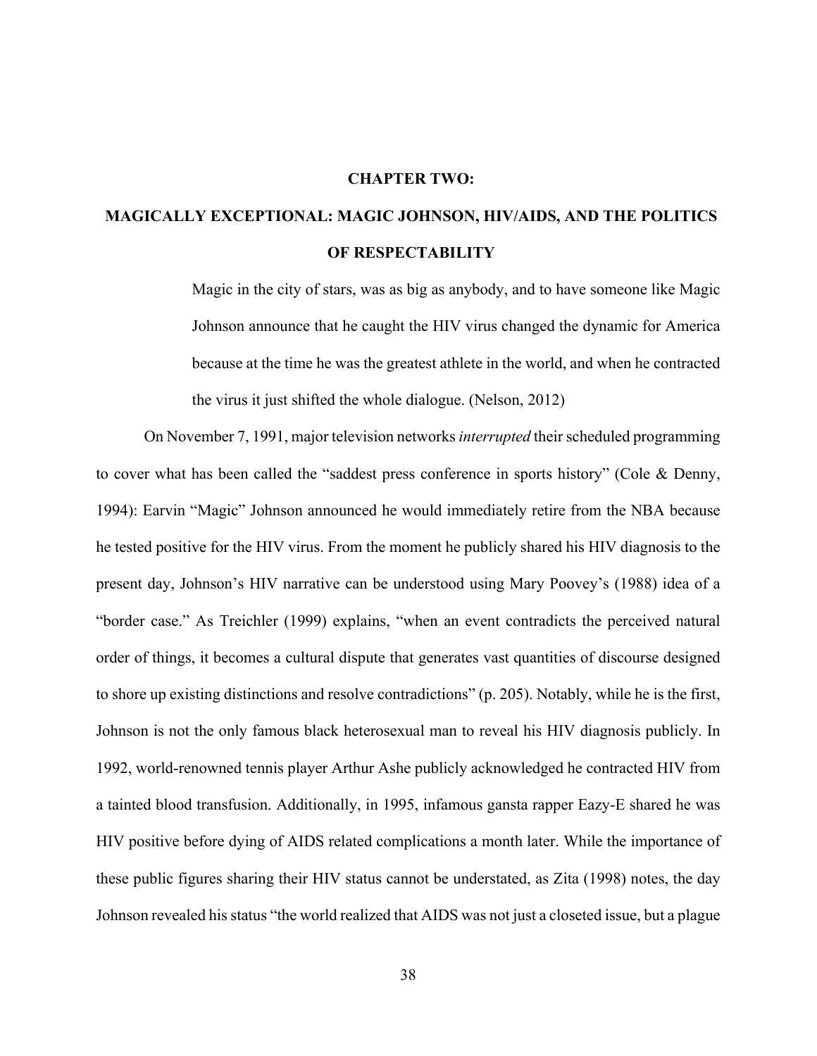# CHAPTER TWO:

# MAGICALLY EXCEPTIONAL: MAGIC JOHNSON, HIV/AIDS, AND THE POLITICS OF RESPECTABILITY

> Magic in the city of stars, was as big as anybody, and to have someone like Magic Johnson announce that he caught the HIV virus changed the dynamic for America because at the time he was the greatest athlete in the world, and when he contracted the virus it just shifted the whole dialogue. (Nelson, 2012)

On November 7, 1991, major television networks *interrupted* their scheduled programming to cover what has been called the "saddest press conference in sports history" (Cole & Denny, 1994): Earvin "Magic" Johnson announced he would immediately retire from the NBA because he tested positive for the HIV virus. From the moment he publicly shared his HIV diagnosis to the present day, Johnson's HIV narrative can be understood using Mary Poovey's (1988) idea of a "border case." As Treichler (1999) explains, "when an event contradicts the perceived natural order of things, it becomes a cultural dispute that generates vast quantities of discourse designed to shore up existing distinctions and resolve contradictions" (p. 205). Notably, while he is the first, Johnson is not the only famous black heterosexual man to reveal his HIV diagnosis publicly. In 1992, world-renowned tennis player Arthur Ashe publicly acknowledged he contracted HIV from a tainted blood transfusion. Additionally, in 1995, infamous gansta rapper Eazy-E shared he was HIV positive before dying of AIDS related complications a month later. While the importance of these public figures sharing their HIV status cannot be understated, as Zita (1998) notes, the day Johnson revealed his status "the world realized that AIDS was not just a closeted issue, but a plague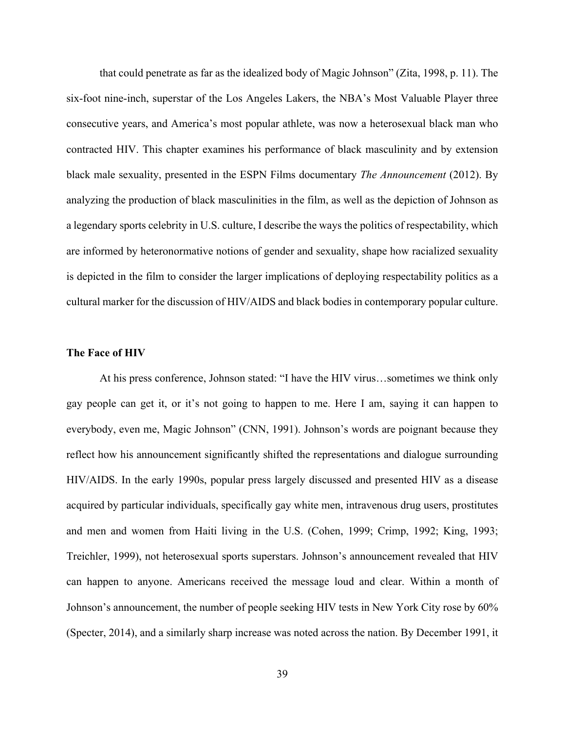that could penetrate as far as the idealized body of Magic Johnson" (Zita, 1998, p. 11). The six-foot nine-inch, superstar of the Los Angeles Lakers, the NBA's Most Valuable Player three consecutive years, and America's most popular athlete, was now a heterosexual black man who contracted HIV. This chapter examines his performance of black masculinity and by extension black male sexuality, presented in the ESPN Films documentary *The Announcement* (2012). By analyzing the production of black masculinities in the film, as well as the depiction of Johnson as a legendary sports celebrity in U.S. culture, I describe the ways the politics of respectability, which are informed by heteronormative notions of gender and sexuality, shape how racialized sexuality is depicted in the film to consider the larger implications of deploying respectability politics as a cultural marker for the discussion of HIV/AIDS and black bodies in contemporary popular culture.

### The Face of HIV

At his press conference, Johnson stated: "I have the HIV virus…sometimes we think only gay people can get it, or it's not going to happen to me. Here I am, saying it can happen to everybody, even me, Magic Johnson" (CNN, 1991). Johnson's words are poignant because they reflect how his announcement significantly shifted the representations and dialogue surrounding HIV/AIDS. In the early 1990s, popular press largely discussed and presented HIV as a disease acquired by particular individuals, specifically gay white men, intravenous drug users, prostitutes and men and women from Haiti living in the U.S. (Cohen, 1999; Crimp, 1992; King, 1993; Treichler, 1999), not heterosexual sports superstars. Johnson's announcement revealed that HIV can happen to anyone. Americans received the message loud and clear. Within a month of Johnson's announcement, the number of people seeking HIV tests in New York City rose by 60% (Specter, 2014), and a similarly sharp increase was noted across the nation. By December 1991, it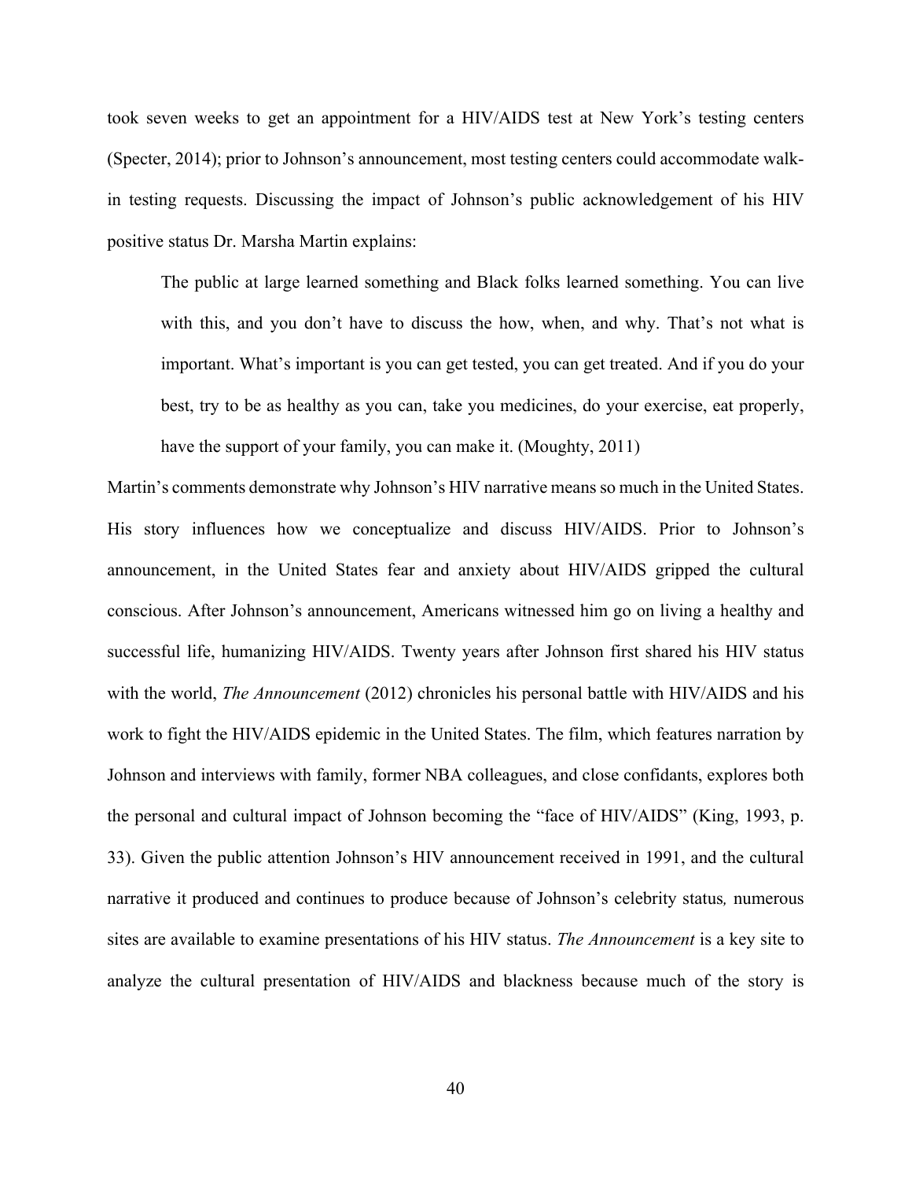took seven weeks to get an appointment for a HIV/AIDS test at New York's testing centers (Specter, 2014); prior to Johnson's announcement, most testing centers could accommodate walk-in testing requests. Discussing the impact of Johnson's public acknowledgement of his HIV positive status Dr. Marsha Martin explains:

> The public at large learned something and Black folks learned something. You can live with this, and you don't have to discuss the how, when, and why. That's not what is important. What's important is you can get tested, you can get treated. And if you do your best, try to be as healthy as you can, take you medicines, do your exercise, eat properly, have the support of your family, you can make it. (Moughty, 2011)

Martin's comments demonstrate why Johnson's HIV narrative means so much in the United States. His story influences how we conceptualize and discuss HIV/AIDS. Prior to Johnson's announcement, in the United States fear and anxiety about HIV/AIDS gripped the cultural conscious. After Johnson's announcement, Americans witnessed him go on living a healthy and successful life, humanizing HIV/AIDS. Twenty years after Johnson first shared his HIV status with the world, *The Announcement* (2012) chronicles his personal battle with HIV/AIDS and his work to fight the HIV/AIDS epidemic in the United States. The film, which features narration by Johnson and interviews with family, former NBA colleagues, and close confidants, explores both the personal and cultural impact of Johnson becoming the "face of HIV/AIDS" (King, 1993, p. 33). Given the public attention Johnson's HIV announcement received in 1991, and the cultural narrative it produced and continues to produce because of Johnson's celebrity status, numerous sites are available to examine presentations of his HIV status. *The Announcement* is a key site to analyze the cultural presentation of HIV/AIDS and blackness because much of the story is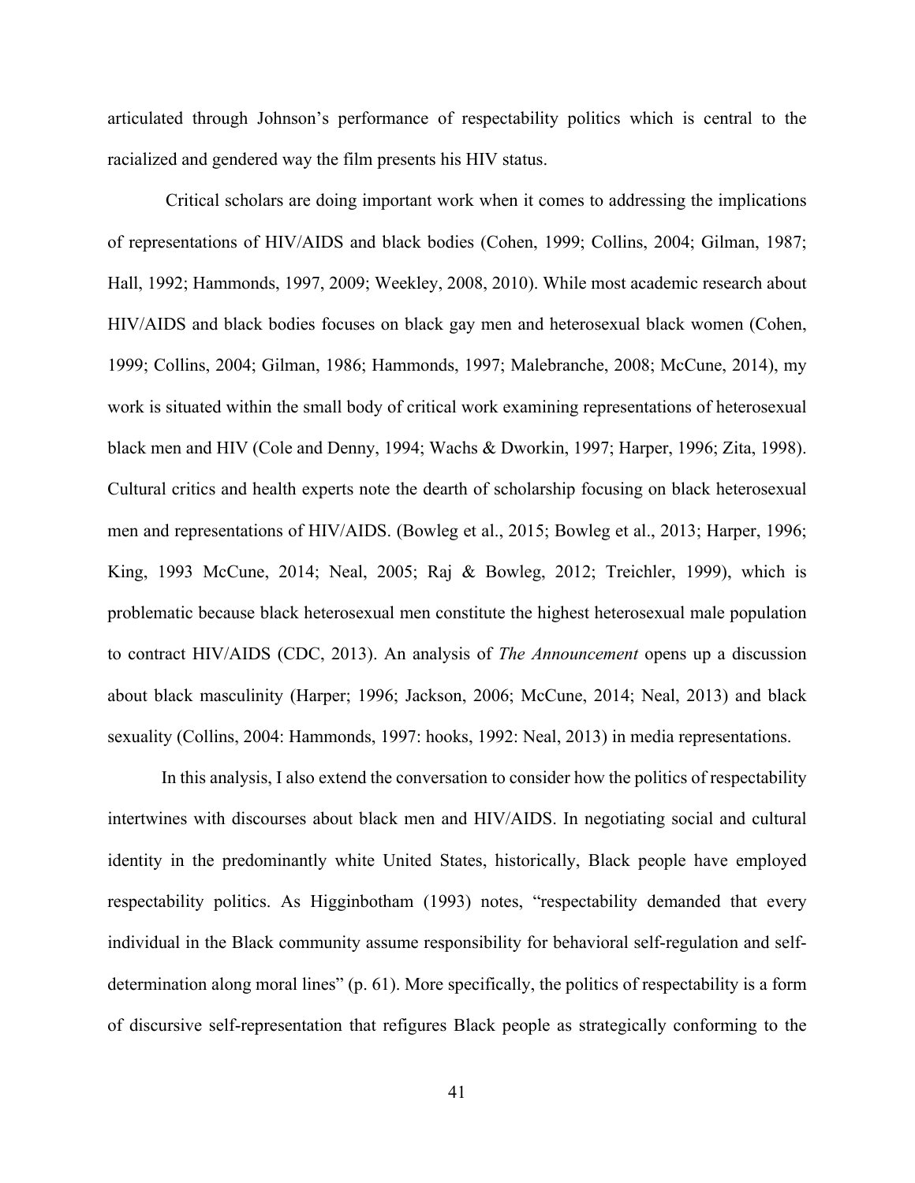articulated through Johnson's performance of respectability politics which is central to the racialized and gendered way the film presents his HIV status.

Critical scholars are doing important work when it comes to addressing the implications of representations of HIV/AIDS and black bodies (Cohen, 1999; Collins, 2004; Gilman, 1987; Hall, 1992; Hammonds, 1997, 2009; Weekley, 2008, 2010). While most academic research about HIV/AIDS and black bodies focuses on black gay men and heterosexual black women (Cohen, 1999; Collins, 2004; Gilman, 1986; Hammonds, 1997; Malebranche, 2008; McCune, 2014), my work is situated within the small body of critical work examining representations of heterosexual black men and HIV (Cole and Denny, 1994; Wachs & Dworkin, 1997; Harper, 1996; Zita, 1998). Cultural critics and health experts note the dearth of scholarship focusing on black heterosexual men and representations of HIV/AIDS. (Bowleg et al., 2015; Bowleg et al., 2013; Harper, 1996; King, 1993 McCune, 2014; Neal, 2005; Raj & Bowleg, 2012; Treichler, 1999), which is problematic because black heterosexual men constitute the highest heterosexual male population to contract HIV/AIDS (CDC, 2013). An analysis of *The Announcement* opens up a discussion about black masculinity (Harper; 1996; Jackson, 2006; McCune, 2014; Neal, 2013) and black sexuality (Collins, 2004: Hammonds, 1997: hooks, 1992: Neal, 2013) in media representations.

In this analysis, I also extend the conversation to consider how the politics of respectability intertwines with discourses about black men and HIV/AIDS. In negotiating social and cultural identity in the predominantly white United States, historically, Black people have employed respectability politics. As Higginbotham (1993) notes, "respectability demanded that every individual in the Black community assume responsibility for behavioral self-regulation and self-determination along moral lines" (p. 61). More specifically, the politics of respectability is a form of discursive self-representation that refigures Black people as strategically conforming to the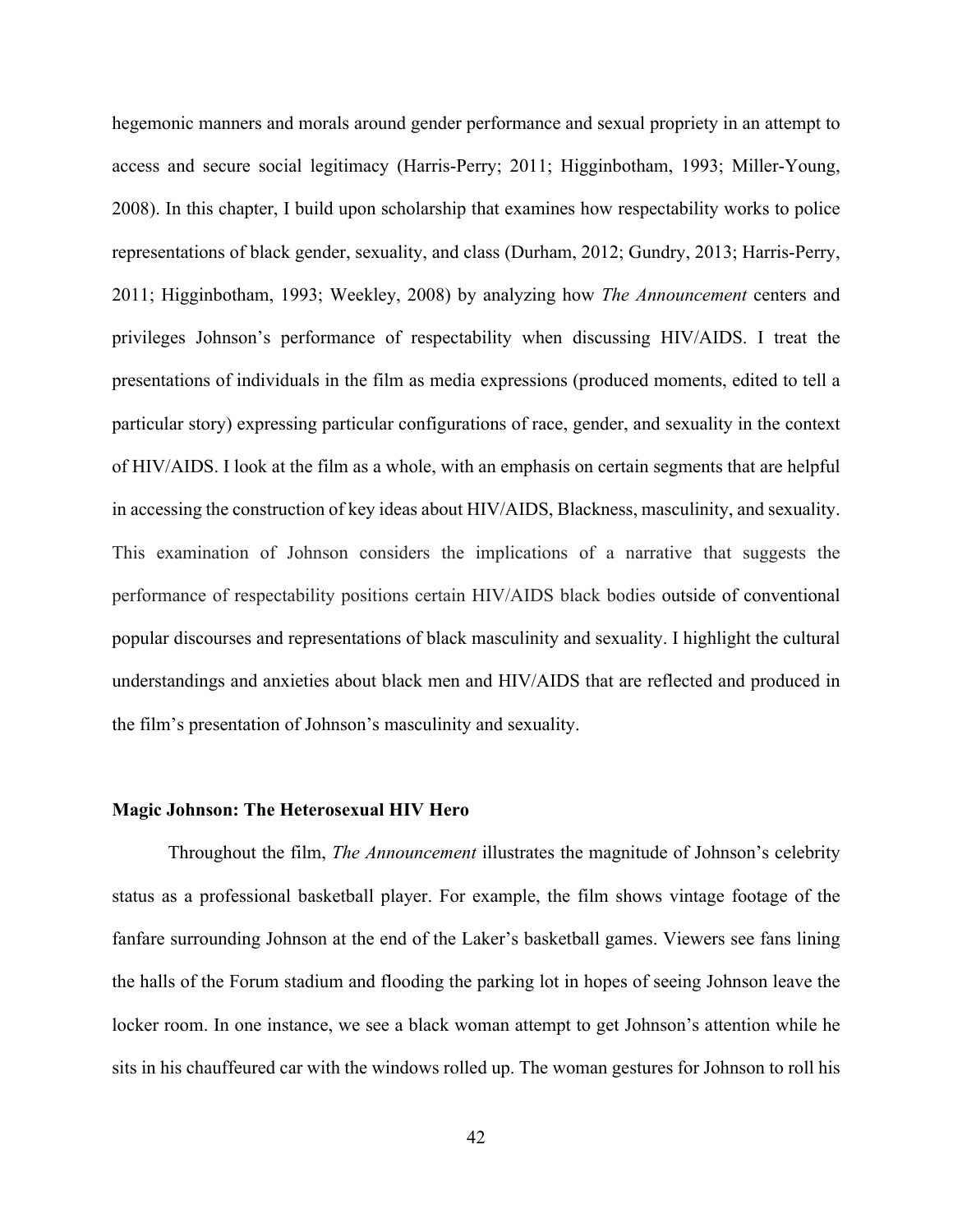hegemonic manners and morals around gender performance and sexual propriety in an attempt to access and secure social legitimacy (Harris-Perry; 2011; Higginbotham, 1993; Miller-Young, 2008). In this chapter, I build upon scholarship that examines how respectability works to police representations of black gender, sexuality, and class (Durham, 2012; Gundry, 2013; Harris-Perry, 2011; Higginbotham, 1993; Weekley, 2008) by analyzing how *The Announcement* centers and privileges Johnson's performance of respectability when discussing HIV/AIDS. I treat the presentations of individuals in the film as media expressions (produced moments, edited to tell a particular story) expressing particular configurations of race, gender, and sexuality in the context of HIV/AIDS. I look at the film as a whole, with an emphasis on certain segments that are helpful in accessing the construction of key ideas about HIV/AIDS, Blackness, masculinity, and sexuality. This examination of Johnson considers the implications of a narrative that suggests the performance of respectability positions certain HIV/AIDS black bodies outside of conventional popular discourses and representations of black masculinity and sexuality. I highlight the cultural understandings and anxieties about black men and HIV/AIDS that are reflected and produced in the film's presentation of Johnson's masculinity and sexuality.

### Magic Johnson: The Heterosexual HIV Hero

Throughout the film, *The Announcement* illustrates the magnitude of Johnson's celebrity status as a professional basketball player. For example, the film shows vintage footage of the fanfare surrounding Johnson at the end of the Laker's basketball games. Viewers see fans lining the halls of the Forum stadium and flooding the parking lot in hopes of seeing Johnson leave the locker room. In one instance, we see a black woman attempt to get Johnson's attention while he sits in his chauffeured car with the windows rolled up. The woman gestures for Johnson to roll his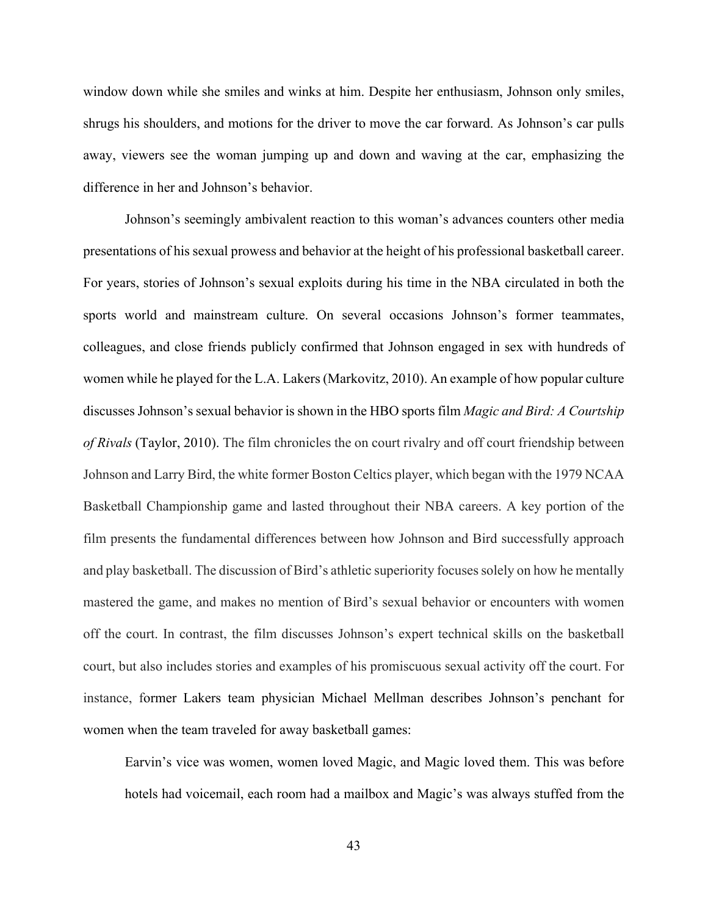window down while she smiles and winks at him. Despite her enthusiasm, Johnson only smiles, shrugs his shoulders, and motions for the driver to move the car forward. As Johnson's car pulls away, viewers see the woman jumping up and down and waving at the car, emphasizing the difference in her and Johnson's behavior.

Johnson's seemingly ambivalent reaction to this woman's advances counters other media presentations of his sexual prowess and behavior at the height of his professional basketball career. For years, stories of Johnson's sexual exploits during his time in the NBA circulated in both the sports world and mainstream culture. On several occasions Johnson's former teammates, colleagues, and close friends publicly confirmed that Johnson engaged in sex with hundreds of women while he played for the L.A. Lakers (Markovitz, 2010). An example of how popular culture discusses Johnson's sexual behavior is shown in the HBO sports film *Magic and Bird: A Courtship of Rivals* (Taylor, 2010). The film chronicles the on court rivalry and off court friendship between Johnson and Larry Bird, the white former Boston Celtics player, which began with the 1979 NCAA Basketball Championship game and lasted throughout their NBA careers. A key portion of the film presents the fundamental differences between how Johnson and Bird successfully approach and play basketball. The discussion of Bird's athletic superiority focuses solely on how he mentally mastered the game, and makes no mention of Bird's sexual behavior or encounters with women off the court. In contrast, the film discusses Johnson's expert technical skills on the basketball court, but also includes stories and examples of his promiscuous sexual activity off the court. For instance, former Lakers team physician Michael Mellman describes Johnson's penchant for women when the team traveled for away basketball games:

> Earvin's vice was women, women loved Magic, and Magic loved them. This was before hotels had voicemail, each room had a mailbox and Magic's was always stuffed from the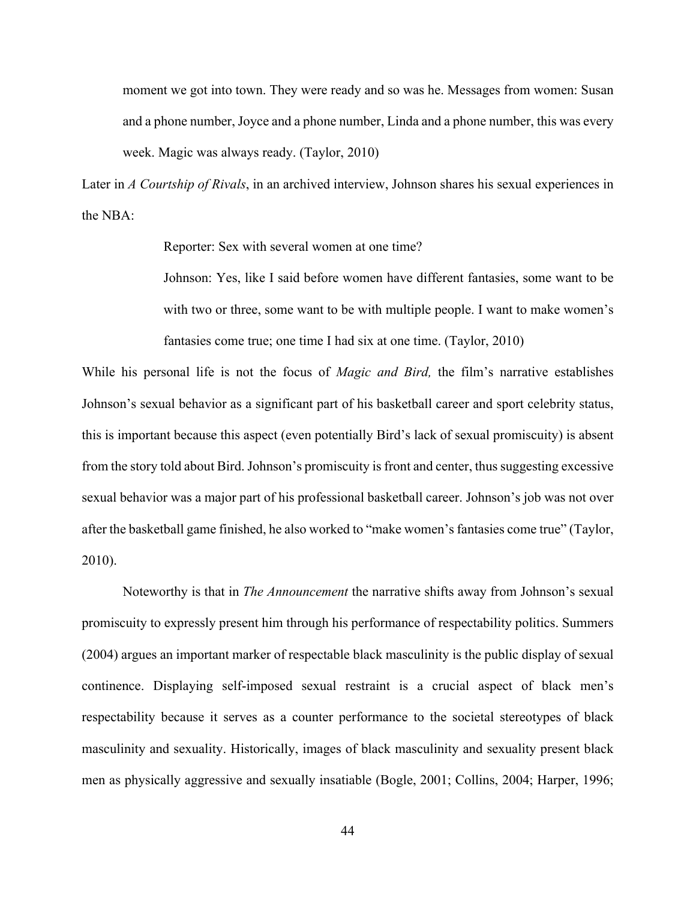> moment we got into town. They were ready and so was he. Messages from women: Susan and a phone number, Joyce and a phone number, Linda and a phone number, this was every week. Magic was always ready. (Taylor, 2010)

Later in *A Courtship of Rivals*, in an archived interview, Johnson shares his sexual experiences in the NBA:

> Reporter: Sex with several women at one time?
>
> Johnson: Yes, like I said before women have different fantasies, some want to be with two or three, some want to be with multiple people. I want to make women's fantasies come true; one time I had six at one time. (Taylor, 2010)

While his personal life is not the focus of *Magic and Bird,* the film's narrative establishes Johnson's sexual behavior as a significant part of his basketball career and sport celebrity status, this is important because this aspect (even potentially Bird's lack of sexual promiscuity) is absent from the story told about Bird. Johnson's promiscuity is front and center, thus suggesting excessive sexual behavior was a major part of his professional basketball career. Johnson's job was not over after the basketball game finished, he also worked to "make women's fantasies come true" (Taylor, 2010).

Noteworthy is that in *The Announcement* the narrative shifts away from Johnson's sexual promiscuity to expressly present him through his performance of respectability politics. Summers (2004) argues an important marker of respectable black masculinity is the public display of sexual continence. Displaying self-imposed sexual restraint is a crucial aspect of black men's respectability because it serves as a counter performance to the societal stereotypes of black masculinity and sexuality. Historically, images of black masculinity and sexuality present black men as physically aggressive and sexually insatiable (Bogle, 2001; Collins, 2004; Harper, 1996;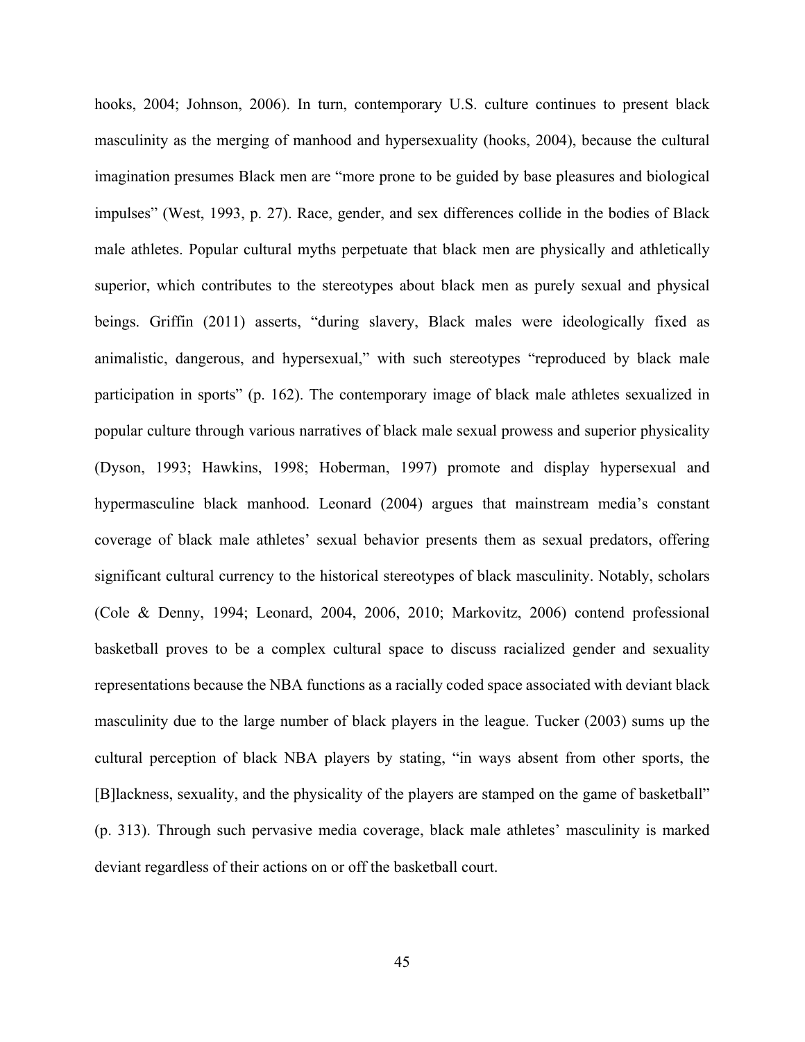hooks, 2004; Johnson, 2006). In turn, contemporary U.S. culture continues to present black masculinity as the merging of manhood and hypersexuality (hooks, 2004), because the cultural imagination presumes Black men are "more prone to be guided by base pleasures and biological impulses" (West, 1993, p. 27). Race, gender, and sex differences collide in the bodies of Black male athletes. Popular cultural myths perpetuate that black men are physically and athletically superior, which contributes to the stereotypes about black men as purely sexual and physical beings. Griffin (2011) asserts, "during slavery, Black males were ideologically fixed as animalistic, dangerous, and hypersexual," with such stereotypes "reproduced by black male participation in sports" (p. 162). The contemporary image of black male athletes sexualized in popular culture through various narratives of black male sexual prowess and superior physicality (Dyson, 1993; Hawkins, 1998; Hoberman, 1997) promote and display hypersexual and hypermasculine black manhood. Leonard (2004) argues that mainstream media's constant coverage of black male athletes' sexual behavior presents them as sexual predators, offering significant cultural currency to the historical stereotypes of black masculinity. Notably, scholars (Cole & Denny, 1994; Leonard, 2004, 2006, 2010; Markovitz, 2006) contend professional basketball proves to be a complex cultural space to discuss racialized gender and sexuality representations because the NBA functions as a racially coded space associated with deviant black masculinity due to the large number of black players in the league. Tucker (2003) sums up the cultural perception of black NBA players by stating, "in ways absent from other sports, the [B]lackness, sexuality, and the physicality of the players are stamped on the game of basketball" (p. 313). Through such pervasive media coverage, black male athletes' masculinity is marked deviant regardless of their actions on or off the basketball court.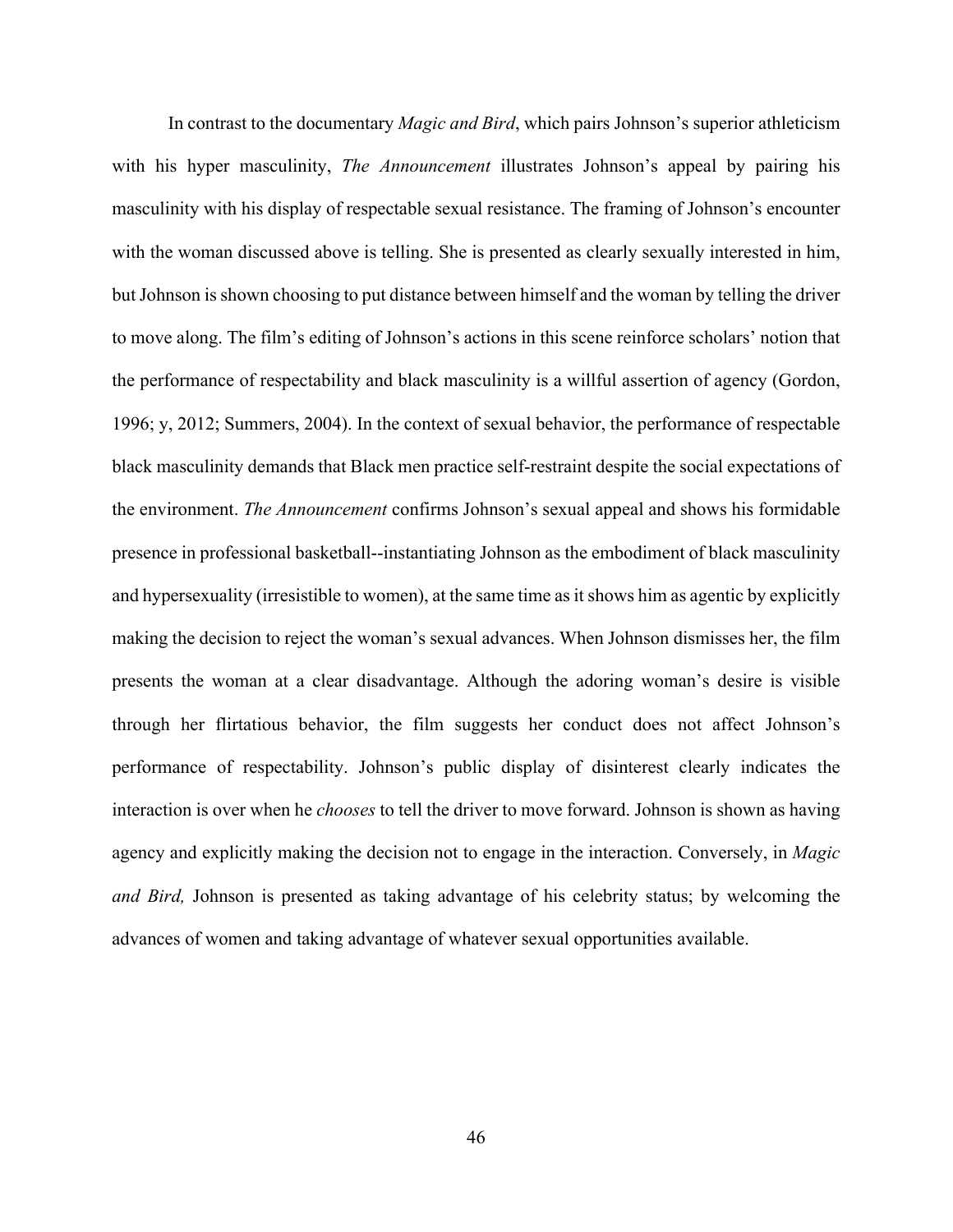In contrast to the documentary *Magic and Bird*, which pairs Johnson's superior athleticism with his hyper masculinity, *The Announcement* illustrates Johnson's appeal by pairing his masculinity with his display of respectable sexual resistance. The framing of Johnson's encounter with the woman discussed above is telling. She is presented as clearly sexually interested in him, but Johnson is shown choosing to put distance between himself and the woman by telling the driver to move along. The film's editing of Johnson's actions in this scene reinforce scholars' notion that the performance of respectability and black masculinity is a willful assertion of agency (Gordon, 1996; y, 2012; Summers, 2004). In the context of sexual behavior, the performance of respectable black masculinity demands that Black men practice self-restraint despite the social expectations of the environment. *The Announcement* confirms Johnson's sexual appeal and shows his formidable presence in professional basketball--instantiating Johnson as the embodiment of black masculinity and hypersexuality (irresistible to women), at the same time as it shows him as agentic by explicitly making the decision to reject the woman's sexual advances. When Johnson dismisses her, the film presents the woman at a clear disadvantage. Although the adoring woman's desire is visible through her flirtatious behavior, the film suggests her conduct does not affect Johnson's performance of respectability. Johnson's public display of disinterest clearly indicates the interaction is over when he *chooses* to tell the driver to move forward. Johnson is shown as having agency and explicitly making the decision not to engage in the interaction. Conversely, in *Magic and Bird,* Johnson is presented as taking advantage of his celebrity status; by welcoming the advances of women and taking advantage of whatever sexual opportunities available.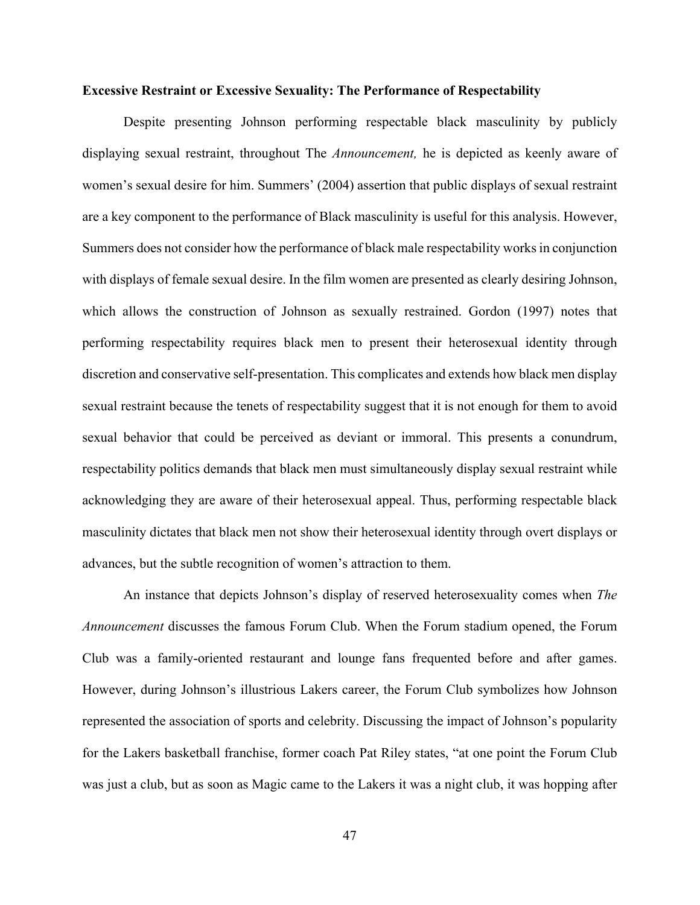**Excessive Restraint or Excessive Sexuality: The Performance of Respectability**

Despite presenting Johnson performing respectable black masculinity by publicly displaying sexual restraint, throughout The *Announcement,* he is depicted as keenly aware of women's sexual desire for him. Summers' (2004) assertion that public displays of sexual restraint are a key component to the performance of Black masculinity is useful for this analysis. However, Summers does not consider how the performance of black male respectability works in conjunction with displays of female sexual desire. In the film women are presented as clearly desiring Johnson, which allows the construction of Johnson as sexually restrained. Gordon (1997) notes that performing respectability requires black men to present their heterosexual identity through discretion and conservative self-presentation. This complicates and extends how black men display sexual restraint because the tenets of respectability suggest that it is not enough for them to avoid sexual behavior that could be perceived as deviant or immoral. This presents a conundrum, respectability politics demands that black men must simultaneously display sexual restraint while acknowledging they are aware of their heterosexual appeal. Thus, performing respectable black masculinity dictates that black men not show their heterosexual identity through overt displays or advances, but the subtle recognition of women's attraction to them.

An instance that depicts Johnson's display of reserved heterosexuality comes when *The Announcement* discusses the famous Forum Club. When the Forum stadium opened, the Forum Club was a family-oriented restaurant and lounge fans frequented before and after games. However, during Johnson's illustrious Lakers career, the Forum Club symbolizes how Johnson represented the association of sports and celebrity. Discussing the impact of Johnson's popularity for the Lakers basketball franchise, former coach Pat Riley states, "at one point the Forum Club was just a club, but as soon as Magic came to the Lakers it was a night club, it was hopping after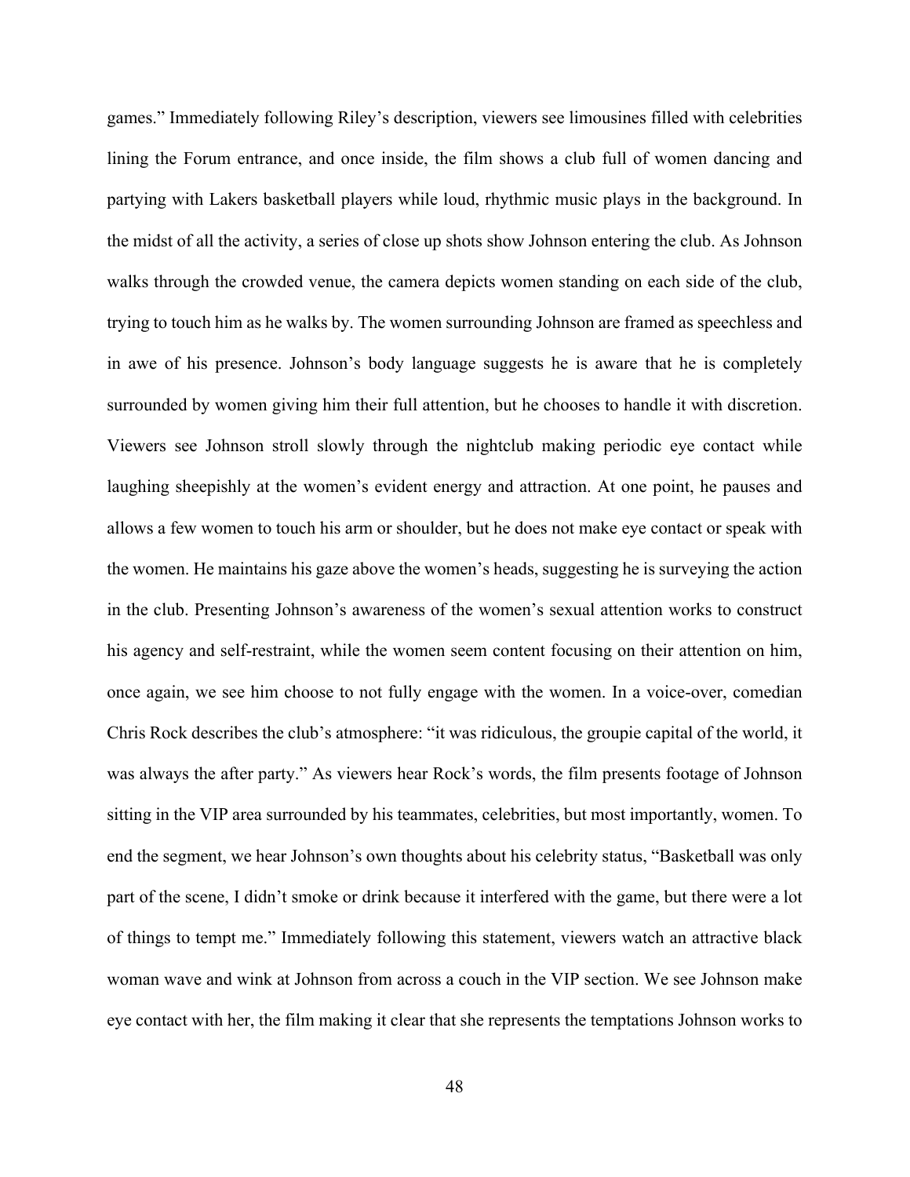games." Immediately following Riley's description, viewers see limousines filled with celebrities lining the Forum entrance, and once inside, the film shows a club full of women dancing and partying with Lakers basketball players while loud, rhythmic music plays in the background. In the midst of all the activity, a series of close up shots show Johnson entering the club. As Johnson walks through the crowded venue, the camera depicts women standing on each side of the club, trying to touch him as he walks by. The women surrounding Johnson are framed as speechless and in awe of his presence. Johnson's body language suggests he is aware that he is completely surrounded by women giving him their full attention, but he chooses to handle it with discretion. Viewers see Johnson stroll slowly through the nightclub making periodic eye contact while laughing sheepishly at the women's evident energy and attraction. At one point, he pauses and allows a few women to touch his arm or shoulder, but he does not make eye contact or speak with the women. He maintains his gaze above the women's heads, suggesting he is surveying the action in the club. Presenting Johnson's awareness of the women's sexual attention works to construct his agency and self-restraint, while the women seem content focusing on their attention on him, once again, we see him choose to not fully engage with the women. In a voice-over, comedian Chris Rock describes the club's atmosphere: "it was ridiculous, the groupie capital of the world, it was always the after party." As viewers hear Rock's words, the film presents footage of Johnson sitting in the VIP area surrounded by his teammates, celebrities, but most importantly, women. To end the segment, we hear Johnson's own thoughts about his celebrity status, "Basketball was only part of the scene, I didn't smoke or drink because it interfered with the game, but there were a lot of things to tempt me." Immediately following this statement, viewers watch an attractive black woman wave and wink at Johnson from across a couch in the VIP section. We see Johnson make eye contact with her, the film making it clear that she represents the temptations Johnson works to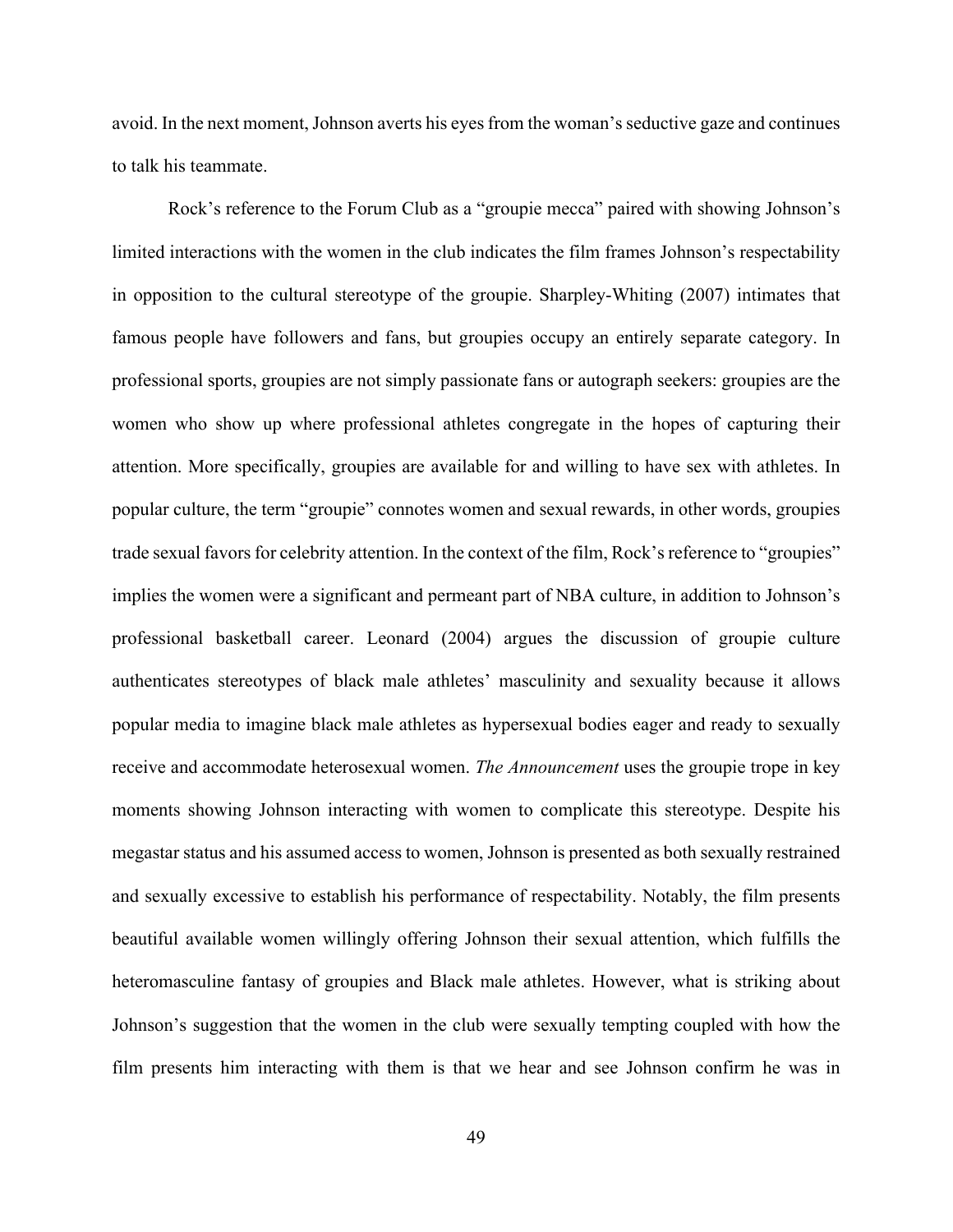avoid. In the next moment, Johnson averts his eyes from the woman's seductive gaze and continues to talk his teammate.

Rock's reference to the Forum Club as a "groupie mecca" paired with showing Johnson's limited interactions with the women in the club indicates the film frames Johnson's respectability in opposition to the cultural stereotype of the groupie. Sharpley-Whiting (2007) intimates that famous people have followers and fans, but groupies occupy an entirely separate category. In professional sports, groupies are not simply passionate fans or autograph seekers: groupies are the women who show up where professional athletes congregate in the hopes of capturing their attention. More specifically, groupies are available for and willing to have sex with athletes. In popular culture, the term "groupie" connotes women and sexual rewards, in other words, groupies trade sexual favors for celebrity attention. In the context of the film, Rock's reference to "groupies" implies the women were a significant and permeant part of NBA culture, in addition to Johnson's professional basketball career. Leonard (2004) argues the discussion of groupie culture authenticates stereotypes of black male athletes' masculinity and sexuality because it allows popular media to imagine black male athletes as hypersexual bodies eager and ready to sexually receive and accommodate heterosexual women. *The Announcement* uses the groupie trope in key moments showing Johnson interacting with women to complicate this stereotype. Despite his megastar status and his assumed access to women, Johnson is presented as both sexually restrained and sexually excessive to establish his performance of respectability. Notably, the film presents beautiful available women willingly offering Johnson their sexual attention, which fulfills the heteromasculine fantasy of groupies and Black male athletes. However, what is striking about Johnson's suggestion that the women in the club were sexually tempting coupled with how the film presents him interacting with them is that we hear and see Johnson confirm he was in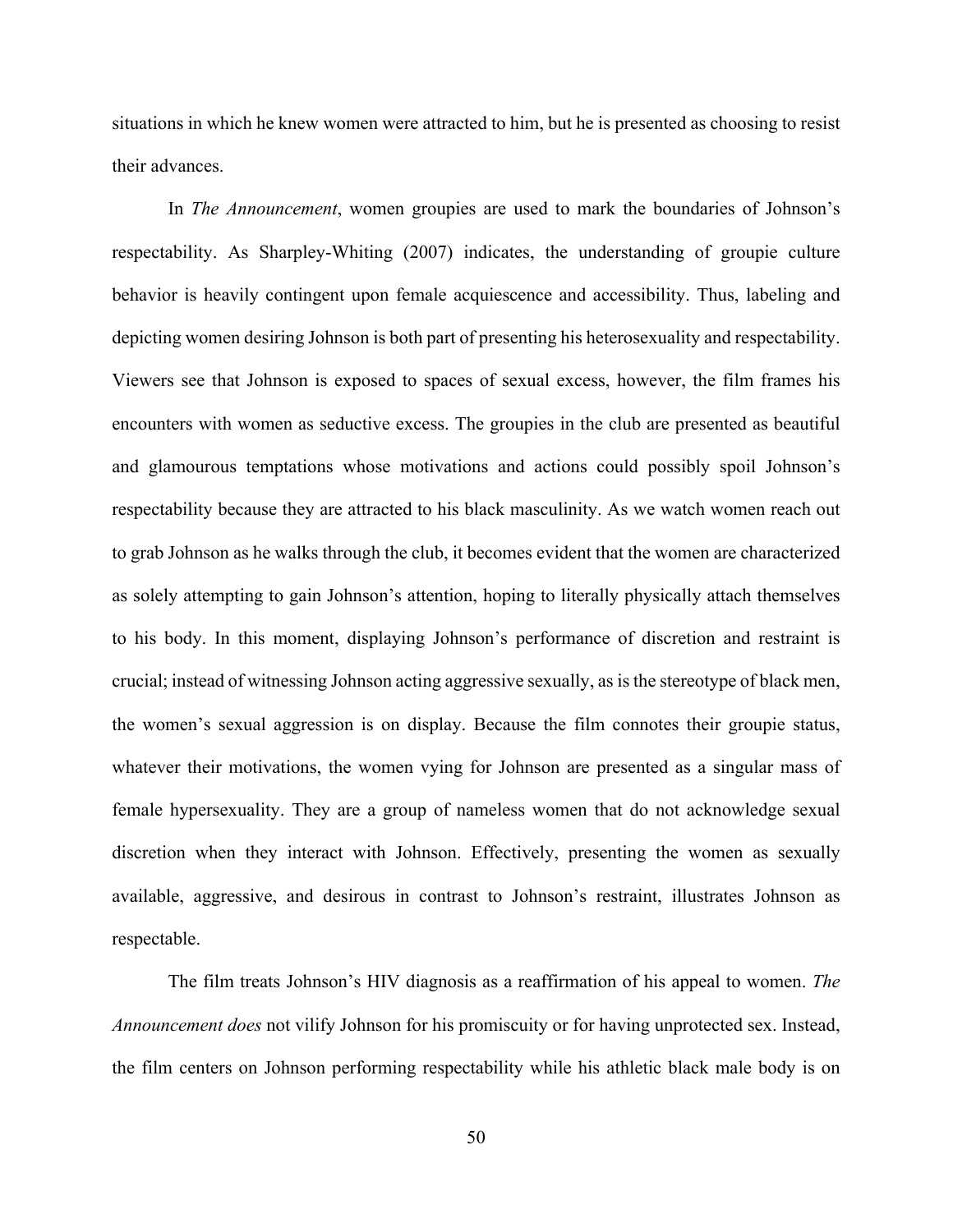situations in which he knew women were attracted to him, but he is presented as choosing to resist their advances.

In *The Announcement*, women groupies are used to mark the boundaries of Johnson's respectability. As Sharpley-Whiting (2007) indicates, the understanding of groupie culture behavior is heavily contingent upon female acquiescence and accessibility. Thus, labeling and depicting women desiring Johnson is both part of presenting his heterosexuality and respectability. Viewers see that Johnson is exposed to spaces of sexual excess, however, the film frames his encounters with women as seductive excess. The groupies in the club are presented as beautiful and glamourous temptations whose motivations and actions could possibly spoil Johnson's respectability because they are attracted to his black masculinity. As we watch women reach out to grab Johnson as he walks through the club, it becomes evident that the women are characterized as solely attempting to gain Johnson's attention, hoping to literally physically attach themselves to his body. In this moment, displaying Johnson's performance of discretion and restraint is crucial; instead of witnessing Johnson acting aggressive sexually, as is the stereotype of black men, the women's sexual aggression is on display. Because the film connotes their groupie status, whatever their motivations, the women vying for Johnson are presented as a singular mass of female hypersexuality. They are a group of nameless women that do not acknowledge sexual discretion when they interact with Johnson. Effectively, presenting the women as sexually available, aggressive, and desirous in contrast to Johnson's restraint, illustrates Johnson as respectable.

The film treats Johnson's HIV diagnosis as a reaffirmation of his appeal to women. *The Announcement does* not vilify Johnson for his promiscuity or for having unprotected sex. Instead, the film centers on Johnson performing respectability while his athletic black male body is on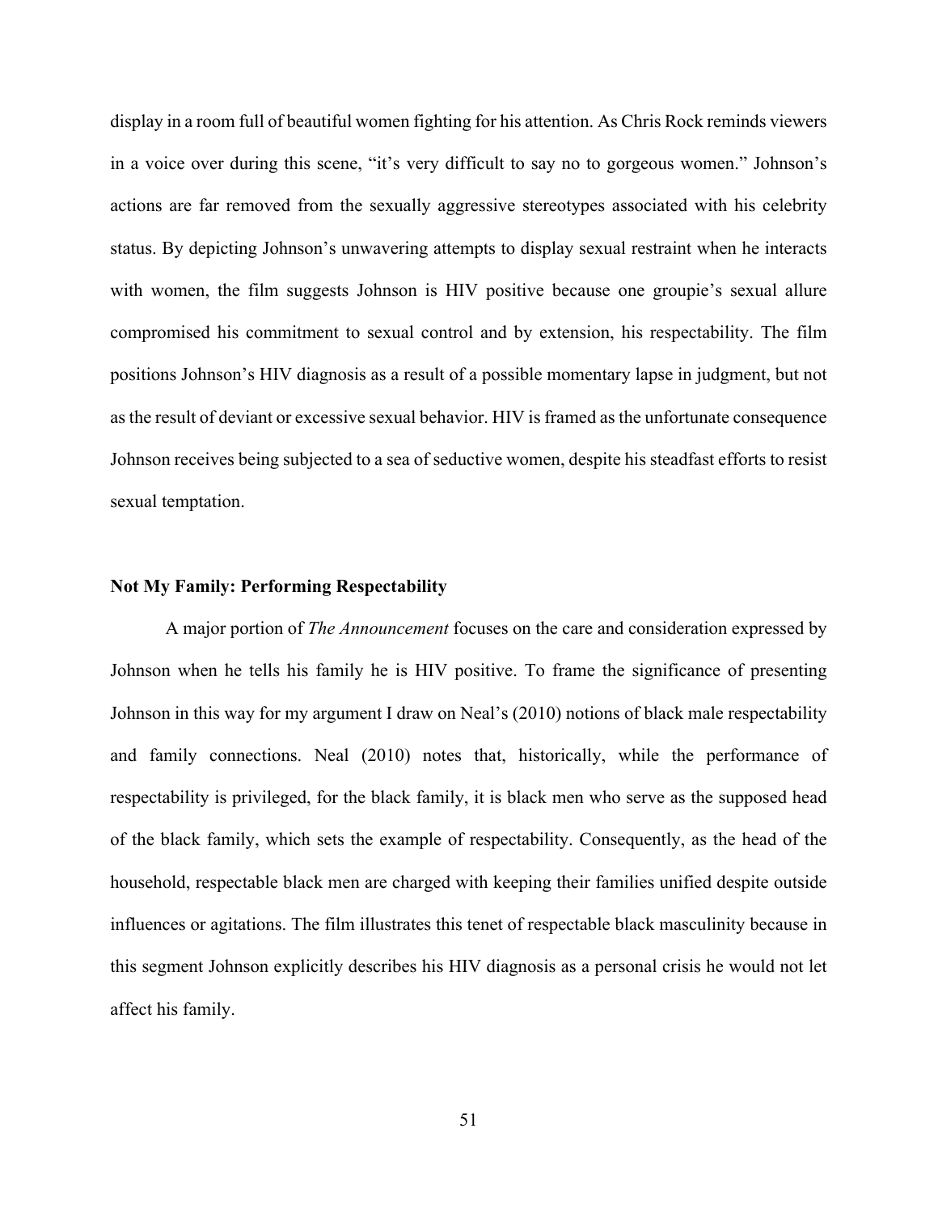display in a room full of beautiful women fighting for his attention. As Chris Rock reminds viewers in a voice over during this scene, "it's very difficult to say no to gorgeous women." Johnson's actions are far removed from the sexually aggressive stereotypes associated with his celebrity status. By depicting Johnson's unwavering attempts to display sexual restraint when he interacts with women, the film suggests Johnson is HIV positive because one groupie's sexual allure compromised his commitment to sexual control and by extension, his respectability. The film positions Johnson's HIV diagnosis as a result of a possible momentary lapse in judgment, but not as the result of deviant or excessive sexual behavior. HIV is framed as the unfortunate consequence Johnson receives being subjected to a sea of seductive women, despite his steadfast efforts to resist sexual temptation.

### Not My Family: Performing Respectability

A major portion of *The Announcement* focuses on the care and consideration expressed by Johnson when he tells his family he is HIV positive. To frame the significance of presenting Johnson in this way for my argument I draw on Neal's (2010) notions of black male respectability and family connections. Neal (2010) notes that, historically, while the performance of respectability is privileged, for the black family, it is black men who serve as the supposed head of the black family, which sets the example of respectability. Consequently, as the head of the household, respectable black men are charged with keeping their families unified despite outside influences or agitations. The film illustrates this tenet of respectable black masculinity because in this segment Johnson explicitly describes his HIV diagnosis as a personal crisis he would not let affect his family.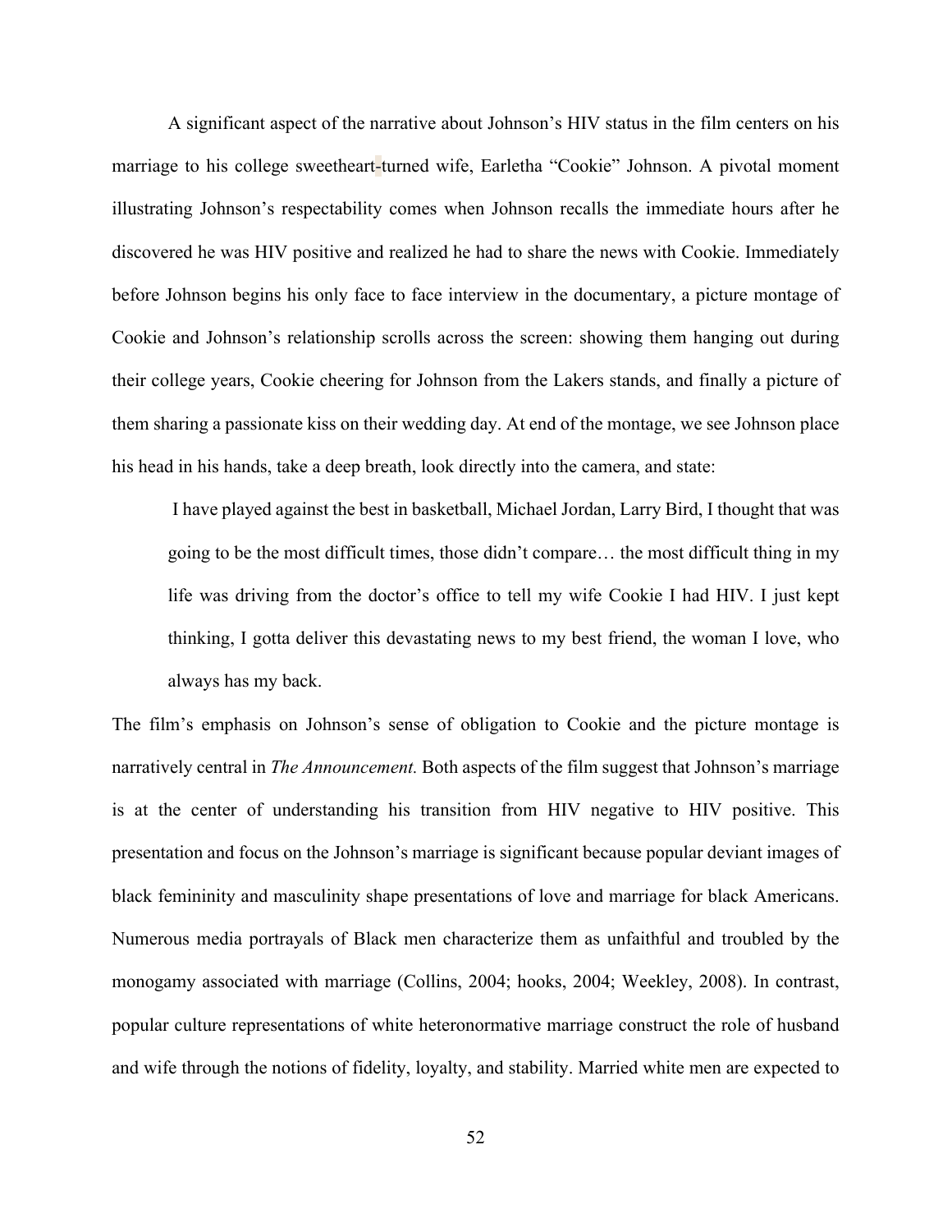A significant aspect of the narrative about Johnson's HIV status in the film centers on his marriage to his college sweetheart-turned wife, Earletha "Cookie" Johnson. A pivotal moment illustrating Johnson's respectability comes when Johnson recalls the immediate hours after he discovered he was HIV positive and realized he had to share the news with Cookie. Immediately before Johnson begins his only face to face interview in the documentary, a picture montage of Cookie and Johnson's relationship scrolls across the screen: showing them hanging out during their college years, Cookie cheering for Johnson from the Lakers stands, and finally a picture of them sharing a passionate kiss on their wedding day. At end of the montage, we see Johnson place his head in his hands, take a deep breath, look directly into the camera, and state:

> I have played against the best in basketball, Michael Jordan, Larry Bird, I thought that was going to be the most difficult times, those didn't compare… the most difficult thing in my life was driving from the doctor's office to tell my wife Cookie I had HIV. I just kept thinking, I gotta deliver this devastating news to my best friend, the woman I love, who always has my back.

The film's emphasis on Johnson's sense of obligation to Cookie and the picture montage is narratively central in *The Announcement.* Both aspects of the film suggest that Johnson's marriage is at the center of understanding his transition from HIV negative to HIV positive. This presentation and focus on the Johnson's marriage is significant because popular deviant images of black femininity and masculinity shape presentations of love and marriage for black Americans. Numerous media portrayals of Black men characterize them as unfaithful and troubled by the monogamy associated with marriage (Collins, 2004; hooks, 2004; Weekley, 2008). In contrast, popular culture representations of white heteronormative marriage construct the role of husband and wife through the notions of fidelity, loyalty, and stability. Married white men are expected to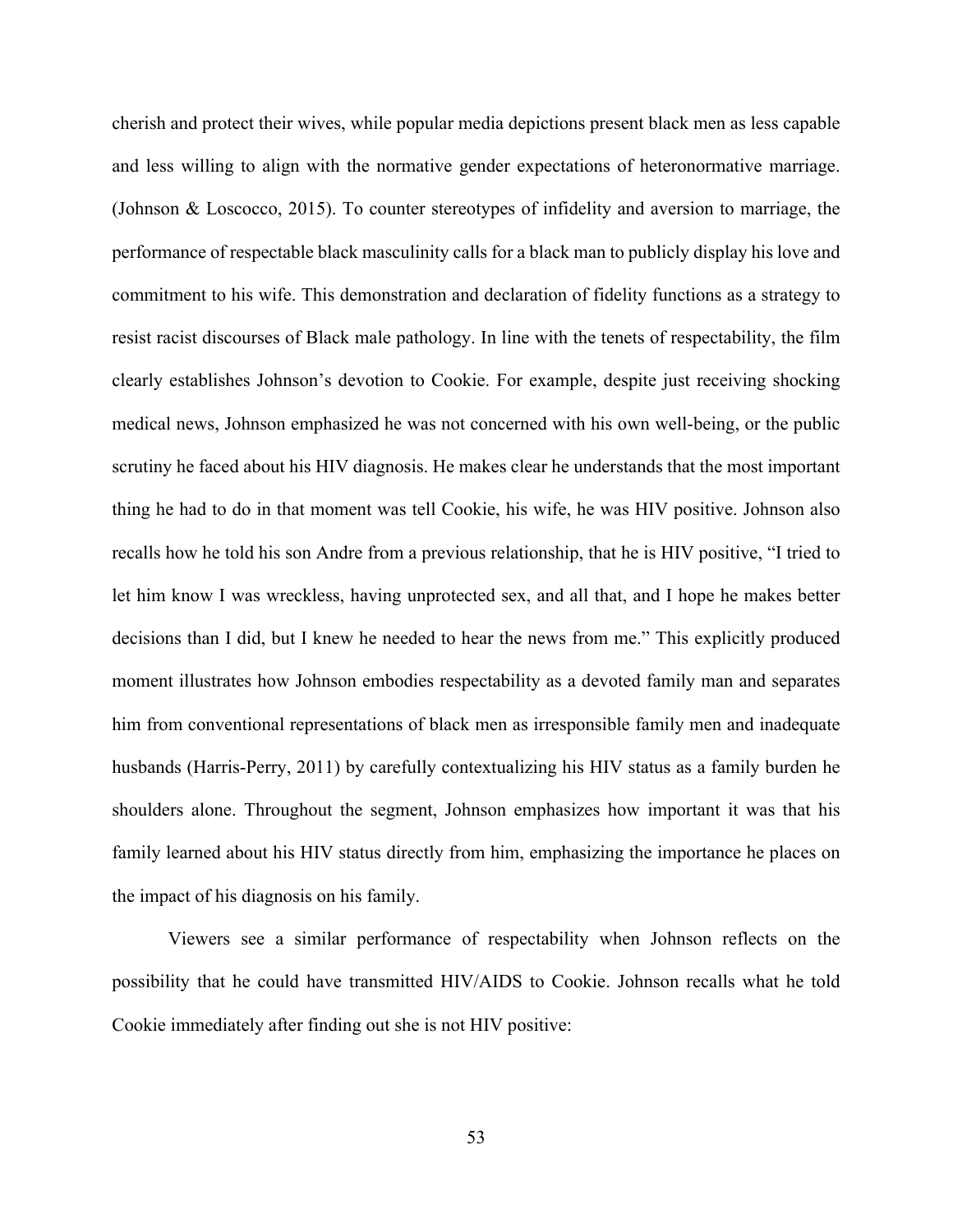cherish and protect their wives, while popular media depictions present black men as less capable and less willing to align with the normative gender expectations of heteronormative marriage. (Johnson & Loscocco, 2015). To counter stereotypes of infidelity and aversion to marriage, the performance of respectable black masculinity calls for a black man to publicly display his love and commitment to his wife. This demonstration and declaration of fidelity functions as a strategy to resist racist discourses of Black male pathology. In line with the tenets of respectability, the film clearly establishes Johnson's devotion to Cookie. For example, despite just receiving shocking medical news, Johnson emphasized he was not concerned with his own well-being, or the public scrutiny he faced about his HIV diagnosis. He makes clear he understands that the most important thing he had to do in that moment was tell Cookie, his wife, he was HIV positive. Johnson also recalls how he told his son Andre from a previous relationship, that he is HIV positive, "I tried to let him know I was wreckless, having unprotected sex, and all that, and I hope he makes better decisions than I did, but I knew he needed to hear the news from me." This explicitly produced moment illustrates how Johnson embodies respectability as a devoted family man and separates him from conventional representations of black men as irresponsible family men and inadequate husbands (Harris-Perry, 2011) by carefully contextualizing his HIV status as a family burden he shoulders alone. Throughout the segment, Johnson emphasizes how important it was that his family learned about his HIV status directly from him, emphasizing the importance he places on the impact of his diagnosis on his family.

Viewers see a similar performance of respectability when Johnson reflects on the possibility that he could have transmitted HIV/AIDS to Cookie. Johnson recalls what he told Cookie immediately after finding out she is not HIV positive: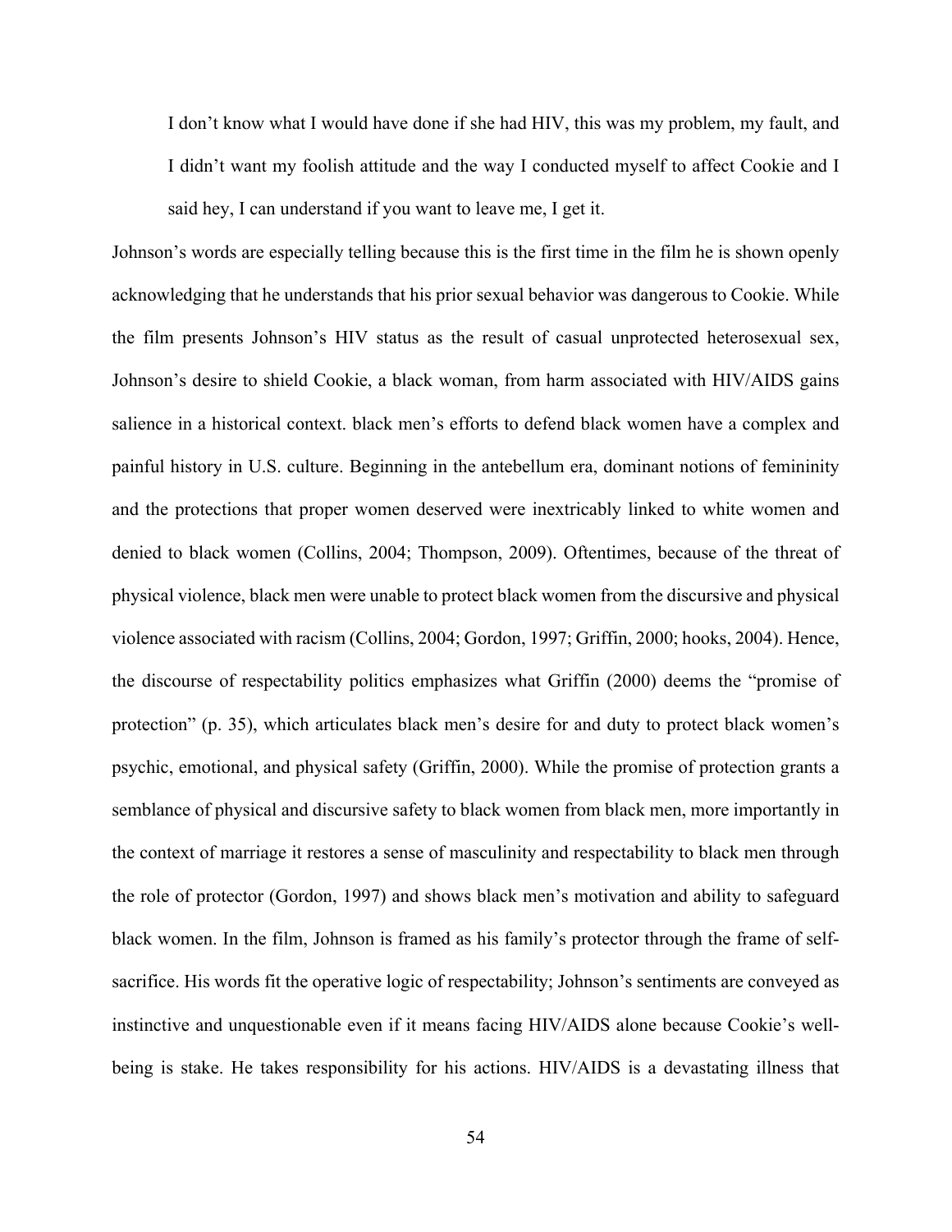> I don't know what I would have done if she had HIV, this was my problem, my fault, and I didn't want my foolish attitude and the way I conducted myself to affect Cookie and I said hey, I can understand if you want to leave me, I get it.

Johnson's words are especially telling because this is the first time in the film he is shown openly acknowledging that he understands that his prior sexual behavior was dangerous to Cookie. While the film presents Johnson's HIV status as the result of casual unprotected heterosexual sex, Johnson's desire to shield Cookie, a black woman, from harm associated with HIV/AIDS gains salience in a historical context. black men's efforts to defend black women have a complex and painful history in U.S. culture. Beginning in the antebellum era, dominant notions of femininity and the protections that proper women deserved were inextricably linked to white women and denied to black women (Collins, 2004; Thompson, 2009). Oftentimes, because of the threat of physical violence, black men were unable to protect black women from the discursive and physical violence associated with racism (Collins, 2004; Gordon, 1997; Griffin, 2000; hooks, 2004). Hence, the discourse of respectability politics emphasizes what Griffin (2000) deems the "promise of protection" (p. 35), which articulates black men's desire for and duty to protect black women's psychic, emotional, and physical safety (Griffin, 2000). While the promise of protection grants a semblance of physical and discursive safety to black women from black men, more importantly in the context of marriage it restores a sense of masculinity and respectability to black men through the role of protector (Gordon, 1997) and shows black men's motivation and ability to safeguard black women. In the film, Johnson is framed as his family's protector through the frame of self-sacrifice. His words fit the operative logic of respectability; Johnson's sentiments are conveyed as instinctive and unquestionable even if it means facing HIV/AIDS alone because Cookie's well-being is stake. He takes responsibility for his actions. HIV/AIDS is a devastating illness that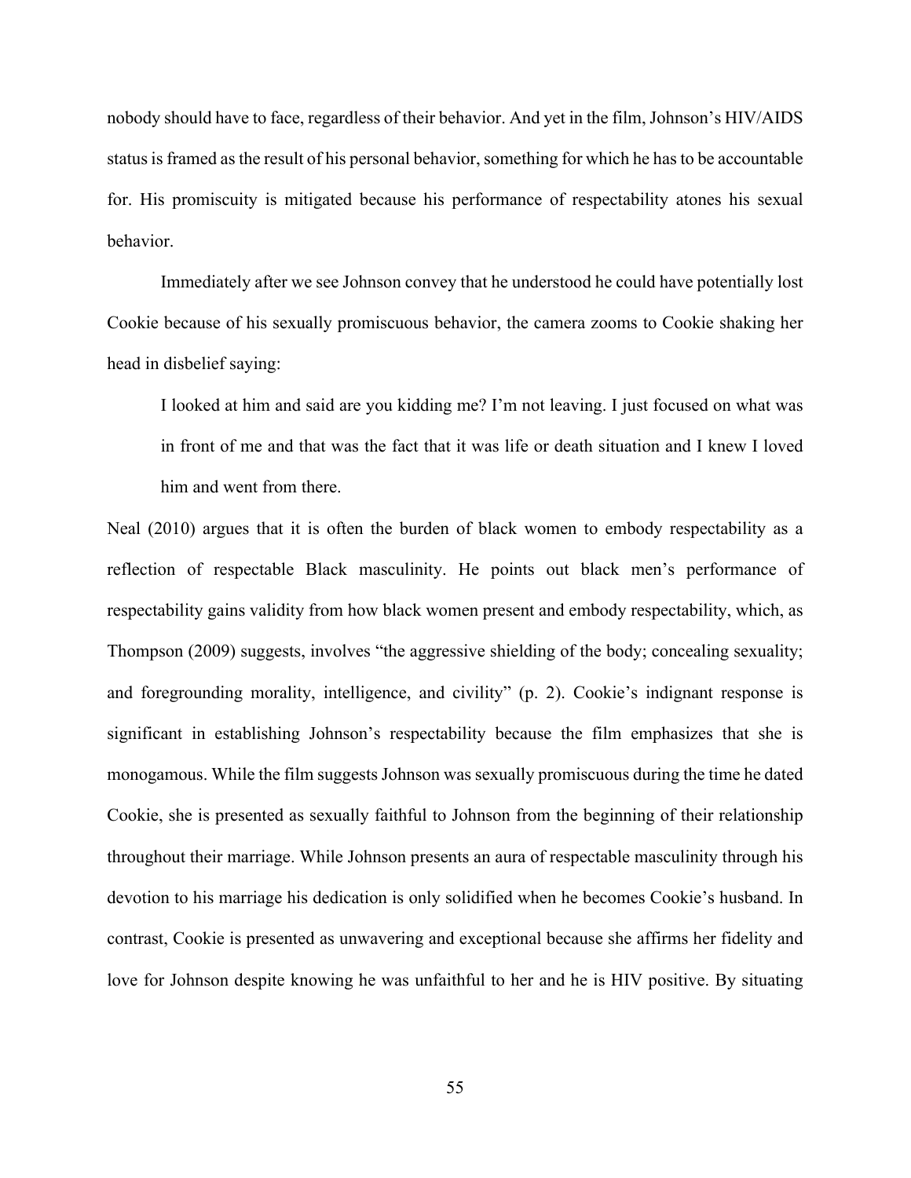nobody should have to face, regardless of their behavior. And yet in the film, Johnson's HIV/AIDS status is framed as the result of his personal behavior, something for which he has to be accountable for. His promiscuity is mitigated because his performance of respectability atones his sexual behavior.

Immediately after we see Johnson convey that he understood he could have potentially lost Cookie because of his sexually promiscuous behavior, the camera zooms to Cookie shaking her head in disbelief saying:

> I looked at him and said are you kidding me? I'm not leaving. I just focused on what was in front of me and that was the fact that it was life or death situation and I knew I loved him and went from there.

Neal (2010) argues that it is often the burden of black women to embody respectability as a reflection of respectable Black masculinity. He points out black men's performance of respectability gains validity from how black women present and embody respectability, which, as Thompson (2009) suggests, involves "the aggressive shielding of the body; concealing sexuality; and foregrounding morality, intelligence, and civility" (p. 2). Cookie's indignant response is significant in establishing Johnson's respectability because the film emphasizes that she is monogamous. While the film suggests Johnson was sexually promiscuous during the time he dated Cookie, she is presented as sexually faithful to Johnson from the beginning of their relationship throughout their marriage. While Johnson presents an aura of respectable masculinity through his devotion to his marriage his dedication is only solidified when he becomes Cookie's husband. In contrast, Cookie is presented as unwavering and exceptional because she affirms her fidelity and love for Johnson despite knowing he was unfaithful to her and he is HIV positive. By situating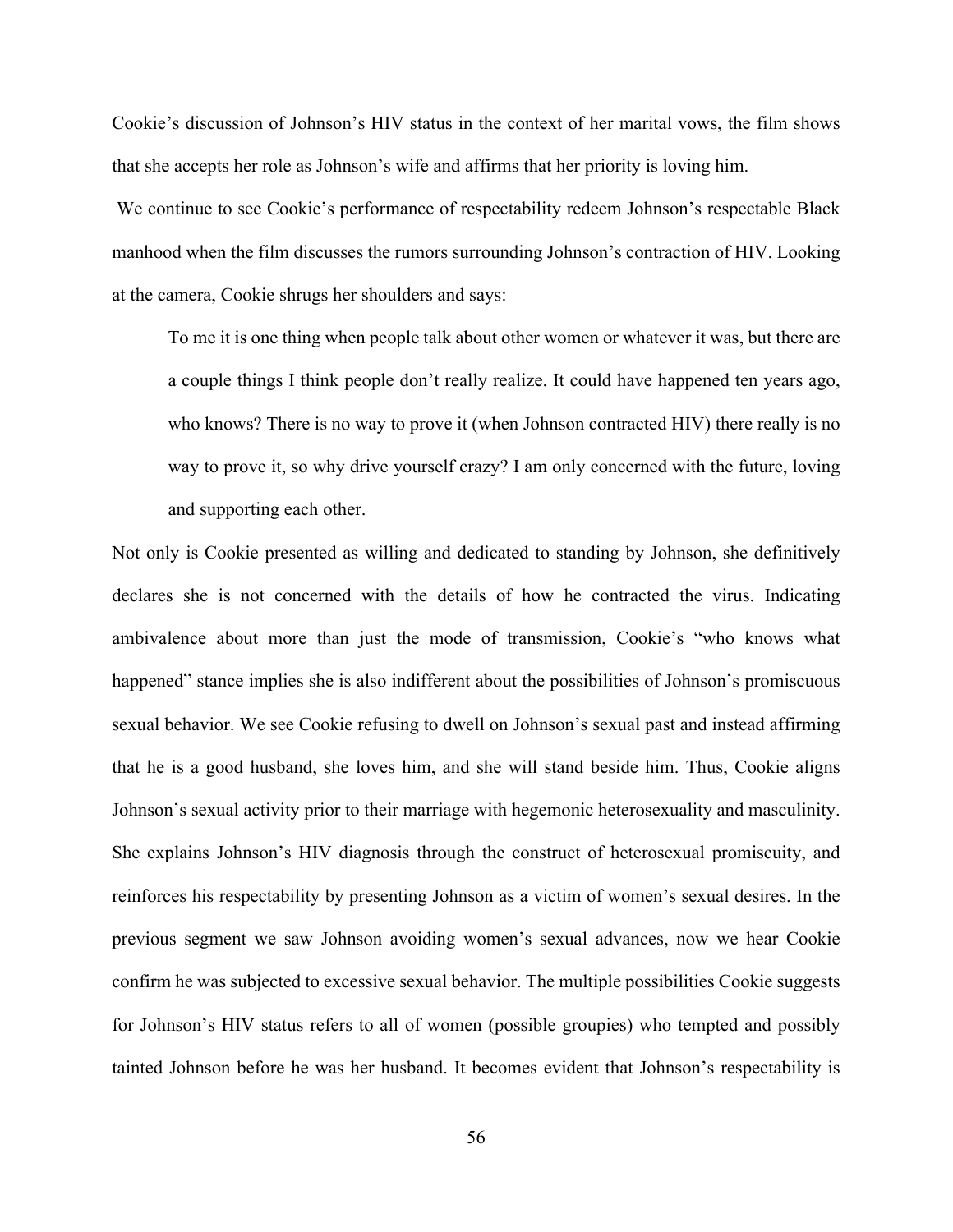Cookie's discussion of Johnson's HIV status in the context of her marital vows, the film shows that she accepts her role as Johnson's wife and affirms that her priority is loving him.

We continue to see Cookie's performance of respectability redeem Johnson's respectable Black manhood when the film discusses the rumors surrounding Johnson's contraction of HIV. Looking at the camera, Cookie shrugs her shoulders and says:

> To me it is one thing when people talk about other women or whatever it was, but there are a couple things I think people don't really realize. It could have happened ten years ago, who knows? There is no way to prove it (when Johnson contracted HIV) there really is no way to prove it, so why drive yourself crazy? I am only concerned with the future, loving and supporting each other.

Not only is Cookie presented as willing and dedicated to standing by Johnson, she definitively declares she is not concerned with the details of how he contracted the virus. Indicating ambivalence about more than just the mode of transmission, Cookie's "who knows what happened" stance implies she is also indifferent about the possibilities of Johnson's promiscuous sexual behavior. We see Cookie refusing to dwell on Johnson's sexual past and instead affirming that he is a good husband, she loves him, and she will stand beside him. Thus, Cookie aligns Johnson's sexual activity prior to their marriage with hegemonic heterosexuality and masculinity. She explains Johnson's HIV diagnosis through the construct of heterosexual promiscuity, and reinforces his respectability by presenting Johnson as a victim of women's sexual desires. In the previous segment we saw Johnson avoiding women's sexual advances, now we hear Cookie confirm he was subjected to excessive sexual behavior. The multiple possibilities Cookie suggests for Johnson's HIV status refers to all of women (possible groupies) who tempted and possibly tainted Johnson before he was her husband. It becomes evident that Johnson's respectability is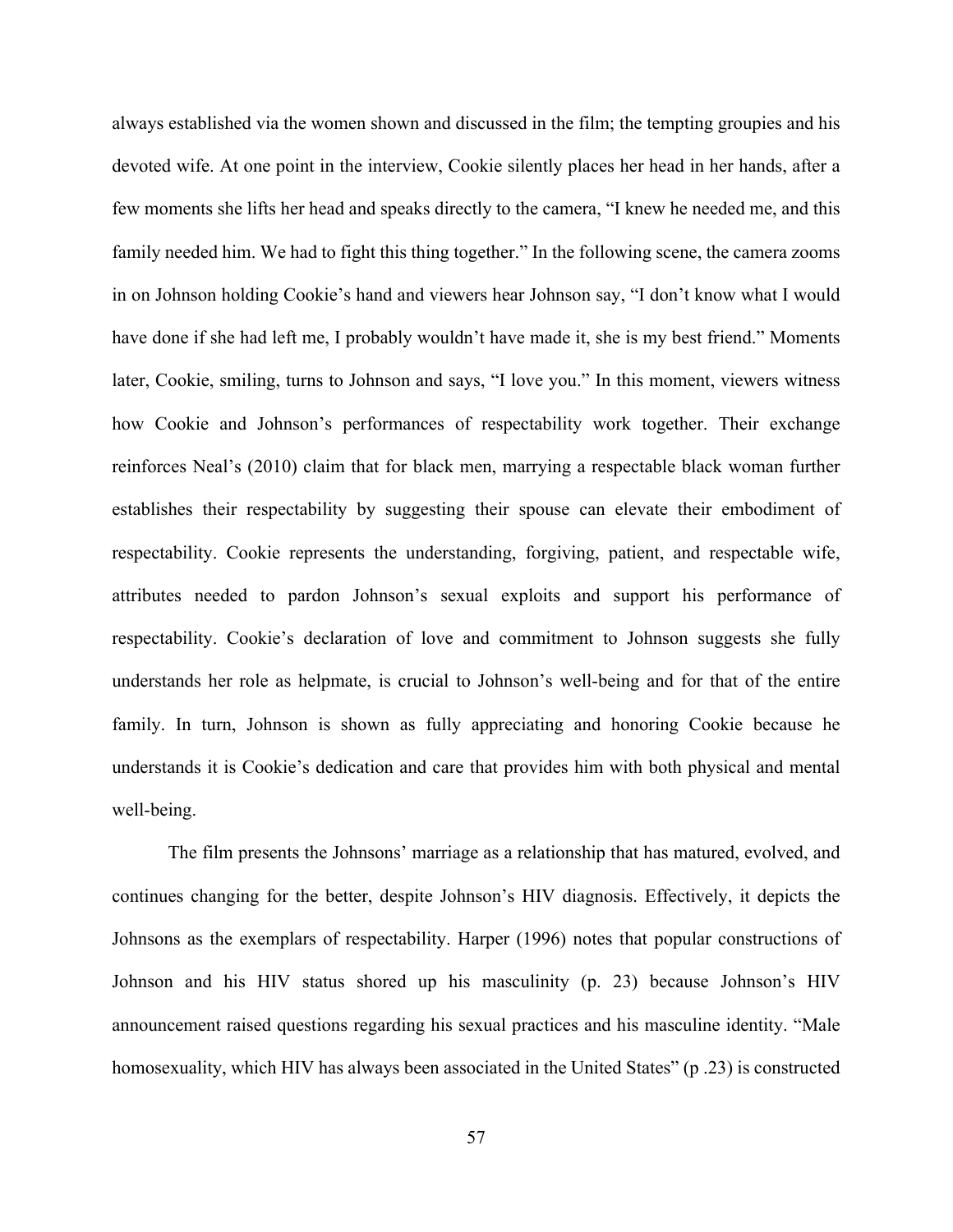always established via the women shown and discussed in the film; the tempting groupies and his devoted wife. At one point in the interview, Cookie silently places her head in her hands, after a few moments she lifts her head and speaks directly to the camera, "I knew he needed me, and this family needed him. We had to fight this thing together." In the following scene, the camera zooms in on Johnson holding Cookie's hand and viewers hear Johnson say, "I don't know what I would have done if she had left me, I probably wouldn't have made it, she is my best friend." Moments later, Cookie, smiling, turns to Johnson and says, "I love you." In this moment, viewers witness how Cookie and Johnson's performances of respectability work together. Their exchange reinforces Neal's (2010) claim that for black men, marrying a respectable black woman further establishes their respectability by suggesting their spouse can elevate their embodiment of respectability. Cookie represents the understanding, forgiving, patient, and respectable wife, attributes needed to pardon Johnson's sexual exploits and support his performance of respectability. Cookie's declaration of love and commitment to Johnson suggests she fully understands her role as helpmate, is crucial to Johnson's well-being and for that of the entire family. In turn, Johnson is shown as fully appreciating and honoring Cookie because he understands it is Cookie's dedication and care that provides him with both physical and mental well-being.

The film presents the Johnsons' marriage as a relationship that has matured, evolved, and continues changing for the better, despite Johnson's HIV diagnosis. Effectively, it depicts the Johnsons as the exemplars of respectability. Harper (1996) notes that popular constructions of Johnson and his HIV status shored up his masculinity (p. 23) because Johnson's HIV announcement raised questions regarding his sexual practices and his masculine identity. "Male homosexuality, which HIV has always been associated in the United States" (p .23) is constructed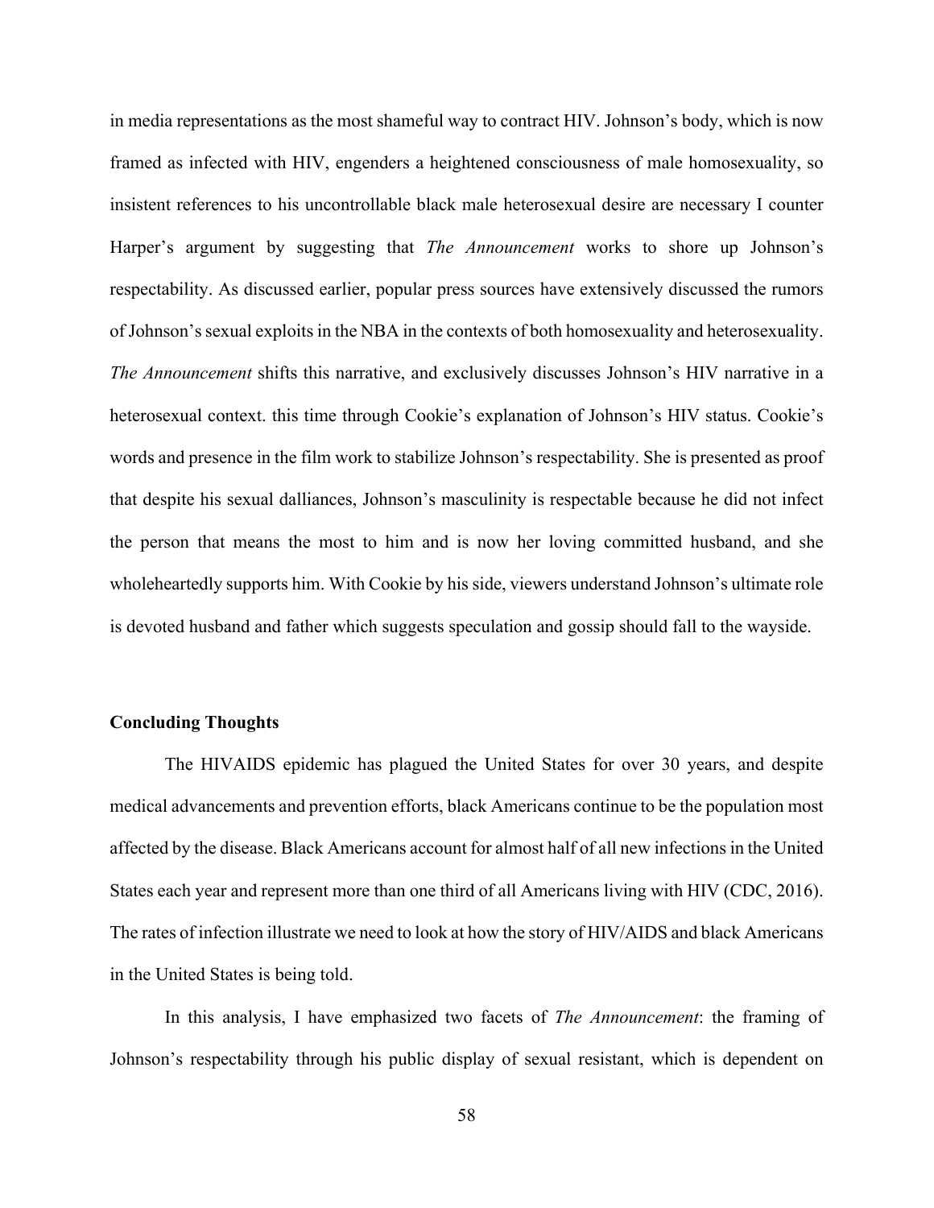in media representations as the most shameful way to contract HIV. Johnson's body, which is now framed as infected with HIV, engenders a heightened consciousness of male homosexuality, so insistent references to his uncontrollable black male heterosexual desire are necessary I counter Harper's argument by suggesting that *The Announcement* works to shore up Johnson's respectability. As discussed earlier, popular press sources have extensively discussed the rumors of Johnson's sexual exploits in the NBA in the contexts of both homosexuality and heterosexuality. *The Announcement* shifts this narrative, and exclusively discusses Johnson's HIV narrative in a heterosexual context. this time through Cookie's explanation of Johnson's HIV status. Cookie's words and presence in the film work to stabilize Johnson's respectability. She is presented as proof that despite his sexual dalliances, Johnson's masculinity is respectable because he did not infect the person that means the most to him and is now her loving committed husband, and she wholeheartedly supports him. With Cookie by his side, viewers understand Johnson's ultimate role is devoted husband and father which suggests speculation and gossip should fall to the wayside.

## Concluding Thoughts

The HIVAIDS epidemic has plagued the United States for over 30 years, and despite medical advancements and prevention efforts, black Americans continue to be the population most affected by the disease. Black Americans account for almost half of all new infections in the United States each year and represent more than one third of all Americans living with HIV (CDC, 2016). The rates of infection illustrate we need to look at how the story of HIV/AIDS and black Americans in the United States is being told.

In this analysis, I have emphasized two facets of *The Announcement*: the framing of Johnson's respectability through his public display of sexual resistant, which is dependent on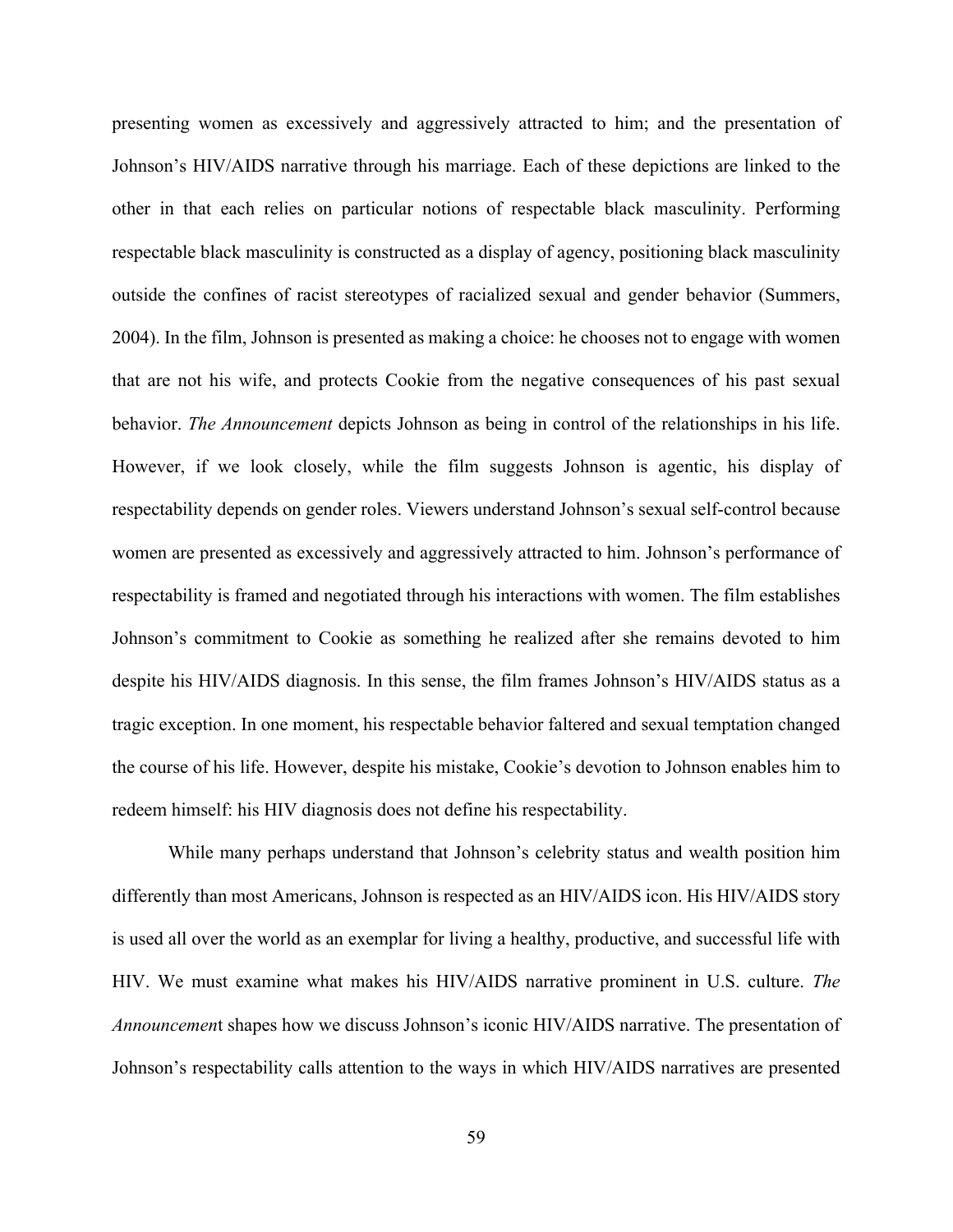presenting women as excessively and aggressively attracted to him; and the presentation of Johnson's HIV/AIDS narrative through his marriage. Each of these depictions are linked to the other in that each relies on particular notions of respectable black masculinity. Performing respectable black masculinity is constructed as a display of agency, positioning black masculinity outside the confines of racist stereotypes of racialized sexual and gender behavior (Summers, 2004). In the film, Johnson is presented as making a choice: he chooses not to engage with women that are not his wife, and protects Cookie from the negative consequences of his past sexual behavior. *The Announcement* depicts Johnson as being in control of the relationships in his life. However, if we look closely, while the film suggests Johnson is agentic, his display of respectability depends on gender roles. Viewers understand Johnson's sexual self-control because women are presented as excessively and aggressively attracted to him. Johnson's performance of respectability is framed and negotiated through his interactions with women. The film establishes Johnson's commitment to Cookie as something he realized after she remains devoted to him despite his HIV/AIDS diagnosis. In this sense, the film frames Johnson's HIV/AIDS status as a tragic exception. In one moment, his respectable behavior faltered and sexual temptation changed the course of his life. However, despite his mistake, Cookie's devotion to Johnson enables him to redeem himself: his HIV diagnosis does not define his respectability.

While many perhaps understand that Johnson's celebrity status and wealth position him differently than most Americans, Johnson is respected as an HIV/AIDS icon. His HIV/AIDS story is used all over the world as an exemplar for living a healthy, productive, and successful life with HIV. We must examine what makes his HIV/AIDS narrative prominent in U.S. culture. *The Announcemen*t shapes how we discuss Johnson's iconic HIV/AIDS narrative. The presentation of Johnson's respectability calls attention to the ways in which HIV/AIDS narratives are presented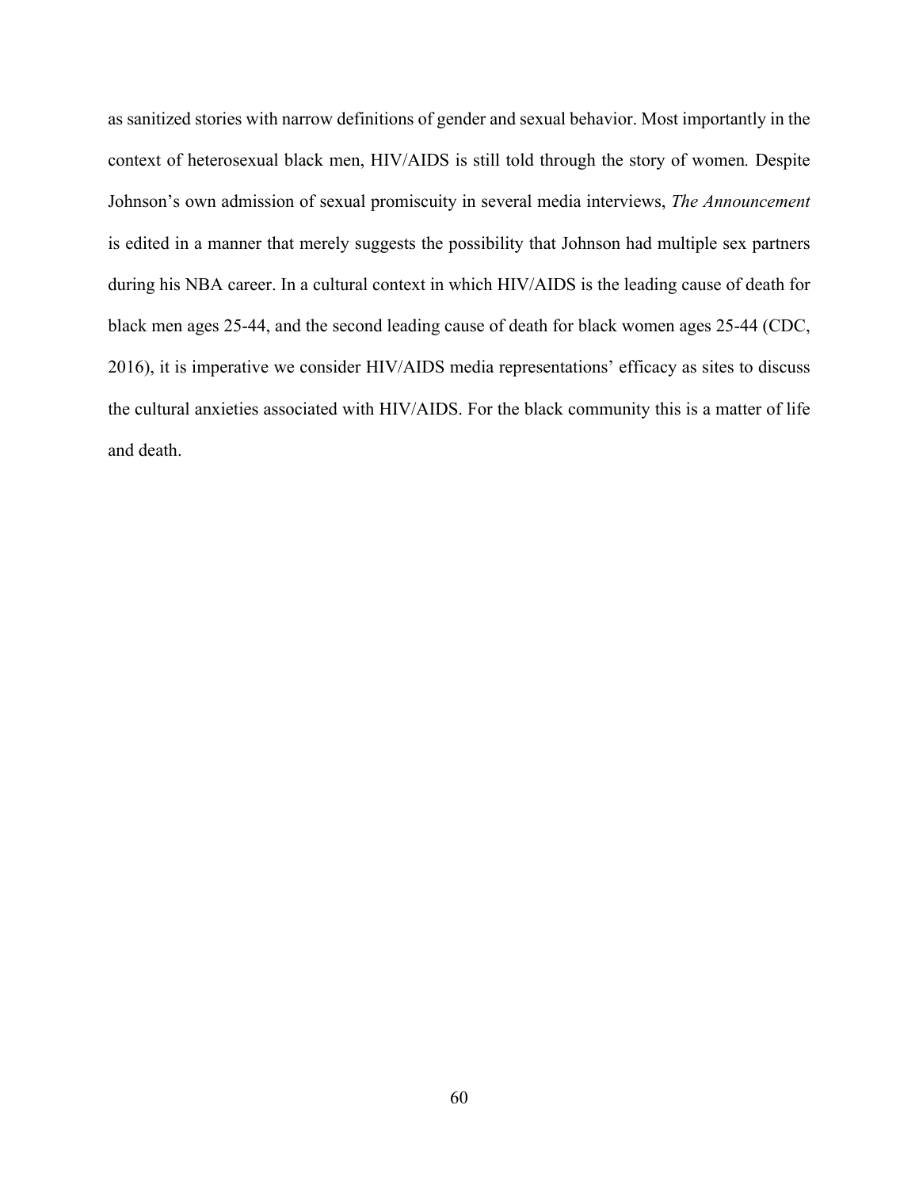as sanitized stories with narrow definitions of gender and sexual behavior. Most importantly in the context of heterosexual black men, HIV/AIDS is still told through the story of women. Despite Johnson's own admission of sexual promiscuity in several media interviews, *The Announcement* is edited in a manner that merely suggests the possibility that Johnson had multiple sex partners during his NBA career. In a cultural context in which HIV/AIDS is the leading cause of death for black men ages 25-44, and the second leading cause of death for black women ages 25-44 (CDC, 2016), it is imperative we consider HIV/AIDS media representations' efficacy as sites to discuss the cultural anxieties associated with HIV/AIDS. For the black community this is a matter of life and death.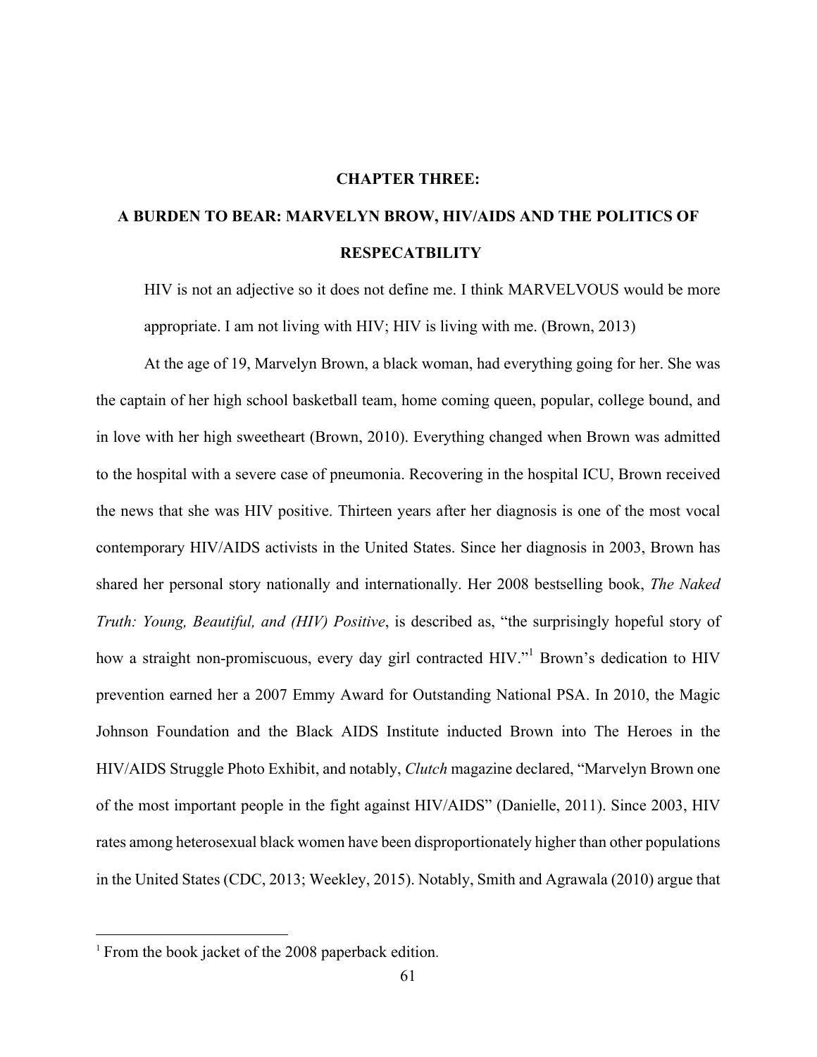# CHAPTER THREE:

# A BURDEN TO BEAR: MARVELYN BROW, HIV/AIDS AND THE POLITICS OF RESPECATBILITY

> HIV is not an adjective so it does not define me. I think MARVELVOUS would be more appropriate. I am not living with HIV; HIV is living with me. (Brown, 2013)

At the age of 19, Marvelyn Brown, a black woman, had everything going for her. She was the captain of her high school basketball team, home coming queen, popular, college bound, and in love with her high sweetheart (Brown, 2010). Everything changed when Brown was admitted to the hospital with a severe case of pneumonia. Recovering in the hospital ICU, Brown received the news that she was HIV positive. Thirteen years after her diagnosis is one of the most vocal contemporary HIV/AIDS activists in the United States. Since her diagnosis in 2003, Brown has shared her personal story nationally and internationally. Her 2008 bestselling book, *The Naked Truth: Young, Beautiful, and (HIV) Positive*, is described as, "the surprisingly hopeful story of how a straight non-promiscuous, every day girl contracted HIV."[1] Brown's dedication to HIV prevention earned her a 2007 Emmy Award for Outstanding National PSA. In 2010, the Magic Johnson Foundation and the Black AIDS Institute inducted Brown into The Heroes in the HIV/AIDS Struggle Photo Exhibit, and notably, *Clutch* magazine declared, "Marvelyn Brown one of the most important people in the fight against HIV/AIDS" (Danielle, 2011). Since 2003, HIV rates among heterosexual black women have been disproportionately higher than other populations in the United States (CDC, 2013; Weekley, 2015). Notably, Smith and Agrawala (2010) argue that

---

[1] From the book jacket of the 2008 paperback edition.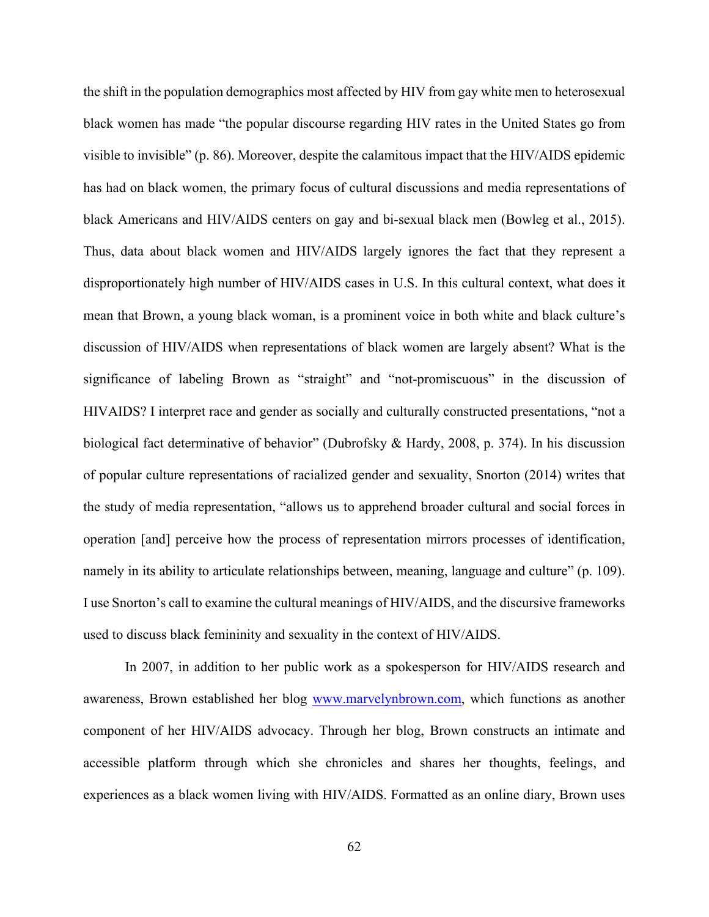the shift in the population demographics most affected by HIV from gay white men to heterosexual black women has made "the popular discourse regarding HIV rates in the United States go from visible to invisible" (p. 86). Moreover, despite the calamitous impact that the HIV/AIDS epidemic has had on black women, the primary focus of cultural discussions and media representations of black Americans and HIV/AIDS centers on gay and bi-sexual black men (Bowleg et al., 2015). Thus, data about black women and HIV/AIDS largely ignores the fact that they represent a disproportionately high number of HIV/AIDS cases in U.S. In this cultural context, what does it mean that Brown, a young black woman, is a prominent voice in both white and black culture's discussion of HIV/AIDS when representations of black women are largely absent? What is the significance of labeling Brown as "straight" and "not-promiscuous" in the discussion of HIVAIDS? I interpret race and gender as socially and culturally constructed presentations, "not a biological fact determinative of behavior" (Dubrofsky & Hardy, 2008, p. 374). In his discussion of popular culture representations of racialized gender and sexuality, Snorton (2014) writes that the study of media representation, "allows us to apprehend broader cultural and social forces in operation [and] perceive how the process of representation mirrors processes of identification, namely in its ability to articulate relationships between, meaning, language and culture" (p. 109). I use Snorton's call to examine the cultural meanings of HIV/AIDS, and the discursive frameworks used to discuss black femininity and sexuality in the context of HIV/AIDS.

In 2007, in addition to her public work as a spokesperson for HIV/AIDS research and awareness, Brown established her blog www.marvelynbrown.com, which functions as another component of her HIV/AIDS advocacy. Through her blog, Brown constructs an intimate and accessible platform through which she chronicles and shares her thoughts, feelings, and experiences as a black women living with HIV/AIDS. Formatted as an online diary, Brown uses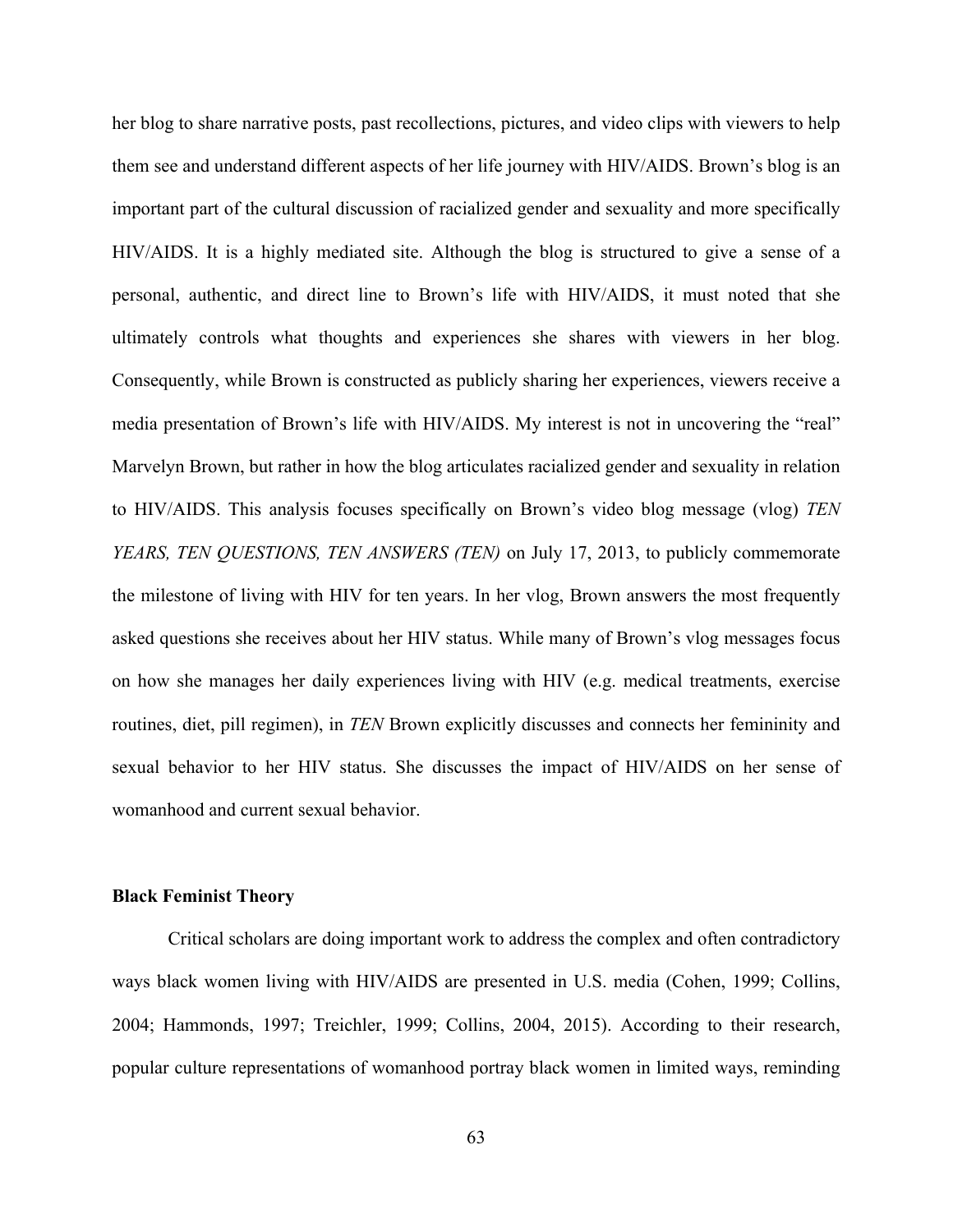her blog to share narrative posts, past recollections, pictures, and video clips with viewers to help them see and understand different aspects of her life journey with HIV/AIDS. Brown's blog is an important part of the cultural discussion of racialized gender and sexuality and more specifically HIV/AIDS. It is a highly mediated site. Although the blog is structured to give a sense of a personal, authentic, and direct line to Brown's life with HIV/AIDS, it must noted that she ultimately controls what thoughts and experiences she shares with viewers in her blog. Consequently, while Brown is constructed as publicly sharing her experiences, viewers receive a media presentation of Brown's life with HIV/AIDS. My interest is not in uncovering the "real" Marvelyn Brown, but rather in how the blog articulates racialized gender and sexuality in relation to HIV/AIDS. This analysis focuses specifically on Brown's video blog message (vlog) *TEN YEARS, TEN QUESTIONS, TEN ANSWERS (TEN)* on July 17, 2013, to publicly commemorate the milestone of living with HIV for ten years. In her vlog, Brown answers the most frequently asked questions she receives about her HIV status. While many of Brown's vlog messages focus on how she manages her daily experiences living with HIV (e.g. medical treatments, exercise routines, diet, pill regimen), in *TEN* Brown explicitly discusses and connects her femininity and sexual behavior to her HIV status. She discusses the impact of HIV/AIDS on her sense of womanhood and current sexual behavior.

**Black Feminist Theory**

Critical scholars are doing important work to address the complex and often contradictory ways black women living with HIV/AIDS are presented in U.S. media (Cohen, 1999; Collins, 2004; Hammonds, 1997; Treichler, 1999; Collins, 2004, 2015). According to their research, popular culture representations of womanhood portray black women in limited ways, reminding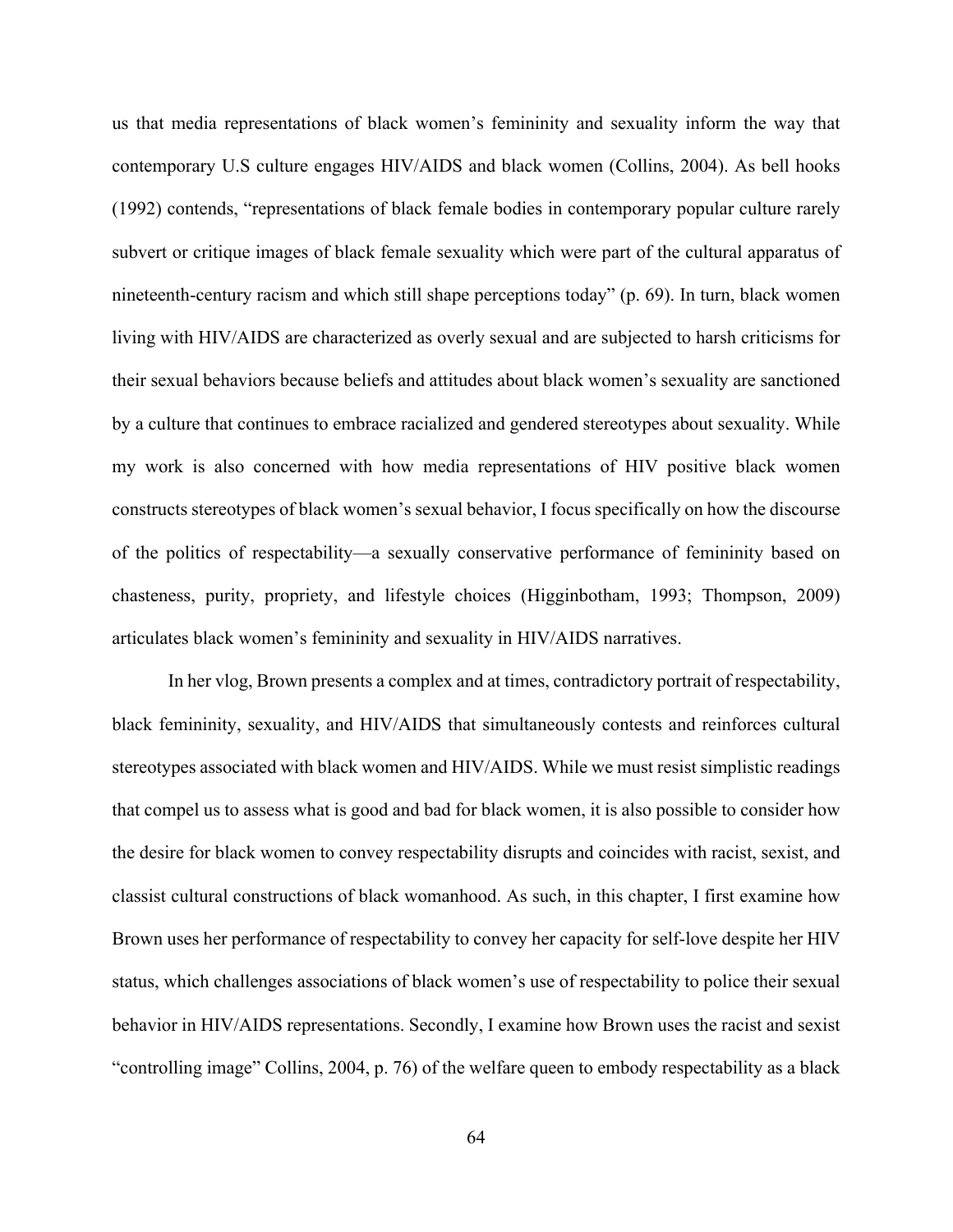us that media representations of black women's femininity and sexuality inform the way that contemporary U.S culture engages HIV/AIDS and black women (Collins, 2004). As bell hooks (1992) contends, "representations of black female bodies in contemporary popular culture rarely subvert or critique images of black female sexuality which were part of the cultural apparatus of nineteenth-century racism and which still shape perceptions today" (p. 69). In turn, black women living with HIV/AIDS are characterized as overly sexual and are subjected to harsh criticisms for their sexual behaviors because beliefs and attitudes about black women's sexuality are sanctioned by a culture that continues to embrace racialized and gendered stereotypes about sexuality. While my work is also concerned with how media representations of HIV positive black women constructs stereotypes of black women's sexual behavior, I focus specifically on how the discourse of the politics of respectability—a sexually conservative performance of femininity based on chasteness, purity, propriety, and lifestyle choices (Higginbotham, 1993; Thompson, 2009) articulates black women's femininity and sexuality in HIV/AIDS narratives.

In her vlog, Brown presents a complex and at times, contradictory portrait of respectability, black femininity, sexuality, and HIV/AIDS that simultaneously contests and reinforces cultural stereotypes associated with black women and HIV/AIDS. While we must resist simplistic readings that compel us to assess what is good and bad for black women, it is also possible to consider how the desire for black women to convey respectability disrupts and coincides with racist, sexist, and classist cultural constructions of black womanhood. As such, in this chapter, I first examine how Brown uses her performance of respectability to convey her capacity for self-love despite her HIV status, which challenges associations of black women's use of respectability to police their sexual behavior in HIV/AIDS representations. Secondly, I examine how Brown uses the racist and sexist "controlling image" Collins, 2004, p. 76) of the welfare queen to embody respectability as a black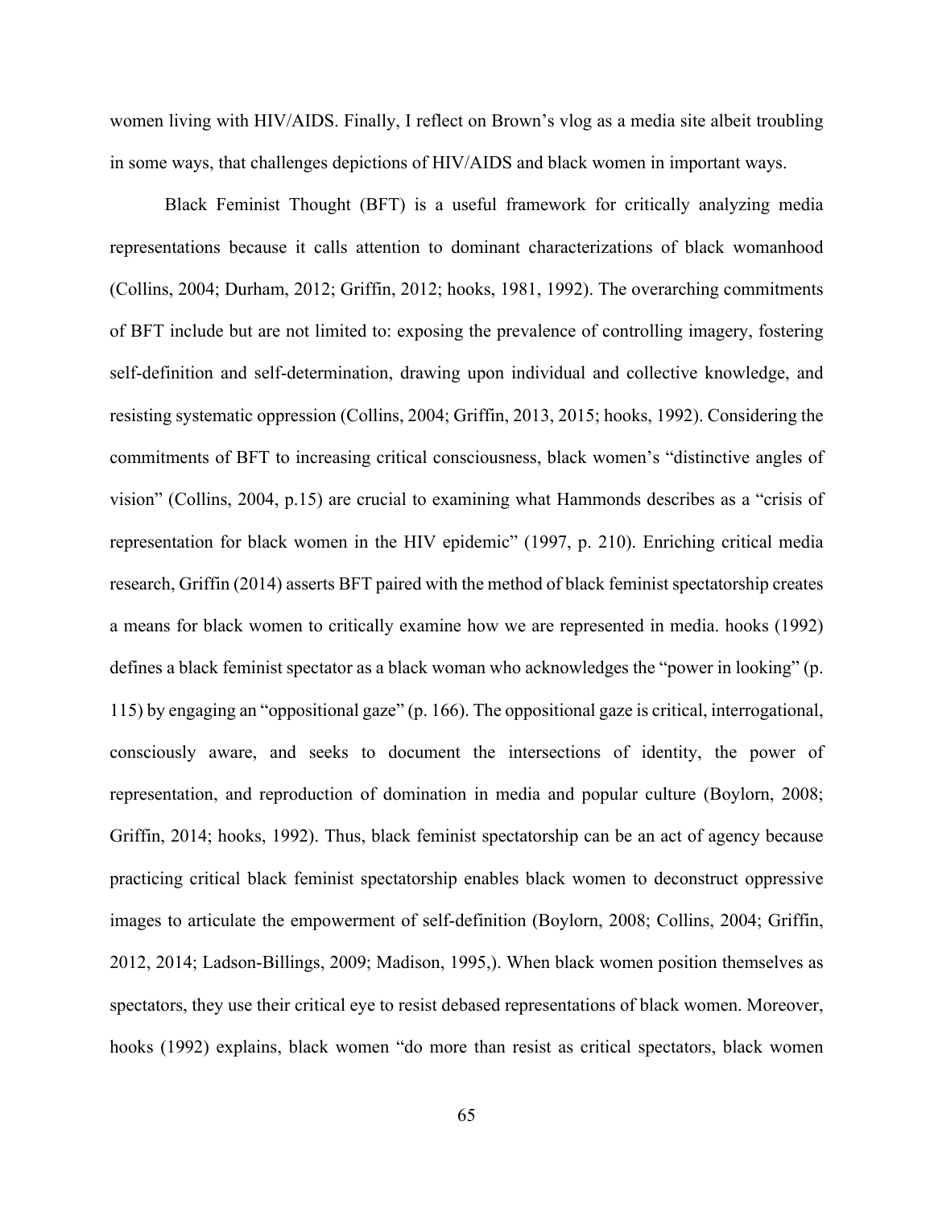women living with HIV/AIDS. Finally, I reflect on Brown's vlog as a media site albeit troubling in some ways, that challenges depictions of HIV/AIDS and black women in important ways.

Black Feminist Thought (BFT) is a useful framework for critically analyzing media representations because it calls attention to dominant characterizations of black womanhood (Collins, 2004; Durham, 2012; Griffin, 2012; hooks, 1981, 1992). The overarching commitments of BFT include but are not limited to: exposing the prevalence of controlling imagery, fostering self-definition and self-determination, drawing upon individual and collective knowledge, and resisting systematic oppression (Collins, 2004; Griffin, 2013, 2015; hooks, 1992). Considering the commitments of BFT to increasing critical consciousness, black women's "distinctive angles of vision" (Collins, 2004, p.15) are crucial to examining what Hammonds describes as a "crisis of representation for black women in the HIV epidemic" (1997, p. 210). Enriching critical media research, Griffin (2014) asserts BFT paired with the method of black feminist spectatorship creates a means for black women to critically examine how we are represented in media. hooks (1992) defines a black feminist spectator as a black woman who acknowledges the "power in looking" (p. 115) by engaging an "oppositional gaze" (p. 166). The oppositional gaze is critical, interrogational, consciously aware, and seeks to document the intersections of identity, the power of representation, and reproduction of domination in media and popular culture (Boylorn, 2008; Griffin, 2014; hooks, 1992). Thus, black feminist spectatorship can be an act of agency because practicing critical black feminist spectatorship enables black women to deconstruct oppressive images to articulate the empowerment of self-definition (Boylorn, 2008; Collins, 2004; Griffin, 2012, 2014; Ladson-Billings, 2009; Madison, 1995,). When black women position themselves as spectators, they use their critical eye to resist debased representations of black women. Moreover, hooks (1992) explains, black women "do more than resist as critical spectators, black women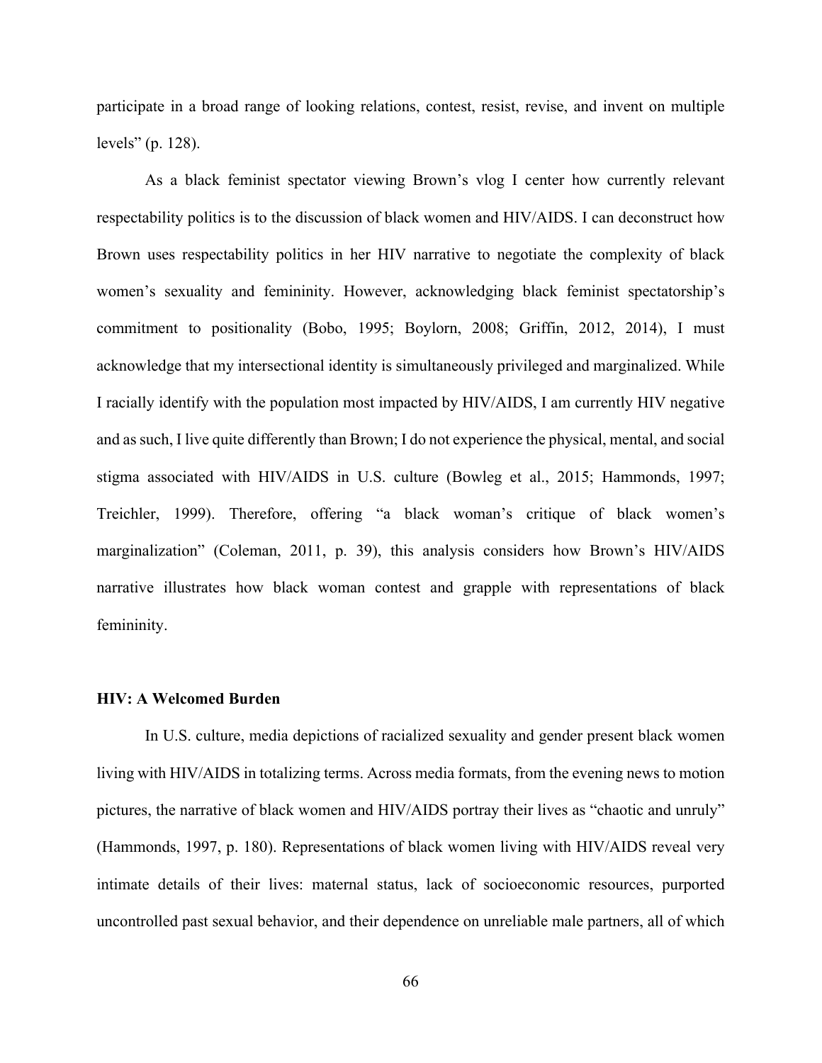participate in a broad range of looking relations, contest, resist, revise, and invent on multiple levels" (p. 128).

As a black feminist spectator viewing Brown's vlog I center how currently relevant respectability politics is to the discussion of black women and HIV/AIDS. I can deconstruct how Brown uses respectability politics in her HIV narrative to negotiate the complexity of black women's sexuality and femininity. However, acknowledging black feminist spectatorship's commitment to positionality (Bobo, 1995; Boylorn, 2008; Griffin, 2012, 2014), I must acknowledge that my intersectional identity is simultaneously privileged and marginalized. While I racially identify with the population most impacted by HIV/AIDS, I am currently HIV negative and as such, I live quite differently than Brown; I do not experience the physical, mental, and social stigma associated with HIV/AIDS in U.S. culture (Bowleg et al., 2015; Hammonds, 1997; Treichler, 1999). Therefore, offering "a black woman's critique of black women's marginalization" (Coleman, 2011, p. 39), this analysis considers how Brown's HIV/AIDS narrative illustrates how black woman contest and grapple with representations of black femininity.

**HIV: A Welcomed Burden**

In U.S. culture, media depictions of racialized sexuality and gender present black women living with HIV/AIDS in totalizing terms. Across media formats, from the evening news to motion pictures, the narrative of black women and HIV/AIDS portray their lives as "chaotic and unruly" (Hammonds, 1997, p. 180). Representations of black women living with HIV/AIDS reveal very intimate details of their lives: maternal status, lack of socioeconomic resources, purported uncontrolled past sexual behavior, and their dependence on unreliable male partners, all of which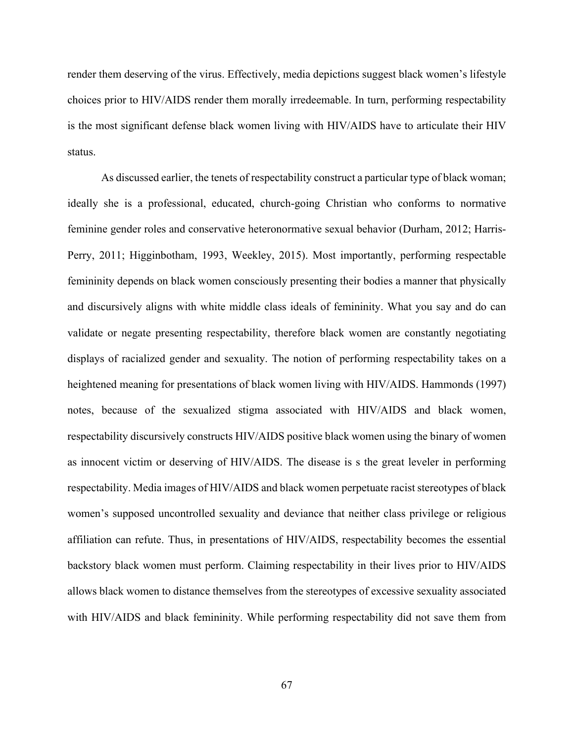render them deserving of the virus. Effectively, media depictions suggest black women's lifestyle choices prior to HIV/AIDS render them morally irredeemable. In turn, performing respectability is the most significant defense black women living with HIV/AIDS have to articulate their HIV status.

As discussed earlier, the tenets of respectability construct a particular type of black woman; ideally she is a professional, educated, church-going Christian who conforms to normative feminine gender roles and conservative heteronormative sexual behavior (Durham, 2012; Harris-Perry, 2011; Higginbotham, 1993, Weekley, 2015). Most importantly, performing respectable femininity depends on black women consciously presenting their bodies a manner that physically and discursively aligns with white middle class ideals of femininity. What you say and do can validate or negate presenting respectability, therefore black women are constantly negotiating displays of racialized gender and sexuality. The notion of performing respectability takes on a heightened meaning for presentations of black women living with HIV/AIDS. Hammonds (1997) notes, because of the sexualized stigma associated with HIV/AIDS and black women, respectability discursively constructs HIV/AIDS positive black women using the binary of women as innocent victim or deserving of HIV/AIDS. The disease is s the great leveler in performing respectability. Media images of HIV/AIDS and black women perpetuate racist stereotypes of black women's supposed uncontrolled sexuality and deviance that neither class privilege or religious affiliation can refute. Thus, in presentations of HIV/AIDS, respectability becomes the essential backstory black women must perform. Claiming respectability in their lives prior to HIV/AIDS allows black women to distance themselves from the stereotypes of excessive sexuality associated with HIV/AIDS and black femininity. While performing respectability did not save them from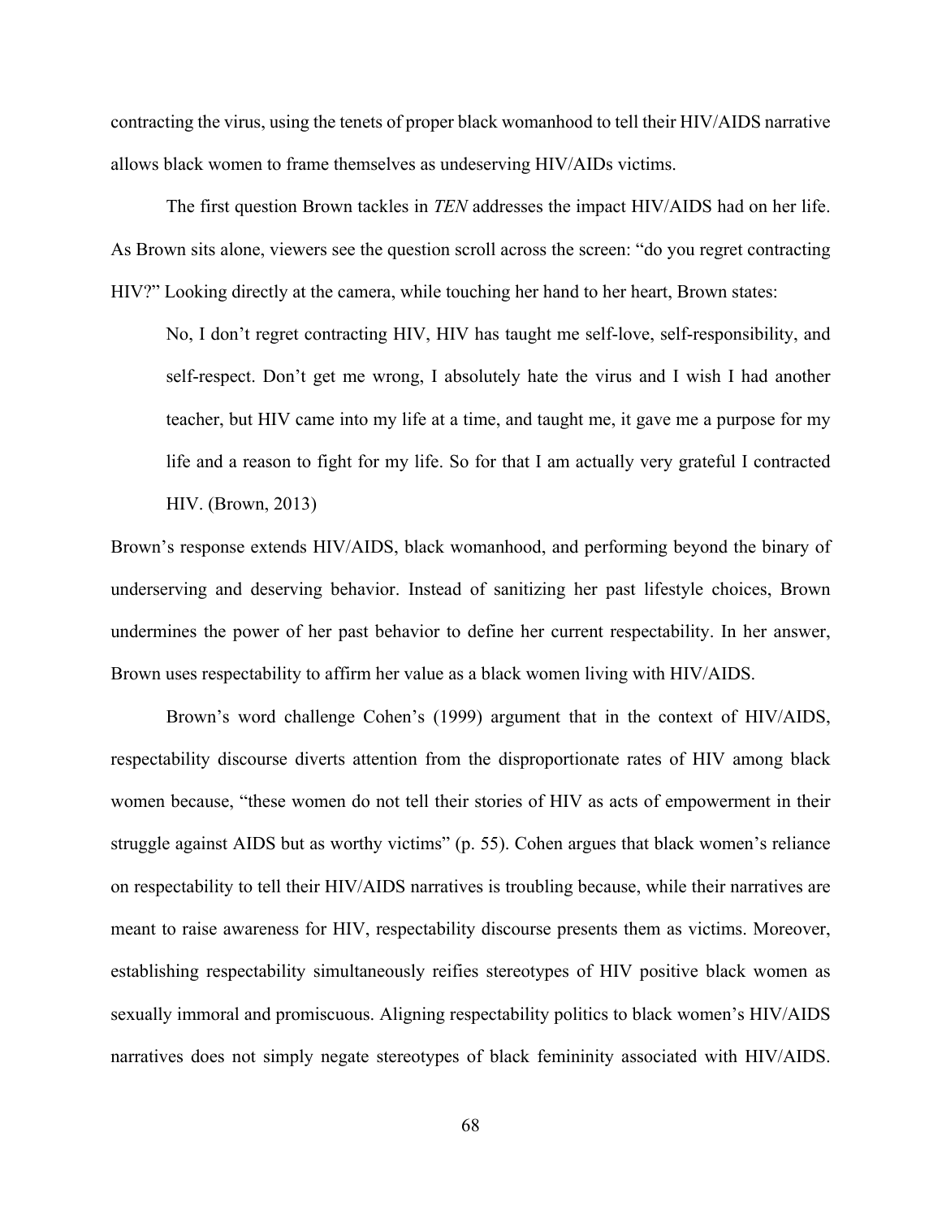contracting the virus, using the tenets of proper black womanhood to tell their HIV/AIDS narrative allows black women to frame themselves as undeserving HIV/AIDs victims.

The first question Brown tackles in *TEN* addresses the impact HIV/AIDS had on her life. As Brown sits alone, viewers see the question scroll across the screen: "do you regret contracting HIV?" Looking directly at the camera, while touching her hand to her heart, Brown states:

> No, I don't regret contracting HIV, HIV has taught me self-love, self-responsibility, and self-respect. Don't get me wrong, I absolutely hate the virus and I wish I had another teacher, but HIV came into my life at a time, and taught me, it gave me a purpose for my life and a reason to fight for my life. So for that I am actually very grateful I contracted HIV. (Brown, 2013)

Brown's response extends HIV/AIDS, black womanhood, and performing beyond the binary of underserving and deserving behavior. Instead of sanitizing her past lifestyle choices, Brown undermines the power of her past behavior to define her current respectability. In her answer, Brown uses respectability to affirm her value as a black women living with HIV/AIDS.

Brown's word challenge Cohen's (1999) argument that in the context of HIV/AIDS, respectability discourse diverts attention from the disproportionate rates of HIV among black women because, "these women do not tell their stories of HIV as acts of empowerment in their struggle against AIDS but as worthy victims" (p. 55). Cohen argues that black women's reliance on respectability to tell their HIV/AIDS narratives is troubling because, while their narratives are meant to raise awareness for HIV, respectability discourse presents them as victims. Moreover, establishing respectability simultaneously reifies stereotypes of HIV positive black women as sexually immoral and promiscuous. Aligning respectability politics to black women's HIV/AIDS narratives does not simply negate stereotypes of black femininity associated with HIV/AIDS.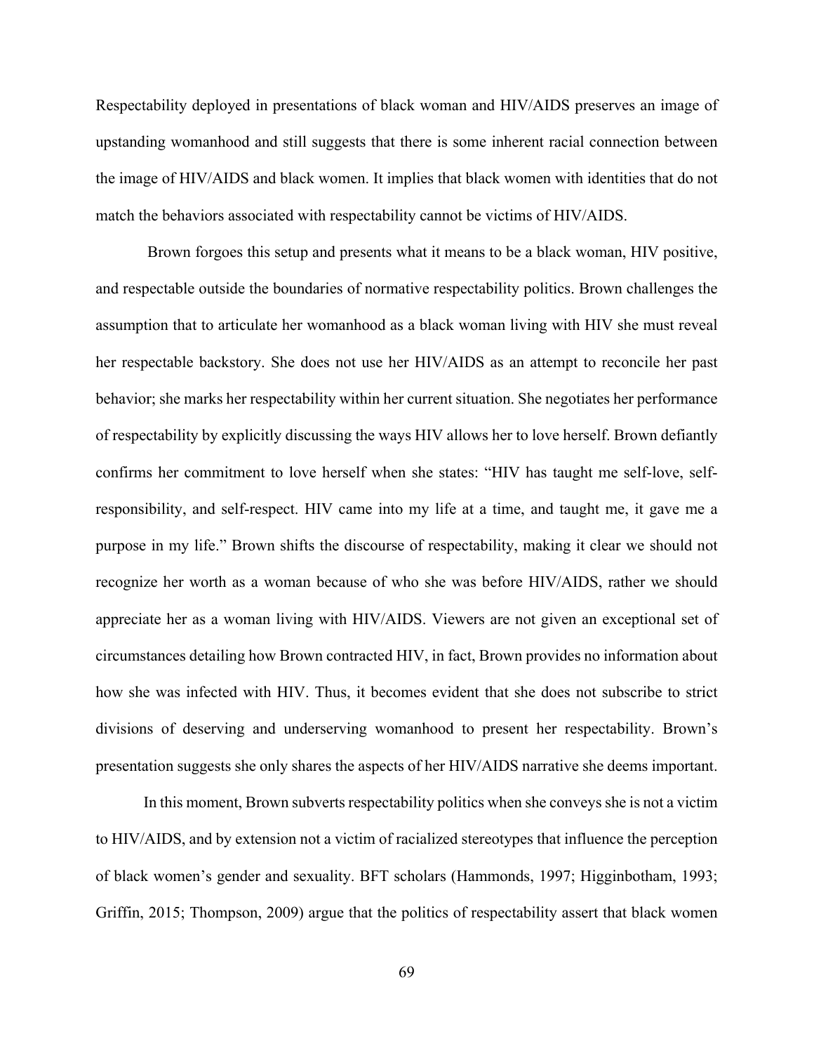Respectability deployed in presentations of black woman and HIV/AIDS preserves an image of upstanding womanhood and still suggests that there is some inherent racial connection between the image of HIV/AIDS and black women. It implies that black women with identities that do not match the behaviors associated with respectability cannot be victims of HIV/AIDS.

Brown forgoes this setup and presents what it means to be a black woman, HIV positive, and respectable outside the boundaries of normative respectability politics. Brown challenges the assumption that to articulate her womanhood as a black woman living with HIV she must reveal her respectable backstory. She does not use her HIV/AIDS as an attempt to reconcile her past behavior; she marks her respectability within her current situation. She negotiates her performance of respectability by explicitly discussing the ways HIV allows her to love herself. Brown defiantly confirms her commitment to love herself when she states: "HIV has taught me self-love, self-responsibility, and self-respect. HIV came into my life at a time, and taught me, it gave me a purpose in my life." Brown shifts the discourse of respectability, making it clear we should not recognize her worth as a woman because of who she was before HIV/AIDS, rather we should appreciate her as a woman living with HIV/AIDS. Viewers are not given an exceptional set of circumstances detailing how Brown contracted HIV, in fact, Brown provides no information about how she was infected with HIV. Thus, it becomes evident that she does not subscribe to strict divisions of deserving and underserving womanhood to present her respectability. Brown's presentation suggests she only shares the aspects of her HIV/AIDS narrative she deems important.

In this moment, Brown subverts respectability politics when she conveys she is not a victim to HIV/AIDS, and by extension not a victim of racialized stereotypes that influence the perception of black women's gender and sexuality. BFT scholars (Hammonds, 1997; Higginbotham, 1993; Griffin, 2015; Thompson, 2009) argue that the politics of respectability assert that black women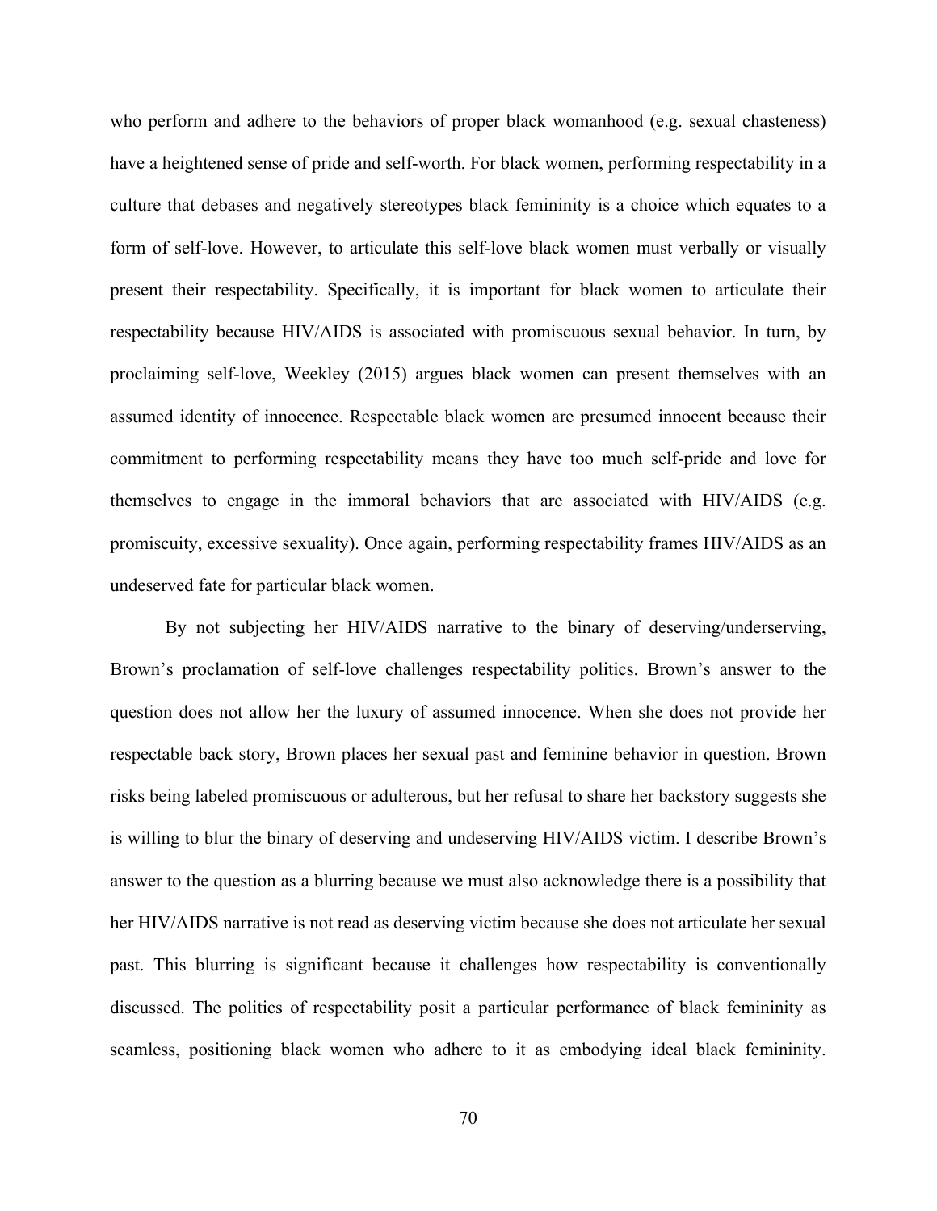who perform and adhere to the behaviors of proper black womanhood (e.g. sexual chasteness) have a heightened sense of pride and self-worth. For black women, performing respectability in a culture that debases and negatively stereotypes black femininity is a choice which equates to a form of self-love. However, to articulate this self-love black women must verbally or visually present their respectability. Specifically, it is important for black women to articulate their respectability because HIV/AIDS is associated with promiscuous sexual behavior. In turn, by proclaiming self-love, Weekley (2015) argues black women can present themselves with an assumed identity of innocence. Respectable black women are presumed innocent because their commitment to performing respectability means they have too much self-pride and love for themselves to engage in the immoral behaviors that are associated with HIV/AIDS (e.g. promiscuity, excessive sexuality). Once again, performing respectability frames HIV/AIDS as an undeserved fate for particular black women.

By not subjecting her HIV/AIDS narrative to the binary of deserving/underserving, Brown's proclamation of self-love challenges respectability politics. Brown's answer to the question does not allow her the luxury of assumed innocence. When she does not provide her respectable back story, Brown places her sexual past and feminine behavior in question. Brown risks being labeled promiscuous or adulterous, but her refusal to share her backstory suggests she is willing to blur the binary of deserving and undeserving HIV/AIDS victim. I describe Brown's answer to the question as a blurring because we must also acknowledge there is a possibility that her HIV/AIDS narrative is not read as deserving victim because she does not articulate her sexual past. This blurring is significant because it challenges how respectability is conventionally discussed. The politics of respectability posit a particular performance of black femininity as seamless, positioning black women who adhere to it as embodying ideal black femininity.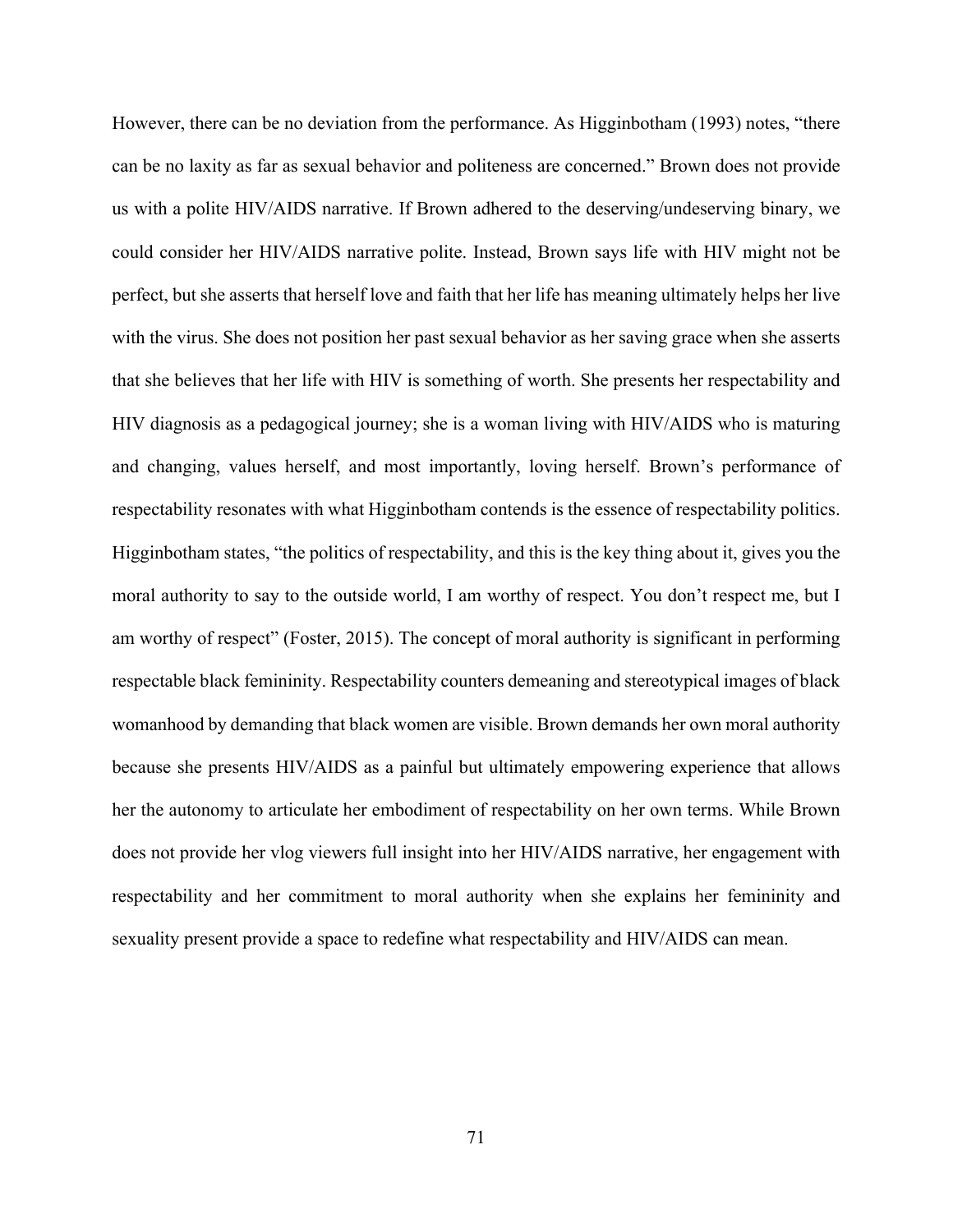However, there can be no deviation from the performance. As Higginbotham (1993) notes, "there can be no laxity as far as sexual behavior and politeness are concerned." Brown does not provide us with a polite HIV/AIDS narrative. If Brown adhered to the deserving/undeserving binary, we could consider her HIV/AIDS narrative polite. Instead, Brown says life with HIV might not be perfect, but she asserts that herself love and faith that her life has meaning ultimately helps her live with the virus. She does not position her past sexual behavior as her saving grace when she asserts that she believes that her life with HIV is something of worth. She presents her respectability and HIV diagnosis as a pedagogical journey; she is a woman living with HIV/AIDS who is maturing and changing, values herself, and most importantly, loving herself. Brown's performance of respectability resonates with what Higginbotham contends is the essence of respectability politics. Higginbotham states, "the politics of respectability, and this is the key thing about it, gives you the moral authority to say to the outside world, I am worthy of respect. You don't respect me, but I am worthy of respect" (Foster, 2015). The concept of moral authority is significant in performing respectable black femininity. Respectability counters demeaning and stereotypical images of black womanhood by demanding that black women are visible. Brown demands her own moral authority because she presents HIV/AIDS as a painful but ultimately empowering experience that allows her the autonomy to articulate her embodiment of respectability on her own terms. While Brown does not provide her vlog viewers full insight into her HIV/AIDS narrative, her engagement with respectability and her commitment to moral authority when she explains her femininity and sexuality present provide a space to redefine what respectability and HIV/AIDS can mean.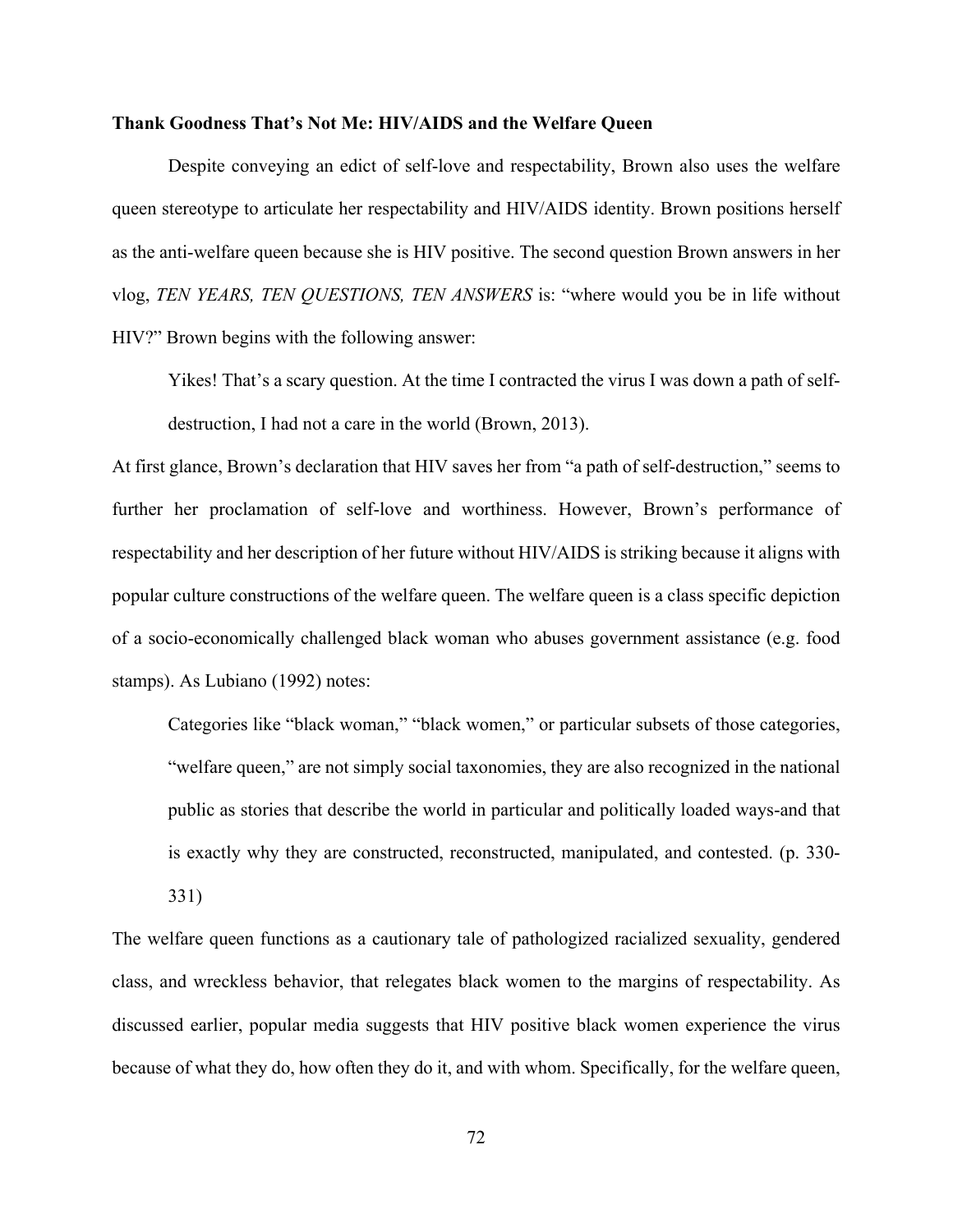**Thank Goodness That's Not Me: HIV/AIDS and the Welfare Queen**

Despite conveying an edict of self-love and respectability, Brown also uses the welfare queen stereotype to articulate her respectability and HIV/AIDS identity. Brown positions herself as the anti-welfare queen because she is HIV positive. The second question Brown answers in her vlog, *TEN YEARS, TEN QUESTIONS, TEN ANSWERS* is: "where would you be in life without HIV?" Brown begins with the following answer:

> Yikes! That's a scary question. At the time I contracted the virus I was down a path of self-destruction, I had not a care in the world (Brown, 2013).

At first glance, Brown's declaration that HIV saves her from "a path of self-destruction," seems to further her proclamation of self-love and worthiness. However, Brown's performance of respectability and her description of her future without HIV/AIDS is striking because it aligns with popular culture constructions of the welfare queen. The welfare queen is a class specific depiction of a socio-economically challenged black woman who abuses government assistance (e.g. food stamps). As Lubiano (1992) notes:

> Categories like "black woman," "black women," or particular subsets of those categories, "welfare queen," are not simply social taxonomies, they are also recognized in the national public as stories that describe the world in particular and politically loaded ways-and that is exactly why they are constructed, reconstructed, manipulated, and contested. (p. 330-331)

The welfare queen functions as a cautionary tale of pathologized racialized sexuality, gendered class, and wreckless behavior, that relegates black women to the margins of respectability. As discussed earlier, popular media suggests that HIV positive black women experience the virus because of what they do, how often they do it, and with whom. Specifically, for the welfare queen,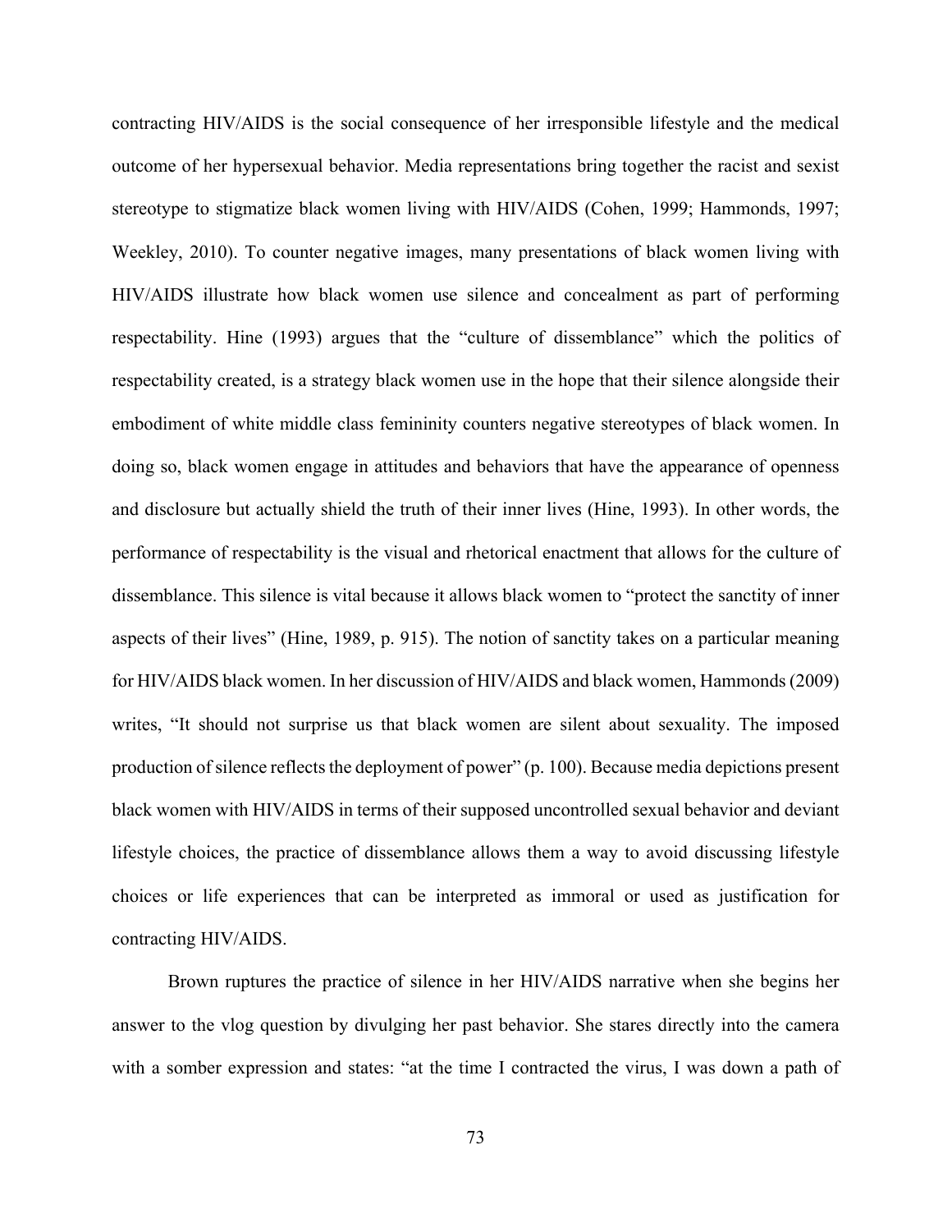contracting HIV/AIDS is the social consequence of her irresponsible lifestyle and the medical outcome of her hypersexual behavior. Media representations bring together the racist and sexist stereotype to stigmatize black women living with HIV/AIDS (Cohen, 1999; Hammonds, 1997; Weekley, 2010). To counter negative images, many presentations of black women living with HIV/AIDS illustrate how black women use silence and concealment as part of performing respectability. Hine (1993) argues that the "culture of dissemblance" which the politics of respectability created, is a strategy black women use in the hope that their silence alongside their embodiment of white middle class femininity counters negative stereotypes of black women. In doing so, black women engage in attitudes and behaviors that have the appearance of openness and disclosure but actually shield the truth of their inner lives (Hine, 1993). In other words, the performance of respectability is the visual and rhetorical enactment that allows for the culture of dissemblance. This silence is vital because it allows black women to "protect the sanctity of inner aspects of their lives" (Hine, 1989, p. 915). The notion of sanctity takes on a particular meaning for HIV/AIDS black women. In her discussion of HIV/AIDS and black women, Hammonds (2009) writes, "It should not surprise us that black women are silent about sexuality. The imposed production of silence reflects the deployment of power" (p. 100). Because media depictions present black women with HIV/AIDS in terms of their supposed uncontrolled sexual behavior and deviant lifestyle choices, the practice of dissemblance allows them a way to avoid discussing lifestyle choices or life experiences that can be interpreted as immoral or used as justification for contracting HIV/AIDS.

Brown ruptures the practice of silence in her HIV/AIDS narrative when she begins her answer to the vlog question by divulging her past behavior. She stares directly into the camera with a somber expression and states: "at the time I contracted the virus, I was down a path of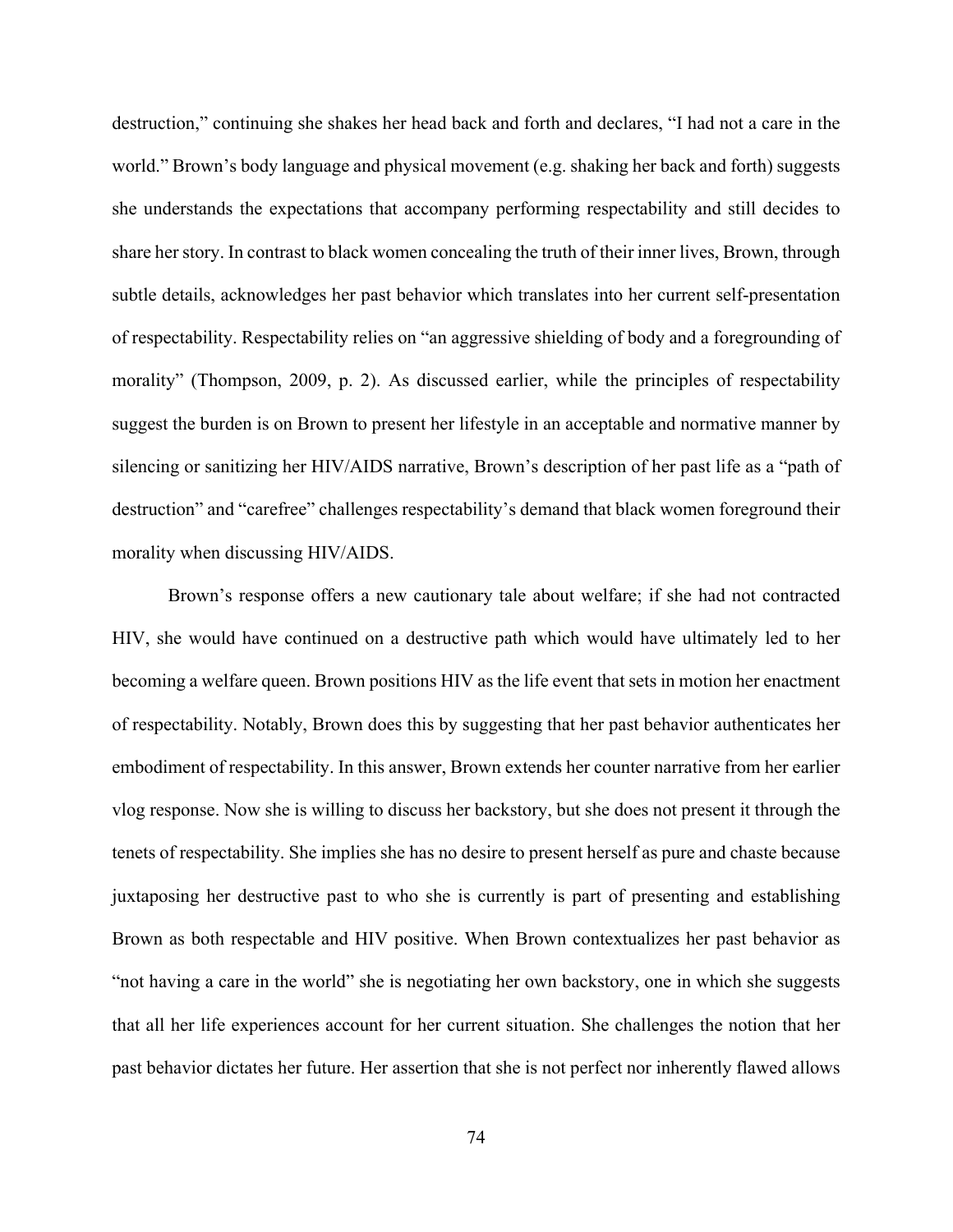destruction," continuing she shakes her head back and forth and declares, "I had not a care in the world." Brown's body language and physical movement (e.g. shaking her back and forth) suggests she understands the expectations that accompany performing respectability and still decides to share her story. In contrast to black women concealing the truth of their inner lives, Brown, through subtle details, acknowledges her past behavior which translates into her current self-presentation of respectability. Respectability relies on "an aggressive shielding of body and a foregrounding of morality" (Thompson, 2009, p. 2). As discussed earlier, while the principles of respectability suggest the burden is on Brown to present her lifestyle in an acceptable and normative manner by silencing or sanitizing her HIV/AIDS narrative, Brown's description of her past life as a "path of destruction" and "carefree" challenges respectability's demand that black women foreground their morality when discussing HIV/AIDS.

Brown's response offers a new cautionary tale about welfare; if she had not contracted HIV, she would have continued on a destructive path which would have ultimately led to her becoming a welfare queen. Brown positions HIV as the life event that sets in motion her enactment of respectability. Notably, Brown does this by suggesting that her past behavior authenticates her embodiment of respectability. In this answer, Brown extends her counter narrative from her earlier vlog response. Now she is willing to discuss her backstory, but she does not present it through the tenets of respectability. She implies she has no desire to present herself as pure and chaste because juxtaposing her destructive past to who she is currently is part of presenting and establishing Brown as both respectable and HIV positive. When Brown contextualizes her past behavior as "not having a care in the world" she is negotiating her own backstory, one in which she suggests that all her life experiences account for her current situation. She challenges the notion that her past behavior dictates her future. Her assertion that she is not perfect nor inherently flawed allows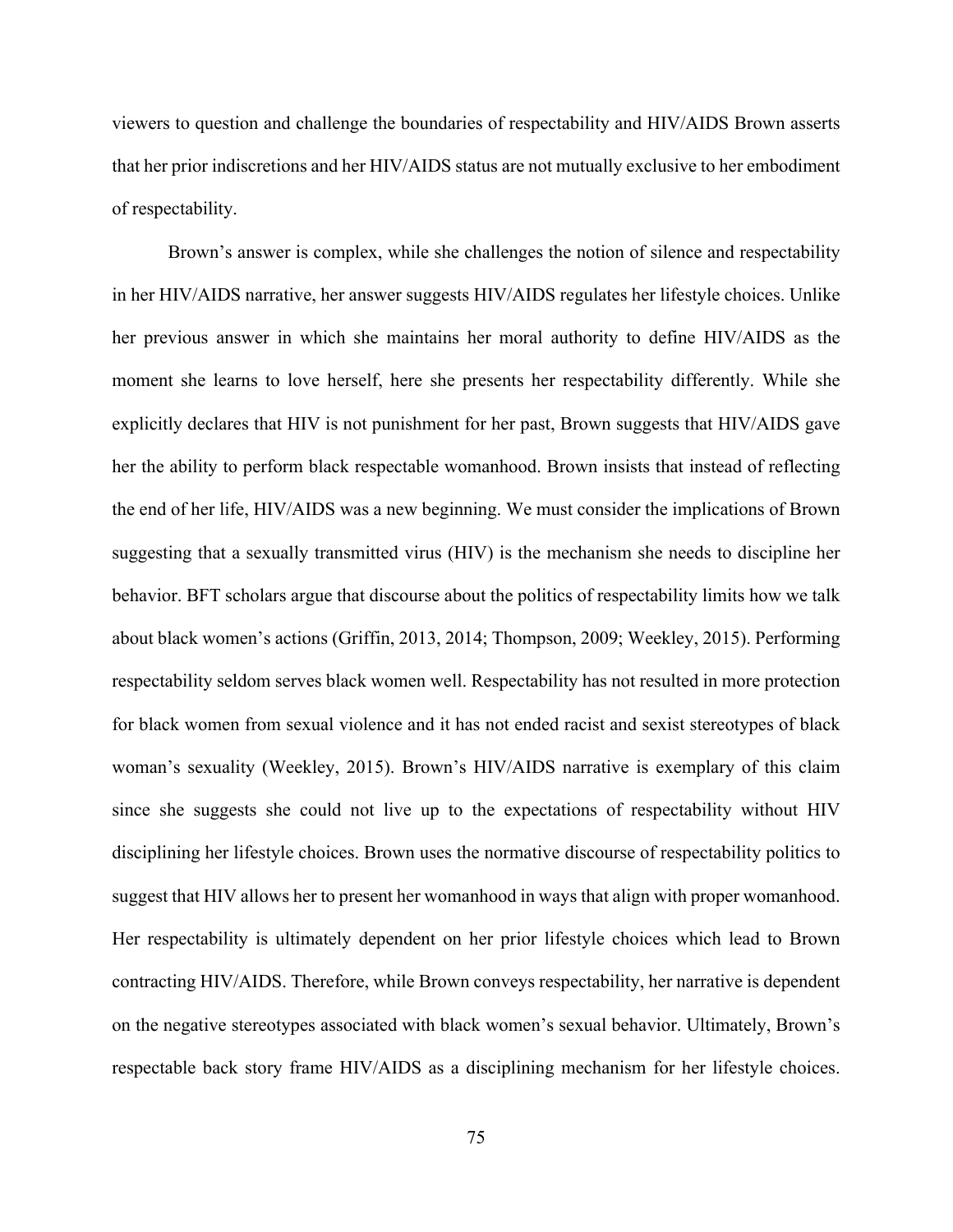viewers to question and challenge the boundaries of respectability and HIV/AIDS Brown asserts that her prior indiscretions and her HIV/AIDS status are not mutually exclusive to her embodiment of respectability.

Brown's answer is complex, while she challenges the notion of silence and respectability in her HIV/AIDS narrative, her answer suggests HIV/AIDS regulates her lifestyle choices. Unlike her previous answer in which she maintains her moral authority to define HIV/AIDS as the moment she learns to love herself, here she presents her respectability differently. While she explicitly declares that HIV is not punishment for her past, Brown suggests that HIV/AIDS gave her the ability to perform black respectable womanhood. Brown insists that instead of reflecting the end of her life, HIV/AIDS was a new beginning. We must consider the implications of Brown suggesting that a sexually transmitted virus (HIV) is the mechanism she needs to discipline her behavior. BFT scholars argue that discourse about the politics of respectability limits how we talk about black women's actions (Griffin, 2013, 2014; Thompson, 2009; Weekley, 2015). Performing respectability seldom serves black women well. Respectability has not resulted in more protection for black women from sexual violence and it has not ended racist and sexist stereotypes of black woman's sexuality (Weekley, 2015). Brown's HIV/AIDS narrative is exemplary of this claim since she suggests she could not live up to the expectations of respectability without HIV disciplining her lifestyle choices. Brown uses the normative discourse of respectability politics to suggest that HIV allows her to present her womanhood in ways that align with proper womanhood. Her respectability is ultimately dependent on her prior lifestyle choices which lead to Brown contracting HIV/AIDS. Therefore, while Brown conveys respectability, her narrative is dependent on the negative stereotypes associated with black women's sexual behavior. Ultimately, Brown's respectable back story frame HIV/AIDS as a disciplining mechanism for her lifestyle choices.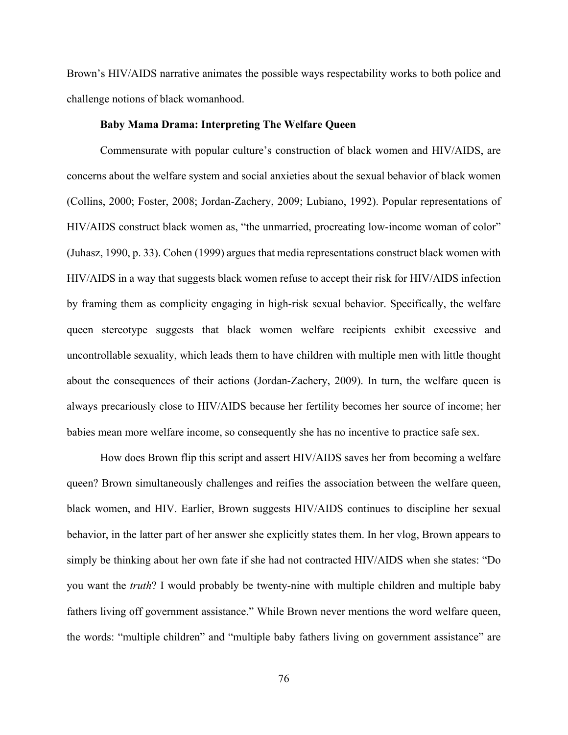Brown's HIV/AIDS narrative animates the possible ways respectability works to both police and challenge notions of black womanhood.

### Baby Mama Drama: Interpreting The Welfare Queen

Commensurate with popular culture's construction of black women and HIV/AIDS, are concerns about the welfare system and social anxieties about the sexual behavior of black women (Collins, 2000; Foster, 2008; Jordan-Zachery, 2009; Lubiano, 1992). Popular representations of HIV/AIDS construct black women as, "the unmarried, procreating low-income woman of color" (Juhasz, 1990, p. 33). Cohen (1999) argues that media representations construct black women with HIV/AIDS in a way that suggests black women refuse to accept their risk for HIV/AIDS infection by framing them as complicity engaging in high-risk sexual behavior. Specifically, the welfare queen stereotype suggests that black women welfare recipients exhibit excessive and uncontrollable sexuality, which leads them to have children with multiple men with little thought about the consequences of their actions (Jordan-Zachery, 2009). In turn, the welfare queen is always precariously close to HIV/AIDS because her fertility becomes her source of income; her babies mean more welfare income, so consequently she has no incentive to practice safe sex.

How does Brown flip this script and assert HIV/AIDS saves her from becoming a welfare queen? Brown simultaneously challenges and reifies the association between the welfare queen, black women, and HIV. Earlier, Brown suggests HIV/AIDS continues to discipline her sexual behavior, in the latter part of her answer she explicitly states them. In her vlog, Brown appears to simply be thinking about her own fate if she had not contracted HIV/AIDS when she states: "Do you want the *truth*? I would probably be twenty-nine with multiple children and multiple baby fathers living off government assistance." While Brown never mentions the word welfare queen, the words: "multiple children" and "multiple baby fathers living on government assistance" are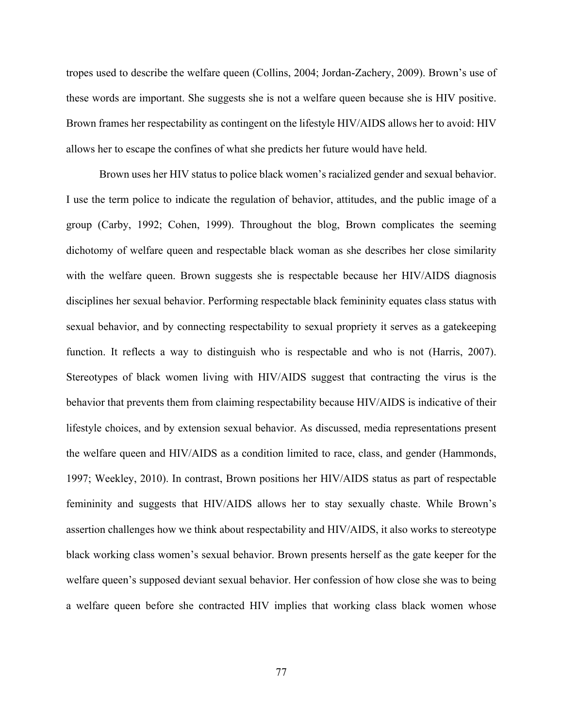tropes used to describe the welfare queen (Collins, 2004; Jordan-Zachery, 2009). Brown's use of these words are important. She suggests she is not a welfare queen because she is HIV positive. Brown frames her respectability as contingent on the lifestyle HIV/AIDS allows her to avoid: HIV allows her to escape the confines of what she predicts her future would have held.

Brown uses her HIV status to police black women's racialized gender and sexual behavior. I use the term police to indicate the regulation of behavior, attitudes, and the public image of a group (Carby, 1992; Cohen, 1999). Throughout the blog, Brown complicates the seeming dichotomy of welfare queen and respectable black woman as she describes her close similarity with the welfare queen. Brown suggests she is respectable because her HIV/AIDS diagnosis disciplines her sexual behavior. Performing respectable black femininity equates class status with sexual behavior, and by connecting respectability to sexual propriety it serves as a gatekeeping function. It reflects a way to distinguish who is respectable and who is not (Harris, 2007). Stereotypes of black women living with HIV/AIDS suggest that contracting the virus is the behavior that prevents them from claiming respectability because HIV/AIDS is indicative of their lifestyle choices, and by extension sexual behavior. As discussed, media representations present the welfare queen and HIV/AIDS as a condition limited to race, class, and gender (Hammonds, 1997; Weekley, 2010). In contrast, Brown positions her HIV/AIDS status as part of respectable femininity and suggests that HIV/AIDS allows her to stay sexually chaste. While Brown's assertion challenges how we think about respectability and HIV/AIDS, it also works to stereotype black working class women's sexual behavior. Brown presents herself as the gate keeper for the welfare queen's supposed deviant sexual behavior. Her confession of how close she was to being a welfare queen before she contracted HIV implies that working class black women whose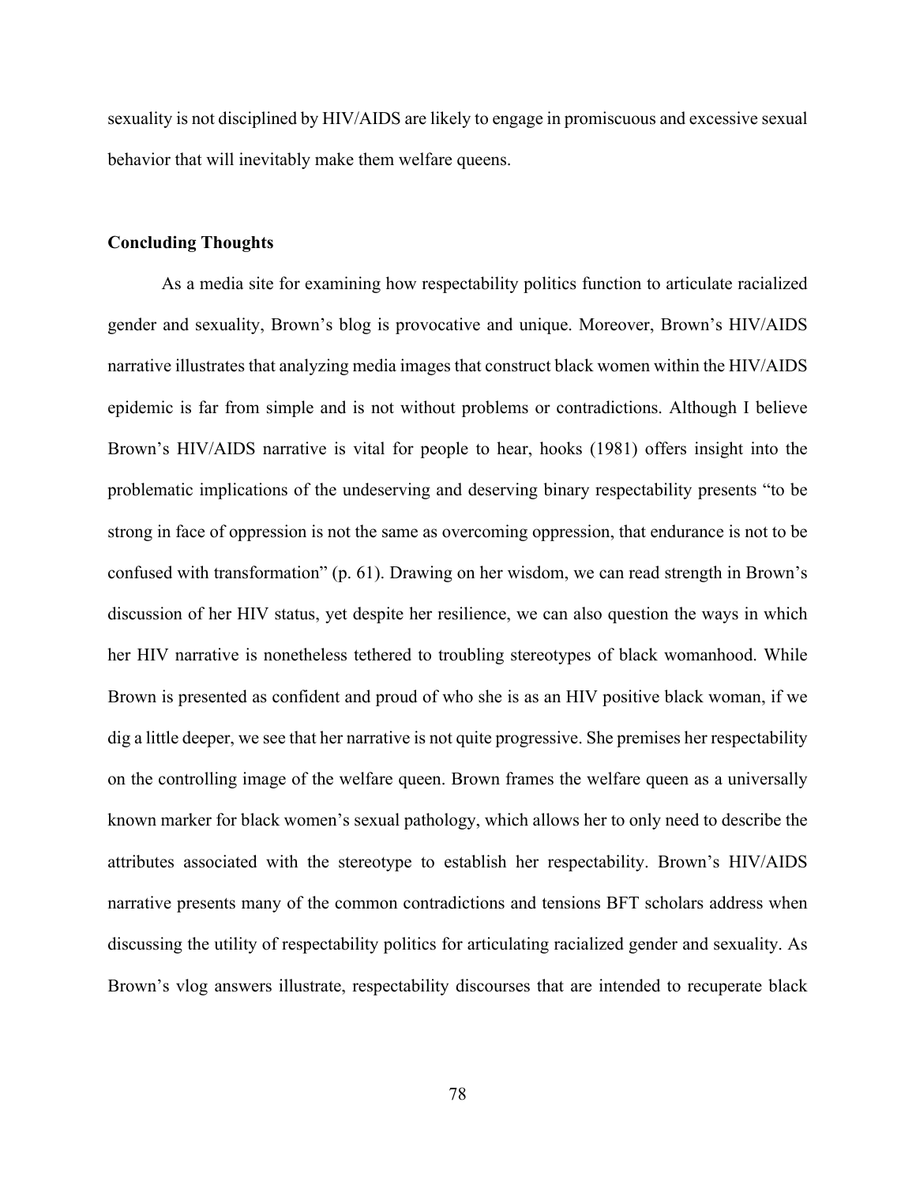sexuality is not disciplined by HIV/AIDS are likely to engage in promiscuous and excessive sexual behavior that will inevitably make them welfare queens.

### Concluding Thoughts

As a media site for examining how respectability politics function to articulate racialized gender and sexuality, Brown's blog is provocative and unique. Moreover, Brown's HIV/AIDS narrative illustrates that analyzing media images that construct black women within the HIV/AIDS epidemic is far from simple and is not without problems or contradictions. Although I believe Brown's HIV/AIDS narrative is vital for people to hear, hooks (1981) offers insight into the problematic implications of the undeserving and deserving binary respectability presents "to be strong in face of oppression is not the same as overcoming oppression, that endurance is not to be confused with transformation" (p. 61). Drawing on her wisdom, we can read strength in Brown's discussion of her HIV status, yet despite her resilience, we can also question the ways in which her HIV narrative is nonetheless tethered to troubling stereotypes of black womanhood. While Brown is presented as confident and proud of who she is as an HIV positive black woman, if we dig a little deeper, we see that her narrative is not quite progressive. She premises her respectability on the controlling image of the welfare queen. Brown frames the welfare queen as a universally known marker for black women's sexual pathology, which allows her to only need to describe the attributes associated with the stereotype to establish her respectability. Brown's HIV/AIDS narrative presents many of the common contradictions and tensions BFT scholars address when discussing the utility of respectability politics for articulating racialized gender and sexuality. As Brown's vlog answers illustrate, respectability discourses that are intended to recuperate black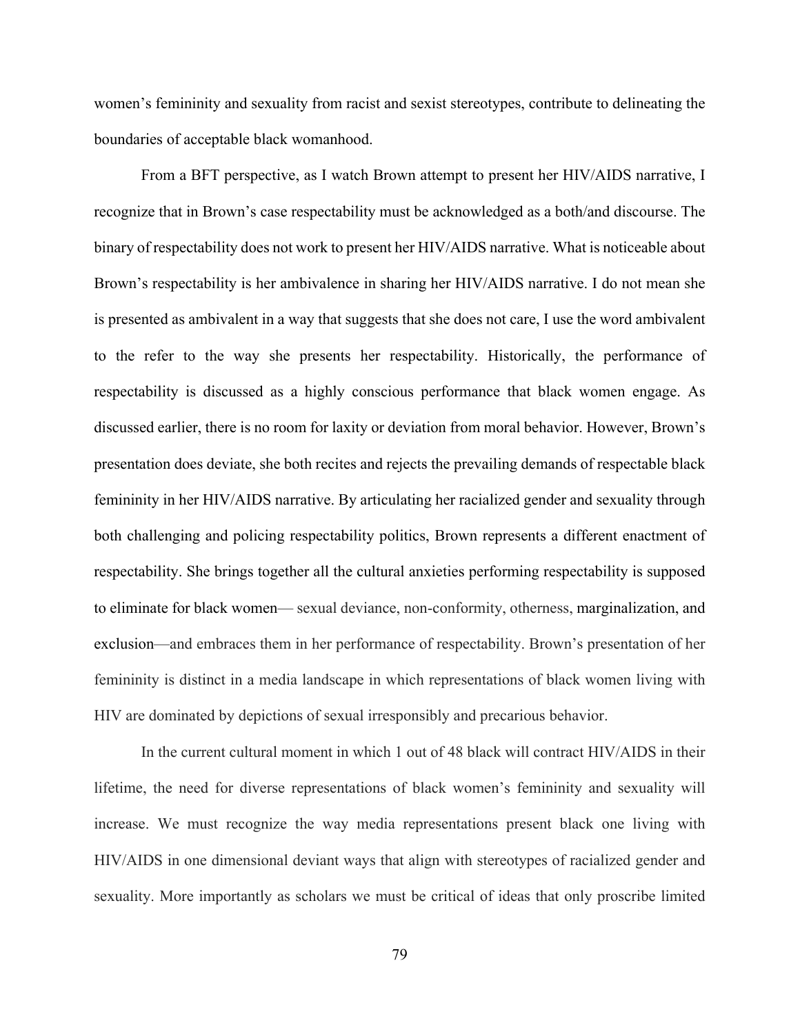women's femininity and sexuality from racist and sexist stereotypes, contribute to delineating the boundaries of acceptable black womanhood.

From a BFT perspective, as I watch Brown attempt to present her HIV/AIDS narrative, I recognize that in Brown's case respectability must be acknowledged as a both/and discourse. The binary of respectability does not work to present her HIV/AIDS narrative. What is noticeable about Brown's respectability is her ambivalence in sharing her HIV/AIDS narrative. I do not mean she is presented as ambivalent in a way that suggests that she does not care, I use the word ambivalent to the refer to the way she presents her respectability. Historically, the performance of respectability is discussed as a highly conscious performance that black women engage. As discussed earlier, there is no room for laxity or deviation from moral behavior. However, Brown's presentation does deviate, she both recites and rejects the prevailing demands of respectable black femininity in her HIV/AIDS narrative. By articulating her racialized gender and sexuality through both challenging and policing respectability politics, Brown represents a different enactment of respectability. She brings together all the cultural anxieties performing respectability is supposed to eliminate for black women— sexual deviance, non-conformity, otherness, marginalization, and exclusion—and embraces them in her performance of respectability. Brown's presentation of her femininity is distinct in a media landscape in which representations of black women living with HIV are dominated by depictions of sexual irresponsibly and precarious behavior.

In the current cultural moment in which 1 out of 48 black will contract HIV/AIDS in their lifetime, the need for diverse representations of black women's femininity and sexuality will increase. We must recognize the way media representations present black one living with HIV/AIDS in one dimensional deviant ways that align with stereotypes of racialized gender and sexuality. More importantly as scholars we must be critical of ideas that only proscribe limited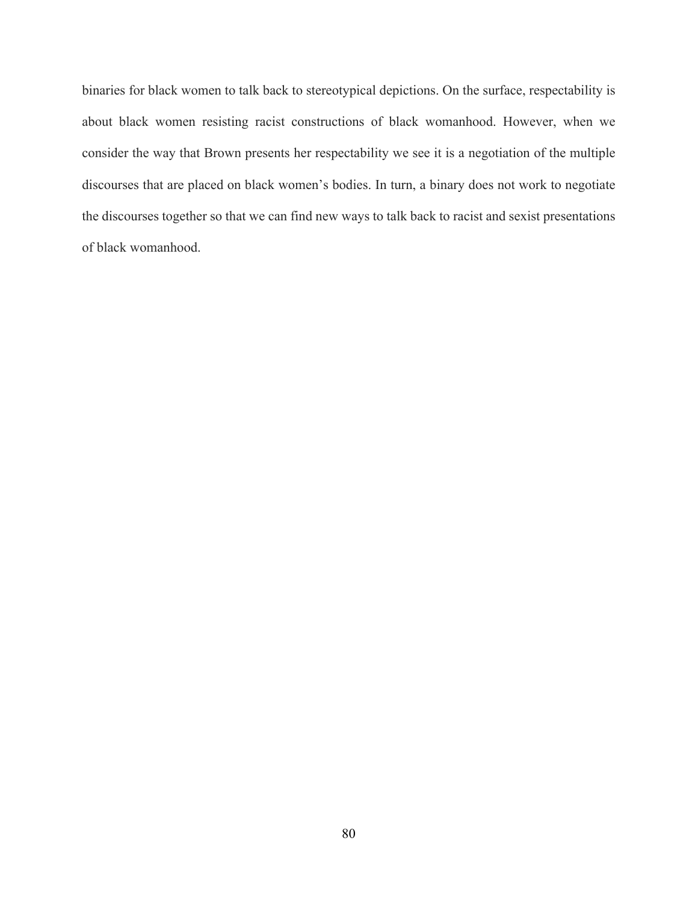binaries for black women to talk back to stereotypical depictions. On the surface, respectability is about black women resisting racist constructions of black womanhood. However, when we consider the way that Brown presents her respectability we see it is a negotiation of the multiple discourses that are placed on black women's bodies. In turn, a binary does not work to negotiate the discourses together so that we can find new ways to talk back to racist and sexist presentations of black womanhood.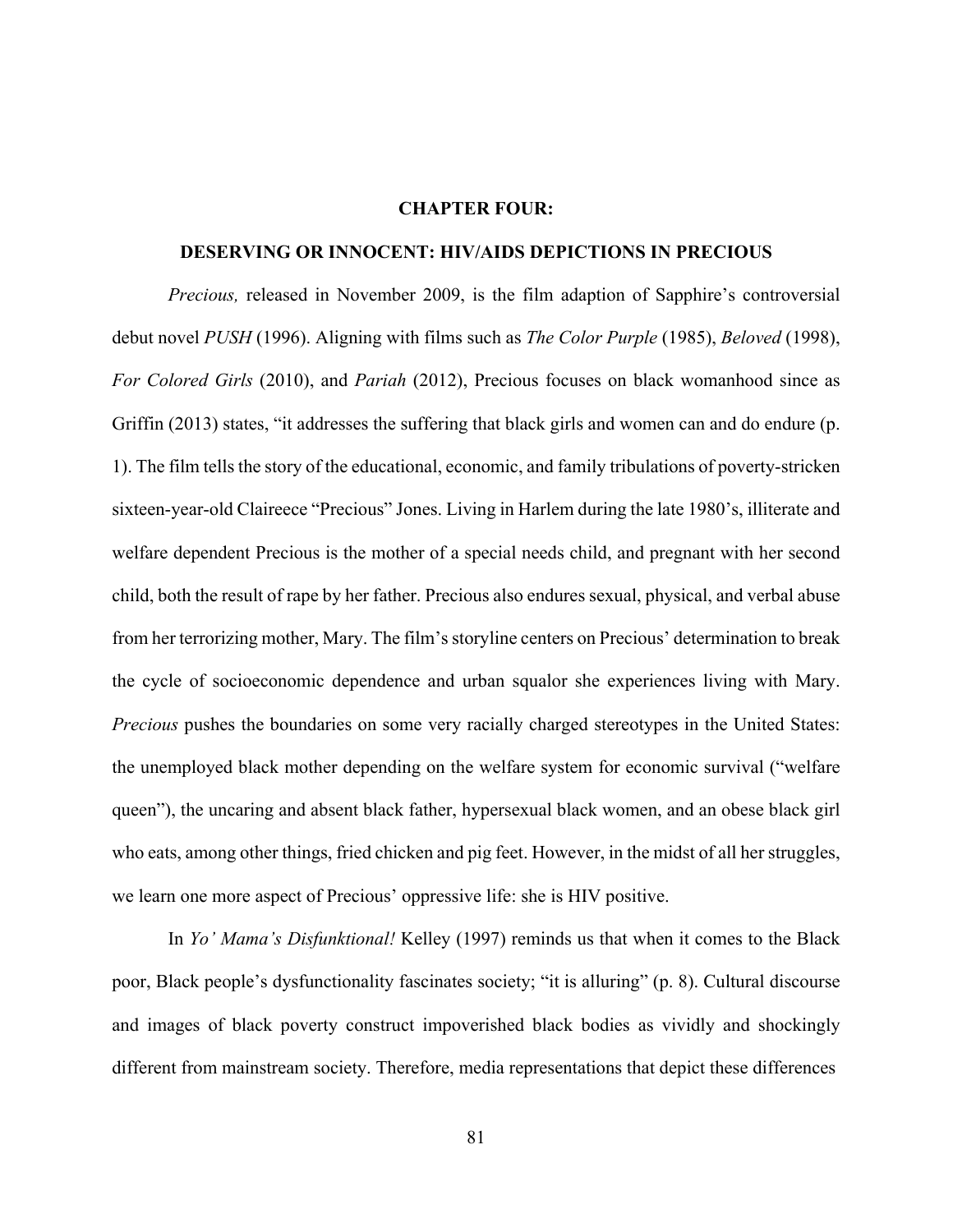# CHAPTER FOUR:

## DESERVING OR INNOCENT: HIV/AIDS DEPICTIONS IN PRECIOUS

*Precious,* released in November 2009, is the film adaption of Sapphire's controversial debut novel *PUSH* (1996). Aligning with films such as *The Color Purple* (1985), *Beloved* (1998), *For Colored Girls* (2010), and *Pariah* (2012), Precious focuses on black womanhood since as Griffin (2013) states, "it addresses the suffering that black girls and women can and do endure (p. 1). The film tells the story of the educational, economic, and family tribulations of poverty-stricken sixteen-year-old Claireece "Precious" Jones. Living in Harlem during the late 1980's, illiterate and welfare dependent Precious is the mother of a special needs child, and pregnant with her second child, both the result of rape by her father. Precious also endures sexual, physical, and verbal abuse from her terrorizing mother, Mary. The film's storyline centers on Precious' determination to break the cycle of socioeconomic dependence and urban squalor she experiences living with Mary. *Precious* pushes the boundaries on some very racially charged stereotypes in the United States: the unemployed black mother depending on the welfare system for economic survival ("welfare queen"), the uncaring and absent black father, hypersexual black women, and an obese black girl who eats, among other things, fried chicken and pig feet. However, in the midst of all her struggles, we learn one more aspect of Precious' oppressive life: she is HIV positive.

In *Yo' Mama's Disfunktional!* Kelley (1997) reminds us that when it comes to the Black poor, Black people's dysfunctionality fascinates society; "it is alluring" (p. 8). Cultural discourse and images of black poverty construct impoverished black bodies as vividly and shockingly different from mainstream society. Therefore, media representations that depict these differences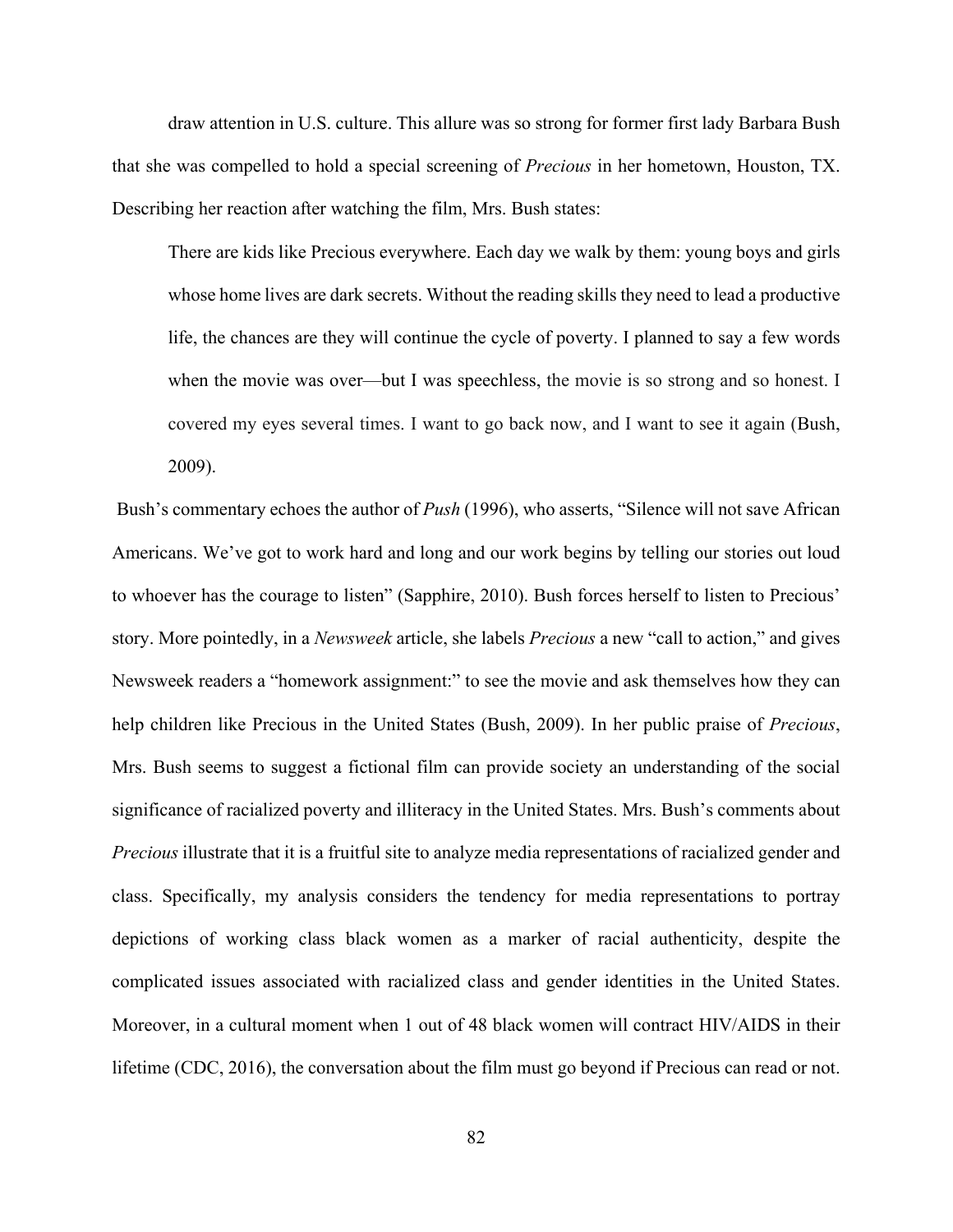draw attention in U.S. culture. This allure was so strong for former first lady Barbara Bush that she was compelled to hold a special screening of *Precious* in her hometown, Houston, TX. Describing her reaction after watching the film, Mrs. Bush states:

> There are kids like Precious everywhere. Each day we walk by them: young boys and girls whose home lives are dark secrets. Without the reading skills they need to lead a productive life, the chances are they will continue the cycle of poverty. I planned to say a few words when the movie was over—but I was speechless, the movie is so strong and so honest. I covered my eyes several times. I want to go back now, and I want to see it again (Bush, 2009).

Bush's commentary echoes the author of *Push* (1996), who asserts, "Silence will not save African Americans. We've got to work hard and long and our work begins by telling our stories out loud to whoever has the courage to listen" (Sapphire, 2010). Bush forces herself to listen to Precious' story. More pointedly, in a *Newsweek* article, she labels *Precious* a new "call to action," and gives Newsweek readers a "homework assignment:" to see the movie and ask themselves how they can help children like Precious in the United States (Bush, 2009). In her public praise of *Precious*, Mrs. Bush seems to suggest a fictional film can provide society an understanding of the social significance of racialized poverty and illiteracy in the United States. Mrs. Bush's comments about *Precious* illustrate that it is a fruitful site to analyze media representations of racialized gender and class. Specifically, my analysis considers the tendency for media representations to portray depictions of working class black women as a marker of racial authenticity, despite the complicated issues associated with racialized class and gender identities in the United States. Moreover, in a cultural moment when 1 out of 48 black women will contract HIV/AIDS in their lifetime (CDC, 2016), the conversation about the film must go beyond if Precious can read or not.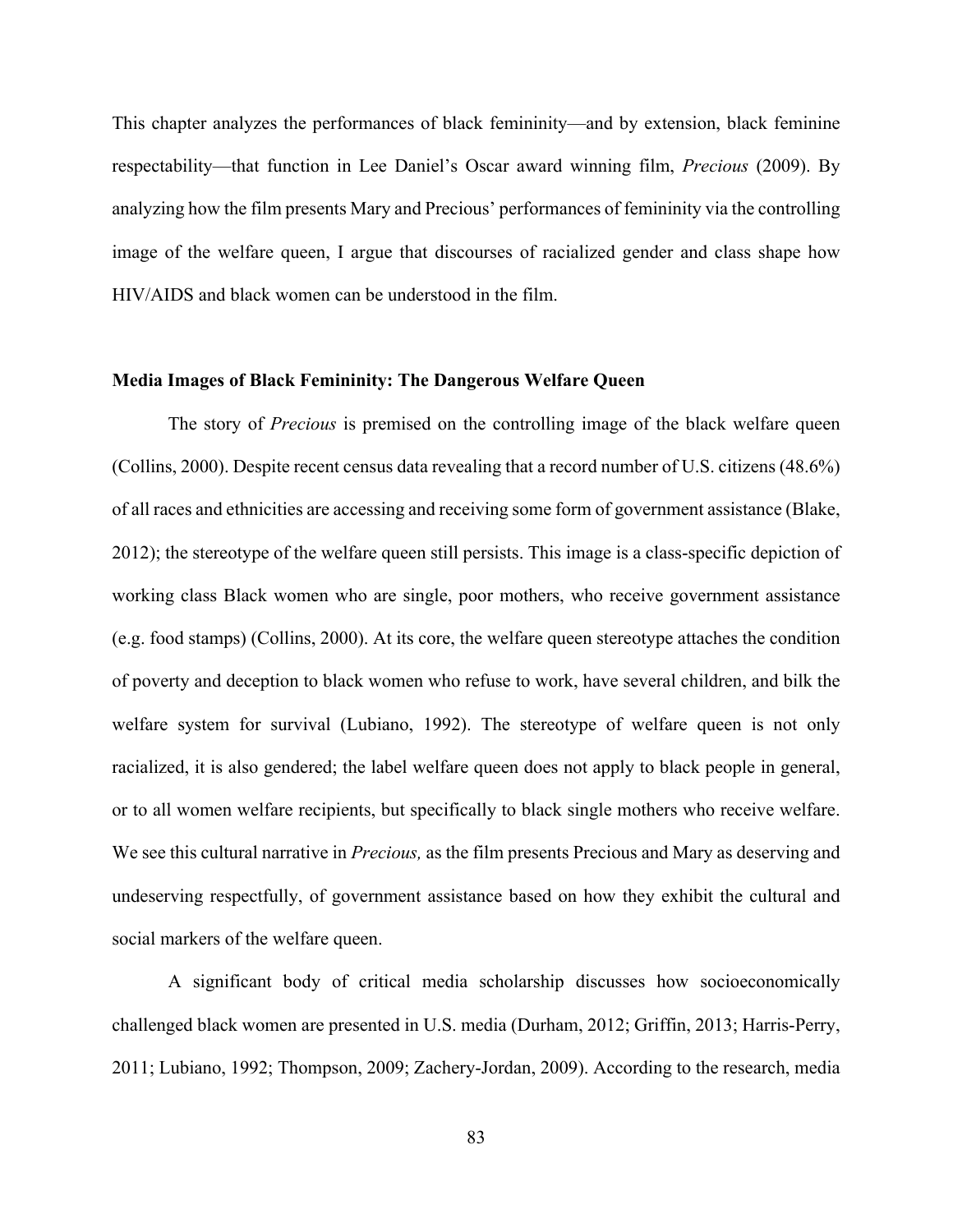This chapter analyzes the performances of black femininity—and by extension, black feminine respectability—that function in Lee Daniel's Oscar award winning film, *Precious* (2009). By analyzing how the film presents Mary and Precious' performances of femininity via the controlling image of the welfare queen, I argue that discourses of racialized gender and class shape how HIV/AIDS and black women can be understood in the film.

### Media Images of Black Femininity: The Dangerous Welfare Queen

The story of *Precious* is premised on the controlling image of the black welfare queen (Collins, 2000). Despite recent census data revealing that a record number of U.S. citizens (48.6%) of all races and ethnicities are accessing and receiving some form of government assistance (Blake, 2012); the stereotype of the welfare queen still persists. This image is a class-specific depiction of working class Black women who are single, poor mothers, who receive government assistance (e.g. food stamps) (Collins, 2000). At its core, the welfare queen stereotype attaches the condition of poverty and deception to black women who refuse to work, have several children, and bilk the welfare system for survival (Lubiano, 1992). The stereotype of welfare queen is not only racialized, it is also gendered; the label welfare queen does not apply to black people in general, or to all women welfare recipients, but specifically to black single mothers who receive welfare. We see this cultural narrative in *Precious,* as the film presents Precious and Mary as deserving and undeserving respectfully, of government assistance based on how they exhibit the cultural and social markers of the welfare queen.

A significant body of critical media scholarship discusses how socioeconomically challenged black women are presented in U.S. media (Durham, 2012; Griffin, 2013; Harris-Perry, 2011; Lubiano, 1992; Thompson, 2009; Zachery-Jordan, 2009). According to the research, media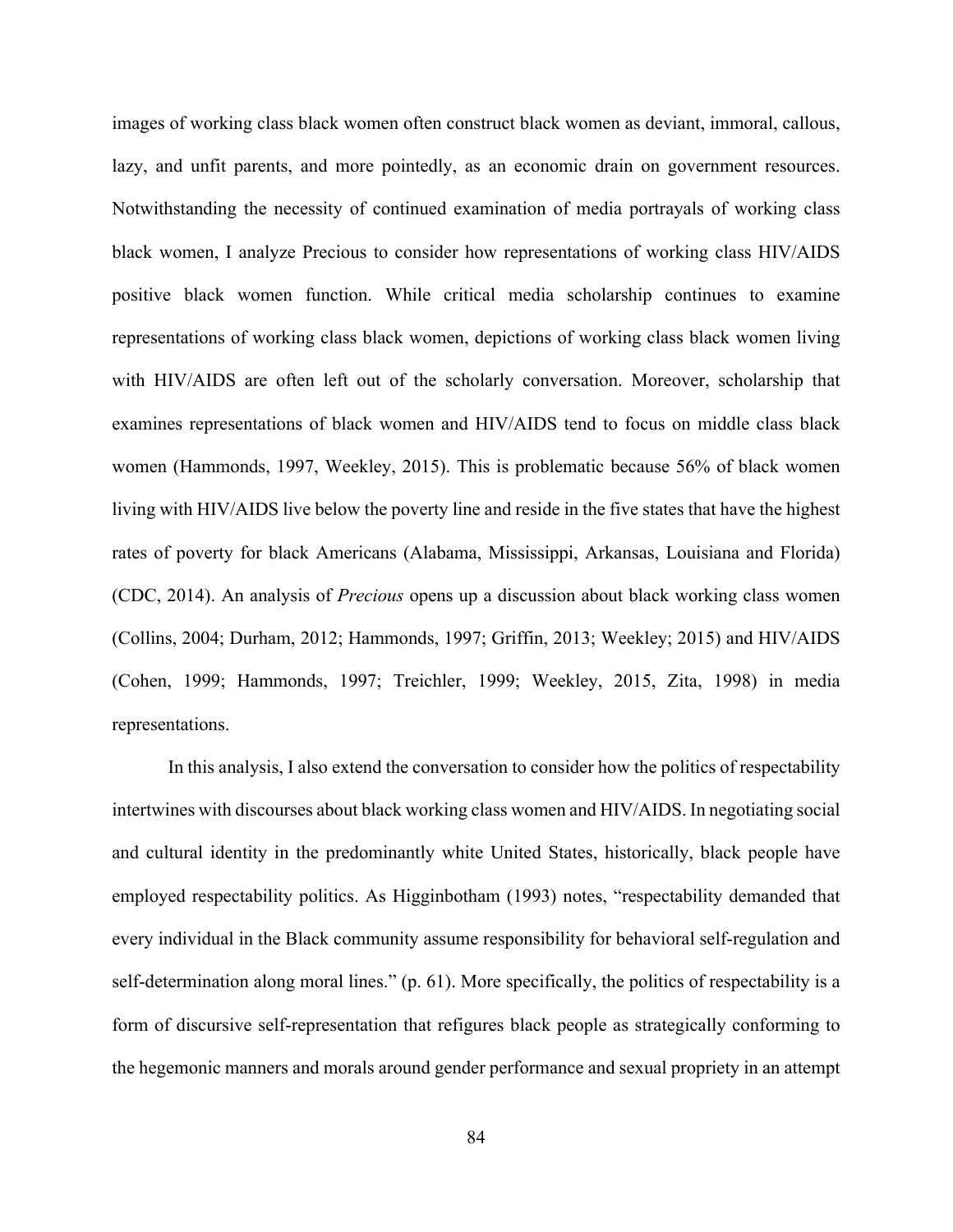images of working class black women often construct black women as deviant, immoral, callous, lazy, and unfit parents, and more pointedly, as an economic drain on government resources. Notwithstanding the necessity of continued examination of media portrayals of working class black women, I analyze Precious to consider how representations of working class HIV/AIDS positive black women function. While critical media scholarship continues to examine representations of working class black women, depictions of working class black women living with HIV/AIDS are often left out of the scholarly conversation. Moreover, scholarship that examines representations of black women and HIV/AIDS tend to focus on middle class black women (Hammonds, 1997, Weekley, 2015). This is problematic because 56% of black women living with HIV/AIDS live below the poverty line and reside in the five states that have the highest rates of poverty for black Americans (Alabama, Mississippi, Arkansas, Louisiana and Florida) (CDC, 2014). An analysis of *Precious* opens up a discussion about black working class women (Collins, 2004; Durham, 2012; Hammonds, 1997; Griffin, 2013; Weekley; 2015) and HIV/AIDS (Cohen, 1999; Hammonds, 1997; Treichler, 1999; Weekley, 2015, Zita, 1998) in media representations.

In this analysis, I also extend the conversation to consider how the politics of respectability intertwines with discourses about black working class women and HIV/AIDS. In negotiating social and cultural identity in the predominantly white United States, historically, black people have employed respectability politics. As Higginbotham (1993) notes, "respectability demanded that every individual in the Black community assume responsibility for behavioral self-regulation and self-determination along moral lines." (p. 61). More specifically, the politics of respectability is a form of discursive self-representation that refigures black people as strategically conforming to the hegemonic manners and morals around gender performance and sexual propriety in an attempt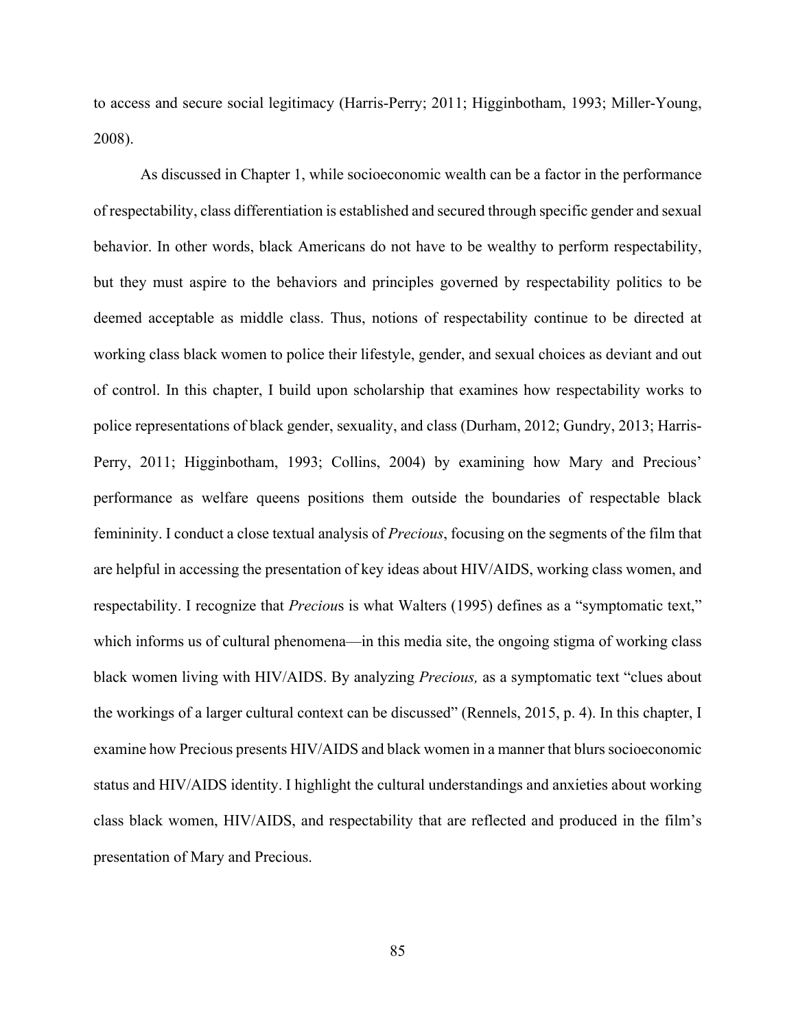to access and secure social legitimacy (Harris-Perry; 2011; Higginbotham, 1993; Miller-Young, 2008).

As discussed in Chapter 1, while socioeconomic wealth can be a factor in the performance of respectability, class differentiation is established and secured through specific gender and sexual behavior. In other words, black Americans do not have to be wealthy to perform respectability, but they must aspire to the behaviors and principles governed by respectability politics to be deemed acceptable as middle class. Thus, notions of respectability continue to be directed at working class black women to police their lifestyle, gender, and sexual choices as deviant and out of control. In this chapter, I build upon scholarship that examines how respectability works to police representations of black gender, sexuality, and class (Durham, 2012; Gundry, 2013; Harris-Perry, 2011; Higginbotham, 1993; Collins, 2004) by examining how Mary and Precious' performance as welfare queens positions them outside the boundaries of respectable black femininity. I conduct a close textual analysis of *Precious*, focusing on the segments of the film that are helpful in accessing the presentation of key ideas about HIV/AIDS, working class women, and respectability. I recognize that *Preciou*s is what Walters (1995) defines as a "symptomatic text," which informs us of cultural phenomena—in this media site, the ongoing stigma of working class black women living with HIV/AIDS. By analyzing *Precious,* as a symptomatic text "clues about the workings of a larger cultural context can be discussed" (Rennels, 2015, p. 4). In this chapter, I examine how Precious presents HIV/AIDS and black women in a manner that blurs socioeconomic status and HIV/AIDS identity. I highlight the cultural understandings and anxieties about working class black women, HIV/AIDS, and respectability that are reflected and produced in the film's presentation of Mary and Precious.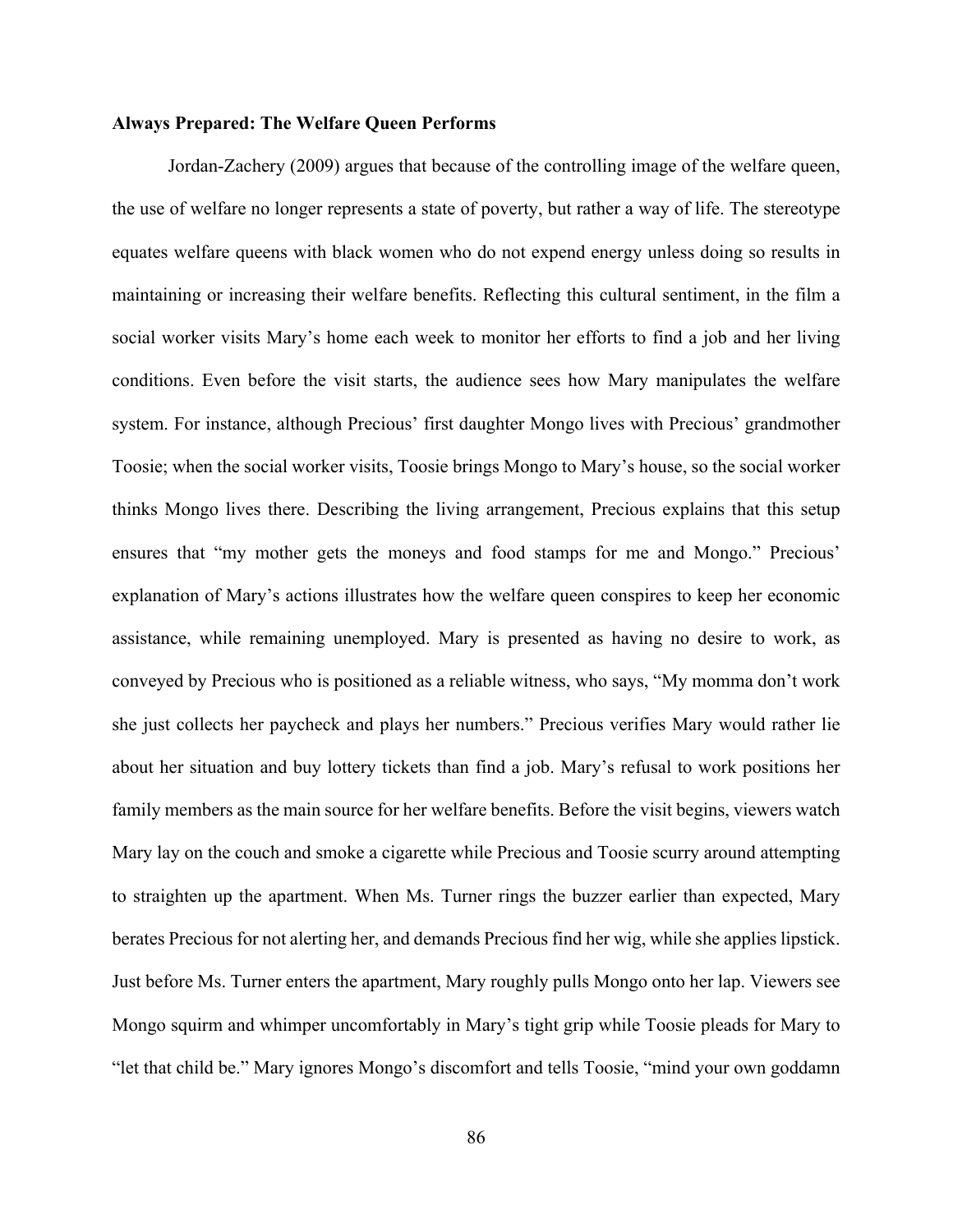**Always Prepared: The Welfare Queen Performs**

Jordan-Zachery (2009) argues that because of the controlling image of the welfare queen, the use of welfare no longer represents a state of poverty, but rather a way of life. The stereotype equates welfare queens with black women who do not expend energy unless doing so results in maintaining or increasing their welfare benefits. Reflecting this cultural sentiment, in the film a social worker visits Mary's home each week to monitor her efforts to find a job and her living conditions. Even before the visit starts, the audience sees how Mary manipulates the welfare system. For instance, although Precious' first daughter Mongo lives with Precious' grandmother Toosie; when the social worker visits, Toosie brings Mongo to Mary's house, so the social worker thinks Mongo lives there. Describing the living arrangement, Precious explains that this setup ensures that "my mother gets the moneys and food stamps for me and Mongo." Precious' explanation of Mary's actions illustrates how the welfare queen conspires to keep her economic assistance, while remaining unemployed. Mary is presented as having no desire to work, as conveyed by Precious who is positioned as a reliable witness, who says, "My momma don't work she just collects her paycheck and plays her numbers." Precious verifies Mary would rather lie about her situation and buy lottery tickets than find a job. Mary's refusal to work positions her family members as the main source for her welfare benefits. Before the visit begins, viewers watch Mary lay on the couch and smoke a cigarette while Precious and Toosie scurry around attempting to straighten up the apartment. When Ms. Turner rings the buzzer earlier than expected, Mary berates Precious for not alerting her, and demands Precious find her wig, while she applies lipstick. Just before Ms. Turner enters the apartment, Mary roughly pulls Mongo onto her lap. Viewers see Mongo squirm and whimper uncomfortably in Mary's tight grip while Toosie pleads for Mary to "let that child be." Mary ignores Mongo's discomfort and tells Toosie, "mind your own goddamn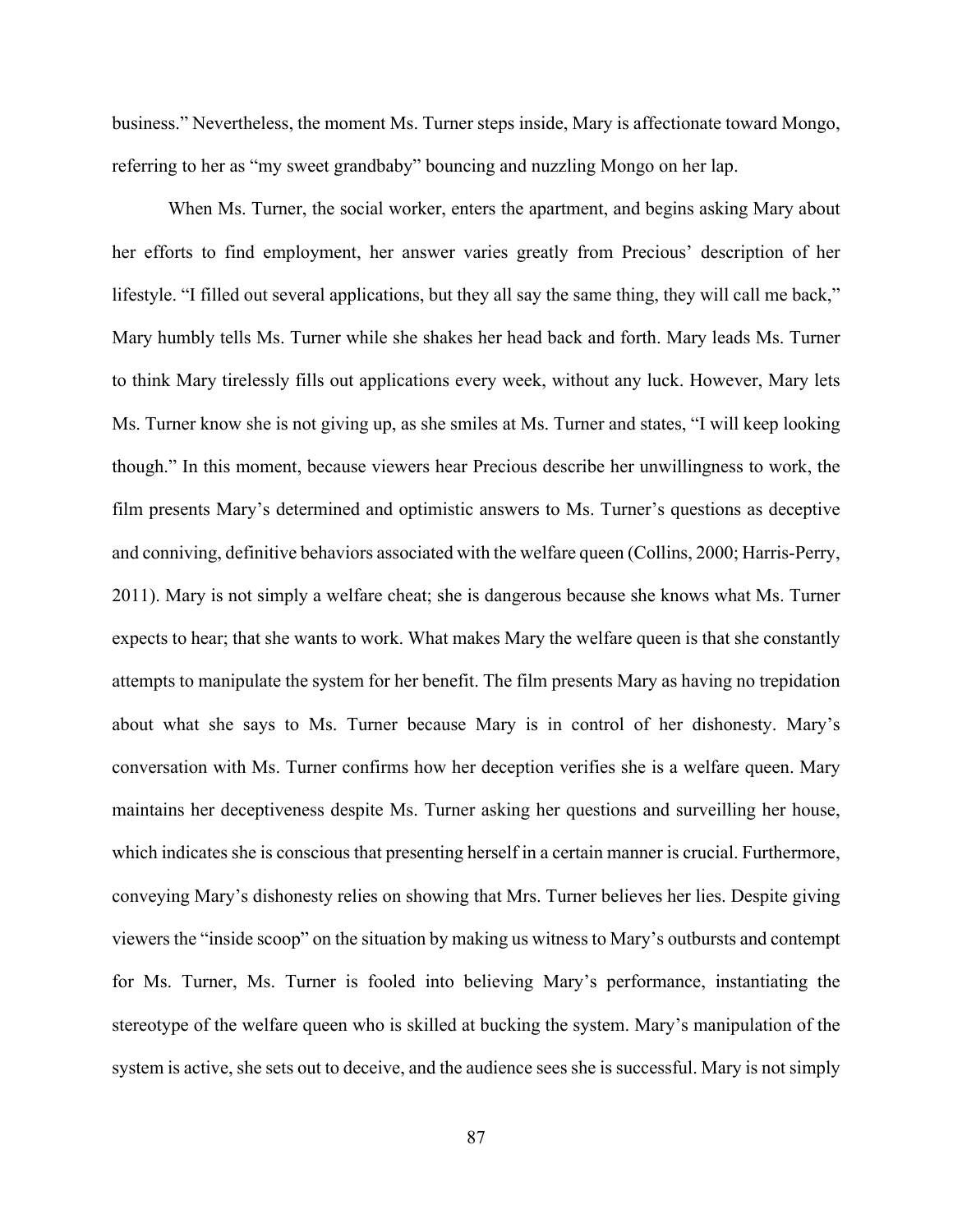business." Nevertheless, the moment Ms. Turner steps inside, Mary is affectionate toward Mongo, referring to her as "my sweet grandbaby" bouncing and nuzzling Mongo on her lap.

When Ms. Turner, the social worker, enters the apartment, and begins asking Mary about her efforts to find employment, her answer varies greatly from Precious' description of her lifestyle. "I filled out several applications, but they all say the same thing, they will call me back," Mary humbly tells Ms. Turner while she shakes her head back and forth. Mary leads Ms. Turner to think Mary tirelessly fills out applications every week, without any luck. However, Mary lets Ms. Turner know she is not giving up, as she smiles at Ms. Turner and states, "I will keep looking though." In this moment, because viewers hear Precious describe her unwillingness to work, the film presents Mary's determined and optimistic answers to Ms. Turner's questions as deceptive and conniving, definitive behaviors associated with the welfare queen (Collins, 2000; Harris-Perry, 2011). Mary is not simply a welfare cheat; she is dangerous because she knows what Ms. Turner expects to hear; that she wants to work. What makes Mary the welfare queen is that she constantly attempts to manipulate the system for her benefit. The film presents Mary as having no trepidation about what she says to Ms. Turner because Mary is in control of her dishonesty. Mary's conversation with Ms. Turner confirms how her deception verifies she is a welfare queen. Mary maintains her deceptiveness despite Ms. Turner asking her questions and surveilling her house, which indicates she is conscious that presenting herself in a certain manner is crucial. Furthermore, conveying Mary's dishonesty relies on showing that Mrs. Turner believes her lies. Despite giving viewers the "inside scoop" on the situation by making us witness to Mary's outbursts and contempt for Ms. Turner, Ms. Turner is fooled into believing Mary's performance, instantiating the stereotype of the welfare queen who is skilled at bucking the system. Mary's manipulation of the system is active, she sets out to deceive, and the audience sees she is successful. Mary is not simply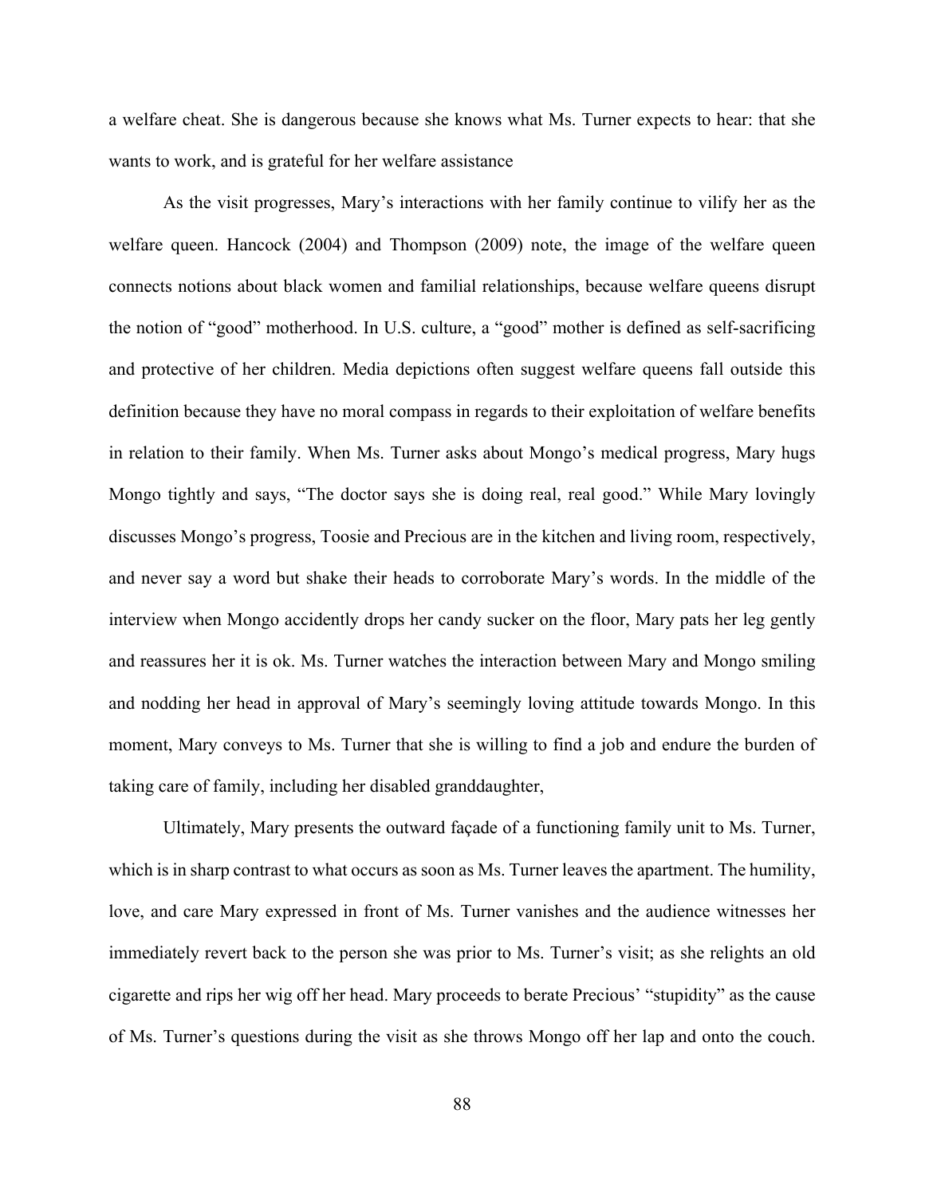a welfare cheat. She is dangerous because she knows what Ms. Turner expects to hear: that she wants to work, and is grateful for her welfare assistance

As the visit progresses, Mary's interactions with her family continue to vilify her as the welfare queen. Hancock (2004) and Thompson (2009) note, the image of the welfare queen connects notions about black women and familial relationships, because welfare queens disrupt the notion of "good" motherhood. In U.S. culture, a "good" mother is defined as self-sacrificing and protective of her children. Media depictions often suggest welfare queens fall outside this definition because they have no moral compass in regards to their exploitation of welfare benefits in relation to their family. When Ms. Turner asks about Mongo's medical progress, Mary hugs Mongo tightly and says, "The doctor says she is doing real, real good." While Mary lovingly discusses Mongo's progress, Toosie and Precious are in the kitchen and living room, respectively, and never say a word but shake their heads to corroborate Mary's words. In the middle of the interview when Mongo accidently drops her candy sucker on the floor, Mary pats her leg gently and reassures her it is ok. Ms. Turner watches the interaction between Mary and Mongo smiling and nodding her head in approval of Mary's seemingly loving attitude towards Mongo. In this moment, Mary conveys to Ms. Turner that she is willing to find a job and endure the burden of taking care of family, including her disabled granddaughter,

Ultimately, Mary presents the outward façade of a functioning family unit to Ms. Turner, which is in sharp contrast to what occurs as soon as Ms. Turner leaves the apartment. The humility, love, and care Mary expressed in front of Ms. Turner vanishes and the audience witnesses her immediately revert back to the person she was prior to Ms. Turner's visit; as she relights an old cigarette and rips her wig off her head. Mary proceeds to berate Precious' "stupidity" as the cause of Ms. Turner's questions during the visit as she throws Mongo off her lap and onto the couch.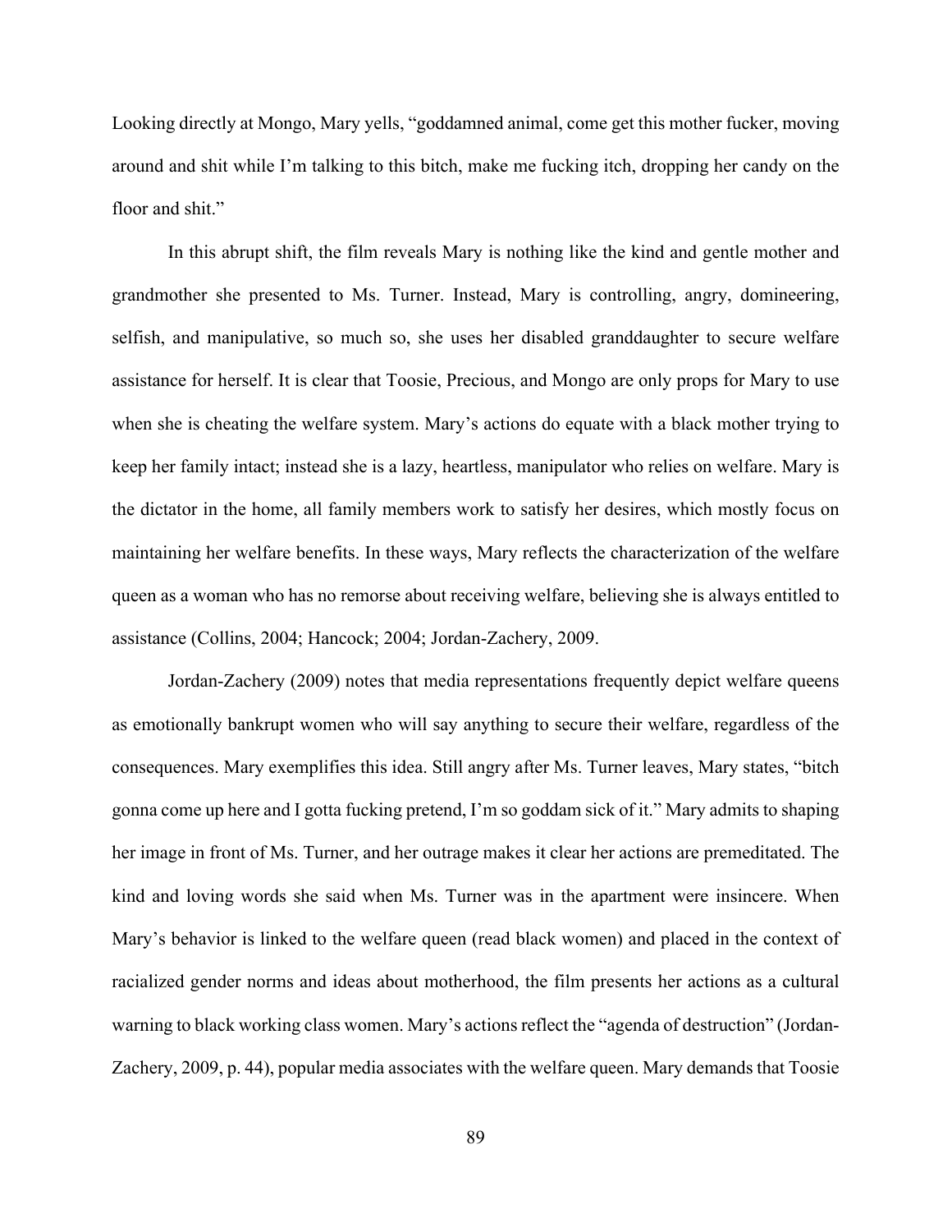Looking directly at Mongo, Mary yells, "goddamned animal, come get this mother fucker, moving around and shit while I'm talking to this bitch, make me fucking itch, dropping her candy on the floor and shit."

In this abrupt shift, the film reveals Mary is nothing like the kind and gentle mother and grandmother she presented to Ms. Turner. Instead, Mary is controlling, angry, domineering, selfish, and manipulative, so much so, she uses her disabled granddaughter to secure welfare assistance for herself. It is clear that Toosie, Precious, and Mongo are only props for Mary to use when she is cheating the welfare system. Mary's actions do equate with a black mother trying to keep her family intact; instead she is a lazy, heartless, manipulator who relies on welfare. Mary is the dictator in the home, all family members work to satisfy her desires, which mostly focus on maintaining her welfare benefits. In these ways, Mary reflects the characterization of the welfare queen as a woman who has no remorse about receiving welfare, believing she is always entitled to assistance (Collins, 2004; Hancock; 2004; Jordan-Zachery, 2009.

Jordan-Zachery (2009) notes that media representations frequently depict welfare queens as emotionally bankrupt women who will say anything to secure their welfare, regardless of the consequences. Mary exemplifies this idea. Still angry after Ms. Turner leaves, Mary states, "bitch gonna come up here and I gotta fucking pretend, I'm so goddam sick of it." Mary admits to shaping her image in front of Ms. Turner, and her outrage makes it clear her actions are premeditated. The kind and loving words she said when Ms. Turner was in the apartment were insincere. When Mary's behavior is linked to the welfare queen (read black women) and placed in the context of racialized gender norms and ideas about motherhood, the film presents her actions as a cultural warning to black working class women. Mary's actions reflect the "agenda of destruction" (Jordan-Zachery, 2009, p. 44), popular media associates with the welfare queen. Mary demands that Toosie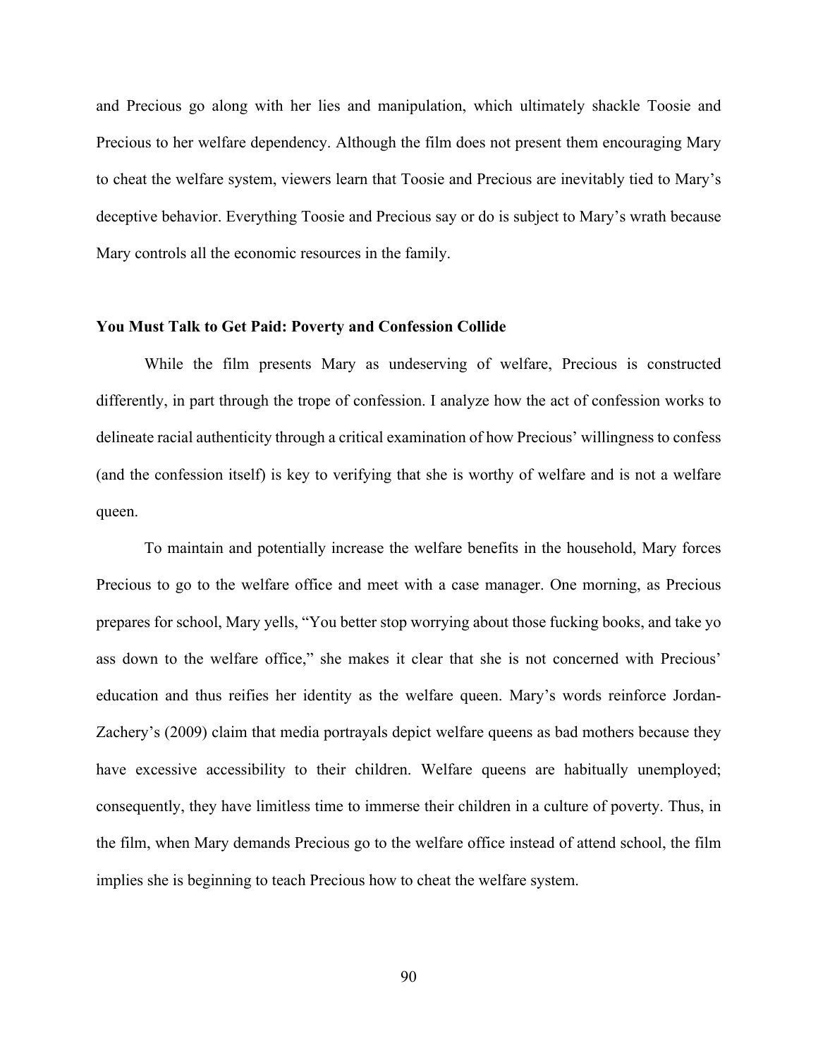and Precious go along with her lies and manipulation, which ultimately shackle Toosie and Precious to her welfare dependency. Although the film does not present them encouraging Mary to cheat the welfare system, viewers learn that Toosie and Precious are inevitably tied to Mary's deceptive behavior. Everything Toosie and Precious say or do is subject to Mary's wrath because Mary controls all the economic resources in the family.

### You Must Talk to Get Paid: Poverty and Confession Collide

While the film presents Mary as undeserving of welfare, Precious is constructed differently, in part through the trope of confession. I analyze how the act of confession works to delineate racial authenticity through a critical examination of how Precious' willingness to confess (and the confession itself) is key to verifying that she is worthy of welfare and is not a welfare queen.

To maintain and potentially increase the welfare benefits in the household, Mary forces Precious to go to the welfare office and meet with a case manager. One morning, as Precious prepares for school, Mary yells, "You better stop worrying about those fucking books, and take yo ass down to the welfare office," she makes it clear that she is not concerned with Precious' education and thus reifies her identity as the welfare queen. Mary's words reinforce Jordan-Zachery's (2009) claim that media portrayals depict welfare queens as bad mothers because they have excessive accessibility to their children. Welfare queens are habitually unemployed; consequently, they have limitless time to immerse their children in a culture of poverty. Thus, in the film, when Mary demands Precious go to the welfare office instead of attend school, the film implies she is beginning to teach Precious how to cheat the welfare system.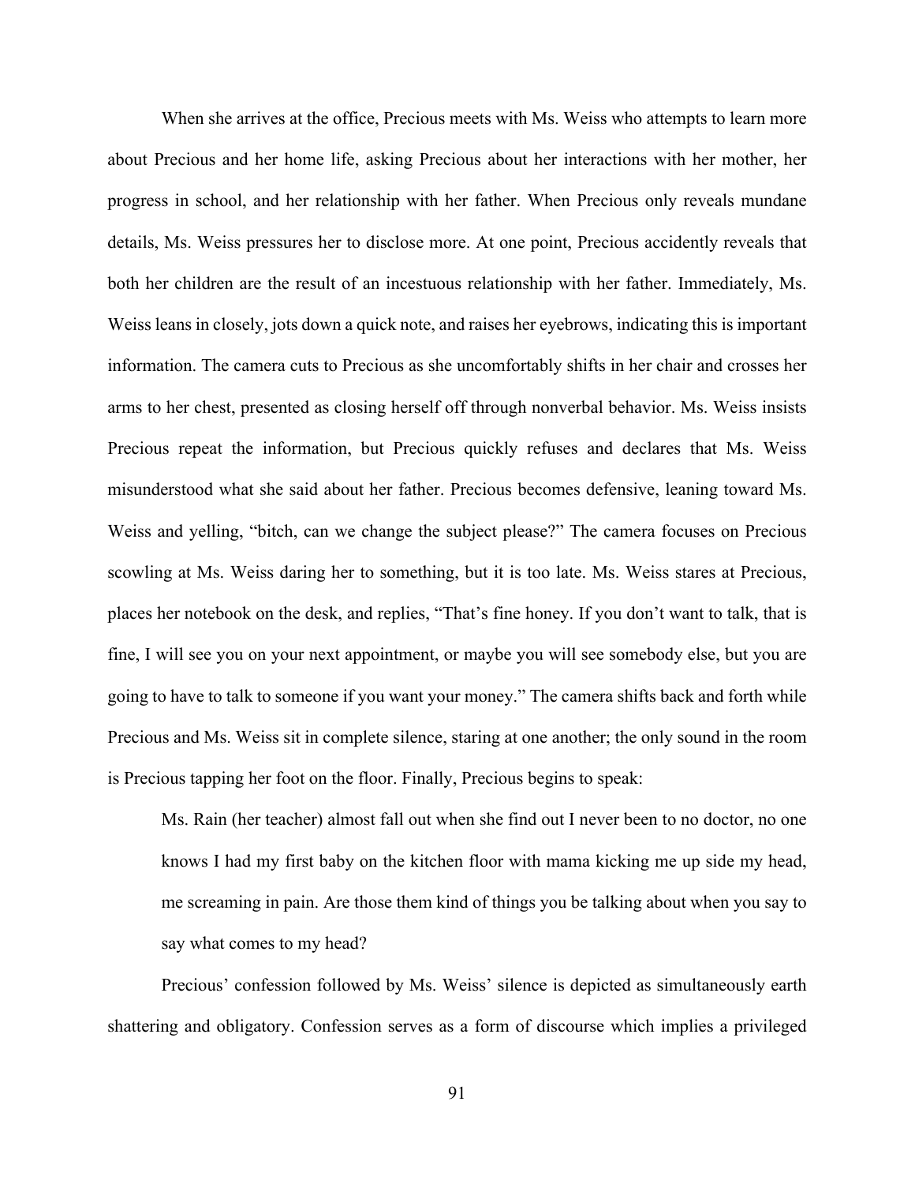When she arrives at the office, Precious meets with Ms. Weiss who attempts to learn more about Precious and her home life, asking Precious about her interactions with her mother, her progress in school, and her relationship with her father. When Precious only reveals mundane details, Ms. Weiss pressures her to disclose more. At one point, Precious accidently reveals that both her children are the result of an incestuous relationship with her father. Immediately, Ms. Weiss leans in closely, jots down a quick note, and raises her eyebrows, indicating this is important information. The camera cuts to Precious as she uncomfortably shifts in her chair and crosses her arms to her chest, presented as closing herself off through nonverbal behavior. Ms. Weiss insists Precious repeat the information, but Precious quickly refuses and declares that Ms. Weiss misunderstood what she said about her father. Precious becomes defensive, leaning toward Ms. Weiss and yelling, "bitch, can we change the subject please?" The camera focuses on Precious scowling at Ms. Weiss daring her to something, but it is too late. Ms. Weiss stares at Precious, places her notebook on the desk, and replies, "That's fine honey. If you don't want to talk, that is fine, I will see you on your next appointment, or maybe you will see somebody else, but you are going to have to talk to someone if you want your money." The camera shifts back and forth while Precious and Ms. Weiss sit in complete silence, staring at one another; the only sound in the room is Precious tapping her foot on the floor. Finally, Precious begins to speak:

> Ms. Rain (her teacher) almost fall out when she find out I never been to no doctor, no one knows I had my first baby on the kitchen floor with mama kicking me up side my head, me screaming in pain. Are those them kind of things you be talking about when you say to say what comes to my head?

Precious' confession followed by Ms. Weiss' silence is depicted as simultaneously earth shattering and obligatory. Confession serves as a form of discourse which implies a privileged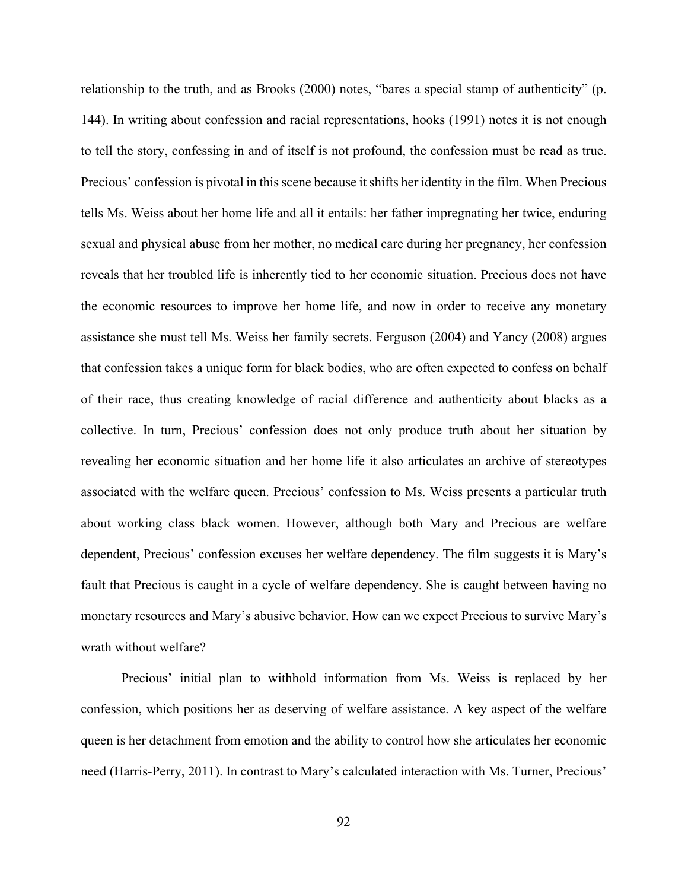relationship to the truth, and as Brooks (2000) notes, "bares a special stamp of authenticity" (p. 144). In writing about confession and racial representations, hooks (1991) notes it is not enough to tell the story, confessing in and of itself is not profound, the confession must be read as true. Precious' confession is pivotal in this scene because it shifts her identity in the film. When Precious tells Ms. Weiss about her home life and all it entails: her father impregnating her twice, enduring sexual and physical abuse from her mother, no medical care during her pregnancy, her confession reveals that her troubled life is inherently tied to her economic situation. Precious does not have the economic resources to improve her home life, and now in order to receive any monetary assistance she must tell Ms. Weiss her family secrets. Ferguson (2004) and Yancy (2008) argues that confession takes a unique form for black bodies, who are often expected to confess on behalf of their race, thus creating knowledge of racial difference and authenticity about blacks as a collective. In turn, Precious' confession does not only produce truth about her situation by revealing her economic situation and her home life it also articulates an archive of stereotypes associated with the welfare queen. Precious' confession to Ms. Weiss presents a particular truth about working class black women. However, although both Mary and Precious are welfare dependent, Precious' confession excuses her welfare dependency. The film suggests it is Mary's fault that Precious is caught in a cycle of welfare dependency. She is caught between having no monetary resources and Mary's abusive behavior. How can we expect Precious to survive Mary's wrath without welfare?

Precious' initial plan to withhold information from Ms. Weiss is replaced by her confession, which positions her as deserving of welfare assistance. A key aspect of the welfare queen is her detachment from emotion and the ability to control how she articulates her economic need (Harris-Perry, 2011). In contrast to Mary's calculated interaction with Ms. Turner, Precious'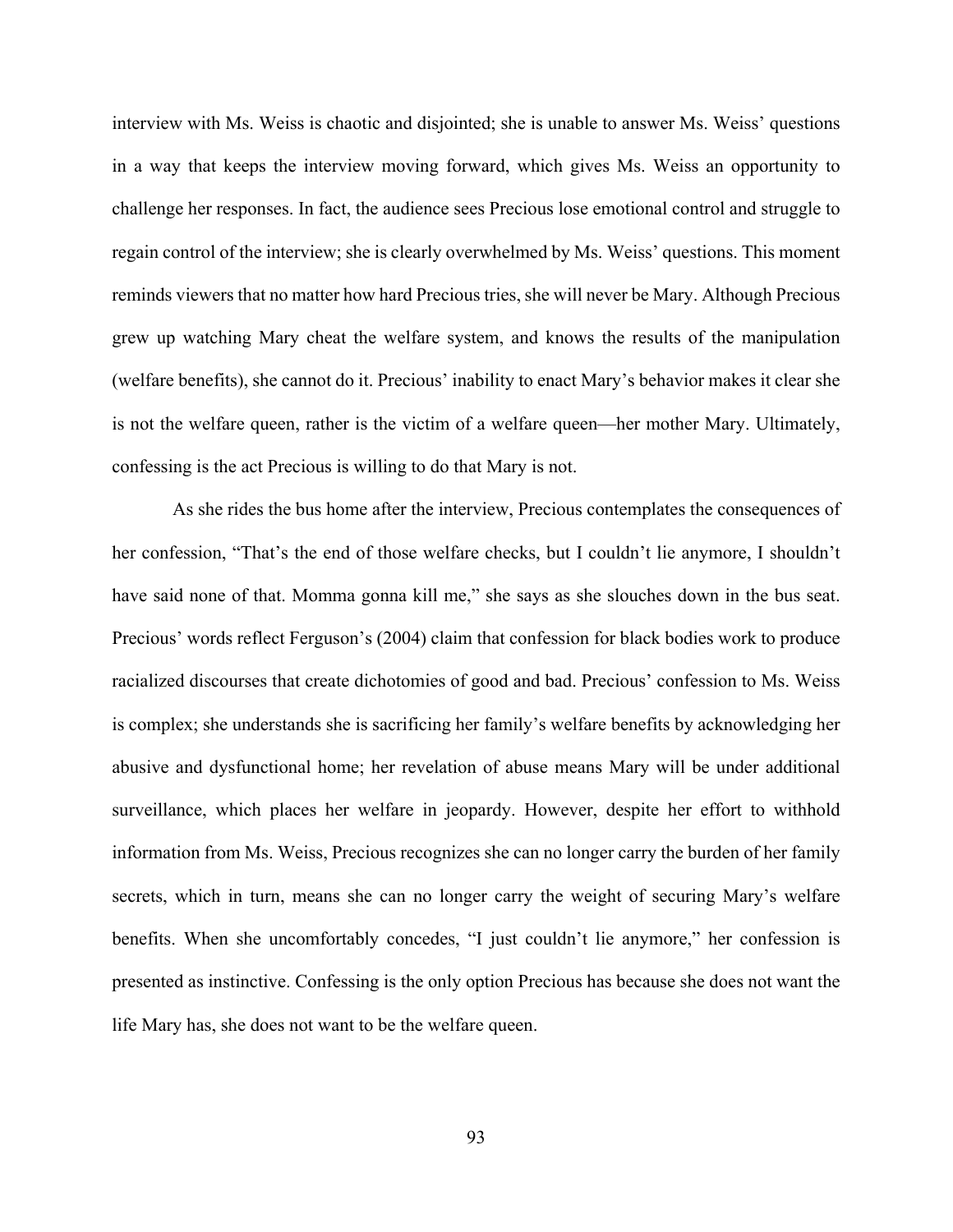interview with Ms. Weiss is chaotic and disjointed; she is unable to answer Ms. Weiss' questions in a way that keeps the interview moving forward, which gives Ms. Weiss an opportunity to challenge her responses. In fact, the audience sees Precious lose emotional control and struggle to regain control of the interview; she is clearly overwhelmed by Ms. Weiss' questions. This moment reminds viewers that no matter how hard Precious tries, she will never be Mary. Although Precious grew up watching Mary cheat the welfare system, and knows the results of the manipulation (welfare benefits), she cannot do it. Precious' inability to enact Mary's behavior makes it clear she is not the welfare queen, rather is the victim of a welfare queen—her mother Mary. Ultimately, confessing is the act Precious is willing to do that Mary is not.

As she rides the bus home after the interview, Precious contemplates the consequences of her confession, "That's the end of those welfare checks, but I couldn't lie anymore, I shouldn't have said none of that. Momma gonna kill me," she says as she slouches down in the bus seat. Precious' words reflect Ferguson's (2004) claim that confession for black bodies work to produce racialized discourses that create dichotomies of good and bad. Precious' confession to Ms. Weiss is complex; she understands she is sacrificing her family's welfare benefits by acknowledging her abusive and dysfunctional home; her revelation of abuse means Mary will be under additional surveillance, which places her welfare in jeopardy. However, despite her effort to withhold information from Ms. Weiss, Precious recognizes she can no longer carry the burden of her family secrets, which in turn, means she can no longer carry the weight of securing Mary's welfare benefits. When she uncomfortably concedes, "I just couldn't lie anymore," her confession is presented as instinctive. Confessing is the only option Precious has because she does not want the life Mary has, she does not want to be the welfare queen.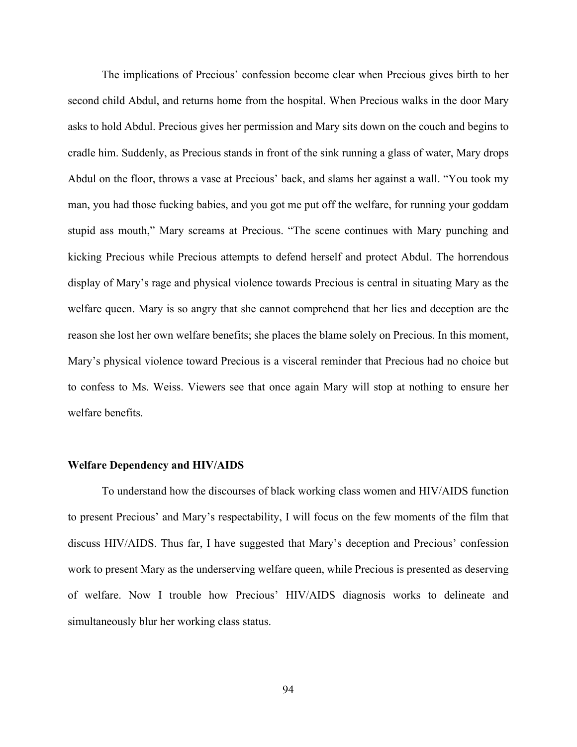The implications of Precious' confession become clear when Precious gives birth to her second child Abdul, and returns home from the hospital. When Precious walks in the door Mary asks to hold Abdul. Precious gives her permission and Mary sits down on the couch and begins to cradle him. Suddenly, as Precious stands in front of the sink running a glass of water, Mary drops Abdul on the floor, throws a vase at Precious' back, and slams her against a wall. "You took my man, you had those fucking babies, and you got me put off the welfare, for running your goddam stupid ass mouth," Mary screams at Precious. "The scene continues with Mary punching and kicking Precious while Precious attempts to defend herself and protect Abdul. The horrendous display of Mary's rage and physical violence towards Precious is central in situating Mary as the welfare queen. Mary is so angry that she cannot comprehend that her lies and deception are the reason she lost her own welfare benefits; she places the blame solely on Precious. In this moment, Mary's physical violence toward Precious is a visceral reminder that Precious had no choice but to confess to Ms. Weiss. Viewers see that once again Mary will stop at nothing to ensure her welfare benefits.

### Welfare Dependency and HIV/AIDS

To understand how the discourses of black working class women and HIV/AIDS function to present Precious' and Mary's respectability, I will focus on the few moments of the film that discuss HIV/AIDS. Thus far, I have suggested that Mary's deception and Precious' confession work to present Mary as the underserving welfare queen, while Precious is presented as deserving of welfare. Now I trouble how Precious' HIV/AIDS diagnosis works to delineate and simultaneously blur her working class status.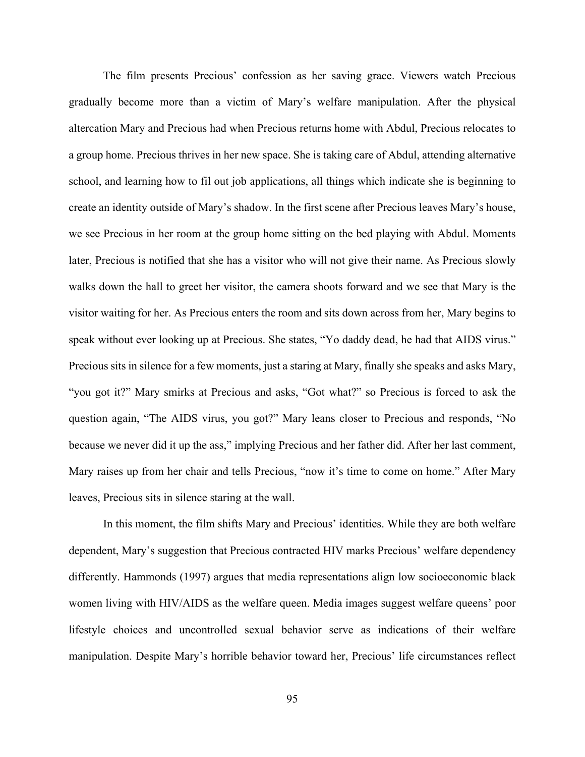The film presents Precious' confession as her saving grace. Viewers watch Precious gradually become more than a victim of Mary's welfare manipulation. After the physical altercation Mary and Precious had when Precious returns home with Abdul, Precious relocates to a group home. Precious thrives in her new space. She is taking care of Abdul, attending alternative school, and learning how to fil out job applications, all things which indicate she is beginning to create an identity outside of Mary's shadow. In the first scene after Precious leaves Mary's house, we see Precious in her room at the group home sitting on the bed playing with Abdul. Moments later, Precious is notified that she has a visitor who will not give their name. As Precious slowly walks down the hall to greet her visitor, the camera shoots forward and we see that Mary is the visitor waiting for her. As Precious enters the room and sits down across from her, Mary begins to speak without ever looking up at Precious. She states, "Yo daddy dead, he had that AIDS virus." Precious sits in silence for a few moments, just a staring at Mary, finally she speaks and asks Mary, "you got it?" Mary smirks at Precious and asks, "Got what?" so Precious is forced to ask the question again, "The AIDS virus, you got?" Mary leans closer to Precious and responds, "No because we never did it up the ass," implying Precious and her father did. After her last comment, Mary raises up from her chair and tells Precious, "now it's time to come on home." After Mary leaves, Precious sits in silence staring at the wall.

In this moment, the film shifts Mary and Precious' identities. While they are both welfare dependent, Mary's suggestion that Precious contracted HIV marks Precious' welfare dependency differently. Hammonds (1997) argues that media representations align low socioeconomic black women living with HIV/AIDS as the welfare queen. Media images suggest welfare queens' poor lifestyle choices and uncontrolled sexual behavior serve as indications of their welfare manipulation. Despite Mary's horrible behavior toward her, Precious' life circumstances reflect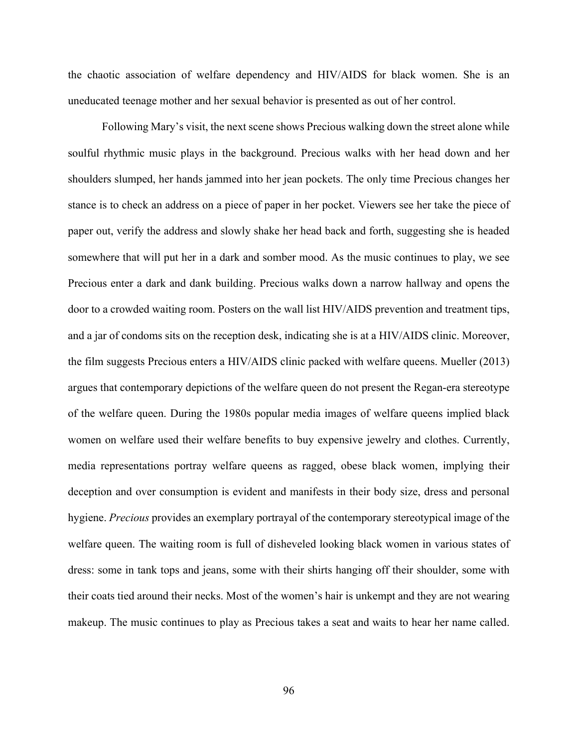the chaotic association of welfare dependency and HIV/AIDS for black women. She is an uneducated teenage mother and her sexual behavior is presented as out of her control.

Following Mary's visit, the next scene shows Precious walking down the street alone while soulful rhythmic music plays in the background. Precious walks with her head down and her shoulders slumped, her hands jammed into her jean pockets. The only time Precious changes her stance is to check an address on a piece of paper in her pocket. Viewers see her take the piece of paper out, verify the address and slowly shake her head back and forth, suggesting she is headed somewhere that will put her in a dark and somber mood. As the music continues to play, we see Precious enter a dark and dank building. Precious walks down a narrow hallway and opens the door to a crowded waiting room. Posters on the wall list HIV/AIDS prevention and treatment tips, and a jar of condoms sits on the reception desk, indicating she is at a HIV/AIDS clinic. Moreover, the film suggests Precious enters a HIV/AIDS clinic packed with welfare queens. Mueller (2013) argues that contemporary depictions of the welfare queen do not present the Regan-era stereotype of the welfare queen. During the 1980s popular media images of welfare queens implied black women on welfare used their welfare benefits to buy expensive jewelry and clothes. Currently, media representations portray welfare queens as ragged, obese black women, implying their deception and over consumption is evident and manifests in their body size, dress and personal hygiene. *Precious* provides an exemplary portrayal of the contemporary stereotypical image of the welfare queen. The waiting room is full of disheveled looking black women in various states of dress: some in tank tops and jeans, some with their shirts hanging off their shoulder, some with their coats tied around their necks. Most of the women's hair is unkempt and they are not wearing makeup. The music continues to play as Precious takes a seat and waits to hear her name called.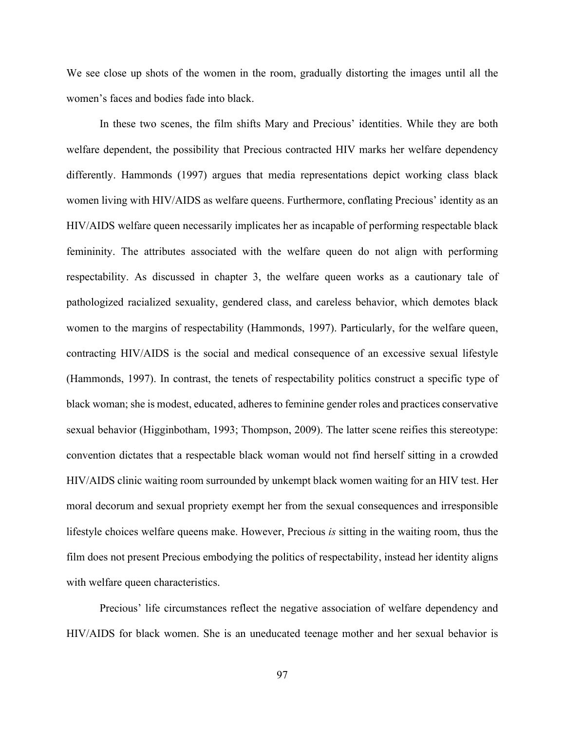We see close up shots of the women in the room, gradually distorting the images until all the women's faces and bodies fade into black.

In these two scenes, the film shifts Mary and Precious' identities. While they are both welfare dependent, the possibility that Precious contracted HIV marks her welfare dependency differently. Hammonds (1997) argues that media representations depict working class black women living with HIV/AIDS as welfare queens. Furthermore, conflating Precious' identity as an HIV/AIDS welfare queen necessarily implicates her as incapable of performing respectable black femininity. The attributes associated with the welfare queen do not align with performing respectability. As discussed in chapter 3, the welfare queen works as a cautionary tale of pathologized racialized sexuality, gendered class, and careless behavior, which demotes black women to the margins of respectability (Hammonds, 1997). Particularly, for the welfare queen, contracting HIV/AIDS is the social and medical consequence of an excessive sexual lifestyle (Hammonds, 1997). In contrast, the tenets of respectability politics construct a specific type of black woman; she is modest, educated, adheres to feminine gender roles and practices conservative sexual behavior (Higginbotham, 1993; Thompson, 2009). The latter scene reifies this stereotype: convention dictates that a respectable black woman would not find herself sitting in a crowded HIV/AIDS clinic waiting room surrounded by unkempt black women waiting for an HIV test. Her moral decorum and sexual propriety exempt her from the sexual consequences and irresponsible lifestyle choices welfare queens make. However, Precious *is* sitting in the waiting room, thus the film does not present Precious embodying the politics of respectability, instead her identity aligns with welfare queen characteristics.

Precious' life circumstances reflect the negative association of welfare dependency and HIV/AIDS for black women. She is an uneducated teenage mother and her sexual behavior is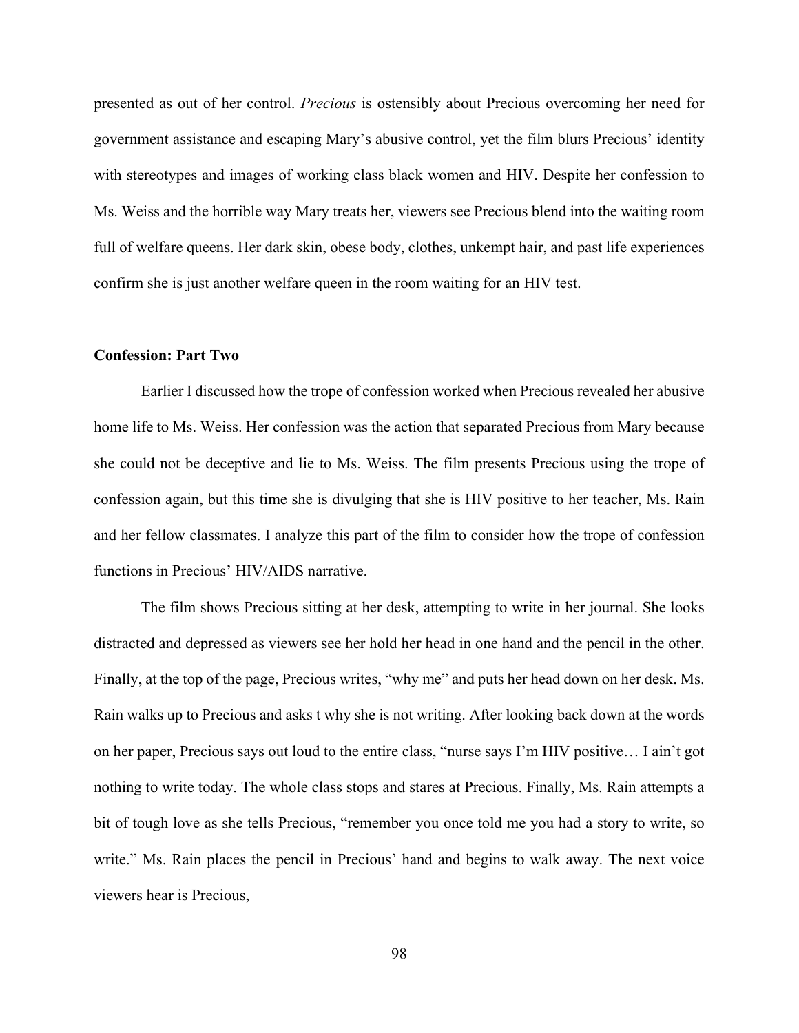presented as out of her control. *Precious* is ostensibly about Precious overcoming her need for government assistance and escaping Mary's abusive control, yet the film blurs Precious' identity with stereotypes and images of working class black women and HIV. Despite her confession to Ms. Weiss and the horrible way Mary treats her, viewers see Precious blend into the waiting room full of welfare queens. Her dark skin, obese body, clothes, unkempt hair, and past life experiences confirm she is just another welfare queen in the room waiting for an HIV test.

**Confession: Part Two**

Earlier I discussed how the trope of confession worked when Precious revealed her abusive home life to Ms. Weiss. Her confession was the action that separated Precious from Mary because she could not be deceptive and lie to Ms. Weiss. The film presents Precious using the trope of confession again, but this time she is divulging that she is HIV positive to her teacher, Ms. Rain and her fellow classmates. I analyze this part of the film to consider how the trope of confession functions in Precious' HIV/AIDS narrative.

The film shows Precious sitting at her desk, attempting to write in her journal. She looks distracted and depressed as viewers see her hold her head in one hand and the pencil in the other. Finally, at the top of the page, Precious writes, "why me" and puts her head down on her desk. Ms. Rain walks up to Precious and asks t why she is not writing. After looking back down at the words on her paper, Precious says out loud to the entire class, "nurse says I'm HIV positive… I ain't got nothing to write today. The whole class stops and stares at Precious. Finally, Ms. Rain attempts a bit of tough love as she tells Precious, "remember you once told me you had a story to write, so write." Ms. Rain places the pencil in Precious' hand and begins to walk away. The next voice viewers hear is Precious,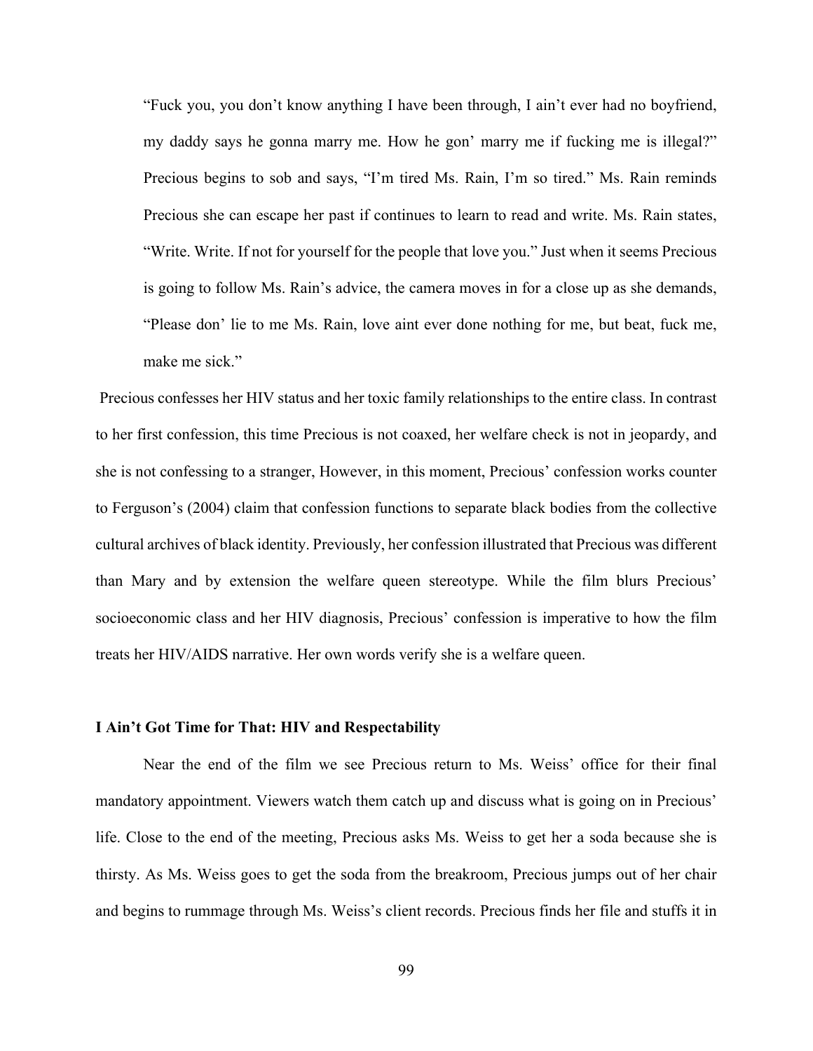> "Fuck you, you don't know anything I have been through, I ain't ever had no boyfriend, my daddy says he gonna marry me. How he gon' marry me if fucking me is illegal?" Precious begins to sob and says, "I'm tired Ms. Rain, I'm so tired." Ms. Rain reminds Precious she can escape her past if continues to learn to read and write. Ms. Rain states, "Write. Write. If not for yourself for the people that love you." Just when it seems Precious is going to follow Ms. Rain's advice, the camera moves in for a close up as she demands, "Please don' lie to me Ms. Rain, love aint ever done nothing for me, but beat, fuck me, make me sick."

Precious confesses her HIV status and her toxic family relationships to the entire class. In contrast to her first confession, this time Precious is not coaxed, her welfare check is not in jeopardy, and she is not confessing to a stranger, However, in this moment, Precious' confession works counter to Ferguson's (2004) claim that confession functions to separate black bodies from the collective cultural archives of black identity. Previously, her confession illustrated that Precious was different than Mary and by extension the welfare queen stereotype. While the film blurs Precious' socioeconomic class and her HIV diagnosis, Precious' confession is imperative to how the film treats her HIV/AIDS narrative. Her own words verify she is a welfare queen.

### I Ain't Got Time for That: HIV and Respectability

Near the end of the film we see Precious return to Ms. Weiss' office for their final mandatory appointment. Viewers watch them catch up and discuss what is going on in Precious' life. Close to the end of the meeting, Precious asks Ms. Weiss to get her a soda because she is thirsty. As Ms. Weiss goes to get the soda from the breakroom, Precious jumps out of her chair and begins to rummage through Ms. Weiss's client records. Precious finds her file and stuffs it in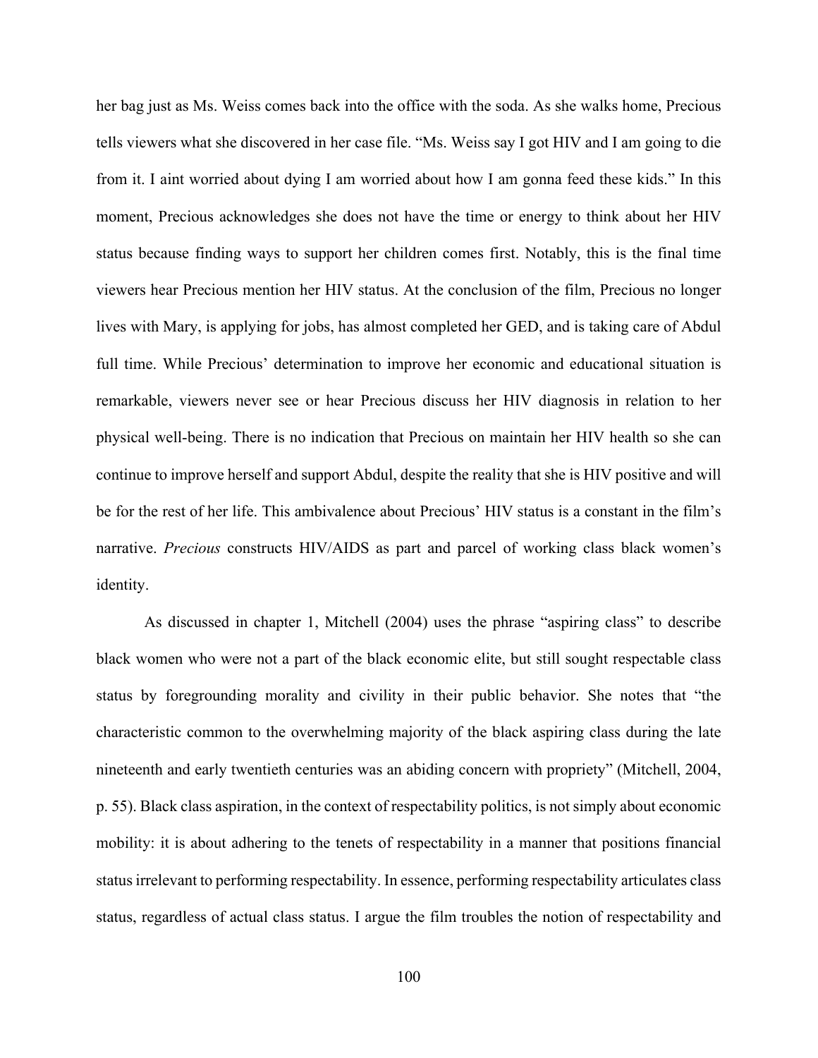her bag just as Ms. Weiss comes back into the office with the soda. As she walks home, Precious tells viewers what she discovered in her case file. “Ms. Weiss say I got HIV and I am going to die from it. I aint worried about dying I am worried about how I am gonna feed these kids.” In this moment, Precious acknowledges she does not have the time or energy to think about her HIV status because finding ways to support her children comes first. Notably, this is the final time viewers hear Precious mention her HIV status. At the conclusion of the film, Precious no longer lives with Mary, is applying for jobs, has almost completed her GED, and is taking care of Abdul full time. While Precious’ determination to improve her economic and educational situation is remarkable, viewers never see or hear Precious discuss her HIV diagnosis in relation to her physical well-being. There is no indication that Precious on maintain her HIV health so she can continue to improve herself and support Abdul, despite the reality that she is HIV positive and will be for the rest of her life. This ambivalence about Precious’ HIV status is a constant in the film’s narrative. *Precious* constructs HIV/AIDS as part and parcel of working class black women’s identity.

As discussed in chapter 1, Mitchell (2004) uses the phrase “aspiring class” to describe black women who were not a part of the black economic elite, but still sought respectable class status by foregrounding morality and civility in their public behavior. She notes that “the characteristic common to the overwhelming majority of the black aspiring class during the late nineteenth and early twentieth centuries was an abiding concern with propriety” (Mitchell, 2004, p. 55). Black class aspiration, in the context of respectability politics, is not simply about economic mobility: it is about adhering to the tenets of respectability in a manner that positions financial status irrelevant to performing respectability. In essence, performing respectability articulates class status, regardless of actual class status. I argue the film troubles the notion of respectability and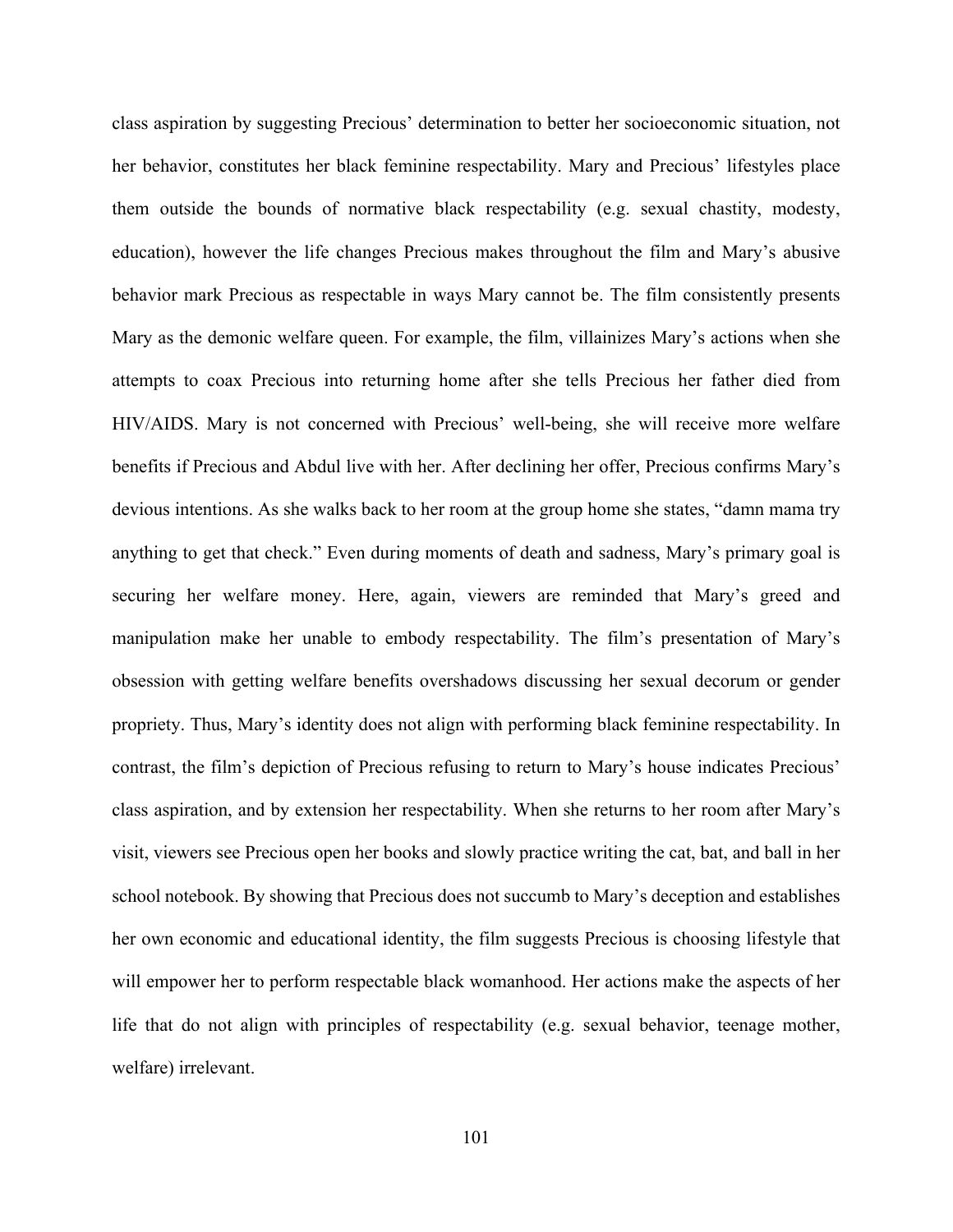class aspiration by suggesting Precious' determination to better her socioeconomic situation, not her behavior, constitutes her black feminine respectability. Mary and Precious' lifestyles place them outside the bounds of normative black respectability (e.g. sexual chastity, modesty, education), however the life changes Precious makes throughout the film and Mary's abusive behavior mark Precious as respectable in ways Mary cannot be. The film consistently presents Mary as the demonic welfare queen. For example, the film, villainizes Mary's actions when she attempts to coax Precious into returning home after she tells Precious her father died from HIV/AIDS. Mary is not concerned with Precious' well-being, she will receive more welfare benefits if Precious and Abdul live with her. After declining her offer, Precious confirms Mary's devious intentions. As she walks back to her room at the group home she states, "damn mama try anything to get that check." Even during moments of death and sadness, Mary's primary goal is securing her welfare money. Here, again, viewers are reminded that Mary's greed and manipulation make her unable to embody respectability. The film's presentation of Mary's obsession with getting welfare benefits overshadows discussing her sexual decorum or gender propriety. Thus, Mary's identity does not align with performing black feminine respectability. In contrast, the film's depiction of Precious refusing to return to Mary's house indicates Precious' class aspiration, and by extension her respectability. When she returns to her room after Mary's visit, viewers see Precious open her books and slowly practice writing the cat, bat, and ball in her school notebook. By showing that Precious does not succumb to Mary's deception and establishes her own economic and educational identity, the film suggests Precious is choosing lifestyle that will empower her to perform respectable black womanhood. Her actions make the aspects of her life that do not align with principles of respectability (e.g. sexual behavior, teenage mother, welfare) irrelevant.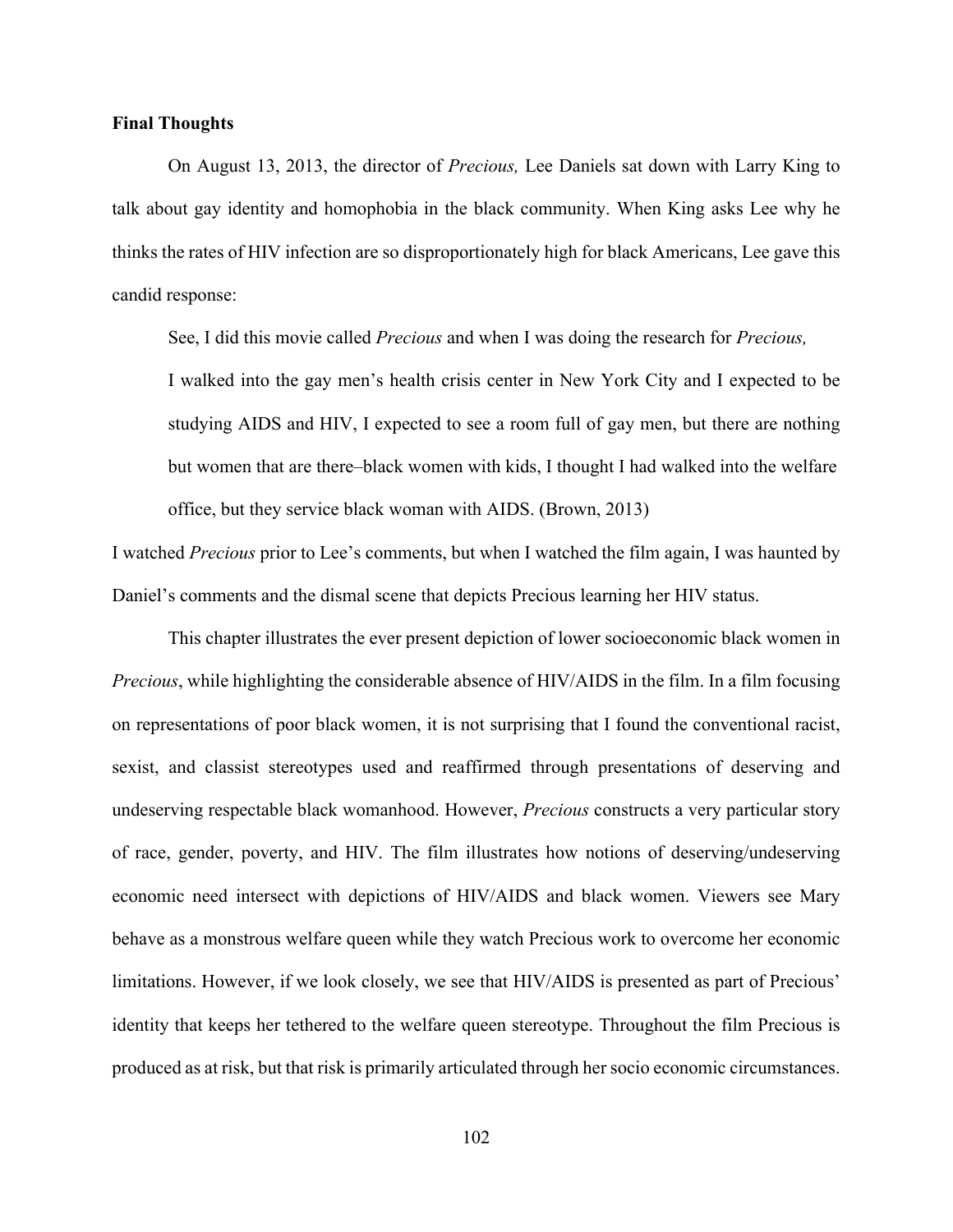**Final Thoughts**

On August 13, 2013, the director of *Precious,* Lee Daniels sat down with Larry King to talk about gay identity and homophobia in the black community. When King asks Lee why he thinks the rates of HIV infection are so disproportionately high for black Americans, Lee gave this candid response:

> See, I did this movie called *Precious* and when I was doing the research for *Precious,* I walked into the gay men's health crisis center in New York City and I expected to be studying AIDS and HIV, I expected to see a room full of gay men, but there are nothing but women that are there–black women with kids, I thought I had walked into the welfare office, but they service black woman with AIDS. (Brown, 2013)

I watched *Precious* prior to Lee's comments, but when I watched the film again, I was haunted by Daniel's comments and the dismal scene that depicts Precious learning her HIV status.

This chapter illustrates the ever present depiction of lower socioeconomic black women in *Precious*, while highlighting the considerable absence of HIV/AIDS in the film. In a film focusing on representations of poor black women, it is not surprising that I found the conventional racist, sexist, and classist stereotypes used and reaffirmed through presentations of deserving and undeserving respectable black womanhood. However, *Precious* constructs a very particular story of race, gender, poverty, and HIV. The film illustrates how notions of deserving/undeserving economic need intersect with depictions of HIV/AIDS and black women. Viewers see Mary behave as a monstrous welfare queen while they watch Precious work to overcome her economic limitations. However, if we look closely, we see that HIV/AIDS is presented as part of Precious' identity that keeps her tethered to the welfare queen stereotype. Throughout the film Precious is produced as at risk, but that risk is primarily articulated through her socio economic circumstances.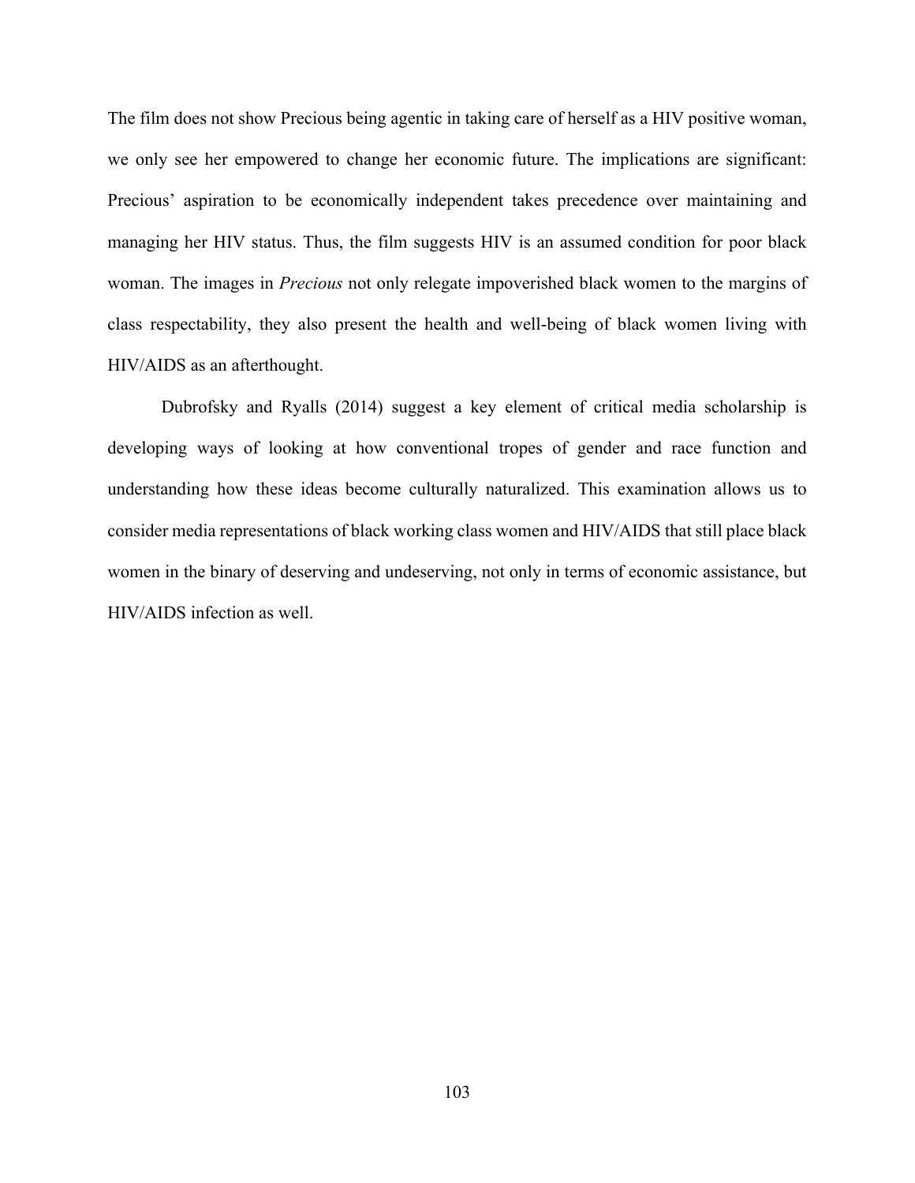The film does not show Precious being agentic in taking care of herself as a HIV positive woman, we only see her empowered to change her economic future. The implications are significant: Precious' aspiration to be economically independent takes precedence over maintaining and managing her HIV status. Thus, the film suggests HIV is an assumed condition for poor black woman. The images in *Precious* not only relegate impoverished black women to the margins of class respectability, they also present the health and well-being of black women living with HIV/AIDS as an afterthought.

Dubrofsky and Ryalls (2014) suggest a key element of critical media scholarship is developing ways of looking at how conventional tropes of gender and race function and understanding how these ideas become culturally naturalized. This examination allows us to consider media representations of black working class women and HIV/AIDS that still place black women in the binary of deserving and undeserving, not only in terms of economic assistance, but HIV/AIDS infection as well.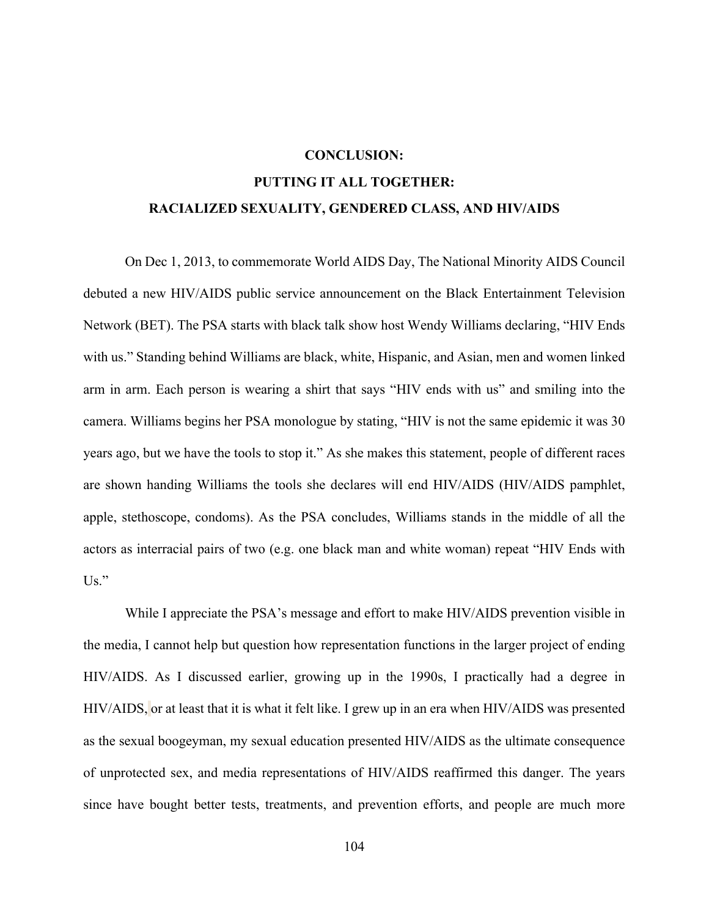# CONCLUSION: PUTTING IT ALL TOGETHER: RACIALIZED SEXUALITY, GENDERED CLASS, AND HIV/AIDS

On Dec 1, 2013, to commemorate World AIDS Day, The National Minority AIDS Council debuted a new HIV/AIDS public service announcement on the Black Entertainment Television Network (BET). The PSA starts with black talk show host Wendy Williams declaring, "HIV Ends with us." Standing behind Williams are black, white, Hispanic, and Asian, men and women linked arm in arm. Each person is wearing a shirt that says "HIV ends with us" and smiling into the camera. Williams begins her PSA monologue by stating, "HIV is not the same epidemic it was 30 years ago, but we have the tools to stop it." As she makes this statement, people of different races are shown handing Williams the tools she declares will end HIV/AIDS (HIV/AIDS pamphlet, apple, stethoscope, condoms). As the PSA concludes, Williams stands in the middle of all the actors as interracial pairs of two (e.g. one black man and white woman) repeat "HIV Ends with Us."

While I appreciate the PSA's message and effort to make HIV/AIDS prevention visible in the media, I cannot help but question how representation functions in the larger project of ending HIV/AIDS. As I discussed earlier, growing up in the 1990s, I practically had a degree in HIV/AIDS, or at least that it is what it felt like. I grew up in an era when HIV/AIDS was presented as the sexual boogeyman, my sexual education presented HIV/AIDS as the ultimate consequence of unprotected sex, and media representations of HIV/AIDS reaffirmed this danger. The years since have bought better tests, treatments, and prevention efforts, and people are much more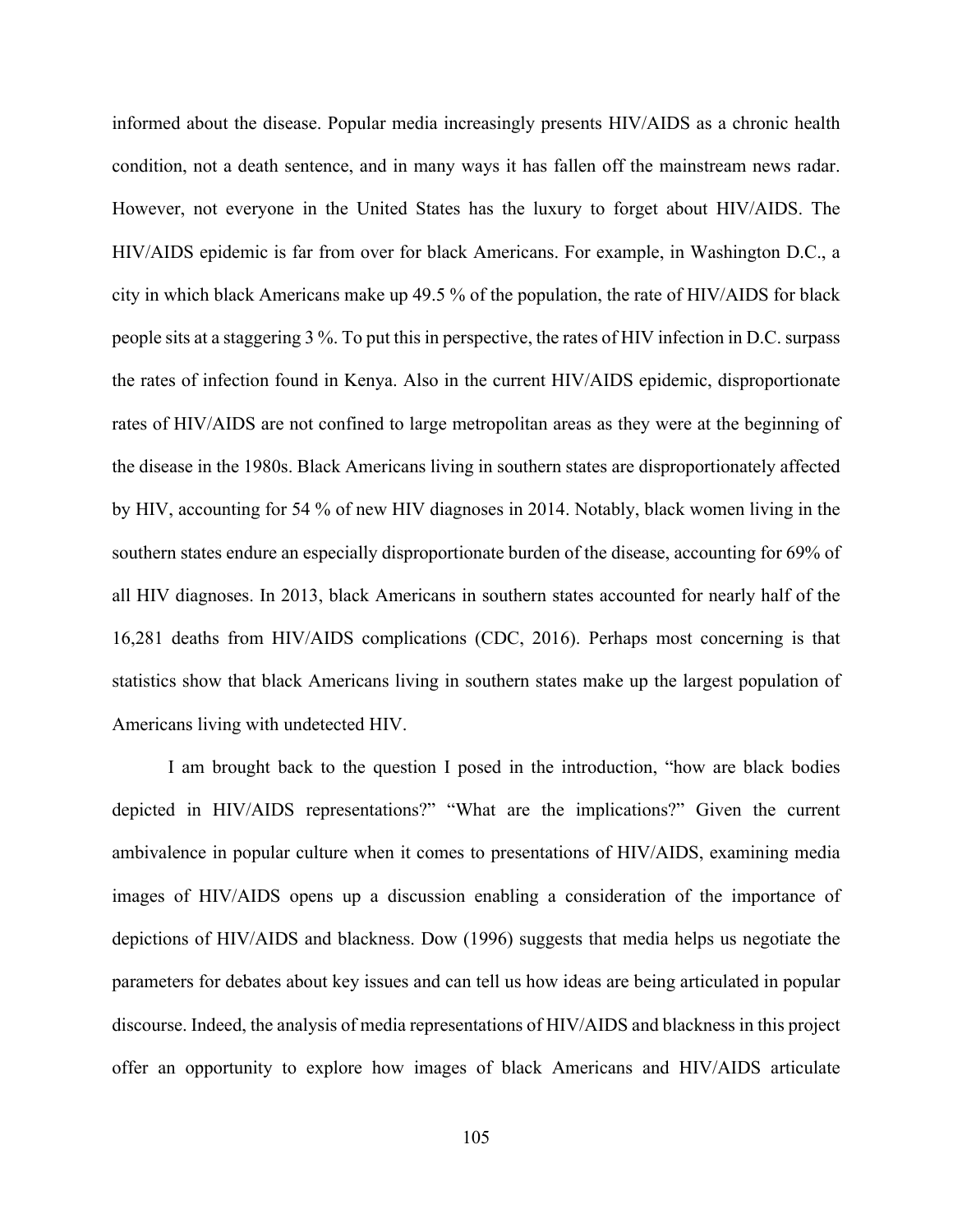informed about the disease. Popular media increasingly presents HIV/AIDS as a chronic health condition, not a death sentence, and in many ways it has fallen off the mainstream news radar. However, not everyone in the United States has the luxury to forget about HIV/AIDS. The HIV/AIDS epidemic is far from over for black Americans. For example, in Washington D.C., a city in which black Americans make up 49.5 % of the population, the rate of HIV/AIDS for black people sits at a staggering 3 %. To put this in perspective, the rates of HIV infection in D.C. surpass the rates of infection found in Kenya. Also in the current HIV/AIDS epidemic, disproportionate rates of HIV/AIDS are not confined to large metropolitan areas as they were at the beginning of the disease in the 1980s. Black Americans living in southern states are disproportionately affected by HIV, accounting for 54 % of new HIV diagnoses in 2014. Notably, black women living in the southern states endure an especially disproportionate burden of the disease, accounting for 69% of all HIV diagnoses. In 2013, black Americans in southern states accounted for nearly half of the 16,281 deaths from HIV/AIDS complications (CDC, 2016). Perhaps most concerning is that statistics show that black Americans living in southern states make up the largest population of Americans living with undetected HIV.

I am brought back to the question I posed in the introduction, "how are black bodies depicted in HIV/AIDS representations?" "What are the implications?" Given the current ambivalence in popular culture when it comes to presentations of HIV/AIDS, examining media images of HIV/AIDS opens up a discussion enabling a consideration of the importance of depictions of HIV/AIDS and blackness. Dow (1996) suggests that media helps us negotiate the parameters for debates about key issues and can tell us how ideas are being articulated in popular discourse. Indeed, the analysis of media representations of HIV/AIDS and blackness in this project offer an opportunity to explore how images of black Americans and HIV/AIDS articulate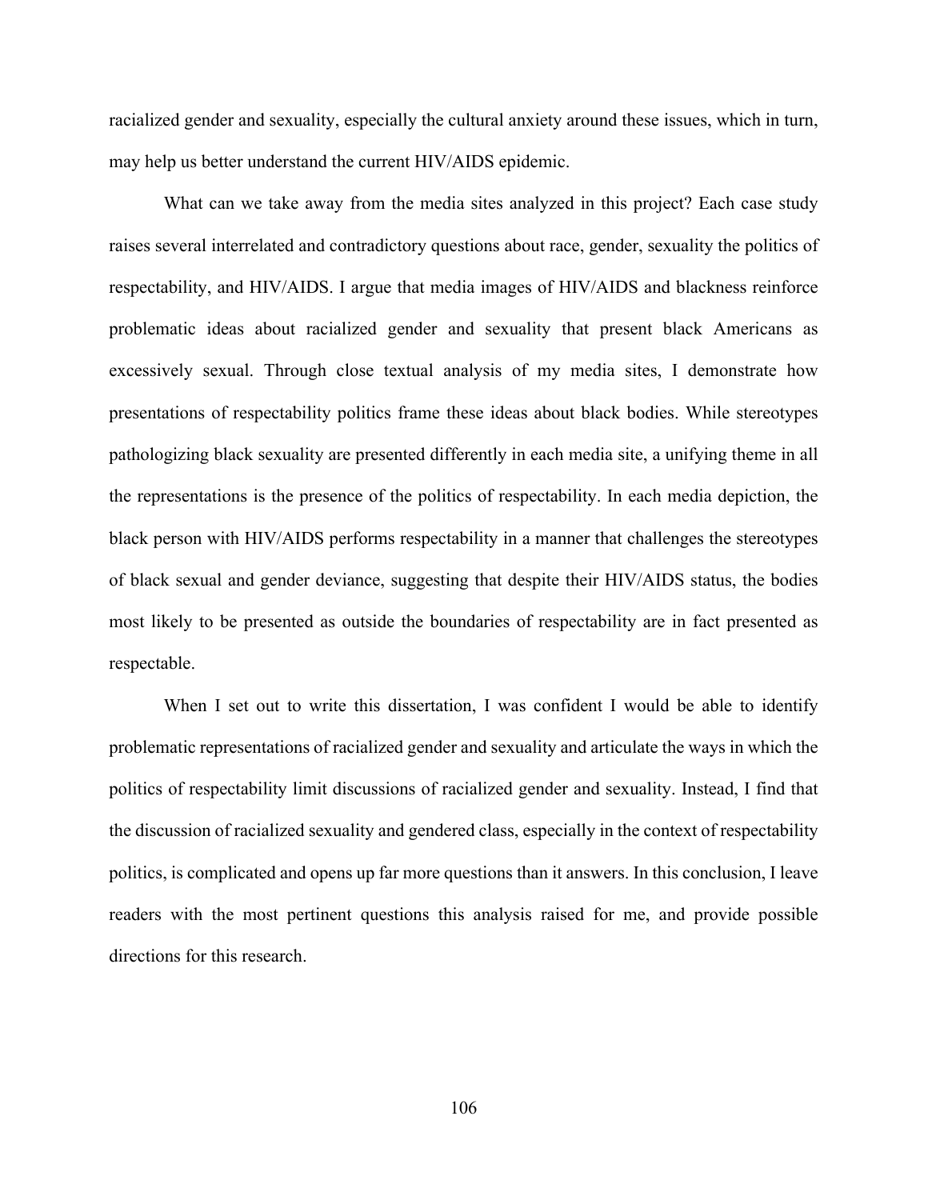racialized gender and sexuality, especially the cultural anxiety around these issues, which in turn, may help us better understand the current HIV/AIDS epidemic.

What can we take away from the media sites analyzed in this project? Each case study raises several interrelated and contradictory questions about race, gender, sexuality the politics of respectability, and HIV/AIDS. I argue that media images of HIV/AIDS and blackness reinforce problematic ideas about racialized gender and sexuality that present black Americans as excessively sexual. Through close textual analysis of my media sites, I demonstrate how presentations of respectability politics frame these ideas about black bodies. While stereotypes pathologizing black sexuality are presented differently in each media site, a unifying theme in all the representations is the presence of the politics of respectability. In each media depiction, the black person with HIV/AIDS performs respectability in a manner that challenges the stereotypes of black sexual and gender deviance, suggesting that despite their HIV/AIDS status, the bodies most likely to be presented as outside the boundaries of respectability are in fact presented as respectable.

When I set out to write this dissertation, I was confident I would be able to identify problematic representations of racialized gender and sexuality and articulate the ways in which the politics of respectability limit discussions of racialized gender and sexuality. Instead, I find that the discussion of racialized sexuality and gendered class, especially in the context of respectability politics, is complicated and opens up far more questions than it answers. In this conclusion, I leave readers with the most pertinent questions this analysis raised for me, and provide possible directions for this research.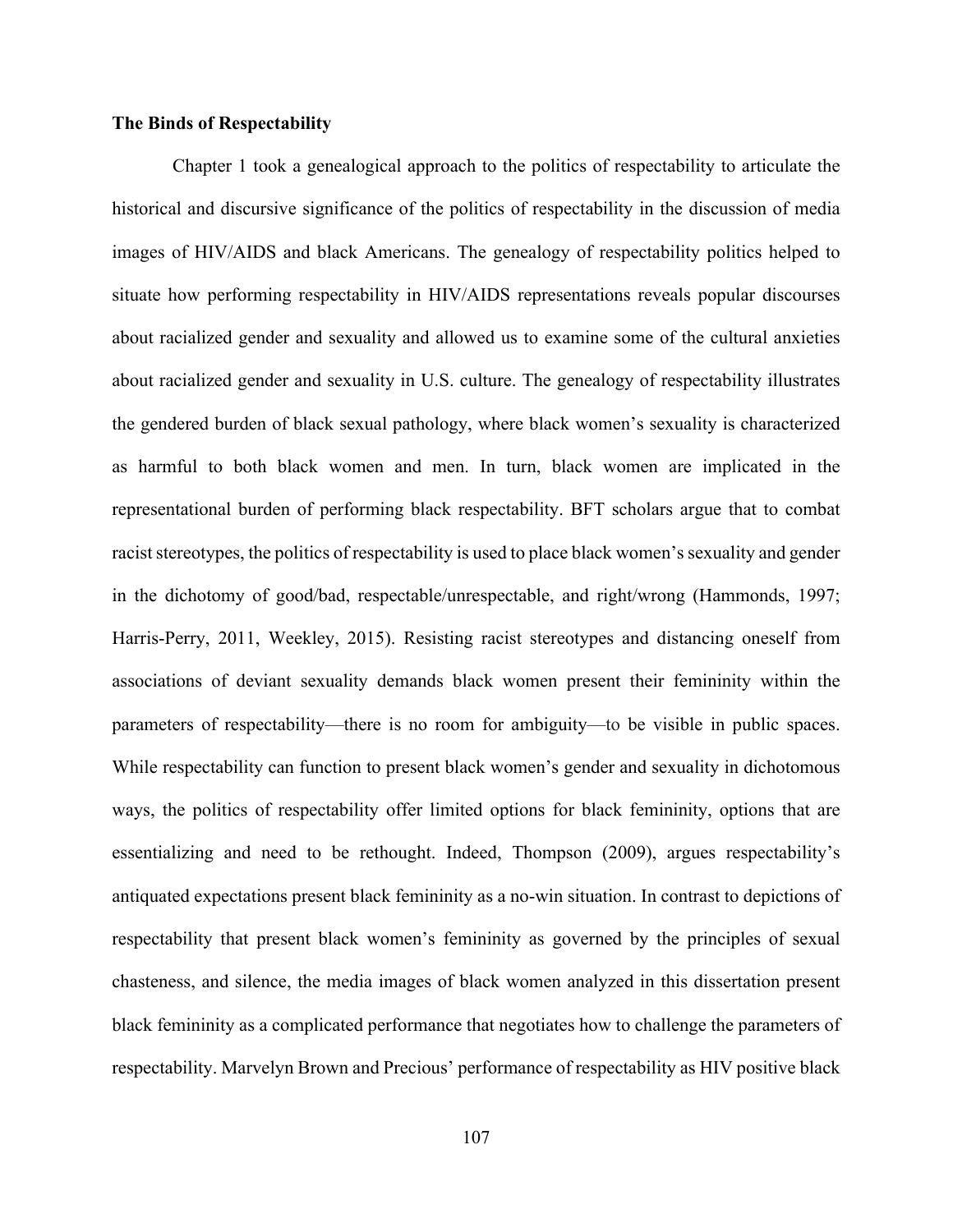**The Binds of Respectability**

Chapter 1 took a genealogical approach to the politics of respectability to articulate the historical and discursive significance of the politics of respectability in the discussion of media images of HIV/AIDS and black Americans. The genealogy of respectability politics helped to situate how performing respectability in HIV/AIDS representations reveals popular discourses about racialized gender and sexuality and allowed us to examine some of the cultural anxieties about racialized gender and sexuality in U.S. culture. The genealogy of respectability illustrates the gendered burden of black sexual pathology, where black women's sexuality is characterized as harmful to both black women and men. In turn, black women are implicated in the representational burden of performing black respectability. BFT scholars argue that to combat racist stereotypes, the politics of respectability is used to place black women's sexuality and gender in the dichotomy of good/bad, respectable/unrespectable, and right/wrong (Hammonds, 1997; Harris-Perry, 2011, Weekley, 2015). Resisting racist stereotypes and distancing oneself from associations of deviant sexuality demands black women present their femininity within the parameters of respectability—there is no room for ambiguity—to be visible in public spaces. While respectability can function to present black women's gender and sexuality in dichotomous ways, the politics of respectability offer limited options for black femininity, options that are essentializing and need to be rethought. Indeed, Thompson (2009), argues respectability's antiquated expectations present black femininity as a no-win situation. In contrast to depictions of respectability that present black women's femininity as governed by the principles of sexual chasteness, and silence, the media images of black women analyzed in this dissertation present black femininity as a complicated performance that negotiates how to challenge the parameters of respectability. Marvelyn Brown and Precious' performance of respectability as HIV positive black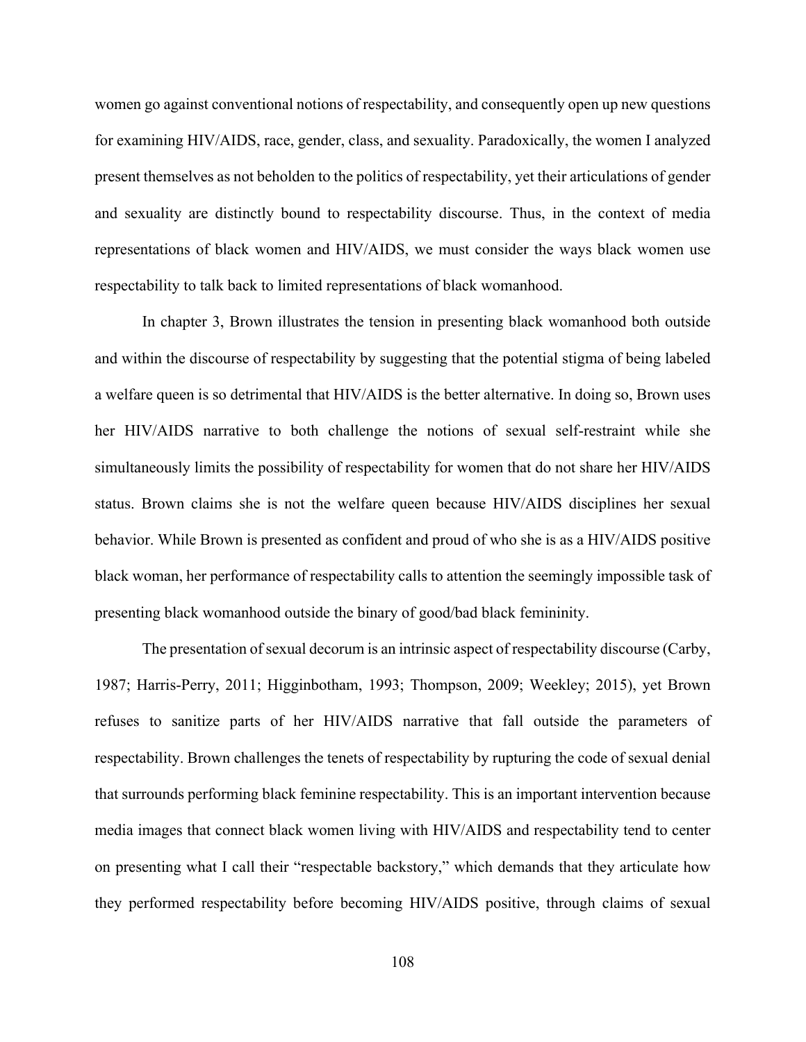women go against conventional notions of respectability, and consequently open up new questions for examining HIV/AIDS, race, gender, class, and sexuality. Paradoxically, the women I analyzed present themselves as not beholden to the politics of respectability, yet their articulations of gender and sexuality are distinctly bound to respectability discourse. Thus, in the context of media representations of black women and HIV/AIDS, we must consider the ways black women use respectability to talk back to limited representations of black womanhood.

In chapter 3, Brown illustrates the tension in presenting black womanhood both outside and within the discourse of respectability by suggesting that the potential stigma of being labeled a welfare queen is so detrimental that HIV/AIDS is the better alternative. In doing so, Brown uses her HIV/AIDS narrative to both challenge the notions of sexual self-restraint while she simultaneously limits the possibility of respectability for women that do not share her HIV/AIDS status. Brown claims she is not the welfare queen because HIV/AIDS disciplines her sexual behavior. While Brown is presented as confident and proud of who she is as a HIV/AIDS positive black woman, her performance of respectability calls to attention the seemingly impossible task of presenting black womanhood outside the binary of good/bad black femininity.

The presentation of sexual decorum is an intrinsic aspect of respectability discourse (Carby, 1987; Harris-Perry, 2011; Higginbotham, 1993; Thompson, 2009; Weekley; 2015), yet Brown refuses to sanitize parts of her HIV/AIDS narrative that fall outside the parameters of respectability. Brown challenges the tenets of respectability by rupturing the code of sexual denial that surrounds performing black feminine respectability. This is an important intervention because media images that connect black women living with HIV/AIDS and respectability tend to center on presenting what I call their "respectable backstory," which demands that they articulate how they performed respectability before becoming HIV/AIDS positive, through claims of sexual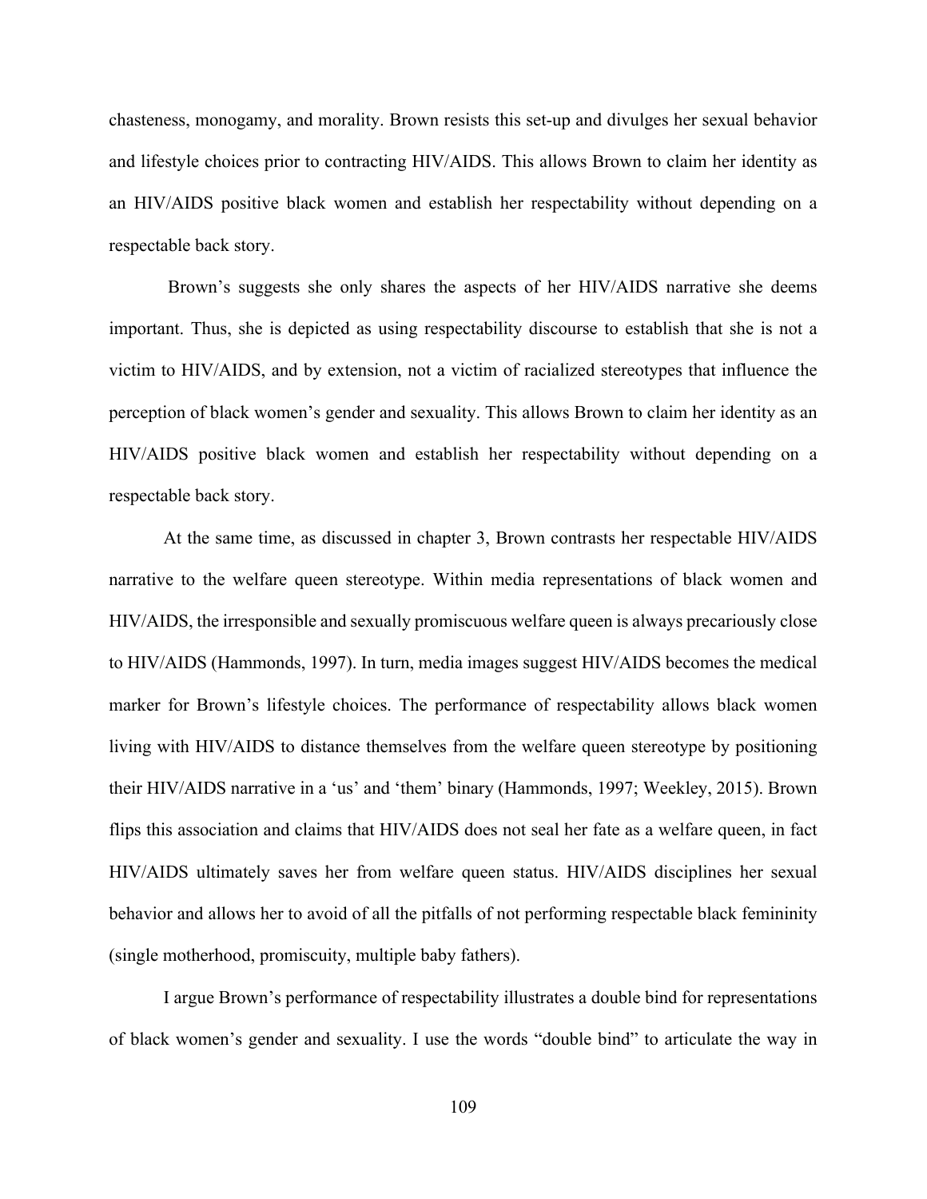chasteness, monogamy, and morality. Brown resists this set-up and divulges her sexual behavior and lifestyle choices prior to contracting HIV/AIDS. This allows Brown to claim her identity as an HIV/AIDS positive black women and establish her respectability without depending on a respectable back story.

Brown's suggests she only shares the aspects of her HIV/AIDS narrative she deems important. Thus, she is depicted as using respectability discourse to establish that she is not a victim to HIV/AIDS, and by extension, not a victim of racialized stereotypes that influence the perception of black women's gender and sexuality. This allows Brown to claim her identity as an HIV/AIDS positive black women and establish her respectability without depending on a respectable back story.

At the same time, as discussed in chapter 3, Brown contrasts her respectable HIV/AIDS narrative to the welfare queen stereotype. Within media representations of black women and HIV/AIDS, the irresponsible and sexually promiscuous welfare queen is always precariously close to HIV/AIDS (Hammonds, 1997). In turn, media images suggest HIV/AIDS becomes the medical marker for Brown's lifestyle choices. The performance of respectability allows black women living with HIV/AIDS to distance themselves from the welfare queen stereotype by positioning their HIV/AIDS narrative in a 'us' and 'them' binary (Hammonds, 1997; Weekley, 2015). Brown flips this association and claims that HIV/AIDS does not seal her fate as a welfare queen, in fact HIV/AIDS ultimately saves her from welfare queen status. HIV/AIDS disciplines her sexual behavior and allows her to avoid of all the pitfalls of not performing respectable black femininity (single motherhood, promiscuity, multiple baby fathers).

I argue Brown's performance of respectability illustrates a double bind for representations of black women's gender and sexuality. I use the words "double bind" to articulate the way in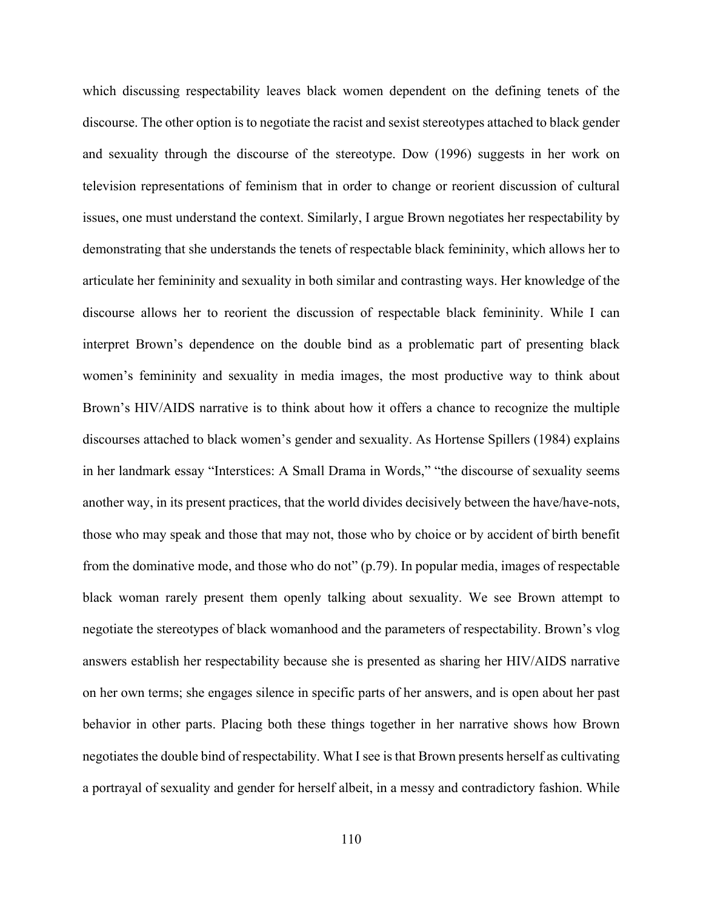which discussing respectability leaves black women dependent on the defining tenets of the discourse. The other option is to negotiate the racist and sexist stereotypes attached to black gender and sexuality through the discourse of the stereotype. Dow (1996) suggests in her work on television representations of feminism that in order to change or reorient discussion of cultural issues, one must understand the context. Similarly, I argue Brown negotiates her respectability by demonstrating that she understands the tenets of respectable black femininity, which allows her to articulate her femininity and sexuality in both similar and contrasting ways. Her knowledge of the discourse allows her to reorient the discussion of respectable black femininity. While I can interpret Brown's dependence on the double bind as a problematic part of presenting black women's femininity and sexuality in media images, the most productive way to think about Brown's HIV/AIDS narrative is to think about how it offers a chance to recognize the multiple discourses attached to black women's gender and sexuality. As Hortense Spillers (1984) explains in her landmark essay "Interstices: A Small Drama in Words," "the discourse of sexuality seems another way, in its present practices, that the world divides decisively between the have/have-nots, those who may speak and those that may not, those who by choice or by accident of birth benefit from the dominative mode, and those who do not" (p.79). In popular media, images of respectable black woman rarely present them openly talking about sexuality. We see Brown attempt to negotiate the stereotypes of black womanhood and the parameters of respectability. Brown's vlog answers establish her respectability because she is presented as sharing her HIV/AIDS narrative on her own terms; she engages silence in specific parts of her answers, and is open about her past behavior in other parts. Placing both these things together in her narrative shows how Brown negotiates the double bind of respectability. What I see is that Brown presents herself as cultivating a portrayal of sexuality and gender for herself albeit, in a messy and contradictory fashion. While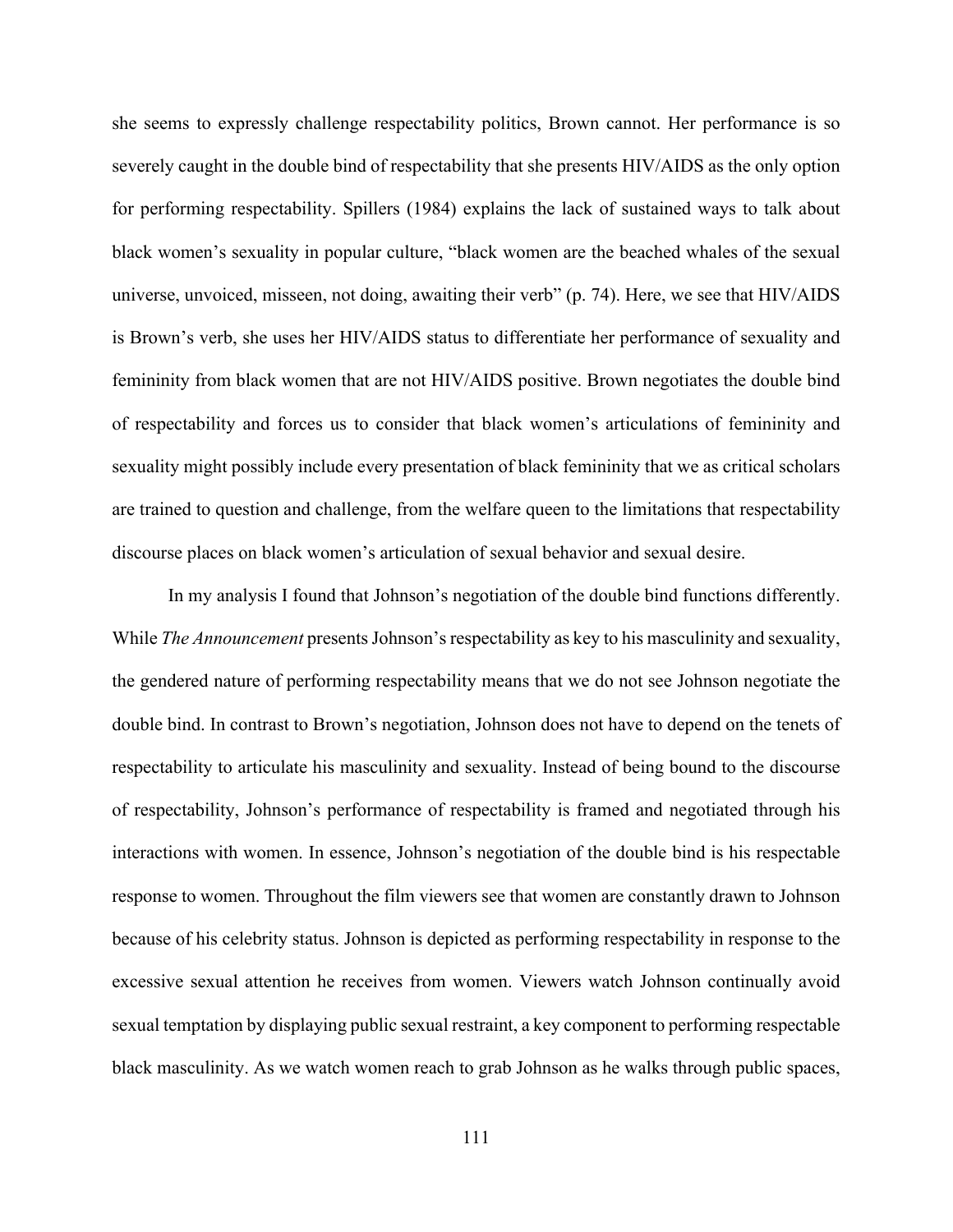she seems to expressly challenge respectability politics, Brown cannot. Her performance is so severely caught in the double bind of respectability that she presents HIV/AIDS as the only option for performing respectability. Spillers (1984) explains the lack of sustained ways to talk about black women's sexuality in popular culture, "black women are the beached whales of the sexual universe, unvoiced, misseen, not doing, awaiting their verb" (p. 74). Here, we see that HIV/AIDS is Brown's verb, she uses her HIV/AIDS status to differentiate her performance of sexuality and femininity from black women that are not HIV/AIDS positive. Brown negotiates the double bind of respectability and forces us to consider that black women's articulations of femininity and sexuality might possibly include every presentation of black femininity that we as critical scholars are trained to question and challenge, from the welfare queen to the limitations that respectability discourse places on black women's articulation of sexual behavior and sexual desire.

In my analysis I found that Johnson's negotiation of the double bind functions differently. While *The Announcement* presents Johnson's respectability as key to his masculinity and sexuality, the gendered nature of performing respectability means that we do not see Johnson negotiate the double bind. In contrast to Brown's negotiation, Johnson does not have to depend on the tenets of respectability to articulate his masculinity and sexuality. Instead of being bound to the discourse of respectability, Johnson's performance of respectability is framed and negotiated through his interactions with women. In essence, Johnson's negotiation of the double bind is his respectable response to women. Throughout the film viewers see that women are constantly drawn to Johnson because of his celebrity status. Johnson is depicted as performing respectability in response to the excessive sexual attention he receives from women. Viewers watch Johnson continually avoid sexual temptation by displaying public sexual restraint, a key component to performing respectable black masculinity. As we watch women reach to grab Johnson as he walks through public spaces,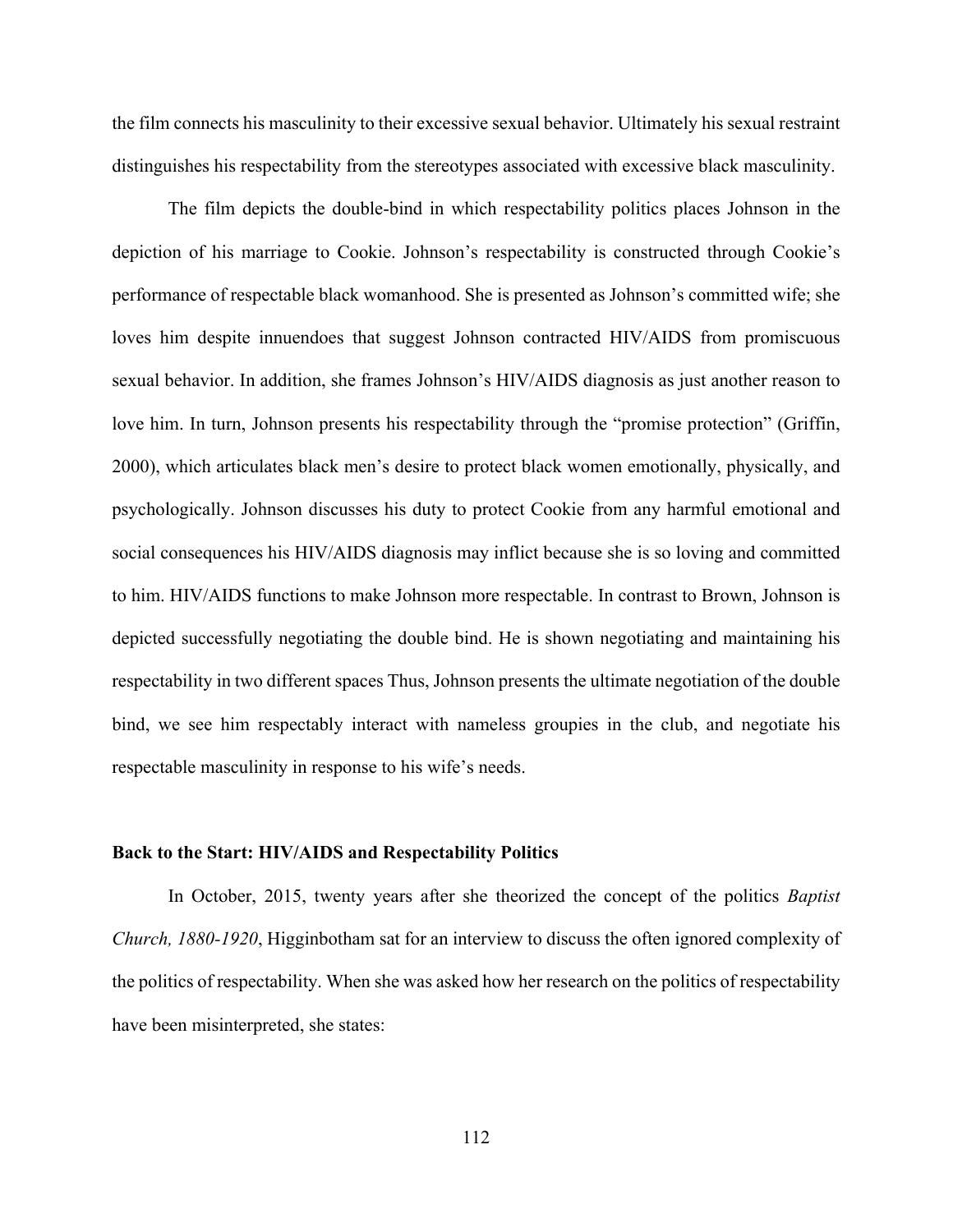the film connects his masculinity to their excessive sexual behavior. Ultimately his sexual restraint distinguishes his respectability from the stereotypes associated with excessive black masculinity.

The film depicts the double-bind in which respectability politics places Johnson in the depiction of his marriage to Cookie. Johnson's respectability is constructed through Cookie's performance of respectable black womanhood. She is presented as Johnson's committed wife; she loves him despite innuendoes that suggest Johnson contracted HIV/AIDS from promiscuous sexual behavior. In addition, she frames Johnson's HIV/AIDS diagnosis as just another reason to love him. In turn, Johnson presents his respectability through the "promise protection" (Griffin, 2000), which articulates black men's desire to protect black women emotionally, physically, and psychologically. Johnson discusses his duty to protect Cookie from any harmful emotional and social consequences his HIV/AIDS diagnosis may inflict because she is so loving and committed to him. HIV/AIDS functions to make Johnson more respectable. In contrast to Brown, Johnson is depicted successfully negotiating the double bind. He is shown negotiating and maintaining his respectability in two different spaces Thus, Johnson presents the ultimate negotiation of the double bind, we see him respectably interact with nameless groupies in the club, and negotiate his respectable masculinity in response to his wife's needs.

### Back to the Start: HIV/AIDS and Respectability Politics

In October, 2015, twenty years after she theorized the concept of the politics *Baptist Church, 1880-1920*, Higginbotham sat for an interview to discuss the often ignored complexity of the politics of respectability. When she was asked how her research on the politics of respectability have been misinterpreted, she states: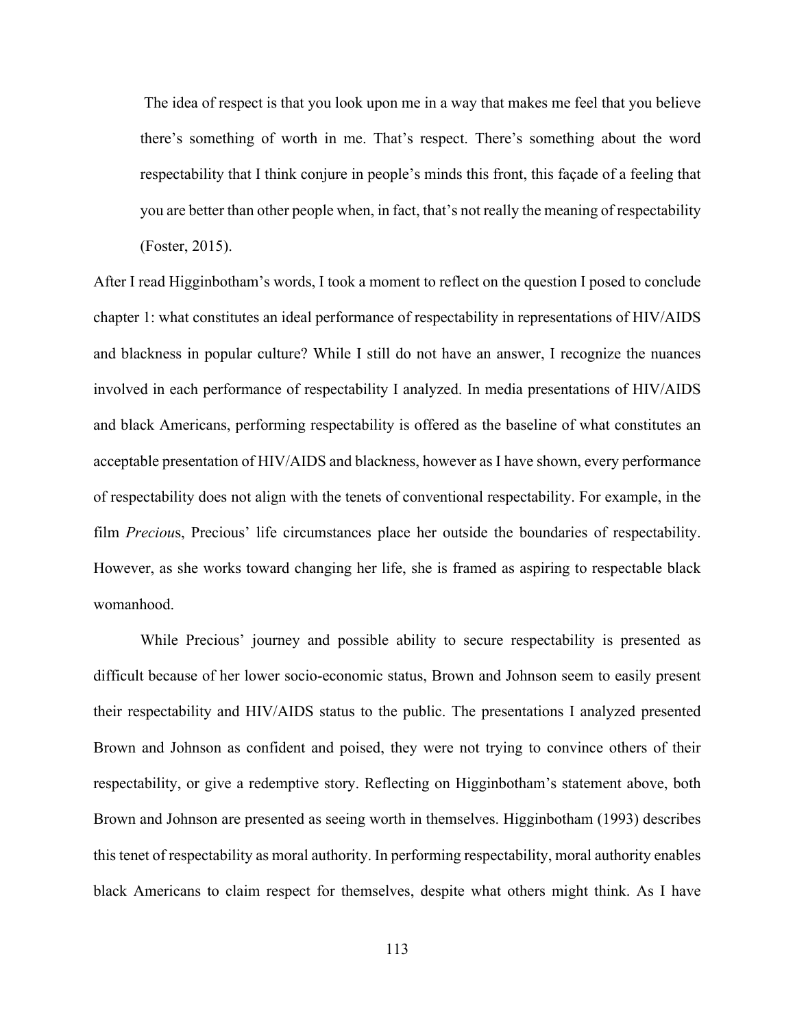> The idea of respect is that you look upon me in a way that makes me feel that you believe there's something of worth in me. That's respect. There's something about the word respectability that I think conjure in people's minds this front, this façade of a feeling that you are better than other people when, in fact, that's not really the meaning of respectability (Foster, 2015).

After I read Higginbotham's words, I took a moment to reflect on the question I posed to conclude chapter 1: what constitutes an ideal performance of respectability in representations of HIV/AIDS and blackness in popular culture? While I still do not have an answer, I recognize the nuances involved in each performance of respectability I analyzed. In media presentations of HIV/AIDS and black Americans, performing respectability is offered as the baseline of what constitutes an acceptable presentation of HIV/AIDS and blackness, however as I have shown, every performance of respectability does not align with the tenets of conventional respectability. For example, in the film *Precious*, Precious' life circumstances place her outside the boundaries of respectability. However, as she works toward changing her life, she is framed as aspiring to respectable black womanhood.

While Precious' journey and possible ability to secure respectability is presented as difficult because of her lower socio-economic status, Brown and Johnson seem to easily present their respectability and HIV/AIDS status to the public. The presentations I analyzed presented Brown and Johnson as confident and poised, they were not trying to convince others of their respectability, or give a redemptive story. Reflecting on Higginbotham's statement above, both Brown and Johnson are presented as seeing worth in themselves. Higginbotham (1993) describes this tenet of respectability as moral authority. In performing respectability, moral authority enables black Americans to claim respect for themselves, despite what others might think. As I have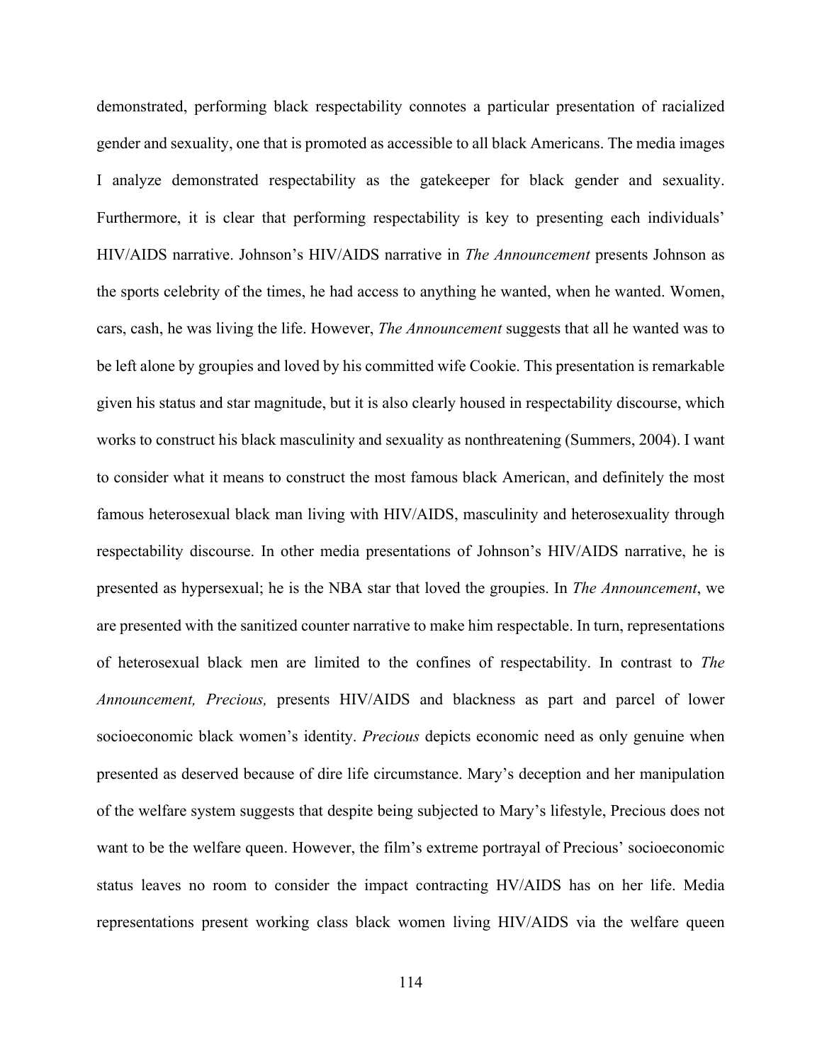demonstrated, performing black respectability connotes a particular presentation of racialized gender and sexuality, one that is promoted as accessible to all black Americans. The media images I analyze demonstrated respectability as the gatekeeper for black gender and sexuality. Furthermore, it is clear that performing respectability is key to presenting each individuals' HIV/AIDS narrative. Johnson's HIV/AIDS narrative in *The Announcement* presents Johnson as the sports celebrity of the times, he had access to anything he wanted, when he wanted. Women, cars, cash, he was living the life. However, *The Announcement* suggests that all he wanted was to be left alone by groupies and loved by his committed wife Cookie. This presentation is remarkable given his status and star magnitude, but it is also clearly housed in respectability discourse, which works to construct his black masculinity and sexuality as nonthreatening (Summers, 2004). I want to consider what it means to construct the most famous black American, and definitely the most famous heterosexual black man living with HIV/AIDS, masculinity and heterosexuality through respectability discourse. In other media presentations of Johnson's HIV/AIDS narrative, he is presented as hypersexual; he is the NBA star that loved the groupies. In *The Announcement*, we are presented with the sanitized counter narrative to make him respectable. In turn, representations of heterosexual black men are limited to the confines of respectability. In contrast to *The Announcement, Precious,* presents HIV/AIDS and blackness as part and parcel of lower socioeconomic black women's identity. *Precious* depicts economic need as only genuine when presented as deserved because of dire life circumstance. Mary's deception and her manipulation of the welfare system suggests that despite being subjected to Mary's lifestyle, Precious does not want to be the welfare queen. However, the film's extreme portrayal of Precious' socioeconomic status leaves no room to consider the impact contracting HV/AIDS has on her life. Media representations present working class black women living HIV/AIDS via the welfare queen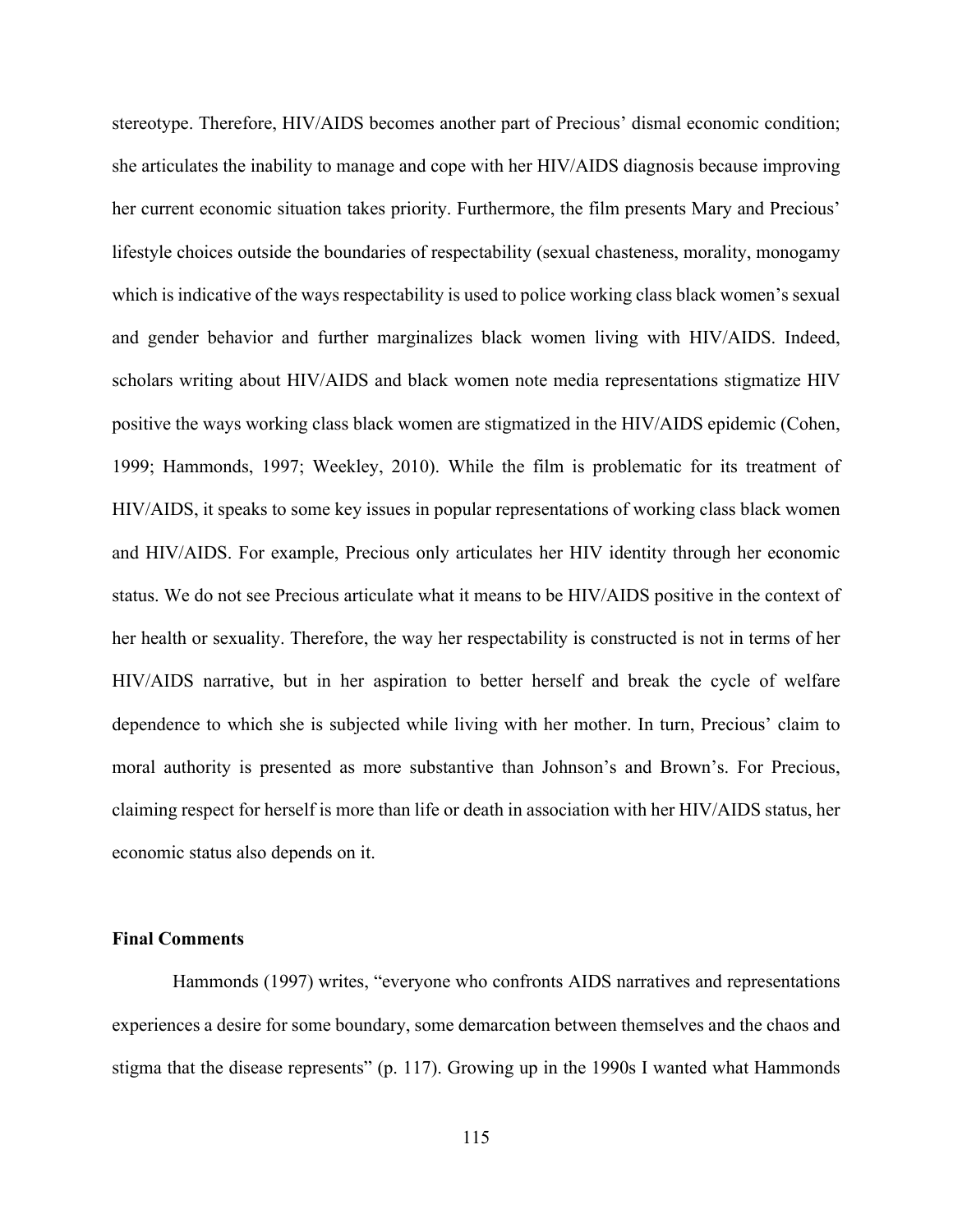stereotype. Therefore, HIV/AIDS becomes another part of Precious' dismal economic condition; she articulates the inability to manage and cope with her HIV/AIDS diagnosis because improving her current economic situation takes priority. Furthermore, the film presents Mary and Precious' lifestyle choices outside the boundaries of respectability (sexual chasteness, morality, monogamy which is indicative of the ways respectability is used to police working class black women's sexual and gender behavior and further marginalizes black women living with HIV/AIDS. Indeed, scholars writing about HIV/AIDS and black women note media representations stigmatize HIV positive the ways working class black women are stigmatized in the HIV/AIDS epidemic (Cohen, 1999; Hammonds, 1997; Weekley, 2010). While the film is problematic for its treatment of HIV/AIDS, it speaks to some key issues in popular representations of working class black women and HIV/AIDS. For example, Precious only articulates her HIV identity through her economic status. We do not see Precious articulate what it means to be HIV/AIDS positive in the context of her health or sexuality. Therefore, the way her respectability is constructed is not in terms of her HIV/AIDS narrative, but in her aspiration to better herself and break the cycle of welfare dependence to which she is subjected while living with her mother. In turn, Precious' claim to moral authority is presented as more substantive than Johnson's and Brown's. For Precious, claiming respect for herself is more than life or death in association with her HIV/AIDS status, her economic status also depends on it.

**Final Comments**

Hammonds (1997) writes, "everyone who confronts AIDS narratives and representations experiences a desire for some boundary, some demarcation between themselves and the chaos and stigma that the disease represents" (p. 117). Growing up in the 1990s I wanted what Hammonds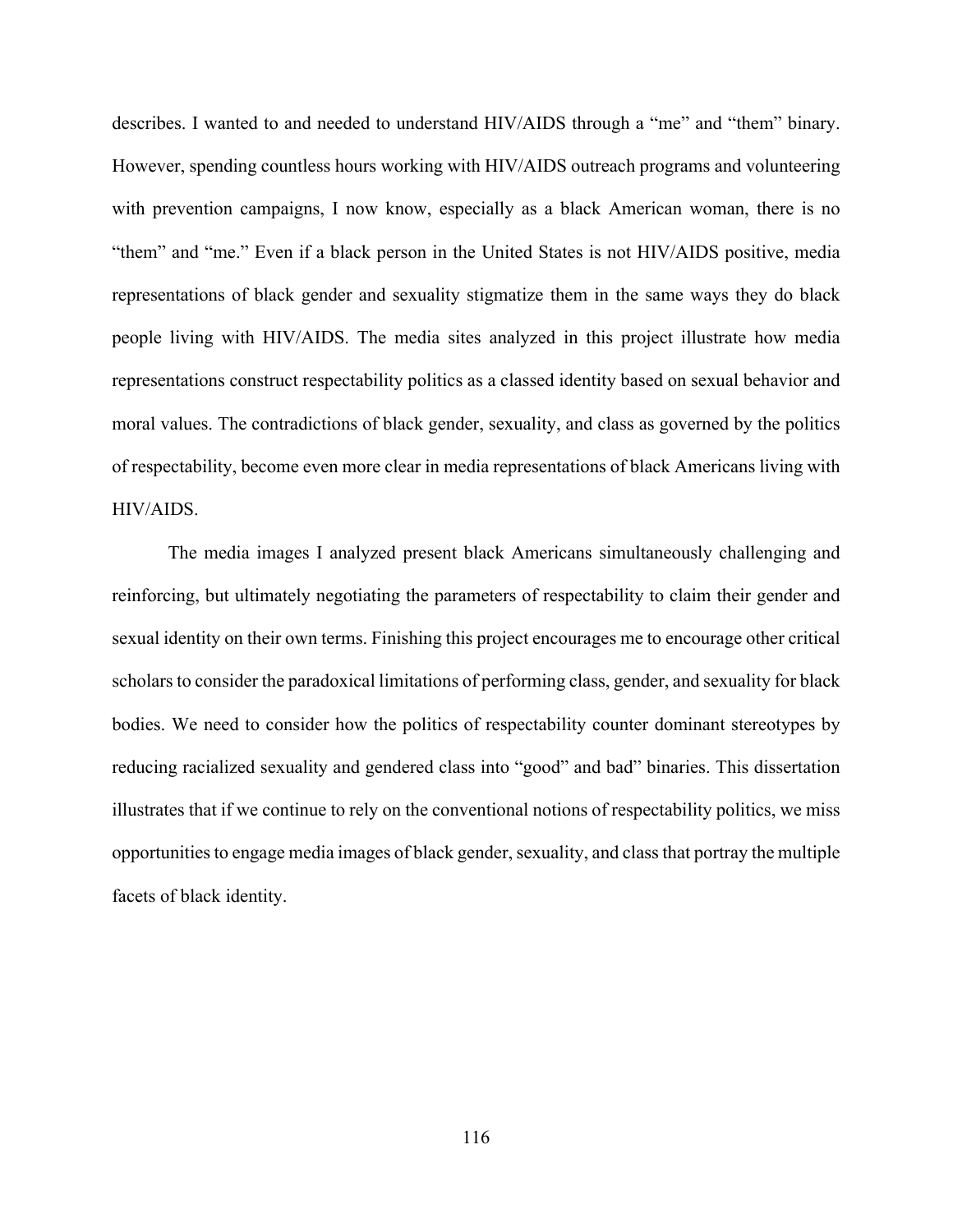describes. I wanted to and needed to understand HIV/AIDS through a "me" and "them" binary. However, spending countless hours working with HIV/AIDS outreach programs and volunteering with prevention campaigns, I now know, especially as a black American woman, there is no "them" and "me." Even if a black person in the United States is not HIV/AIDS positive, media representations of black gender and sexuality stigmatize them in the same ways they do black people living with HIV/AIDS. The media sites analyzed in this project illustrate how media representations construct respectability politics as a classed identity based on sexual behavior and moral values. The contradictions of black gender, sexuality, and class as governed by the politics of respectability, become even more clear in media representations of black Americans living with HIV/AIDS.

The media images I analyzed present black Americans simultaneously challenging and reinforcing, but ultimately negotiating the parameters of respectability to claim their gender and sexual identity on their own terms. Finishing this project encourages me to encourage other critical scholars to consider the paradoxical limitations of performing class, gender, and sexuality for black bodies. We need to consider how the politics of respectability counter dominant stereotypes by reducing racialized sexuality and gendered class into "good" and bad" binaries. This dissertation illustrates that if we continue to rely on the conventional notions of respectability politics, we miss opportunities to engage media images of black gender, sexuality, and class that portray the multiple facets of black identity.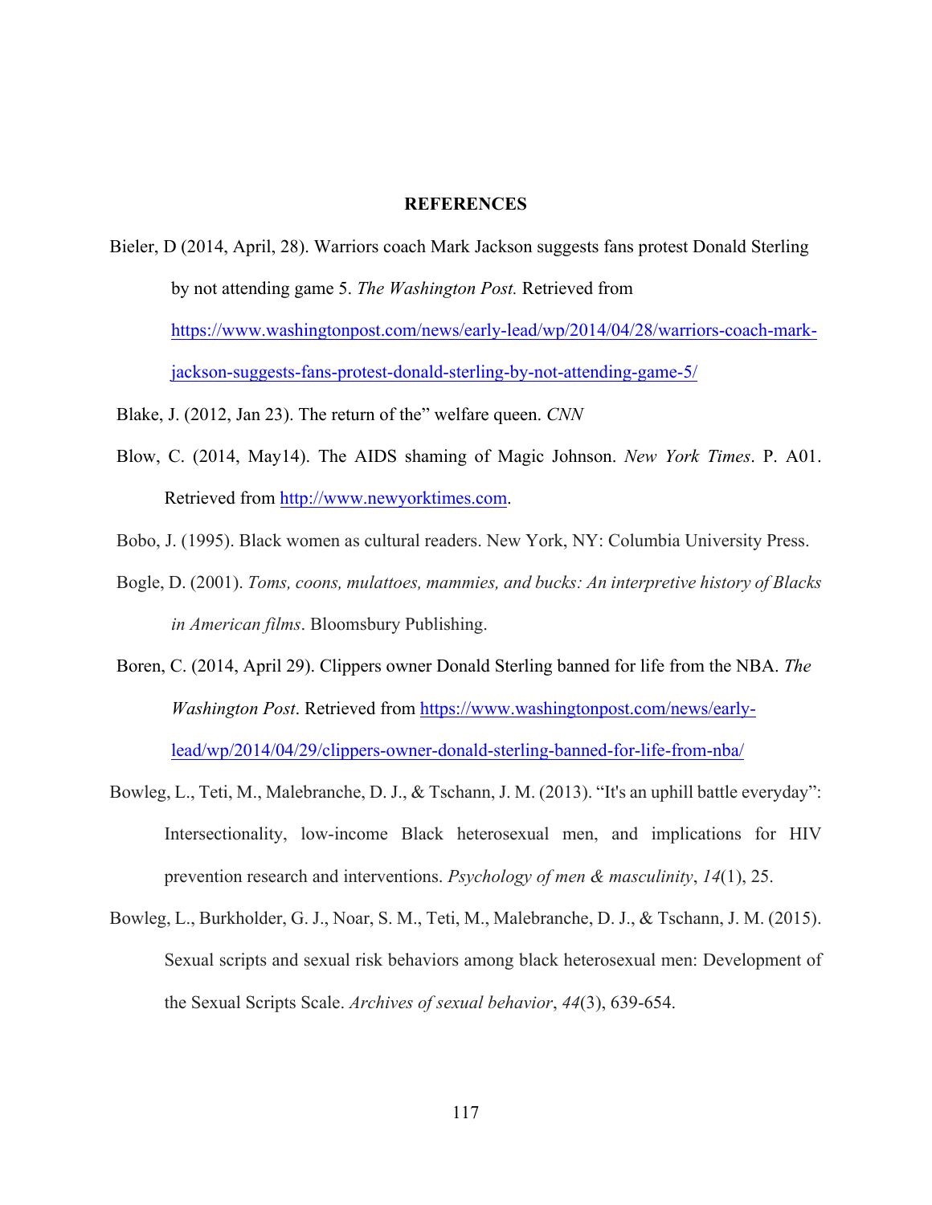# REFERENCES

Bieler, D (2014, April, 28). Warriors coach Mark Jackson suggests fans protest Donald Sterling by not attending game 5. *The Washington Post.* Retrieved from https://www.washingtonpost.com/news/early-lead/wp/2014/04/28/warriors-coach-mark-jackson-suggests-fans-protest-donald-sterling-by-not-attending-game-5/

Blake, J. (2012, Jan 23). The return of the" welfare queen. *CNN*

Blow, C. (2014, May14). The AIDS shaming of Magic Johnson. *New York Times*. P. A01. Retrieved from http://www.newyorktimes.com.

Bobo, J. (1995). Black women as cultural readers. New York, NY: Columbia University Press.

Bogle, D. (2001). *Toms, coons, mulattoes, mammies, and bucks: An interpretive history of Blacks in American films*. Bloomsbury Publishing.

Boren, C. (2014, April 29). Clippers owner Donald Sterling banned for life from the NBA. *The Washington Post*. Retrieved from https://www.washingtonpost.com/news/early-lead/wp/2014/04/29/clippers-owner-donald-sterling-banned-for-life-from-nba/

Bowleg, L., Teti, M., Malebranche, D. J., & Tschann, J. M. (2013). "It's an uphill battle everyday": Intersectionality, low-income Black heterosexual men, and implications for HIV prevention research and interventions. *Psychology of men & masculinity*, *14*(1), 25.

Bowleg, L., Burkholder, G. J., Noar, S. M., Teti, M., Malebranche, D. J., & Tschann, J. M. (2015). Sexual scripts and sexual risk behaviors among black heterosexual men: Development of the Sexual Scripts Scale. *Archives of sexual behavior*, *44*(3), 639-654.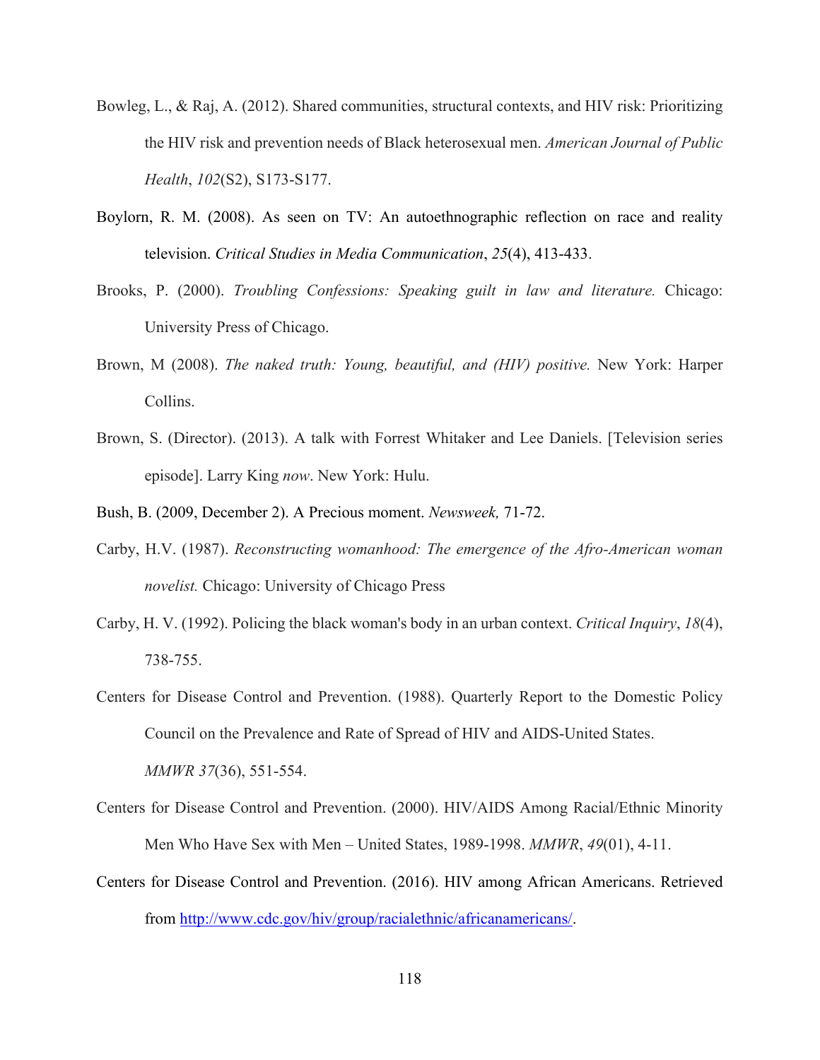Bowleg, L., & Raj, A. (2012). Shared communities, structural contexts, and HIV risk: Prioritizing the HIV risk and prevention needs of Black heterosexual men. *American Journal of Public Health*, *102*(S2), S173-S177.

Boylorn, R. M. (2008). As seen on TV: An autoethnographic reflection on race and reality television. *Critical Studies in Media Communication*, *25*(4), 413-433.

Brooks, P. (2000). *Troubling Confessions: Speaking guilt in law and literature.* Chicago: University Press of Chicago.

Brown, M (2008). *The naked truth: Young, beautiful, and (HIV) positive.* New York: Harper Collins.

Brown, S. (Director). (2013). A talk with Forrest Whitaker and Lee Daniels. [Television series episode]. Larry King *now*. New York: Hulu.

Bush, B. (2009, December 2). A Precious moment. *Newsweek,* 71-72.

Carby, H.V. (1987). *Reconstructing womanhood: The emergence of the Afro-American woman novelist.* Chicago: University of Chicago Press

Carby, H. V. (1992). Policing the black woman's body in an urban context. *Critical Inquiry*, *18*(4), 738-755.

Centers for Disease Control and Prevention. (1988). Quarterly Report to the Domestic Policy Council on the Prevalence and Rate of Spread of HIV and AIDS-United States. *MMWR 37*(36), 551-554.

Centers for Disease Control and Prevention. (2000). HIV/AIDS Among Racial/Ethnic Minority Men Who Have Sex with Men – United States, 1989-1998. *MMWR*, *49*(01), 4-11.

Centers for Disease Control and Prevention. (2016). HIV among African Americans. Retrieved from http://www.cdc.gov/hiv/group/racialethnic/africanamericans/.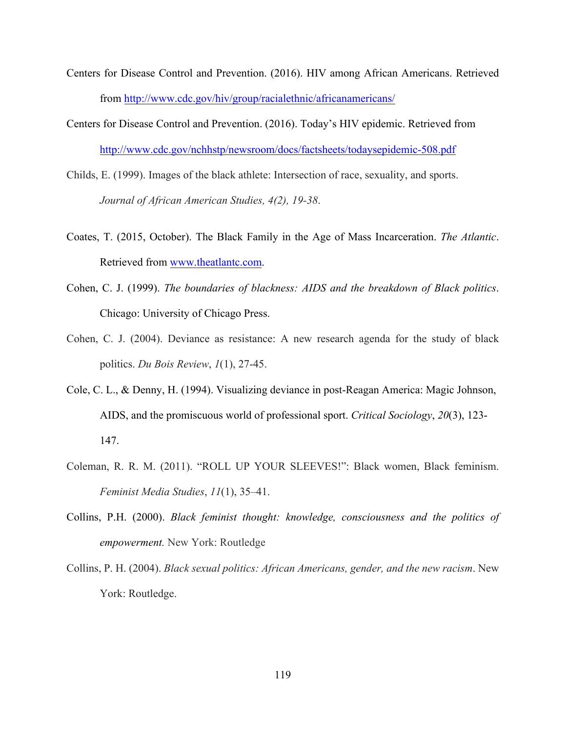Centers for Disease Control and Prevention. (2016). HIV among African Americans. Retrieved from http://www.cdc.gov/hiv/group/racialethnic/africanamericans/

Centers for Disease Control and Prevention. (2016). Today's HIV epidemic. Retrieved from http://www.cdc.gov/nchhstp/newsroom/docs/factsheets/todaysepidemic-508.pdf

Childs, E. (1999). Images of the black athlete: Intersection of race, sexuality, and sports. *Journal of African American Studies, 4(2), 19-38*.

Coates, T. (2015, October). The Black Family in the Age of Mass Incarceration. *The Atlantic*. Retrieved from www.theatlantc.com.

Cohen, C. J. (1999). *The boundaries of blackness: AIDS and the breakdown of Black politics*. Chicago: University of Chicago Press.

Cohen, C. J. (2004). Deviance as resistance: A new research agenda for the study of black politics. *Du Bois Review*, *1*(1), 27-45.

Cole, C. L., & Denny, H. (1994). Visualizing deviance in post-Reagan America: Magic Johnson, AIDS, and the promiscuous world of professional sport. *Critical Sociology*, *20*(3), 123-147.

Coleman, R. R. M. (2011). "ROLL UP YOUR SLEEVES!": Black women, Black feminism. *Feminist Media Studies*, *11*(1), 35–41.

Collins, P.H. (2000). *Black feminist thought: knowledge, consciousness and the politics of empowerment.* New York: Routledge

Collins, P. H. (2004). *Black sexual politics: African Americans, gender, and the new racism*. New York: Routledge.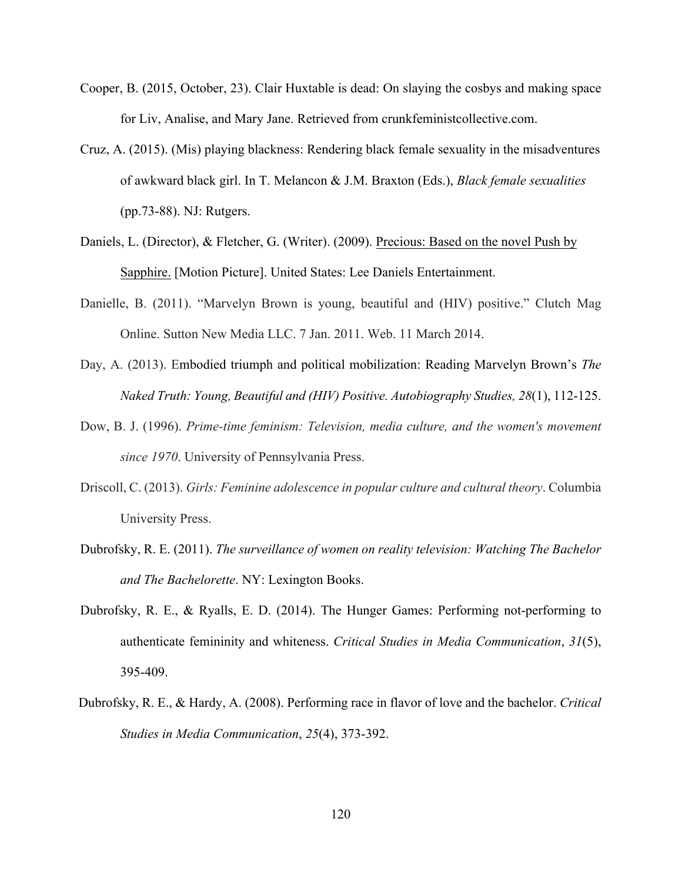Cooper, B. (2015, October, 23). Clair Huxtable is dead: On slaying the cosbys and making space for Liv, Analise, and Mary Jane. Retrieved from crunkfeministcollective.com.

Cruz, A. (2015). (Mis) playing blackness: Rendering black female sexuality in the misadventures of awkward black girl. In T. Melancon & J.M. Braxton (Eds.), *Black female sexualities* (pp.73-88). NJ: Rutgers.

Daniels, L. (Director), & Fletcher, G. (Writer). (2009). Precious: Based on the novel Push by Sapphire. [Motion Picture]. United States: Lee Daniels Entertainment.

Danielle, B. (2011). "Marvelyn Brown is young, beautiful and (HIV) positive." Clutch Mag Online. Sutton New Media LLC. 7 Jan. 2011. Web. 11 March 2014.

Day, A. (2013). Embodied triumph and political mobilization: Reading Marvelyn Brown's *The Naked Truth: Young, Beautiful and (HIV) Positive. Autobiography Studies, 28*(1), 112-125.

Dow, B. J. (1996). *Prime-time feminism: Television, media culture, and the women's movement since 1970*. University of Pennsylvania Press.

Driscoll, C. (2013). *Girls: Feminine adolescence in popular culture and cultural theory*. Columbia University Press.

Dubrofsky, R. E. (2011). *The surveillance of women on reality television: Watching The Bachelor and The Bachelorette*. NY: Lexington Books.

Dubrofsky, R. E., & Ryalls, E. D. (2014). The Hunger Games: Performing not-performing to authenticate femininity and whiteness. *Critical Studies in Media Communication*, *31*(5), 395-409.

Dubrofsky, R. E., & Hardy, A. (2008). Performing race in flavor of love and the bachelor. *Critical Studies in Media Communication*, *25*(4), 373-392.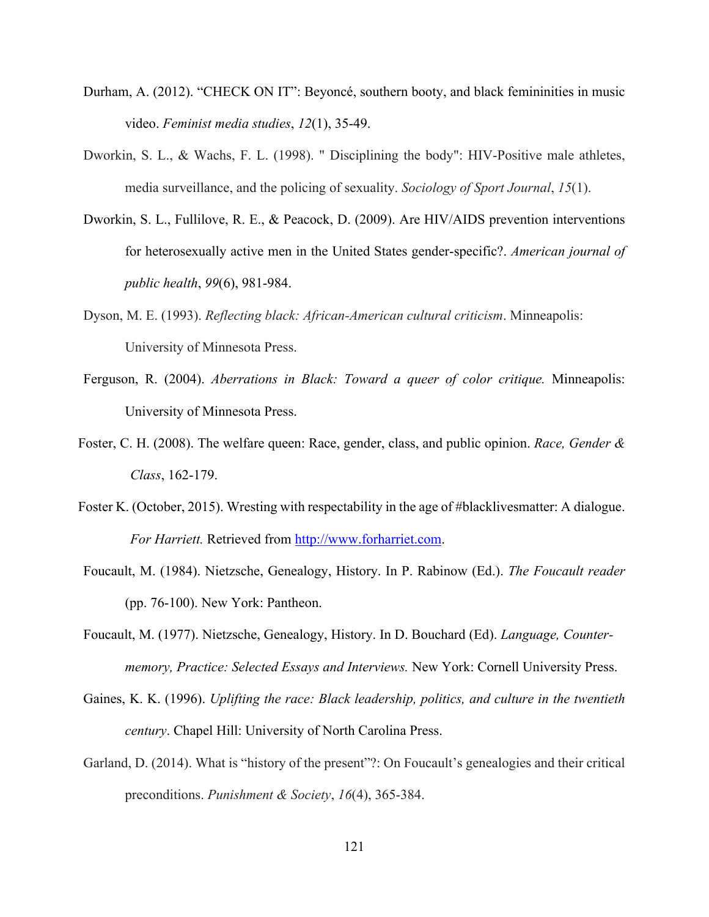Durham, A. (2012). “CHECK ON IT”: Beyoncé, southern booty, and black femininities in music video. *Feminist media studies*, *12*(1), 35-49.

Dworkin, S. L., & Wachs, F. L. (1998). " Disciplining the body": HIV-Positive male athletes, media surveillance, and the policing of sexuality. *Sociology of Sport Journal*, *15*(1).

Dworkin, S. L., Fullilove, R. E., & Peacock, D. (2009). Are HIV/AIDS prevention interventions for heterosexually active men in the United States gender-specific?. *American journal of public health*, *99*(6), 981-984.

Dyson, M. E. (1993). *Reflecting black: African-American cultural criticism*. Minneapolis: University of Minnesota Press.

Ferguson, R. (2004). *Aberrations in Black: Toward a queer of color critique.* Minneapolis: University of Minnesota Press.

Foster, C. H. (2008). The welfare queen: Race, gender, class, and public opinion. *Race, Gender & Class*, 162-179.

Foster K. (October, 2015). Wresting with respectability in the age of #blacklivesmatter: A dialogue. *For Harriett.* Retrieved from http://www.forharriet.com.

Foucault, M. (1984). Nietzsche, Genealogy, History. In P. Rabinow (Ed.). *The Foucault reader* (pp. 76-100). New York: Pantheon.

Foucault, M. (1977). Nietzsche, Genealogy, History. In D. Bouchard (Ed). *Language, Counter-memory, Practice: Selected Essays and Interviews.* New York: Cornell University Press.

Gaines, K. K. (1996). *Uplifting the race: Black leadership, politics, and culture in the twentieth century*. Chapel Hill: University of North Carolina Press.

Garland, D. (2014). What is “history of the present”?: On Foucault’s genealogies and their critical preconditions. *Punishment & Society*, *16*(4), 365-384.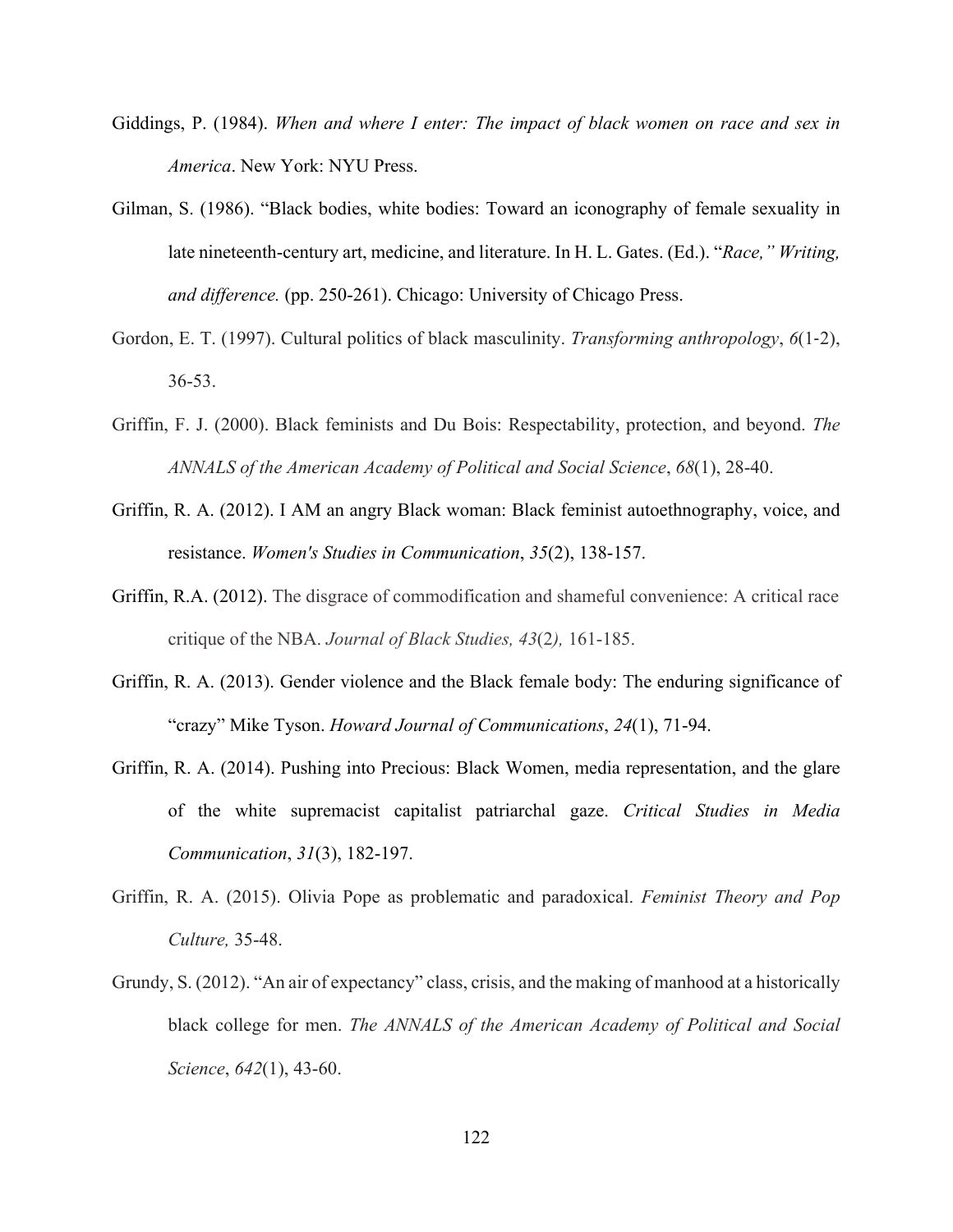Giddings, P. (1984). *When and where I enter: The impact of black women on race and sex in America*. New York: NYU Press.

Gilman, S. (1986). "Black bodies, white bodies: Toward an iconography of female sexuality in late nineteenth-century art, medicine, and literature. In H. L. Gates. (Ed.). "*Race," Writing, and difference.* (pp. 250-261). Chicago: University of Chicago Press.

Gordon, E. T. (1997). Cultural politics of black masculinity. *Transforming anthropology*, *6*(1-2), 36-53.

Griffin, F. J. (2000). Black feminists and Du Bois: Respectability, protection, and beyond. *The ANNALS of the American Academy of Political and Social Science*, *68*(1), 28-40.

Griffin, R. A. (2012). I AM an angry Black woman: Black feminist autoethnography, voice, and resistance. *Women's Studies in Communication*, *35*(2), 138-157.

Griffin, R.A. (2012). The disgrace of commodification and shameful convenience: A critical race critique of the NBA. *Journal of Black Studies, 43*(2*),* 161-185.

Griffin, R. A. (2013). Gender violence and the Black female body: The enduring significance of "crazy" Mike Tyson. *Howard Journal of Communications*, *24*(1), 71-94.

Griffin, R. A. (2014). Pushing into Precious: Black Women, media representation, and the glare of the white supremacist capitalist patriarchal gaze. *Critical Studies in Media Communication*, *31*(3), 182-197.

Griffin, R. A. (2015). Olivia Pope as problematic and paradoxical. *Feminist Theory and Pop Culture,* 35-48.

Grundy, S. (2012). "An air of expectancy" class, crisis, and the making of manhood at a historically black college for men. *The ANNALS of the American Academy of Political and Social Science*, *642*(1), 43-60.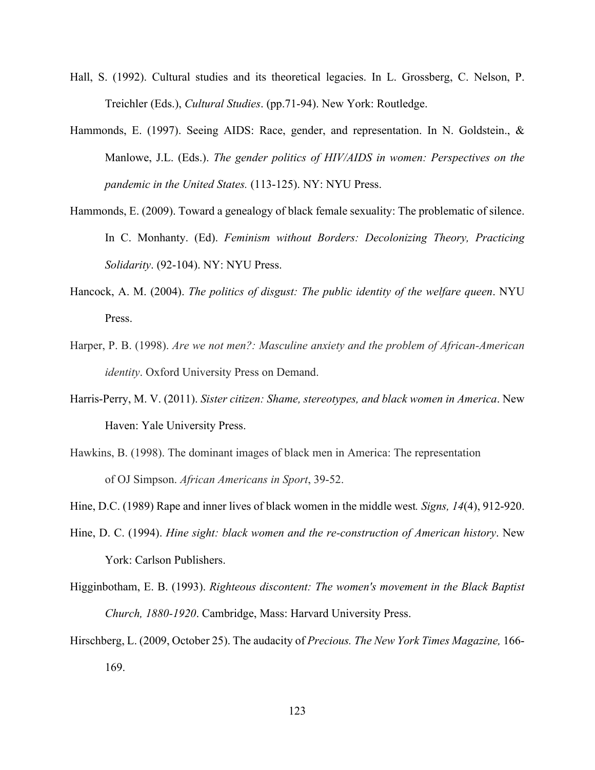Hall, S. (1992). Cultural studies and its theoretical legacies. In L. Grossberg, C. Nelson, P. Treichler (Eds.), *Cultural Studies*. (pp.71-94). New York: Routledge.

Hammonds, E. (1997). Seeing AIDS: Race, gender, and representation. In N. Goldstein., & Manlowe, J.L. (Eds.). *The gender politics of HIV/AIDS in women: Perspectives on the pandemic in the United States.* (113-125). NY: NYU Press.

Hammonds, E. (2009). Toward a genealogy of black female sexuality: The problematic of silence. In C. Monhanty. (Ed). *Feminism without Borders: Decolonizing Theory, Practicing Solidarity*. (92-104). NY: NYU Press.

Hancock, A. M. (2004). *The politics of disgust: The public identity of the welfare queen*. NYU Press.

Harper, P. B. (1998). *Are we not men?: Masculine anxiety and the problem of African-American identity*. Oxford University Press on Demand.

Harris-Perry, M. V. (2011). *Sister citizen: Shame, stereotypes, and black women in America*. New Haven: Yale University Press.

Hawkins, B. (1998). The dominant images of black men in America: The representation of OJ Simpson. *African Americans in Sport*, 39-52.

Hine, D.C. (1989) Rape and inner lives of black women in the middle west*. Signs, 14*(4), 912-920.

Hine, D. C. (1994). *Hine sight: black women and the re-construction of American history*. New York: Carlson Publishers.

Higginbotham, E. B. (1993). *Righteous discontent: The women's movement in the Black Baptist Church, 1880-1920*. Cambridge, Mass: Harvard University Press.

Hirschberg, L. (2009, October 25). The audacity of *Precious. The New York Times Magazine,* 166-169.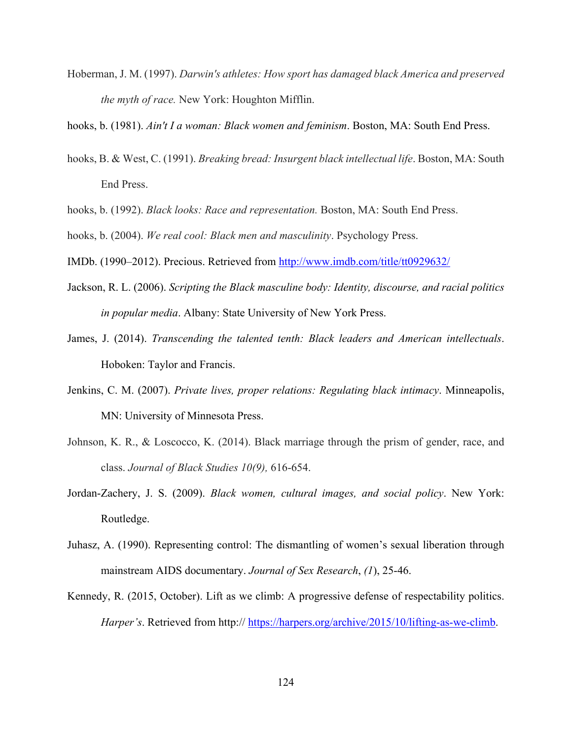Hoberman, J. M. (1997). *Darwin's athletes: How sport has damaged black America and preserved the myth of race.* New York: Houghton Mifflin.

hooks, b. (1981). *Ain't I a woman: Black women and feminism*. Boston, MA: South End Press.

hooks, B. & West, C. (1991). *Breaking bread: Insurgent black intellectual life*. Boston, MA: South End Press.

hooks, b. (1992). *Black looks: Race and representation.* Boston, MA: South End Press.

hooks, b. (2004). *We real cool: Black men and masculinity*. Psychology Press.

IMDb. (1990–2012). Precious. Retrieved from http://www.imdb.com/title/tt0929632/

Jackson, R. L. (2006). *Scripting the Black masculine body: Identity, discourse, and racial politics in popular media*. Albany: State University of New York Press.

James, J. (2014). *Transcending the talented tenth: Black leaders and American intellectuals*. Hoboken: Taylor and Francis.

Jenkins, C. M. (2007). *Private lives, proper relations: Regulating black intimacy*. Minneapolis, MN: University of Minnesota Press.

Johnson, K. R., & Loscocco, K. (2014). Black marriage through the prism of gender, race, and class. *Journal of Black Studies 10(9),* 616-654.

Jordan-Zachery, J. S. (2009). *Black women, cultural images, and social policy*. New York: Routledge.

Juhasz, A. (1990). Representing control: The dismantling of women's sexual liberation through mainstream AIDS documentary. *Journal of Sex Research*, *(1*), 25-46.

Kennedy, R. (2015, October). Lift as we climb: A progressive defense of respectability politics. *Harper's*. Retrieved from http:// https://harpers.org/archive/2015/10/lifting-as-we-climb.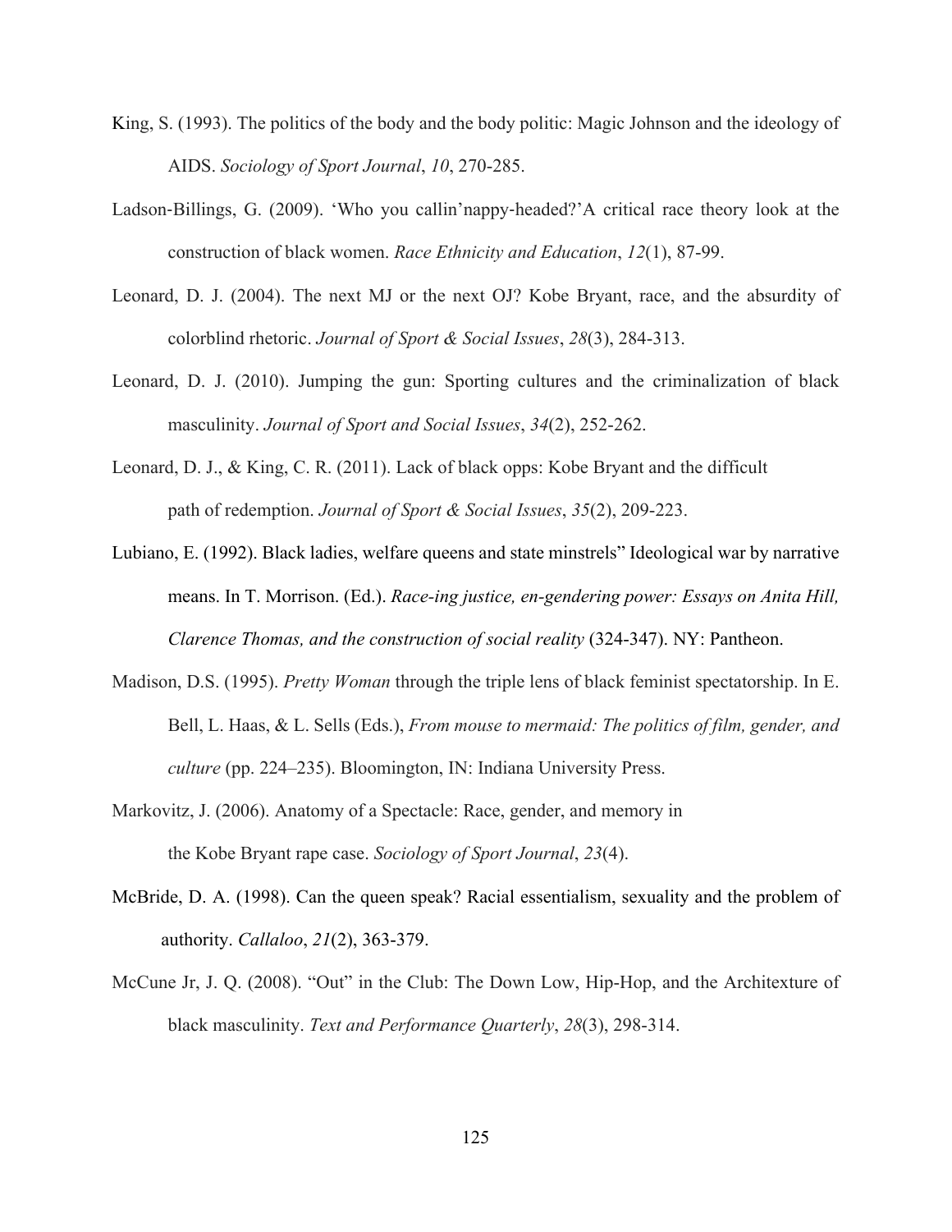King, S. (1993). The politics of the body and the body politic: Magic Johnson and the ideology of AIDS. *Sociology of Sport Journal*, *10*, 270-285.

Ladson-Billings, G. (2009). 'Who you callin'nappy-headed?'A critical race theory look at the construction of black women. *Race Ethnicity and Education*, *12*(1), 87-99.

Leonard, D. J. (2004). The next MJ or the next OJ? Kobe Bryant, race, and the absurdity of colorblind rhetoric. *Journal of Sport & Social Issues*, *28*(3), 284-313.

Leonard, D. J. (2010). Jumping the gun: Sporting cultures and the criminalization of black masculinity. *Journal of Sport and Social Issues*, *34*(2), 252-262.

Leonard, D. J., & King, C. R. (2011). Lack of black opps: Kobe Bryant and the difficult path of redemption. *Journal of Sport & Social Issues*, *35*(2), 209-223.

Lubiano, E. (1992). Black ladies, welfare queens and state minstrels" Ideological war by narrative means. In T. Morrison. (Ed.). *Race-ing justice, en-gendering power: Essays on Anita Hill, Clarence Thomas, and the construction of social reality* (324-347). NY: Pantheon.

Madison, D.S. (1995). *Pretty Woman* through the triple lens of black feminist spectatorship. In E. Bell, L. Haas, & L. Sells (Eds.), *From mouse to mermaid: The politics of film, gender, and culture* (pp. 224–235). Bloomington, IN: Indiana University Press.

Markovitz, J. (2006). Anatomy of a Spectacle: Race, gender, and memory in the Kobe Bryant rape case. *Sociology of Sport Journal*, *23*(4).

McBride, D. A. (1998). Can the queen speak? Racial essentialism, sexuality and the problem of authority. *Callaloo*, *21*(2), 363-379.

McCune Jr, J. Q. (2008). "Out" in the Club: The Down Low, Hip-Hop, and the Architexture of black masculinity. *Text and Performance Quarterly*, *28*(3), 298-314.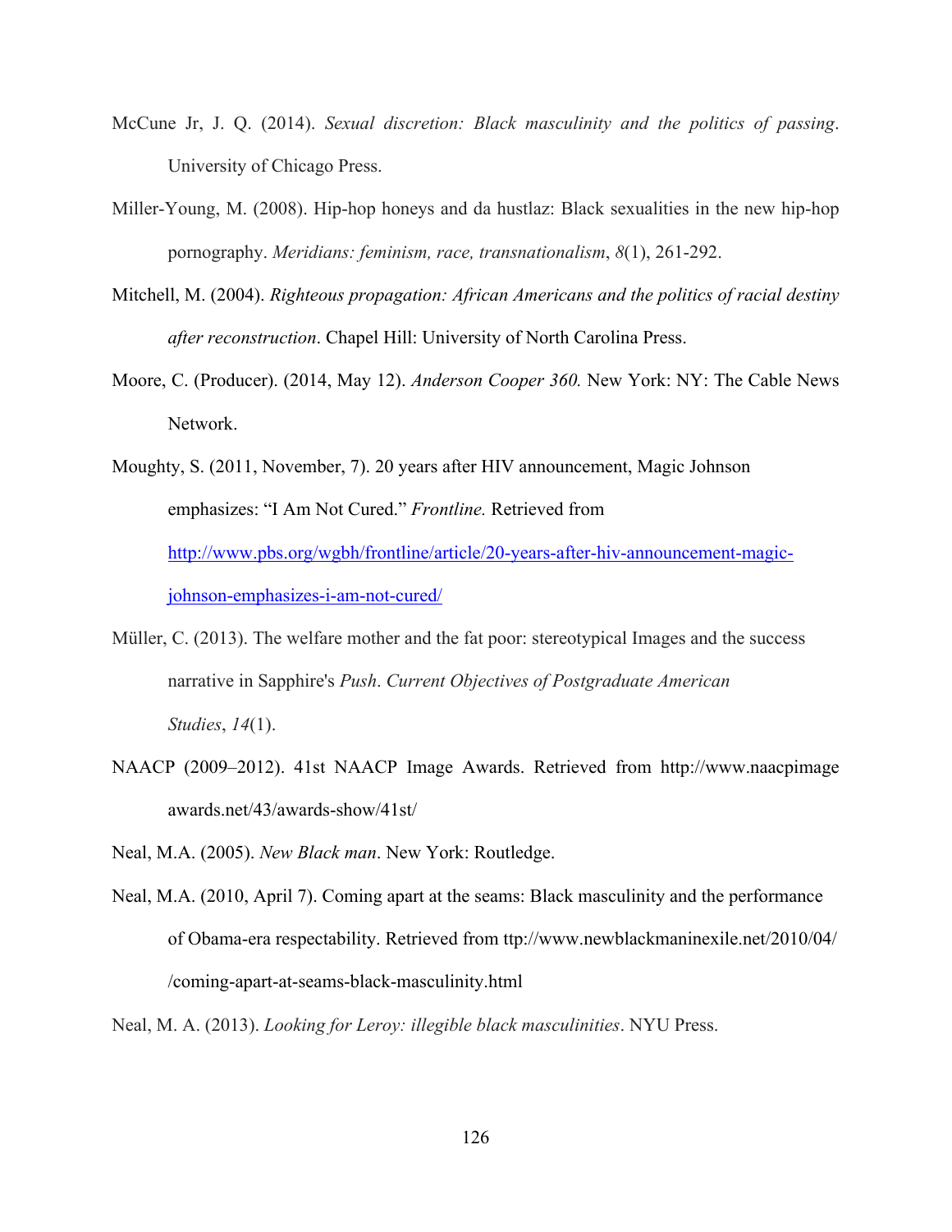McCune Jr, J. Q. (2014). *Sexual discretion: Black masculinity and the politics of passing*. University of Chicago Press.

Miller-Young, M. (2008). Hip-hop honeys and da hustlaz: Black sexualities in the new hip-hop pornography. *Meridians: feminism, race, transnationalism*, *8*(1), 261-292.

Mitchell, M. (2004). *Righteous propagation: African Americans and the politics of racial destiny after reconstruction*. Chapel Hill: University of North Carolina Press.

Moore, C. (Producer). (2014, May 12). *Anderson Cooper 360.* New York: NY: The Cable News Network.

Moughty, S. (2011, November, 7). 20 years after HIV announcement, Magic Johnson emphasizes: "I Am Not Cured." *Frontline.* Retrieved from http://www.pbs.org/wgbh/frontline/article/20-years-after-hiv-announcement-magic-johnson-emphasizes-i-am-not-cured/

Müller, C. (2013). The welfare mother and the fat poor: stereotypical Images and the success narrative in Sapphire's *Push*. *Current Objectives of Postgraduate American Studies*, *14*(1).

NAACP (2009–2012). 41st NAACP Image Awards. Retrieved from http://www.naacpimage awards.net/43/awards-show/41st/

Neal, M.A. (2005). *New Black man*. New York: Routledge.

Neal, M.A. (2010, April 7). Coming apart at the seams: Black masculinity and the performance of Obama-era respectability. Retrieved from ttp://www.newblackmaninexile.net/2010/04/ /coming-apart-at-seams-black-masculinity.html

Neal, M. A. (2013). *Looking for Leroy: illegible black masculinities*. NYU Press.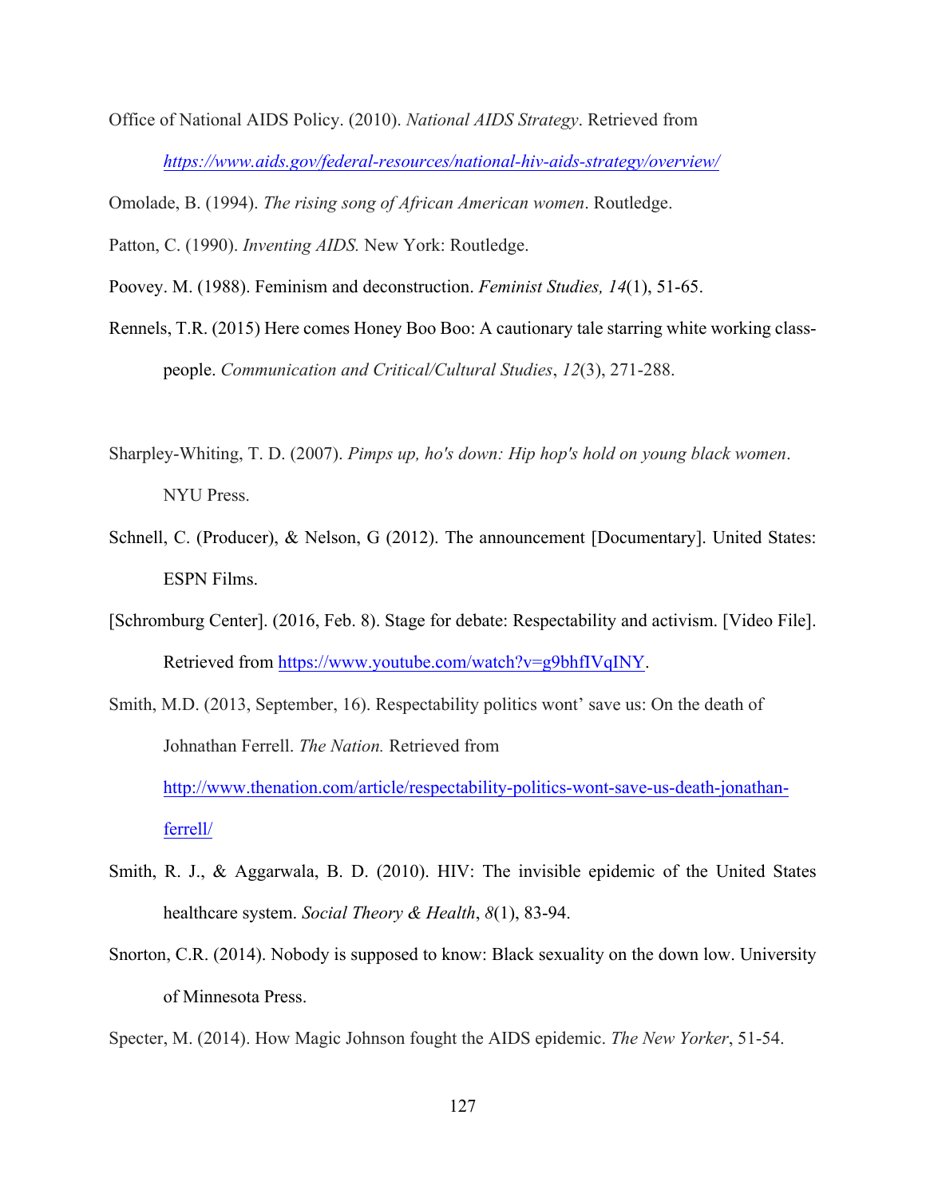Office of National AIDS Policy. (2010). *National AIDS Strategy*. Retrieved from *https://www.aids.gov/federal-resources/national-hiv-aids-strategy/overview/*

Omolade, B. (1994). *The rising song of African American women*. Routledge.

Patton, C. (1990). *Inventing AIDS.* New York: Routledge.

Poovey. M. (1988). Feminism and deconstruction. *Feminist Studies, 14*(1), 51-65.

Rennels, T.R. (2015) Here comes Honey Boo Boo: A cautionary tale starring white working class-people. *Communication and Critical/Cultural Studies*, *12*(3), 271-288.

Sharpley-Whiting, T. D. (2007). *Pimps up, ho's down: Hip hop's hold on young black women*. NYU Press.

Schnell, C. (Producer), & Nelson, G (2012). The announcement [Documentary]. United States: ESPN Films.

[Schromburg Center]. (2016, Feb. 8). Stage for debate: Respectability and activism. [Video File]. Retrieved from https://www.youtube.com/watch?v=g9bhfIVqINY.

Smith, M.D. (2013, September, 16). Respectability politics wont' save us: On the death of Johnathan Ferrell. *The Nation.* Retrieved from http://www.thenation.com/article/respectability-politics-wont-save-us-death-jonathan-ferrell/

Smith, R. J., & Aggarwala, B. D. (2010). HIV: The invisible epidemic of the United States healthcare system. *Social Theory & Health*, *8*(1), 83-94.

Snorton, C.R. (2014). Nobody is supposed to know: Black sexuality on the down low. University of Minnesota Press.

Specter, M. (2014). How Magic Johnson fought the AIDS epidemic. *The New Yorker*, 51-54.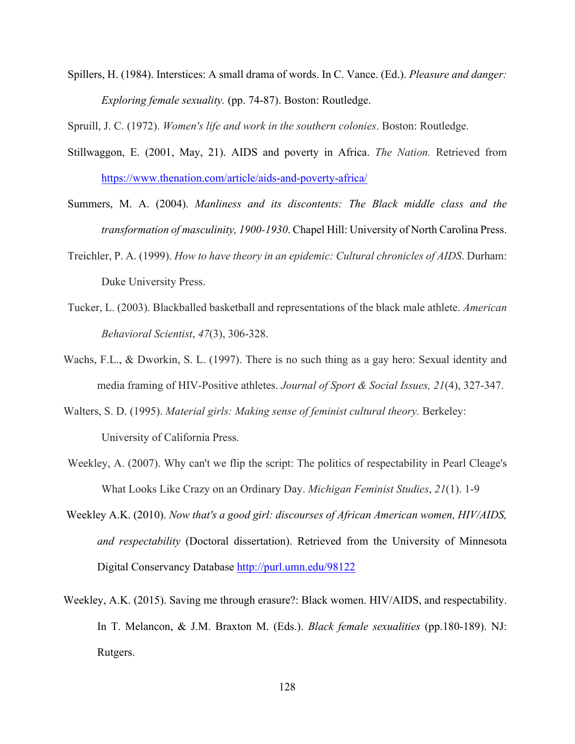Spillers, H. (1984). Interstices: A small drama of words. In C. Vance. (Ed.). *Pleasure and danger: Exploring female sexuality.* (pp. 74-87). Boston: Routledge.

Spruill, J. C. (1972). *Women's life and work in the southern colonies*. Boston: Routledge.

Stillwaggon, E. (2001, May, 21). AIDS and poverty in Africa. *The Nation.* Retrieved from https://www.thenation.com/article/aids-and-poverty-africa/

Summers, M. A. (2004). *Manliness and its discontents: The Black middle class and the transformation of masculinity, 1900-1930*. Chapel Hill: University of North Carolina Press.

Treichler, P. A. (1999). *How to have theory in an epidemic: Cultural chronicles of AIDS*. Durham: Duke University Press.

Tucker, L. (2003). Blackballed basketball and representations of the black male athlete. *American Behavioral Scientist*, *47*(3), 306-328.

Wachs, F.L., & Dworkin, S. L. (1997). There is no such thing as a gay hero: Sexual identity and media framing of HIV-Positive athletes. *Journal of Sport & Social Issues, 21*(4), 327-347.

Walters, S. D. (1995). *Material girls: Making sense of feminist cultural theory.* Berkeley: University of California Press.

Weekley, A. (2007). Why can't we flip the script: The politics of respectability in Pearl Cleage's What Looks Like Crazy on an Ordinary Day. *Michigan Feminist Studies*, *21*(1). 1-9

Weekley A.K. (2010). *Now that's a good girl: discourses of African American women, HIV/AIDS, and respectability* (Doctoral dissertation). Retrieved from the University of Minnesota Digital Conservancy Database http://purl.umn.edu/98122

Weekley, A.K. (2015). Saving me through erasure?: Black women. HIV/AIDS, and respectability. In T. Melancon, & J.M. Braxton M. (Eds.). *Black female sexualities* (pp.180-189). NJ: Rutgers.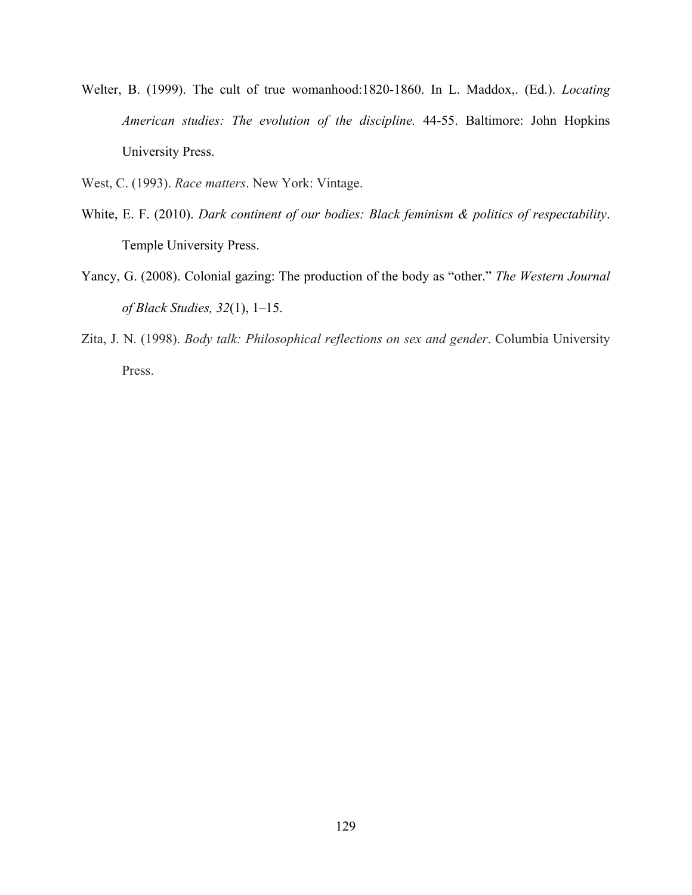Welter, B. (1999). The cult of true womanhood:1820-1860. In L. Maddox,. (Ed.). *Locating American studies: The evolution of the discipline.* 44-55. Baltimore: John Hopkins University Press.

West, C. (1993). *Race matters*. New York: Vintage.

White, E. F. (2010). *Dark continent of our bodies: Black feminism & politics of respectability*. Temple University Press.

Yancy, G. (2008). Colonial gazing: The production of the body as "other." *The Western Journal of Black Studies, 32*(1), 1–15.

Zita, J. N. (1998). *Body talk: Philosophical reflections on sex and gender*. Columbia University Press.